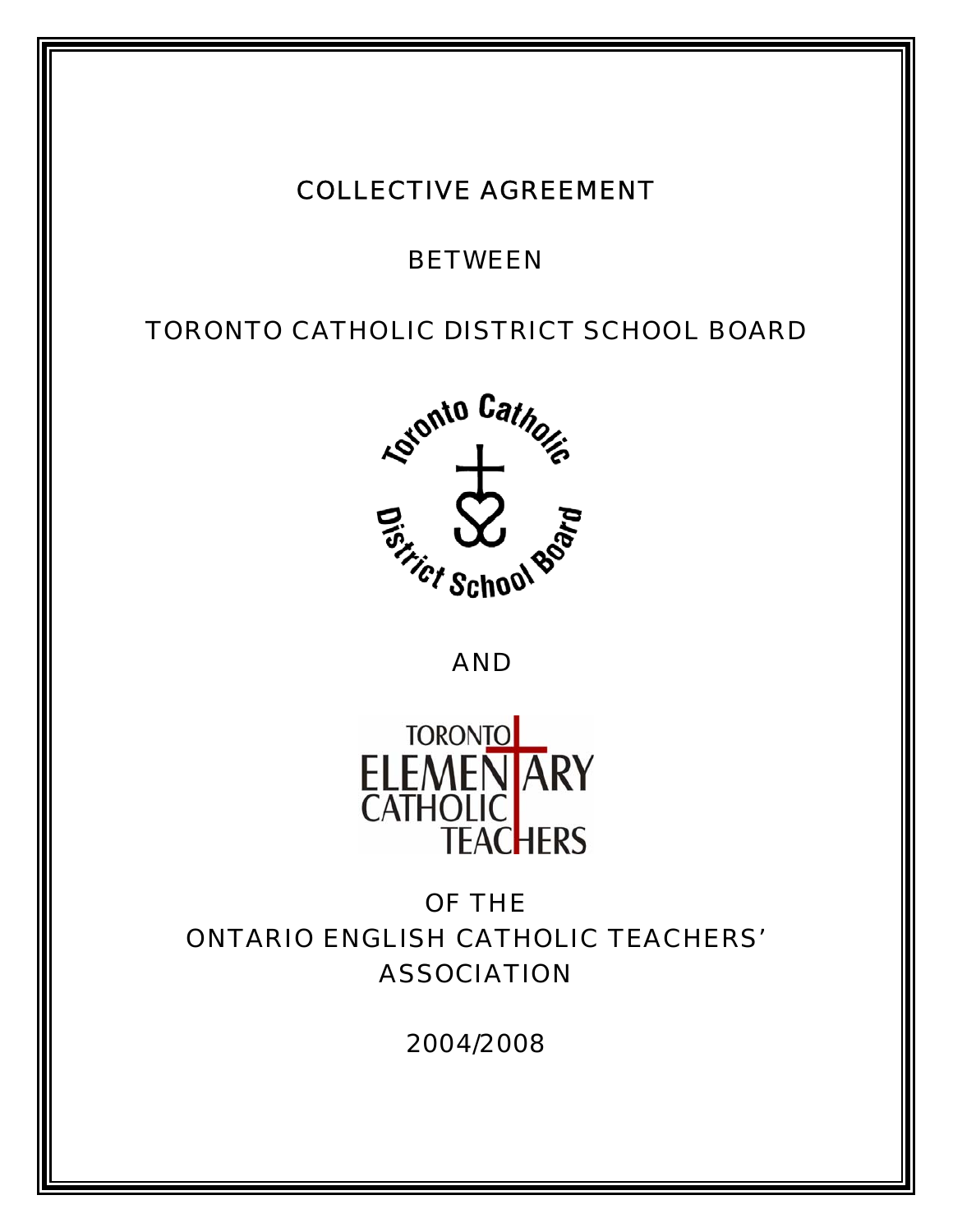# COLLECTIVE AGREEMENT

BETWEEN

TORONTO CATHOLIC DISTRICT SCHOOL BOARD

AND

OF THE
ONTARIO ENGLISH CATHOLIC TEACHERS' ASSOCIATION

2004/2008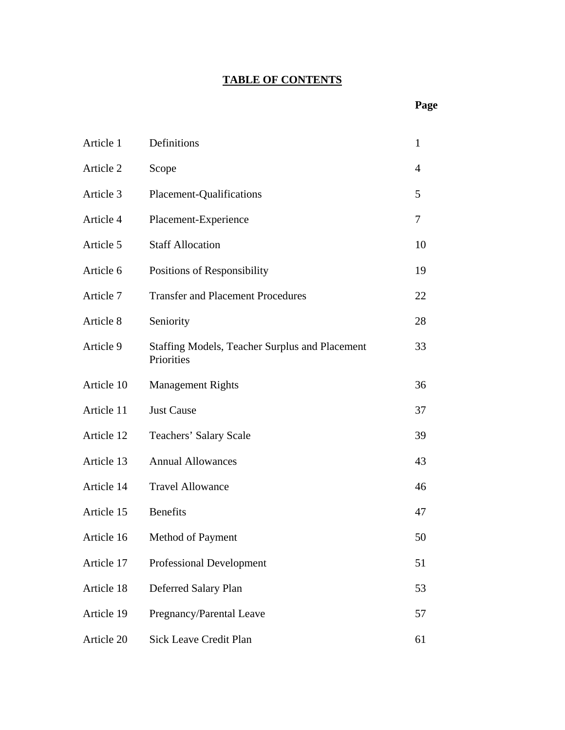# TABLE OF CONTENTS

| | | Page |
|---|---|---|
| Article 1 | Definitions | 1 |
| Article 2 | Scope | 4 |
| Article 3 | Placement-Qualifications | 5 |
| Article 4 | Placement-Experience | 7 |
| Article 5 | Staff Allocation | 10 |
| Article 6 | Positions of Responsibility | 19 |
| Article 7 | Transfer and Placement Procedures | 22 |
| Article 8 | Seniority | 28 |
| Article 9 | Staffing Models, Teacher Surplus and Placement Priorities | 33 |
| Article 10 | Management Rights | 36 |
| Article 11 | Just Cause | 37 |
| Article 12 | Teachers' Salary Scale | 39 |
| Article 13 | Annual Allowances | 43 |
| Article 14 | Travel Allowance | 46 |
| Article 15 | Benefits | 47 |
| Article 16 | Method of Payment | 50 |
| Article 17 | Professional Development | 51 |
| Article 18 | Deferred Salary Plan | 53 |
| Article 19 | Pregnancy/Parental Leave | 57 |
| Article 20 | Sick Leave Credit Plan | 61 |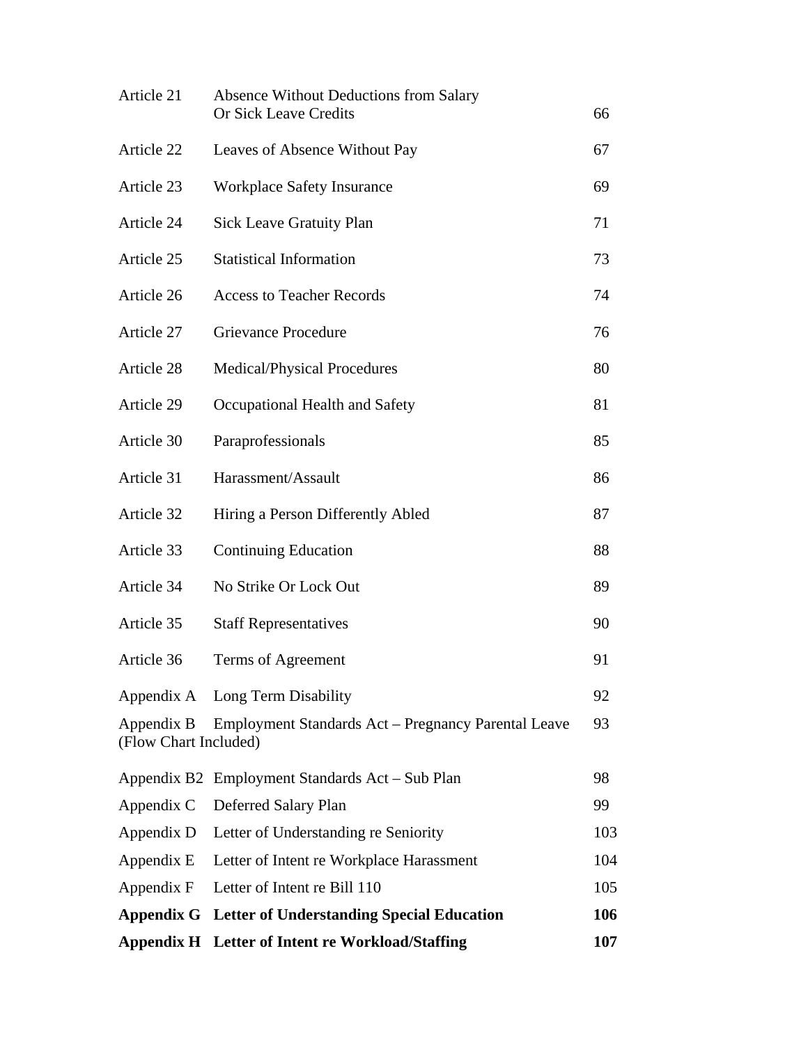| | | |
|---|---|---|
| Article 21 | Absence Without Deductions from Salary Or Sick Leave Credits | 66 |
| Article 22 | Leaves of Absence Without Pay | 67 |
| Article 23 | Workplace Safety Insurance | 69 |
| Article 24 | Sick Leave Gratuity Plan | 71 |
| Article 25 | Statistical Information | 73 |
| Article 26 | Access to Teacher Records | 74 |
| Article 27 | Grievance Procedure | 76 |
| Article 28 | Medical/Physical Procedures | 80 |
| Article 29 | Occupational Health and Safety | 81 |
| Article 30 | Paraprofessionals | 85 |
| Article 31 | Harassment/Assault | 86 |
| Article 32 | Hiring a Person Differently Abled | 87 |
| Article 33 | Continuing Education | 88 |
| Article 34 | No Strike Or Lock Out | 89 |
| Article 35 | Staff Representatives | 90 |
| Article 36 | Terms of Agreement | 91 |
| Appendix A | Long Term Disability | 92 |
| Appendix B (Flow Chart Included) | Employment Standards Act – Pregnancy Parental Leave | 93 |
| Appendix B2 | Employment Standards Act – Sub Plan | 98 |
| Appendix C | Deferred Salary Plan | 99 |
| Appendix D | Letter of Understanding re Seniority | 103 |
| Appendix E | Letter of Intent re Workplace Harassment | 104 |
| Appendix F | Letter of Intent re Bill 110 | 105 |
| **Appendix G** | **Letter of Understanding Special Education** | **106** |
| **Appendix H** | **Letter of Intent re Workload/Staffing** | **107** |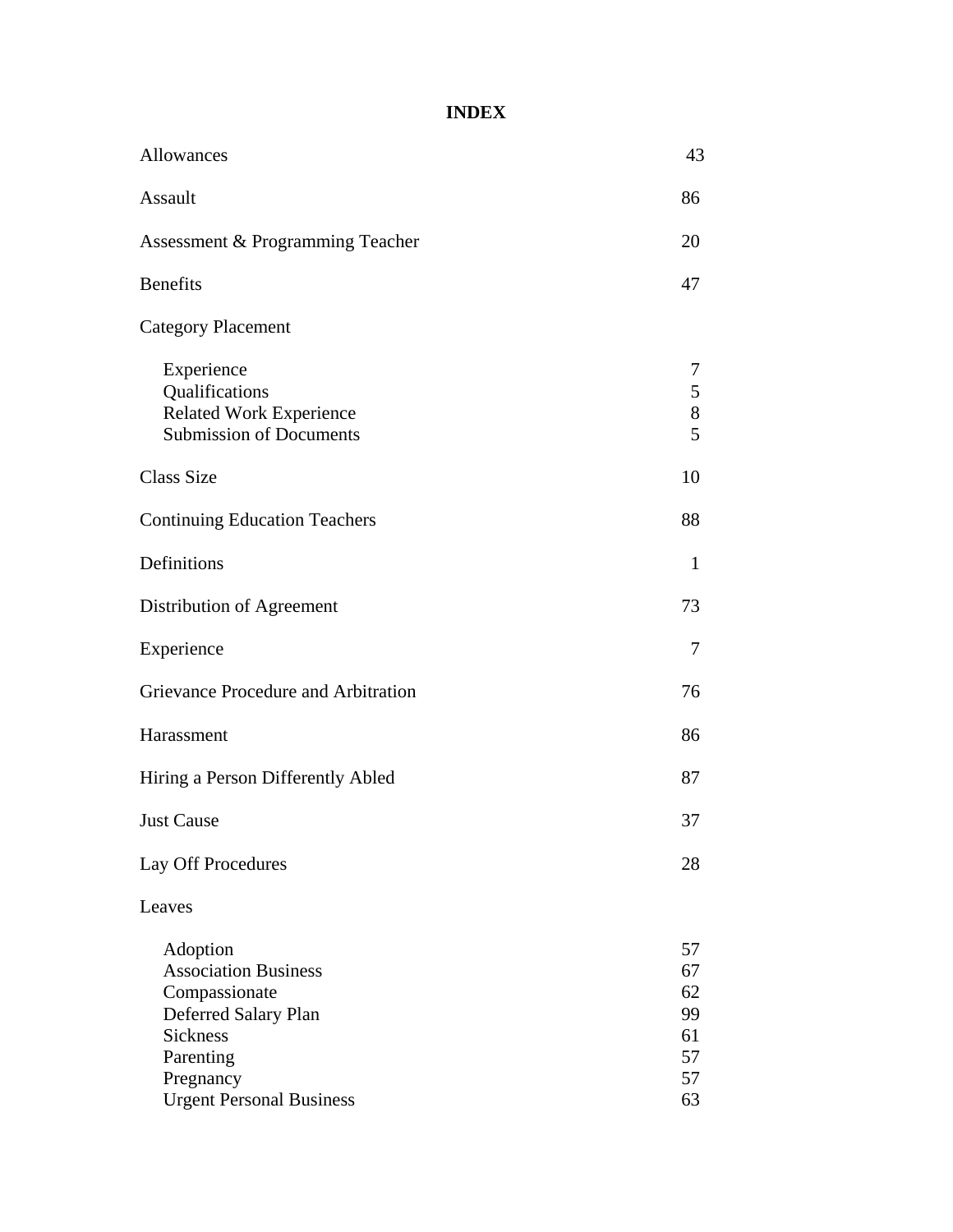# INDEX

| | |
|---|---|
| Allowances | 43 |
| Assault | 86 |
| Assessment & Programming Teacher | 20 |
| Benefits | 47 |
| Category Placement | |
| Experience | 7 |
| Qualifications | 5 |
| Related Work Experience | 8 |
| Submission of Documents | 5 |
| Class Size | 10 |
| Continuing Education Teachers | 88 |
| Definitions | 1 |
| Distribution of Agreement | 73 |
| Experience | 7 |
| Grievance Procedure and Arbitration | 76 |
| Harassment | 86 |
| Hiring a Person Differently Abled | 87 |
| Just Cause | 37 |
| Lay Off Procedures | 28 |
| Leaves | |
| Adoption | 57 |
| Association Business | 67 |
| Compassionate | 62 |
| Deferred Salary Plan | 99 |
| Sickness | 61 |
| Parenting | 57 |
| Pregnancy | 57 |
| Urgent Personal Business | 63 |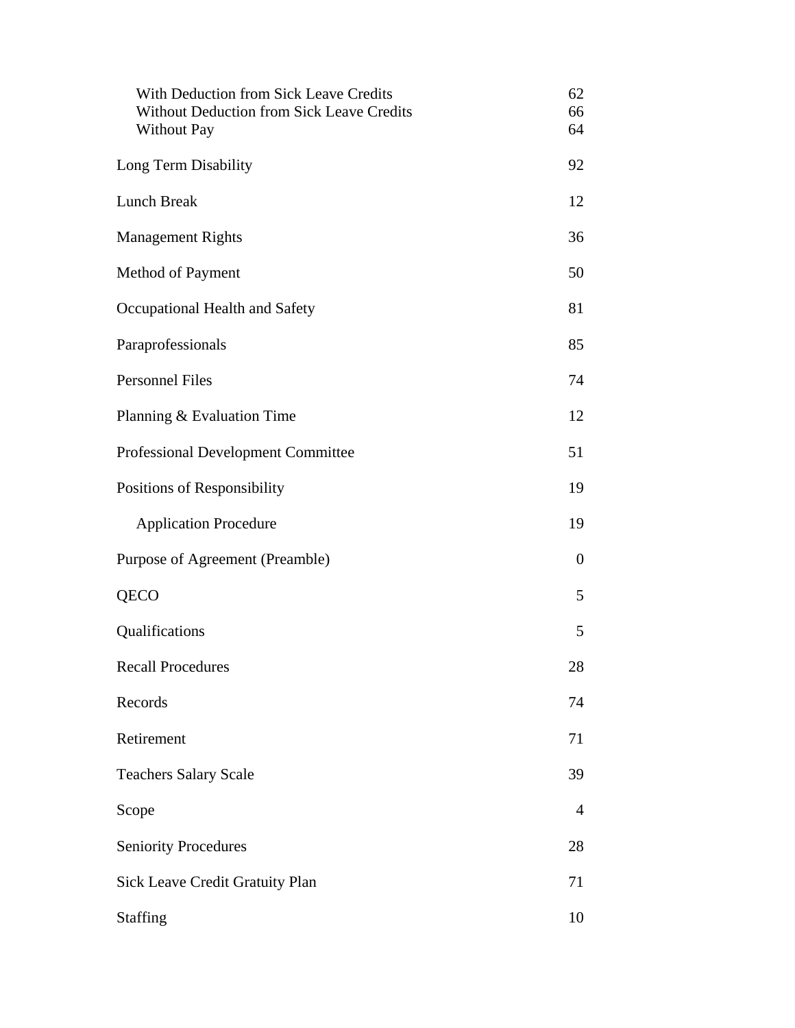| | |
|---|---|
| With Deduction from Sick Leave Credits | 62 |
| Without Deduction from Sick Leave Credits | 66 |
| Without Pay | 64 |
| Long Term Disability | 92 |
| Lunch Break | 12 |
| Management Rights | 36 |
| Method of Payment | 50 |
| Occupational Health and Safety | 81 |
| Paraprofessionals | 85 |
| Personnel Files | 74 |
| Planning & Evaluation Time | 12 |
| Professional Development Committee | 51 |
| Positions of Responsibility | 19 |
| Application Procedure | 19 |
| Purpose of Agreement (Preamble) | 0 |
| QECO | 5 |
| Qualifications | 5 |
| Recall Procedures | 28 |
| Records | 74 |
| Retirement | 71 |
| Teachers Salary Scale | 39 |
| Scope | 4 |
| Seniority Procedures | 28 |
| Sick Leave Credit Gratuity Plan | 71 |
| Staffing | 10 |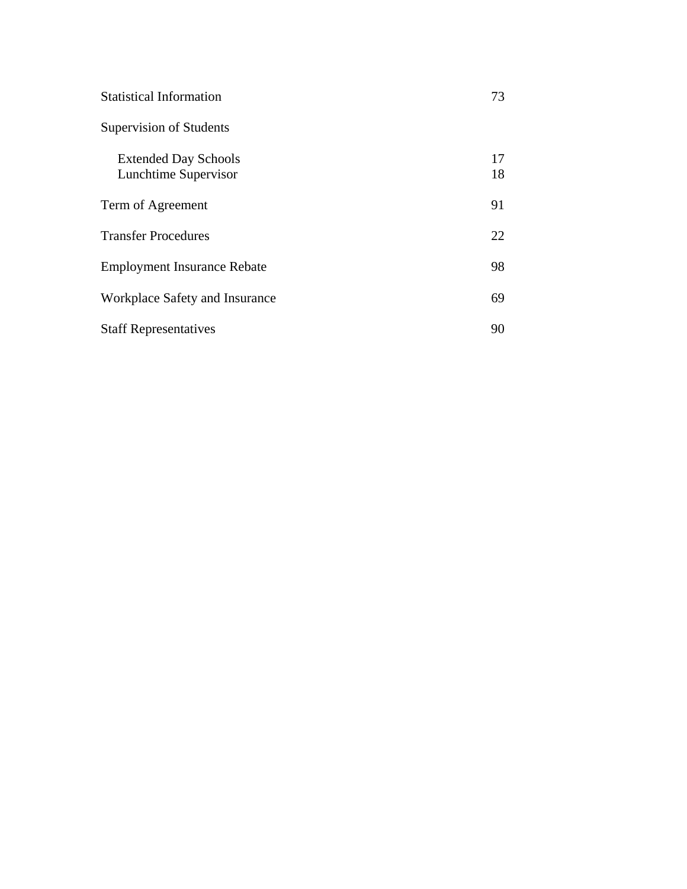| | |
|---|---|
| Statistical Information | 73 |
| Supervision of Students | |
| Extended Day Schools | 17 |
| Lunchtime Supervisor | 18 |
| Term of Agreement | 91 |
| Transfer Procedures | 22 |
| Employment Insurance Rebate | 98 |
| Workplace Safety and Insurance | 69 |
| Staff Representatives | 90 |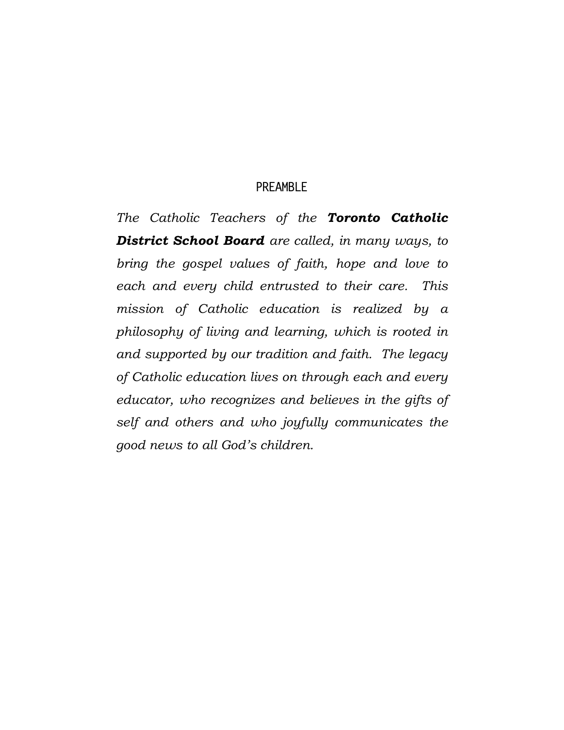# PREAMBLE

*The Catholic Teachers of the **Toronto Catholic District School Board** are called, in many ways, to bring the gospel values of faith, hope and love to each and every child entrusted to their care. This mission of Catholic education is realized by a philosophy of living and learning, which is rooted in and supported by our tradition and faith. The legacy of Catholic education lives on through each and every educator, who recognizes and believes in the gifts of self and others and who joyfully communicates the good news to all God's children.*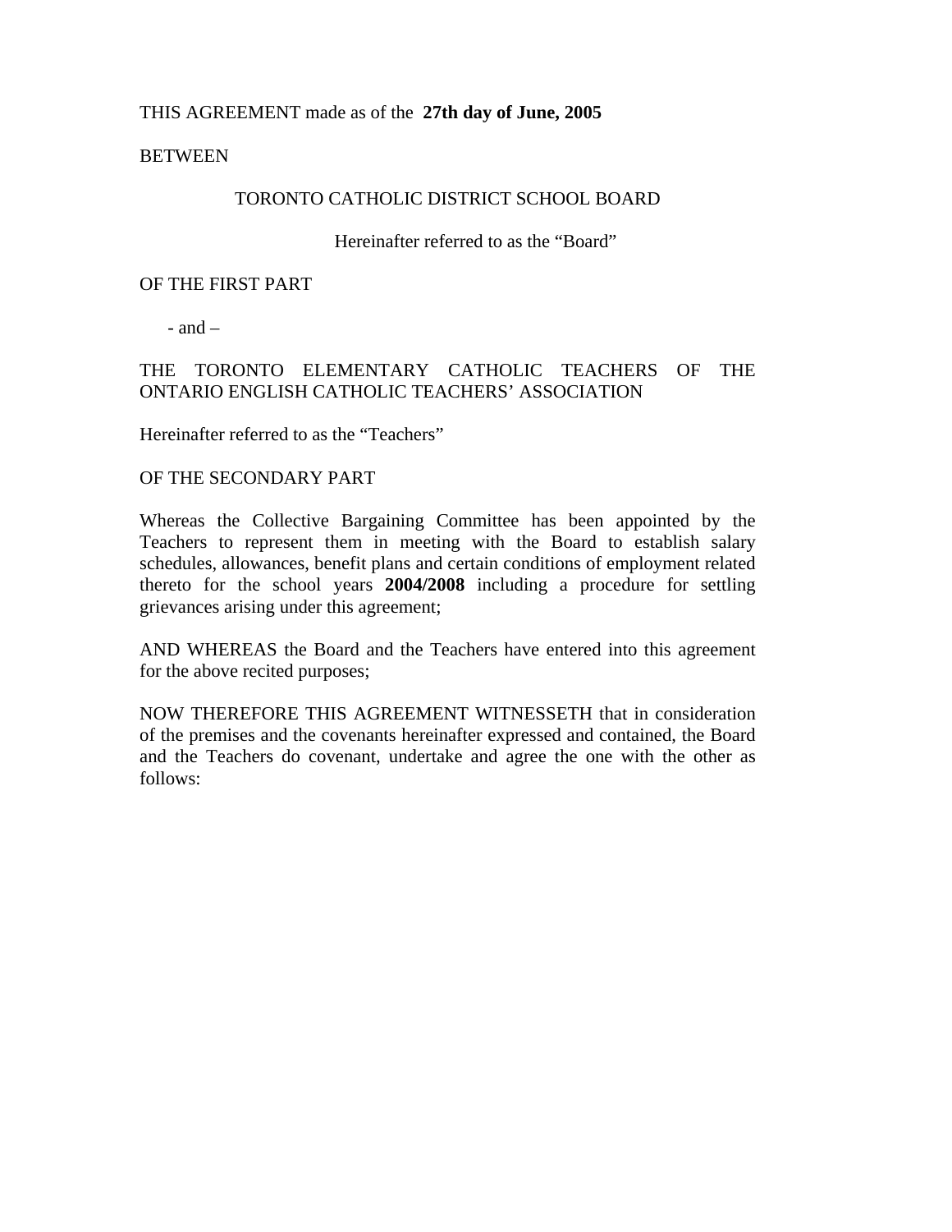THIS AGREEMENT made as of the **27th day of June, 2005**

BETWEEN

TORONTO CATHOLIC DISTRICT SCHOOL BOARD

Hereinafter referred to as the "Board"

OF THE FIRST PART

- and –

THE TORONTO ELEMENTARY CATHOLIC TEACHERS OF THE ONTARIO ENGLISH CATHOLIC TEACHERS' ASSOCIATION

Hereinafter referred to as the "Teachers"

OF THE SECONDARY PART

Whereas the Collective Bargaining Committee has been appointed by the Teachers to represent them in meeting with the Board to establish salary schedules, allowances, benefit plans and certain conditions of employment related thereto for the school years **2004/2008** including a procedure for settling grievances arising under this agreement;

AND WHEREAS the Board and the Teachers have entered into this agreement for the above recited purposes;

NOW THEREFORE THIS AGREEMENT WITNESSETH that in consideration of the premises and the covenants hereinafter expressed and contained, the Board and the Teachers do covenant, undertake and agree the one with the other as follows: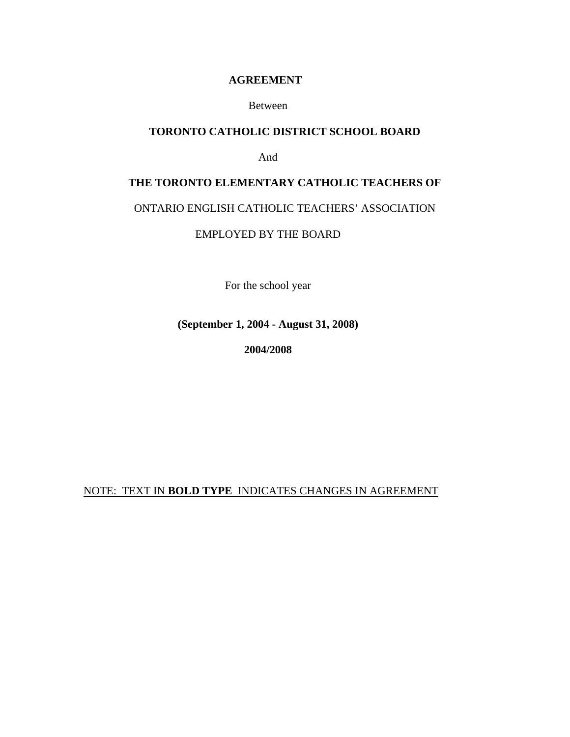**AGREEMENT**

Between

**TORONTO CATHOLIC DISTRICT SCHOOL BOARD**

And

**THE TORONTO ELEMENTARY CATHOLIC TEACHERS OF**

ONTARIO ENGLISH CATHOLIC TEACHERS' ASSOCIATION

EMPLOYED BY THE BOARD

For the school year

**(September 1, 2004 - August 31, 2008)**

**2004/2008**

<u>NOTE: TEXT IN **BOLD TYPE** INDICATES CHANGES IN AGREEMENT</u>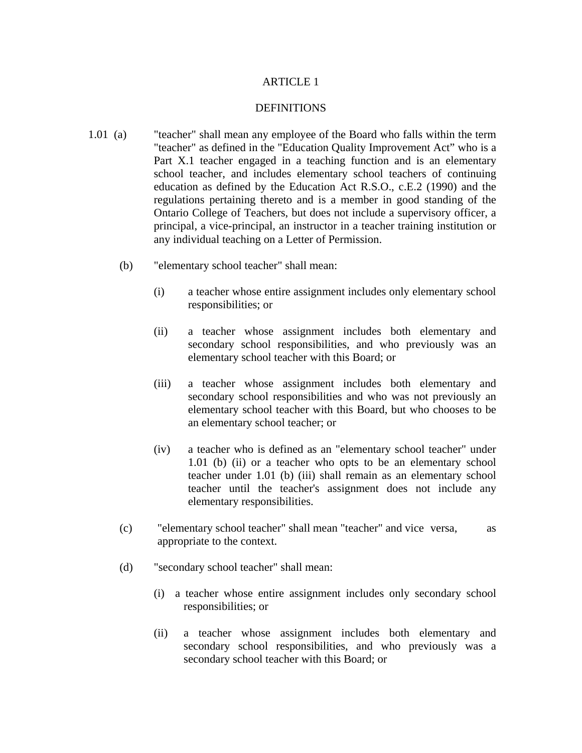# ARTICLE 1

## DEFINITIONS

1.01 (a) "teacher" shall mean any employee of the Board who falls within the term "teacher" as defined in the "Education Quality Improvement Act" who is a Part X.1 teacher engaged in a teaching function and is an elementary school teacher, and includes elementary school teachers of continuing education as defined by the Education Act R.S.O., c.E.2 (1990) and the regulations pertaining thereto and is a member in good standing of the Ontario College of Teachers, but does not include a supervisory officer, a principal, a vice-principal, an instructor in a teacher training institution or any individual teaching on a Letter of Permission.

(b) "elementary school teacher" shall mean:

(i) a teacher whose entire assignment includes only elementary school responsibilities; or

(ii) a teacher whose assignment includes both elementary and secondary school responsibilities, and who previously was an elementary school teacher with this Board; or

(iii) a teacher whose assignment includes both elementary and secondary school responsibilities and who was not previously an elementary school teacher with this Board, but who chooses to be an elementary school teacher; or

(iv) a teacher who is defined as an "elementary school teacher" under 1.01 (b) (ii) or a teacher who opts to be an elementary school teacher under 1.01 (b) (iii) shall remain as an elementary school teacher until the teacher's assignment does not include any elementary responsibilities.

(c) "elementary school teacher" shall mean "teacher" and vice versa, as appropriate to the context.

(d) "secondary school teacher" shall mean:

(i) a teacher whose entire assignment includes only secondary school responsibilities; or

(ii) a teacher whose assignment includes both elementary and secondary school responsibilities, and who previously was a secondary school teacher with this Board; or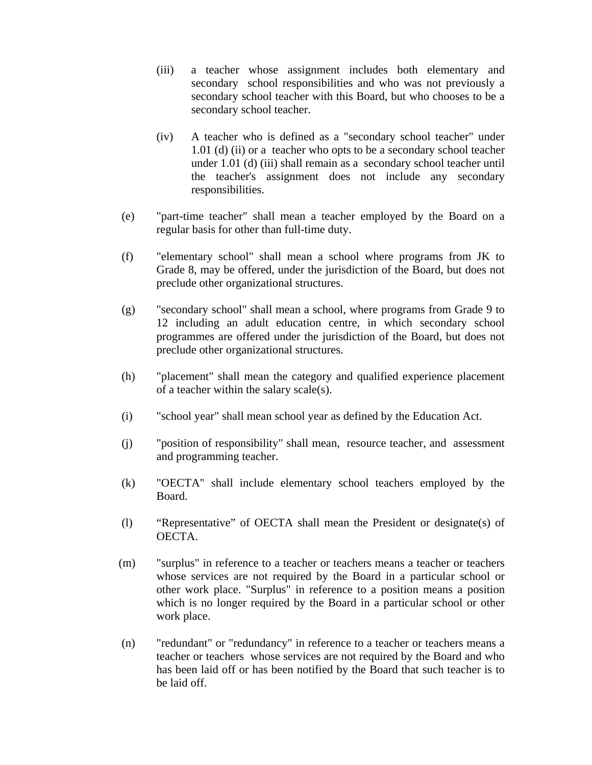(iii) a teacher whose assignment includes both elementary and secondary school responsibilities and who was not previously a secondary school teacher with this Board, but who chooses to be a secondary school teacher.

(iv) A teacher who is defined as a "secondary school teacher" under 1.01 (d) (ii) or a teacher who opts to be a secondary school teacher under 1.01 (d) (iii) shall remain as a secondary school teacher until the teacher's assignment does not include any secondary responsibilities.

(e) "part-time teacher" shall mean a teacher employed by the Board on a regular basis for other than full-time duty.

(f) "elementary school" shall mean a school where programs from JK to Grade 8, may be offered, under the jurisdiction of the Board, but does not preclude other organizational structures.

(g) "secondary school" shall mean a school, where programs from Grade 9 to 12 including an adult education centre, in which secondary school programmes are offered under the jurisdiction of the Board, but does not preclude other organizational structures.

(h) "placement" shall mean the category and qualified experience placement of a teacher within the salary scale(s).

(i) "school year" shall mean school year as defined by the Education Act.

(j) "position of responsibility" shall mean, resource teacher, and assessment and programming teacher.

(k) "OECTA" shall include elementary school teachers employed by the Board.

(l) "Representative" of OECTA shall mean the President or designate(s) of OECTA.

(m) "surplus" in reference to a teacher or teachers means a teacher or teachers whose services are not required by the Board in a particular school or other work place. "Surplus" in reference to a position means a position which is no longer required by the Board in a particular school or other work place.

(n) "redundant" or "redundancy" in reference to a teacher or teachers means a teacher or teachers whose services are not required by the Board and who has been laid off or has been notified by the Board that such teacher is to be laid off.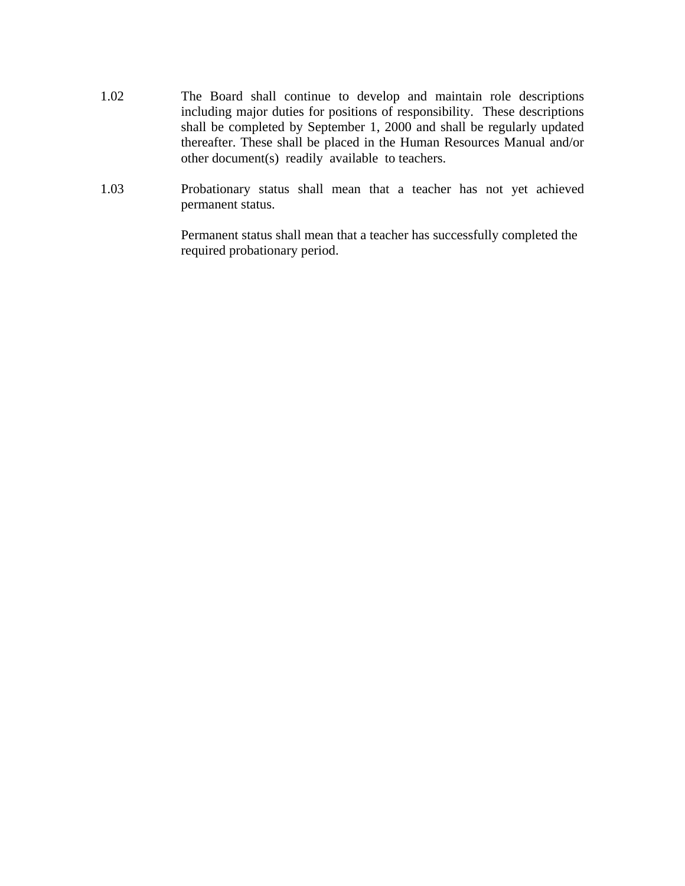1.02 The Board shall continue to develop and maintain role descriptions including major duties for positions of responsibility. These descriptions shall be completed by September 1, 2000 and shall be regularly updated thereafter. These shall be placed in the Human Resources Manual and/or other document(s) readily available to teachers.

1.03 Probationary status shall mean that a teacher has not yet achieved permanent status.

Permanent status shall mean that a teacher has successfully completed the required probationary period.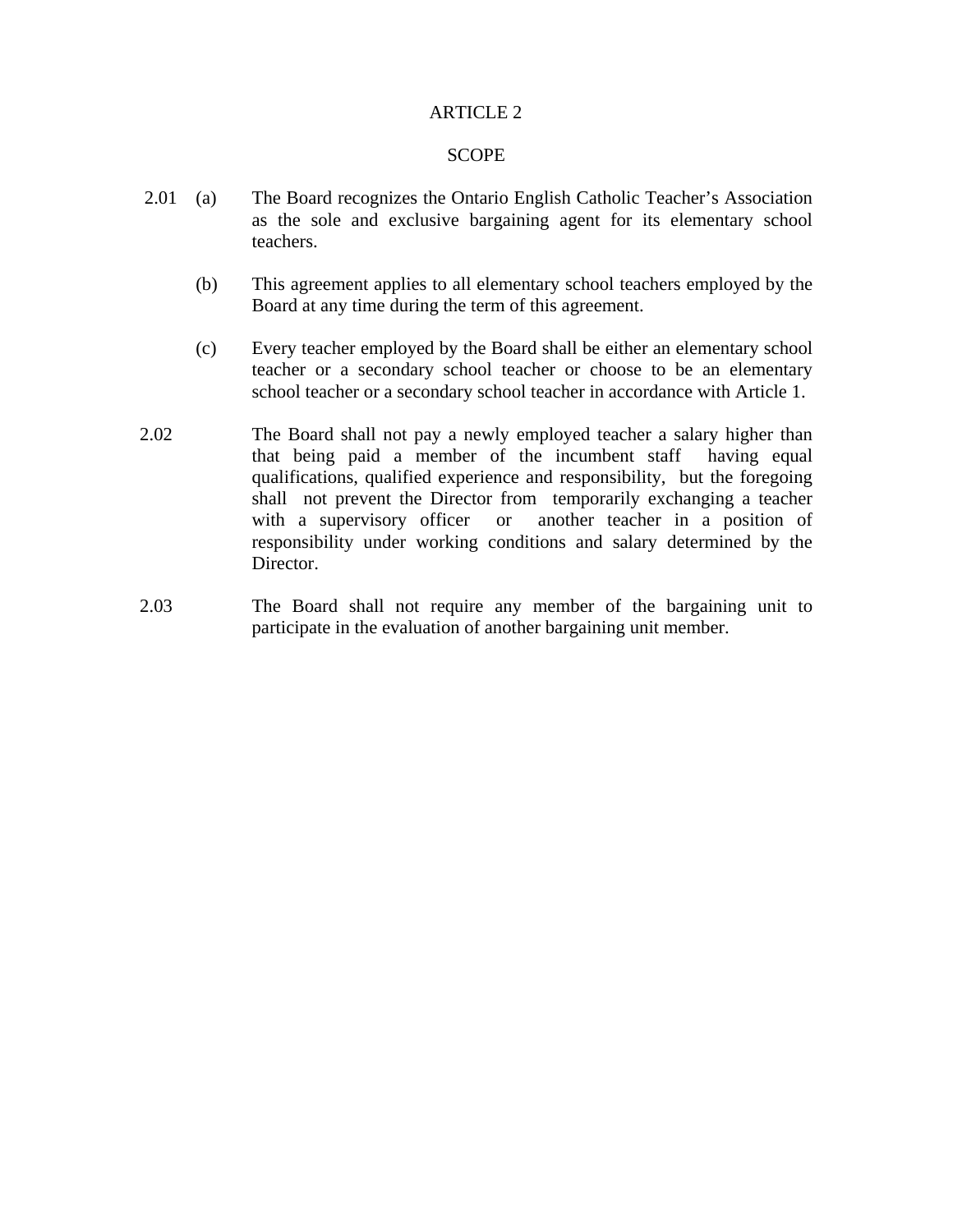# ARTICLE 2

## SCOPE

2.01 (a) The Board recognizes the Ontario English Catholic Teacher’s Association as the sole and exclusive bargaining agent for its elementary school teachers.

(b) This agreement applies to all elementary school teachers employed by the Board at any time during the term of this agreement.

(c) Every teacher employed by the Board shall be either an elementary school teacher or a secondary school teacher or choose to be an elementary school teacher or a secondary school teacher in accordance with Article 1.

2.02 The Board shall not pay a newly employed teacher a salary higher than that being paid a member of the incumbent staff having equal qualifications, qualified experience and responsibility, but the foregoing shall not prevent the Director from temporarily exchanging a teacher with a supervisory officer or another teacher in a position of responsibility under working conditions and salary determined by the Director.

2.03 The Board shall not require any member of the bargaining unit to participate in the evaluation of another bargaining unit member.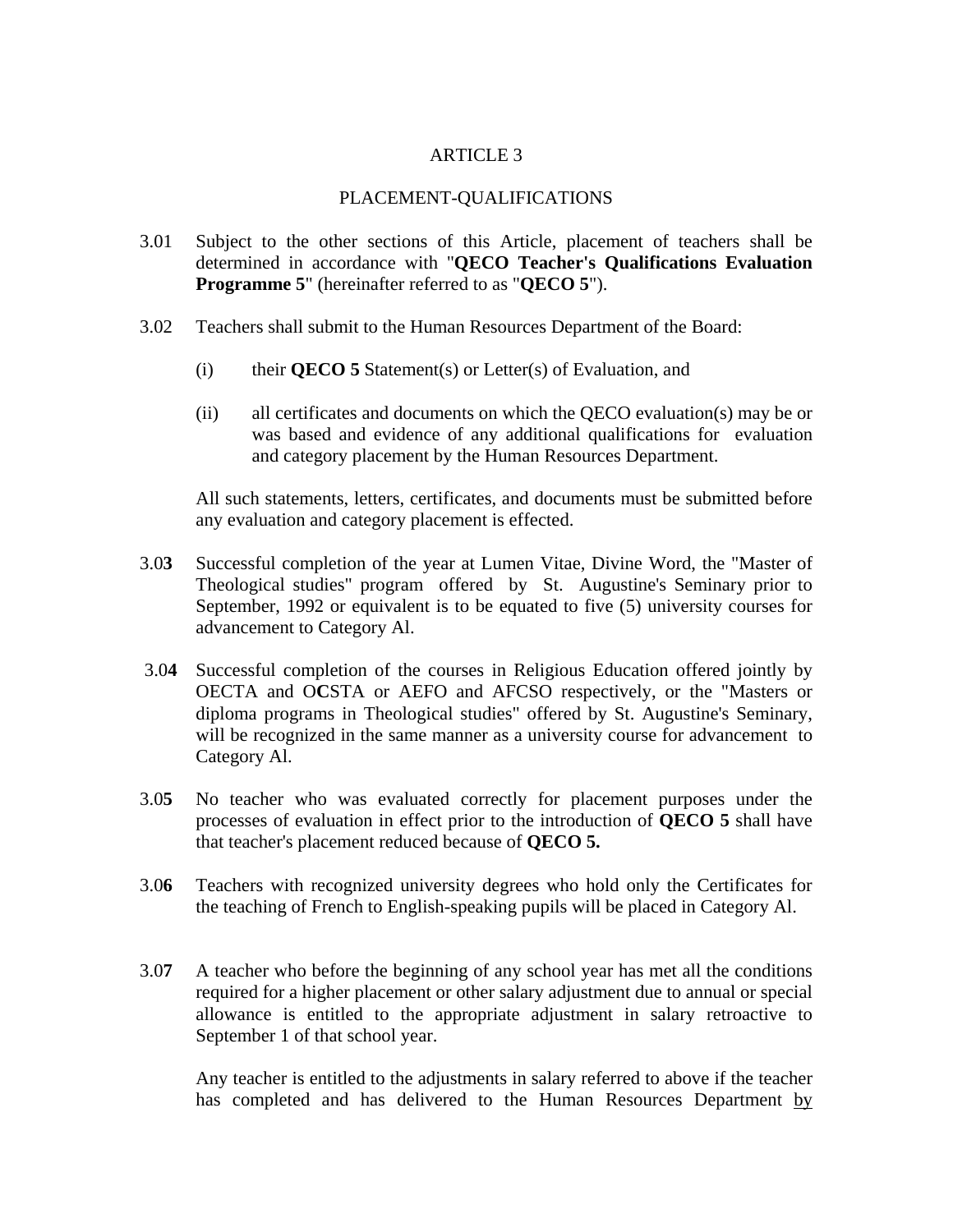# ARTICLE 3

## PLACEMENT-QUALIFICATIONS

3.01 Subject to the other sections of this Article, placement of teachers shall be determined in accordance with "**QECO Teacher's Qualifications Evaluation Programme 5**" (hereinafter referred to as "**QECO 5**").

3.02 Teachers shall submit to the Human Resources Department of the Board:

(i) their **QECO 5** Statement(s) or Letter(s) of Evaluation, and

(ii) all certificates and documents on which the QECO evaluation(s) may be or was based and evidence of any additional qualifications for evaluation and category placement by the Human Resources Department.

All such statements, letters, certificates, and documents must be submitted before any evaluation and category placement is effected.

3.0**3** Successful completion of the year at Lumen Vitae, Divine Word, the "Master of Theological studies" program offered by St. Augustine's Seminary prior to September, 1992 or equivalent is to be equated to five (5) university courses for advancement to Category Al.

3.0**4** Successful completion of the courses in Religious Education offered jointly by OECTA and O**C**STA or AEFO and AFCSO respectively, or the "Masters or diploma programs in Theological studies" offered by St. Augustine's Seminary, will be recognized in the same manner as a university course for advancement to Category Al.

3.0**5** No teacher who was evaluated correctly for placement purposes under the processes of evaluation in effect prior to the introduction of **QECO 5** shall have that teacher's placement reduced because of **QECO 5.**

3.0**6** Teachers with recognized university degrees who hold only the Certificates for the teaching of French to English-speaking pupils will be placed in Category Al.

3.0**7** A teacher who before the beginning of any school year has met all the conditions required for a higher placement or other salary adjustment due to annual or special allowance is entitled to the appropriate adjustment in salary retroactive to September 1 of that school year.

Any teacher is entitled to the adjustments in salary referred to above if the teacher has completed and has delivered to the Human Resources Department by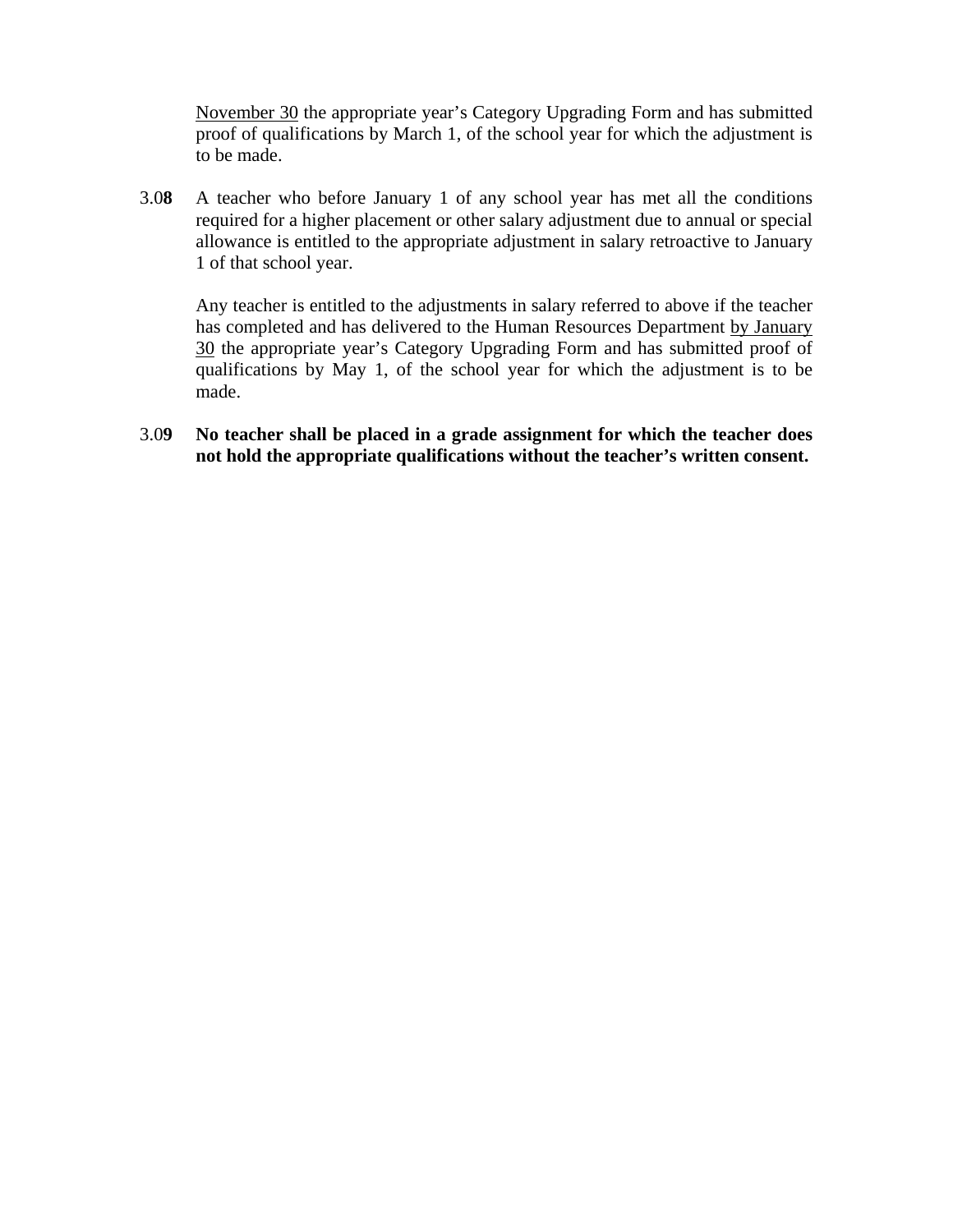November 30 the appropriate year's Category Upgrading Form and has submitted proof of qualifications by March 1, of the school year for which the adjustment is to be made.

3.0**8** A teacher who before January 1 of any school year has met all the conditions required for a higher placement or other salary adjustment due to annual or special allowance is entitled to the appropriate adjustment in salary retroactive to January 1 of that school year.

Any teacher is entitled to the adjustments in salary referred to above if the teacher has completed and has delivered to the Human Resources Department by January 30 the appropriate year's Category Upgrading Form and has submitted proof of qualifications by May 1, of the school year for which the adjustment is to be made.

3.0**9** **No teacher shall be placed in a grade assignment for which the teacher does not hold the appropriate qualifications without the teacher's written consent.**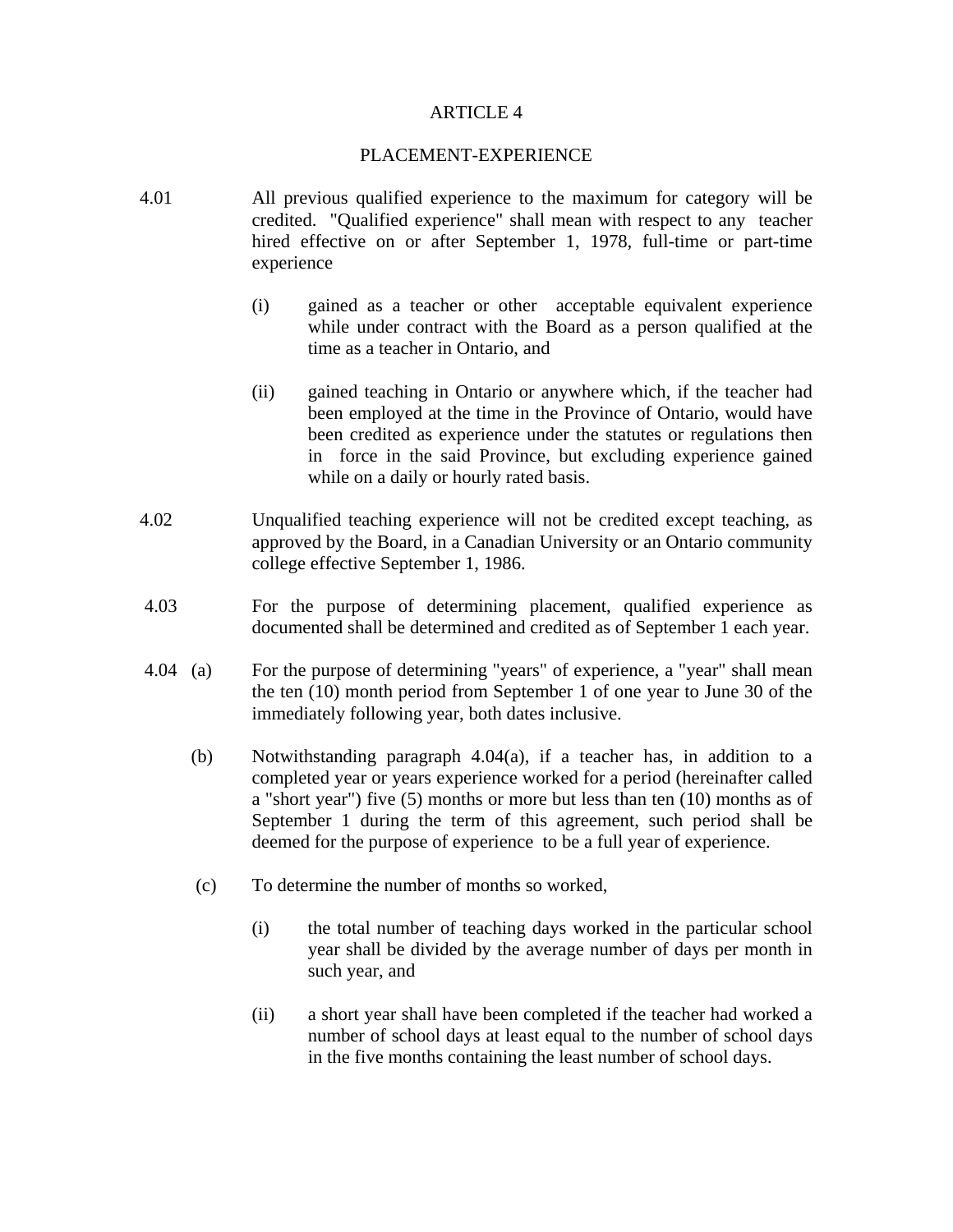# ARTICLE 4

## PLACEMENT-EXPERIENCE

4.01 All previous qualified experience to the maximum for category will be credited. "Qualified experience" shall mean with respect to any teacher hired effective on or after September 1, 1978, full-time or part-time experience

(i) gained as a teacher or other acceptable equivalent experience while under contract with the Board as a person qualified at the time as a teacher in Ontario, and

(ii) gained teaching in Ontario or anywhere which, if the teacher had been employed at the time in the Province of Ontario, would have been credited as experience under the statutes or regulations then in force in the said Province, but excluding experience gained while on a daily or hourly rated basis.

4.02 Unqualified teaching experience will not be credited except teaching, as approved by the Board, in a Canadian University or an Ontario community college effective September 1, 1986.

4.03 For the purpose of determining placement, qualified experience as documented shall be determined and credited as of September 1 each year.

4.04 (a) For the purpose of determining "years" of experience, a "year" shall mean the ten (10) month period from September 1 of one year to June 30 of the immediately following year, both dates inclusive.

(b) Notwithstanding paragraph 4.04(a), if a teacher has, in addition to a completed year or years experience worked for a period (hereinafter called a "short year") five (5) months or more but less than ten (10) months as of September 1 during the term of this agreement, such period shall be deemed for the purpose of experience to be a full year of experience.

(c) To determine the number of months so worked,

(i) the total number of teaching days worked in the particular school year shall be divided by the average number of days per month in such year, and

(ii) a short year shall have been completed if the teacher had worked a number of school days at least equal to the number of school days in the five months containing the least number of school days.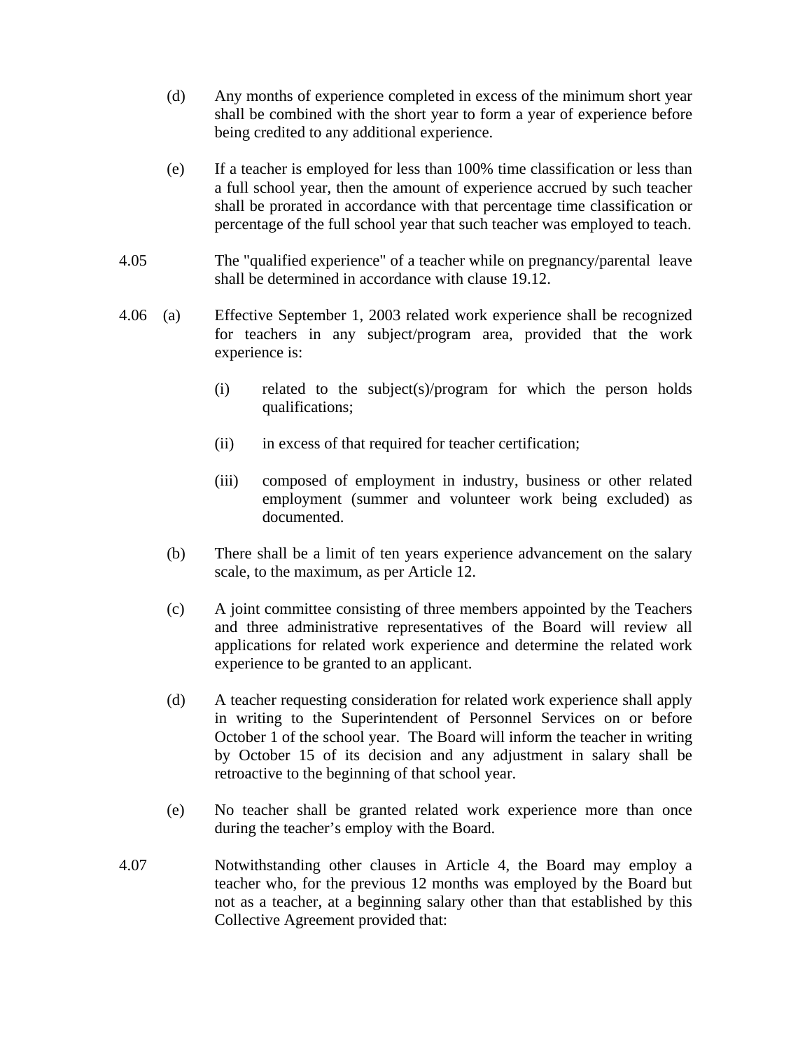(d) Any months of experience completed in excess of the minimum short year shall be combined with the short year to form a year of experience before being credited to any additional experience.

(e) If a teacher is employed for less than 100% time classification or less than a full school year, then the amount of experience accrued by such teacher shall be prorated in accordance with that percentage time classification or percentage of the full school year that such teacher was employed to teach.

4.05 The "qualified experience" of a teacher while on pregnancy/parental leave shall be determined in accordance with clause 19.12.

4.06 (a) Effective September 1, 2003 related work experience shall be recognized for teachers in any subject/program area, provided that the work experience is:

(i) related to the subject(s)/program for which the person holds qualifications;

(ii) in excess of that required for teacher certification;

(iii) composed of employment in industry, business or other related employment (summer and volunteer work being excluded) as documented.

(b) There shall be a limit of ten years experience advancement on the salary scale, to the maximum, as per Article 12.

(c) A joint committee consisting of three members appointed by the Teachers and three administrative representatives of the Board will review all applications for related work experience and determine the related work experience to be granted to an applicant.

(d) A teacher requesting consideration for related work experience shall apply in writing to the Superintendent of Personnel Services on or before October 1 of the school year. The Board will inform the teacher in writing by October 15 of its decision and any adjustment in salary shall be retroactive to the beginning of that school year.

(e) No teacher shall be granted related work experience more than once during the teacher's employ with the Board.

4.07 Notwithstanding other clauses in Article 4, the Board may employ a teacher who, for the previous 12 months was employed by the Board but not as a teacher, at a beginning salary other than that established by this Collective Agreement provided that: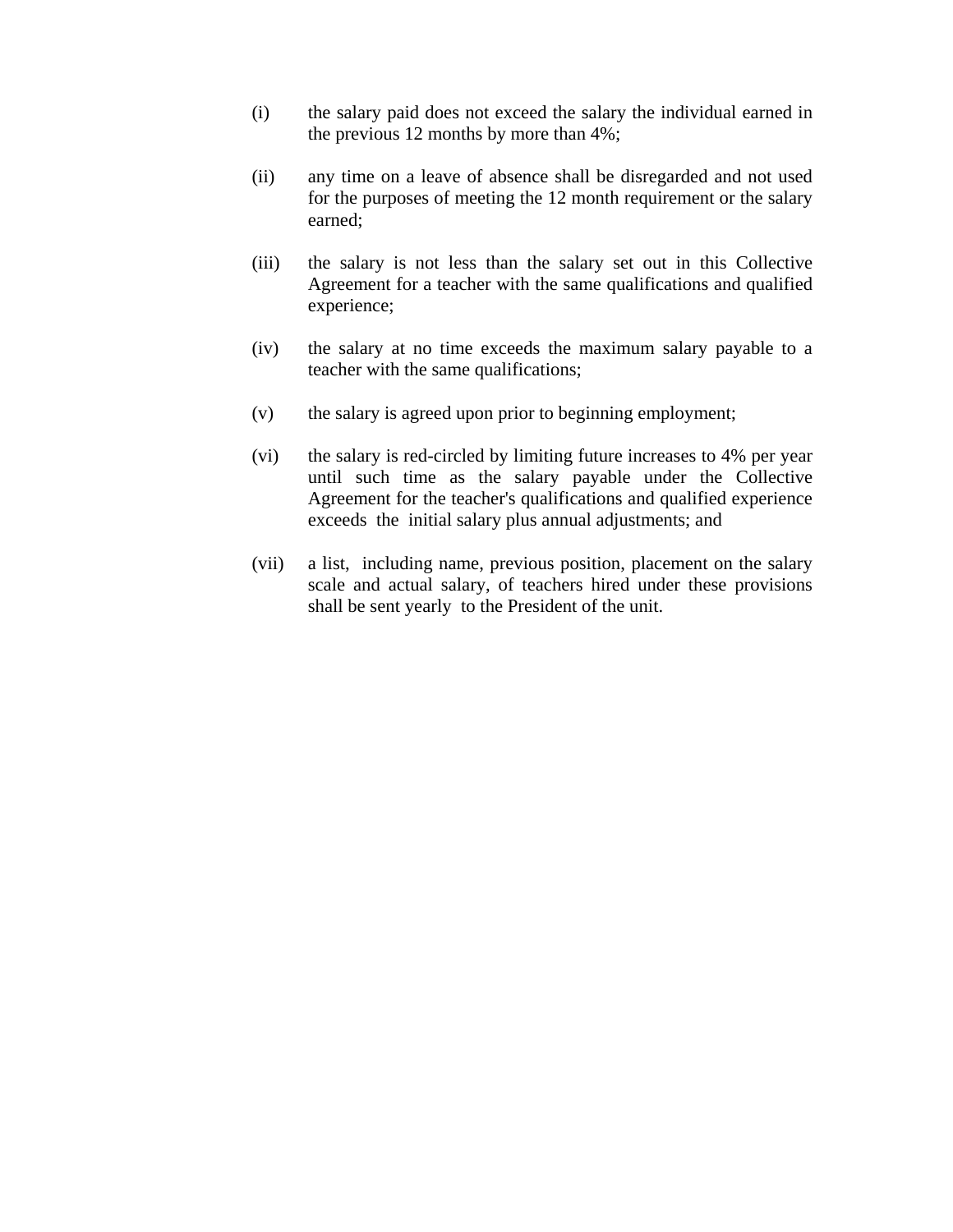(i) the salary paid does not exceed the salary the individual earned in the previous 12 months by more than 4%;

(ii) any time on a leave of absence shall be disregarded and not used for the purposes of meeting the 12 month requirement or the salary earned;

(iii) the salary is not less than the salary set out in this Collective Agreement for a teacher with the same qualifications and qualified experience;

(iv) the salary at no time exceeds the maximum salary payable to a teacher with the same qualifications;

(v) the salary is agreed upon prior to beginning employment;

(vi) the salary is red-circled by limiting future increases to 4% per year until such time as the salary payable under the Collective Agreement for the teacher's qualifications and qualified experience exceeds the initial salary plus annual adjustments; and

(vii) a list, including name, previous position, placement on the salary scale and actual salary, of teachers hired under these provisions shall be sent yearly to the President of the unit.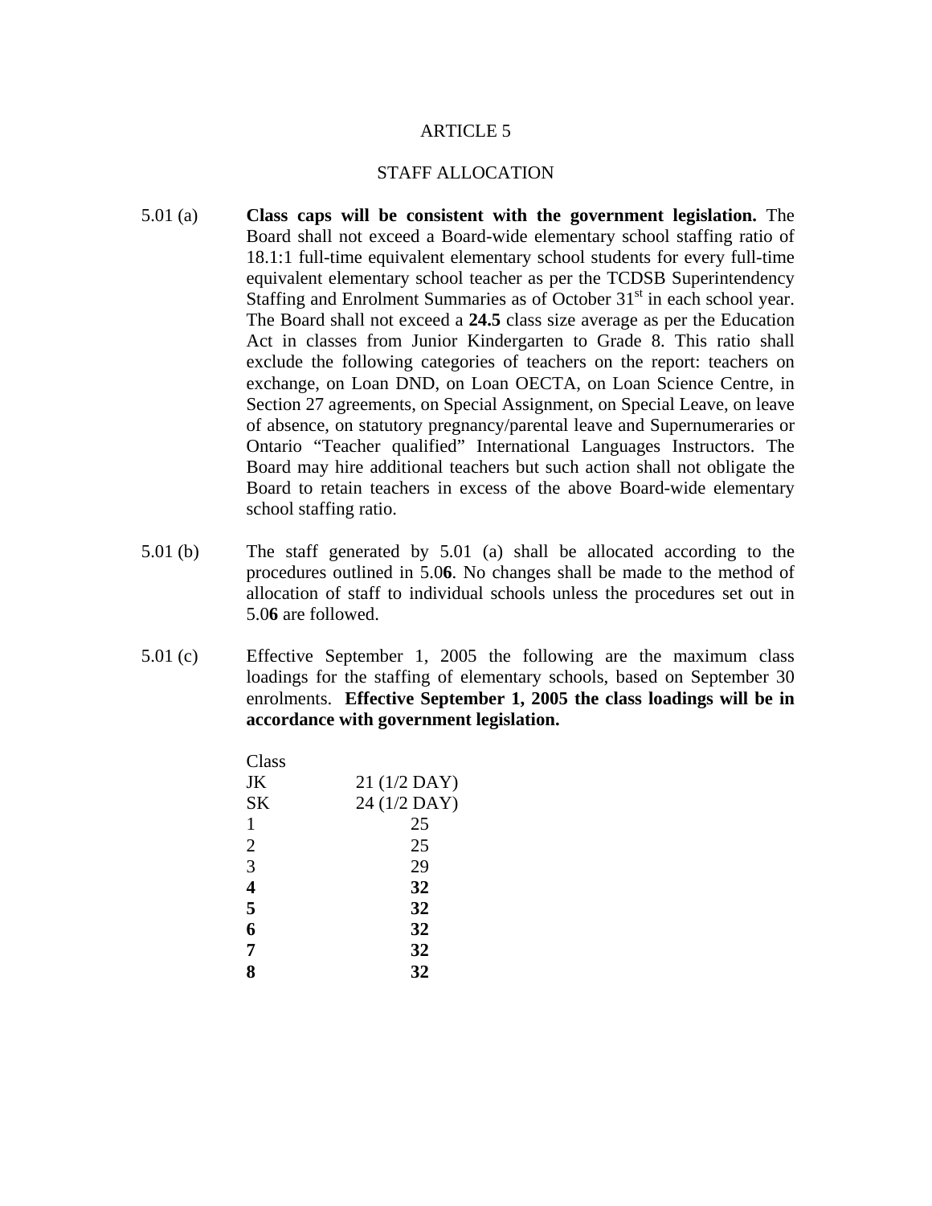# ARTICLE 5

## STAFF ALLOCATION

5.01 (a) **Class caps will be consistent with the government legislation.** The Board shall not exceed a Board-wide elementary school staffing ratio of 18.1:1 full-time equivalent elementary school students for every full-time equivalent elementary school teacher as per the TCDSB Superintendency Staffing and Enrolment Summaries as of October 31st in each school year. The Board shall not exceed a **24.5** class size average as per the Education Act in classes from Junior Kindergarten to Grade 8. This ratio shall exclude the following categories of teachers on the report: teachers on exchange, on Loan DND, on Loan OECTA, on Loan Science Centre, in Section 27 agreements, on Special Assignment, on Special Leave, on leave of absence, on statutory pregnancy/parental leave and Supernumeraries or Ontario "Teacher qualified" International Languages Instructors. The Board may hire additional teachers but such action shall not obligate the Board to retain teachers in excess of the above Board-wide elementary school staffing ratio.

5.01 (b) The staff generated by 5.01 (a) shall be allocated according to the procedures outlined in 5.0**6**. No changes shall be made to the method of allocation of staff to individual schools unless the procedures set out in 5.0**6** are followed.

5.01 (c) Effective September 1, 2005 the following are the maximum class loadings for the staffing of elementary schools, based on September 30 enrolments. **Effective September 1, 2005 the class loadings will be in accordance with government legislation.**

| Class | |
|---|---|
| JK | 21 (1/2 DAY) |
| SK | 24 (1/2 DAY) |
| 1 | 25 |
| 2 | 25 |
| 3 | 29 |
| **4** | **32** |
| **5** | **32** |
| **6** | **32** |
| **7** | **32** |
| **8** | **32** |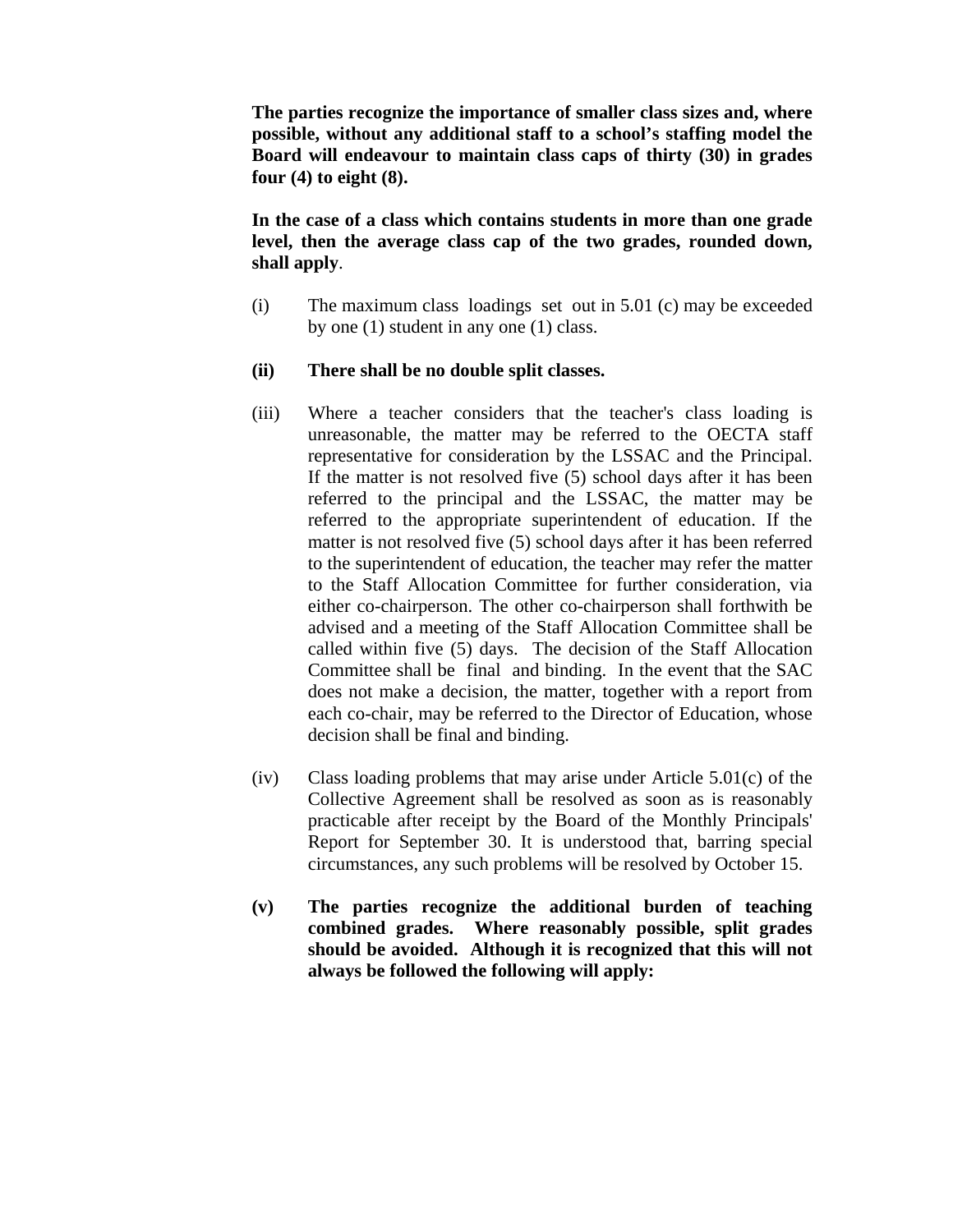**The parties recognize the importance of smaller class sizes and, where possible, without any additional staff to a school's staffing model the Board will endeavour to maintain class caps of thirty (30) in grades four (4) to eight (8).**

**In the case of a class which contains students in more than one grade level, then the average class cap of the two grades, rounded down, shall apply**.

(i) The maximum class loadings set out in 5.01 (c) may be exceeded by one (1) student in any one (1) class.

**(ii) There shall be no double split classes.**

(iii) Where a teacher considers that the teacher's class loading is unreasonable, the matter may be referred to the OECTA staff representative for consideration by the LSSAC and the Principal. If the matter is not resolved five (5) school days after it has been referred to the principal and the LSSAC, the matter may be referred to the appropriate superintendent of education. If the matter is not resolved five (5) school days after it has been referred to the superintendent of education, the teacher may refer the matter to the Staff Allocation Committee for further consideration, via either co-chairperson. The other co-chairperson shall forthwith be advised and a meeting of the Staff Allocation Committee shall be called within five (5) days. The decision of the Staff Allocation Committee shall be final and binding. In the event that the SAC does not make a decision, the matter, together with a report from each co-chair, may be referred to the Director of Education, whose decision shall be final and binding.

(iv) Class loading problems that may arise under Article 5.01(c) of the Collective Agreement shall be resolved as soon as is reasonably practicable after receipt by the Board of the Monthly Principals' Report for September 30. It is understood that, barring special circumstances, any such problems will be resolved by October 15.

**(v) The parties recognize the additional burden of teaching combined grades. Where reasonably possible, split grades should be avoided. Although it is recognized that this will not always be followed the following will apply:**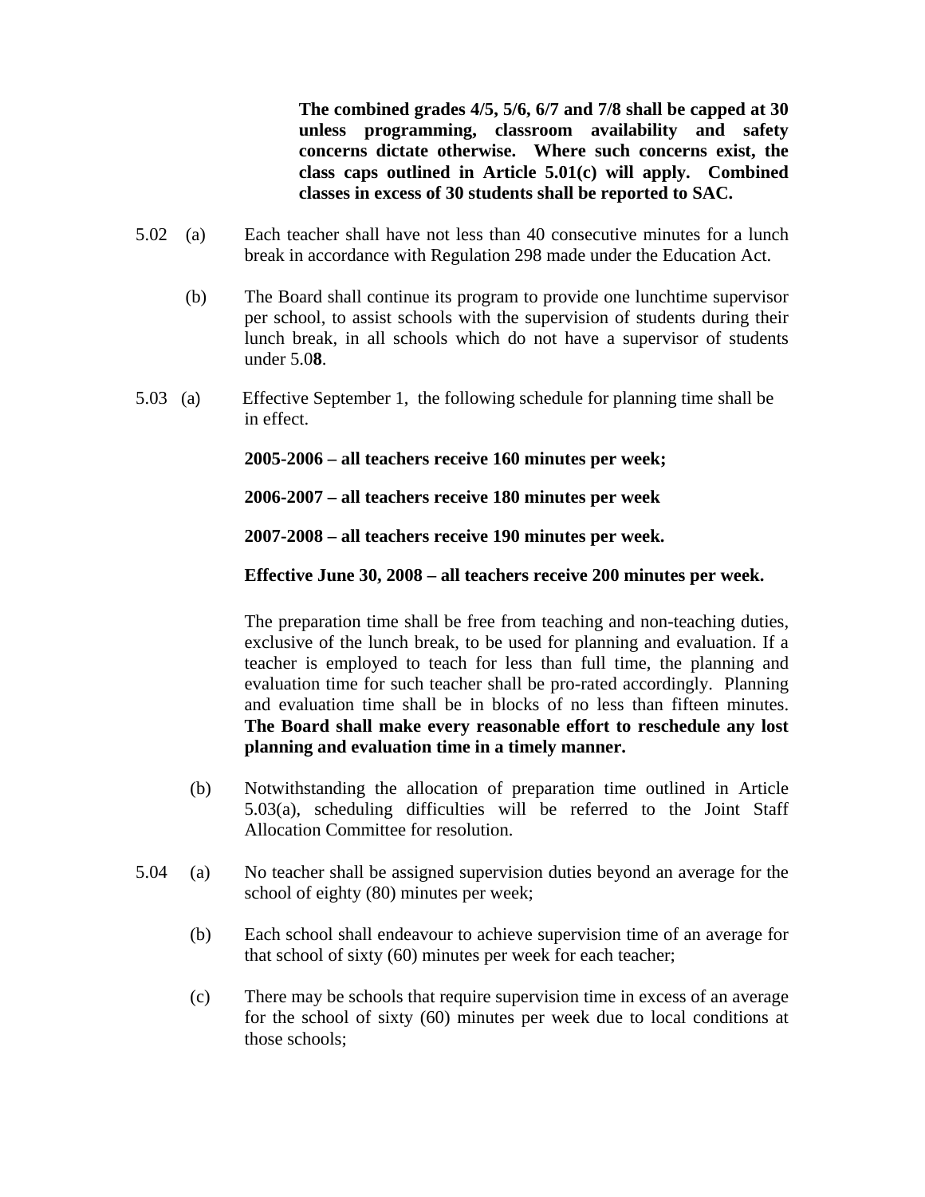**The combined grades 4/5, 5/6, 6/7 and 7/8 shall be capped at 30 unless programming, classroom availability and safety concerns dictate otherwise. Where such concerns exist, the class caps outlined in Article 5.01(c) will apply. Combined classes in excess of 30 students shall be reported to SAC.**

5.02 (a) Each teacher shall have not less than 40 consecutive minutes for a lunch break in accordance with Regulation 298 made under the Education Act.

(b) The Board shall continue its program to provide one lunchtime supervisor per school, to assist schools with the supervision of students during their lunch break, in all schools which do not have a supervisor of students under 5.0**8**.

5.03 (a) Effective September 1, the following schedule for planning time shall be in effect.

**2005-2006 – all teachers receive 160 minutes per week;**

**2006-2007 – all teachers receive 180 minutes per week**

**2007-2008 – all teachers receive 190 minutes per week.**

**Effective June 30, 2008 – all teachers receive 200 minutes per week.**

The preparation time shall be free from teaching and non-teaching duties, exclusive of the lunch break, to be used for planning and evaluation. If a teacher is employed to teach for less than full time, the planning and evaluation time for such teacher shall be pro-rated accordingly. Planning and evaluation time shall be in blocks of no less than fifteen minutes. **The Board shall make every reasonable effort to reschedule any lost planning and evaluation time in a timely manner.**

(b) Notwithstanding the allocation of preparation time outlined in Article 5.03(a), scheduling difficulties will be referred to the Joint Staff Allocation Committee for resolution.

5.04 (a) No teacher shall be assigned supervision duties beyond an average for the school of eighty (80) minutes per week;

(b) Each school shall endeavour to achieve supervision time of an average for that school of sixty (60) minutes per week for each teacher;

(c) There may be schools that require supervision time in excess of an average for the school of sixty (60) minutes per week due to local conditions at those schools;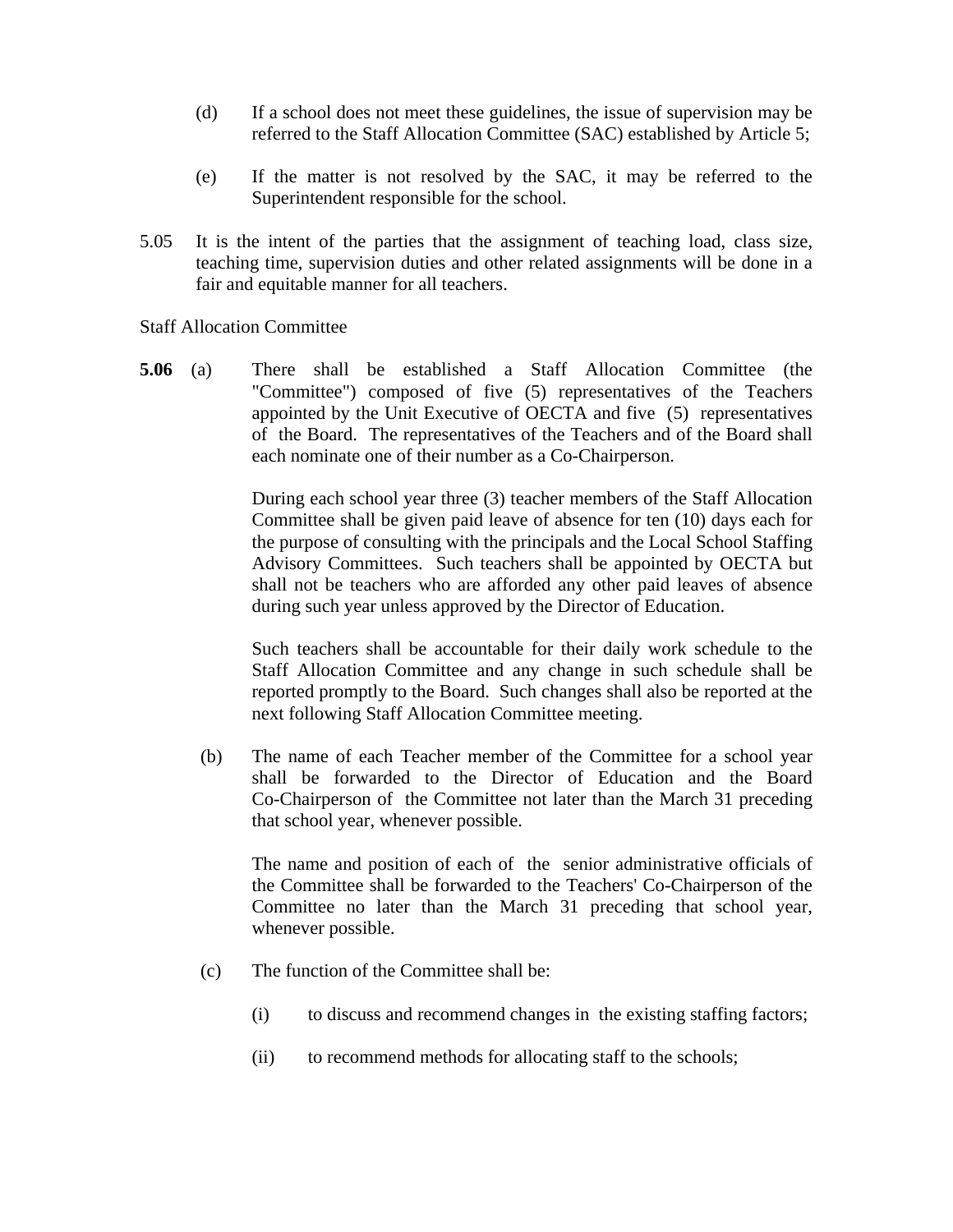(d) If a school does not meet these guidelines, the issue of supervision may be referred to the Staff Allocation Committee (SAC) established by Article 5;

(e) If the matter is not resolved by the SAC, it may be referred to the Superintendent responsible for the school.

5.05 It is the intent of the parties that the assignment of teaching load, class size, teaching time, supervision duties and other related assignments will be done in a fair and equitable manner for all teachers.

Staff Allocation Committee

**5.06** (a) There shall be established a Staff Allocation Committee (the "Committee") composed of five (5) representatives of the Teachers appointed by the Unit Executive of OECTA and five (5) representatives of the Board. The representatives of the Teachers and of the Board shall each nominate one of their number as a Co-Chairperson.

During each school year three (3) teacher members of the Staff Allocation Committee shall be given paid leave of absence for ten (10) days each for the purpose of consulting with the principals and the Local School Staffing Advisory Committees. Such teachers shall be appointed by OECTA but shall not be teachers who are afforded any other paid leaves of absence during such year unless approved by the Director of Education.

Such teachers shall be accountable for their daily work schedule to the Staff Allocation Committee and any change in such schedule shall be reported promptly to the Board. Such changes shall also be reported at the next following Staff Allocation Committee meeting.

(b) The name of each Teacher member of the Committee for a school year shall be forwarded to the Director of Education and the Board Co-Chairperson of the Committee not later than the March 31 preceding that school year, whenever possible.

The name and position of each of the senior administrative officials of the Committee shall be forwarded to the Teachers' Co-Chairperson of the Committee no later than the March 31 preceding that school year, whenever possible.

(c) The function of the Committee shall be:

(i) to discuss and recommend changes in the existing staffing factors;

(ii) to recommend methods for allocating staff to the schools;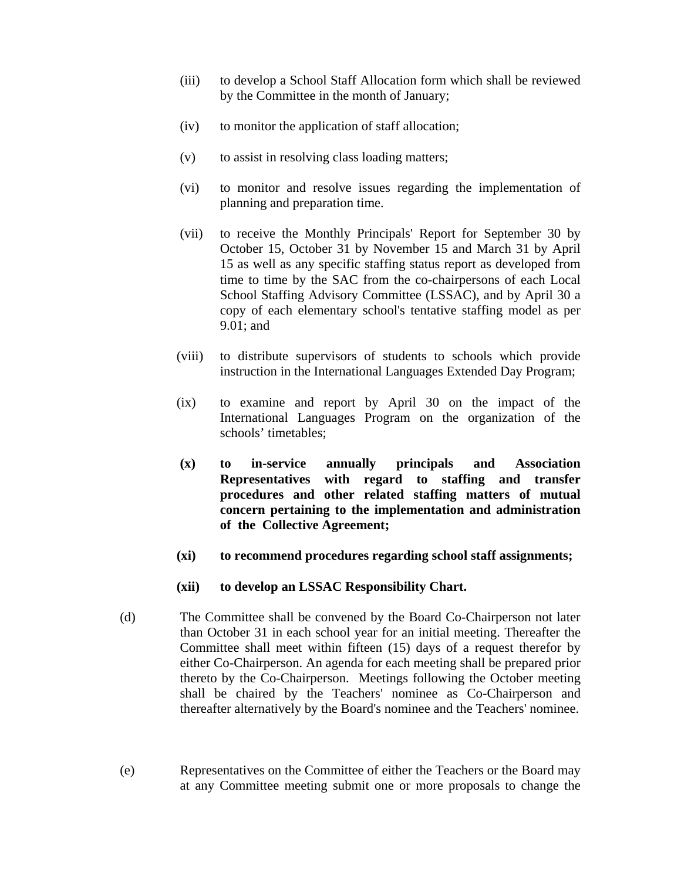(iii) to develop a School Staff Allocation form which shall be reviewed by the Committee in the month of January;

(iv) to monitor the application of staff allocation;

(v) to assist in resolving class loading matters;

(vi) to monitor and resolve issues regarding the implementation of planning and preparation time.

(vii) to receive the Monthly Principals' Report for September 30 by October 15, October 31 by November 15 and March 31 by April 15 as well as any specific staffing status report as developed from time to time by the SAC from the co-chairpersons of each Local School Staffing Advisory Committee (LSSAC), and by April 30 a copy of each elementary school's tentative staffing model as per 9.01; and

(viii) to distribute supervisors of students to schools which provide instruction in the International Languages Extended Day Program;

(ix) to examine and report by April 30 on the impact of the International Languages Program on the organization of the schools' timetables;

**(x) to in-service annually principals and Association Representatives with regard to staffing and transfer procedures and other related staffing matters of mutual concern pertaining to the implementation and administration of the Collective Agreement;**

**(xi) to recommend procedures regarding school staff assignments;**

**(xii) to develop an LSSAC Responsibility Chart.**

(d) The Committee shall be convened by the Board Co-Chairperson not later than October 31 in each school year for an initial meeting. Thereafter the Committee shall meet within fifteen (15) days of a request therefor by either Co-Chairperson. An agenda for each meeting shall be prepared prior thereto by the Co-Chairperson. Meetings following the October meeting shall be chaired by the Teachers' nominee as Co-Chairperson and thereafter alternatively by the Board's nominee and the Teachers' nominee.

(e) Representatives on the Committee of either the Teachers or the Board may at any Committee meeting submit one or more proposals to change the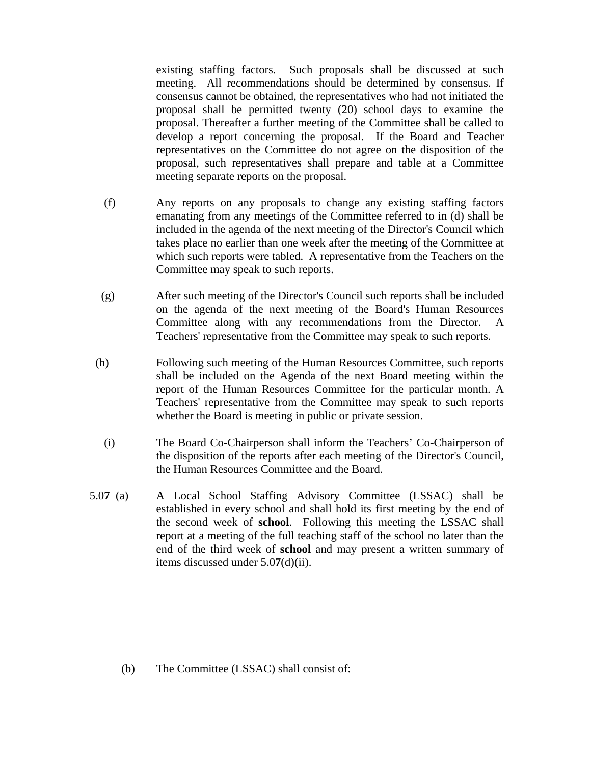existing staffing factors. Such proposals shall be discussed at such meeting. All recommendations should be determined by consensus. If consensus cannot be obtained, the representatives who had not initiated the proposal shall be permitted twenty (20) school days to examine the proposal. Thereafter a further meeting of the Committee shall be called to develop a report concerning the proposal. If the Board and Teacher representatives on the Committee do not agree on the disposition of the proposal, such representatives shall prepare and table at a Committee meeting separate reports on the proposal.

(f) Any reports on any proposals to change any existing staffing factors emanating from any meetings of the Committee referred to in (d) shall be included in the agenda of the next meeting of the Director's Council which takes place no earlier than one week after the meeting of the Committee at which such reports were tabled. A representative from the Teachers on the Committee may speak to such reports.

(g) After such meeting of the Director's Council such reports shall be included on the agenda of the next meeting of the Board's Human Resources Committee along with any recommendations from the Director. A Teachers' representative from the Committee may speak to such reports.

(h) Following such meeting of the Human Resources Committee, such reports shall be included on the Agenda of the next Board meeting within the report of the Human Resources Committee for the particular month. A Teachers' representative from the Committee may speak to such reports whether the Board is meeting in public or private session.

(i) The Board Co-Chairperson shall inform the Teachers' Co-Chairperson of the disposition of the reports after each meeting of the Director's Council, the Human Resources Committee and the Board.

5.0**7** (a) A Local School Staffing Advisory Committee (LSSAC) shall be established in every school and shall hold its first meeting by the end of the second week of **school**. Following this meeting the LSSAC shall report at a meeting of the full teaching staff of the school no later than the end of the third week of **school** and may present a written summary of items discussed under 5.0**7**(d)(ii).

(b) The Committee (LSSAC) shall consist of: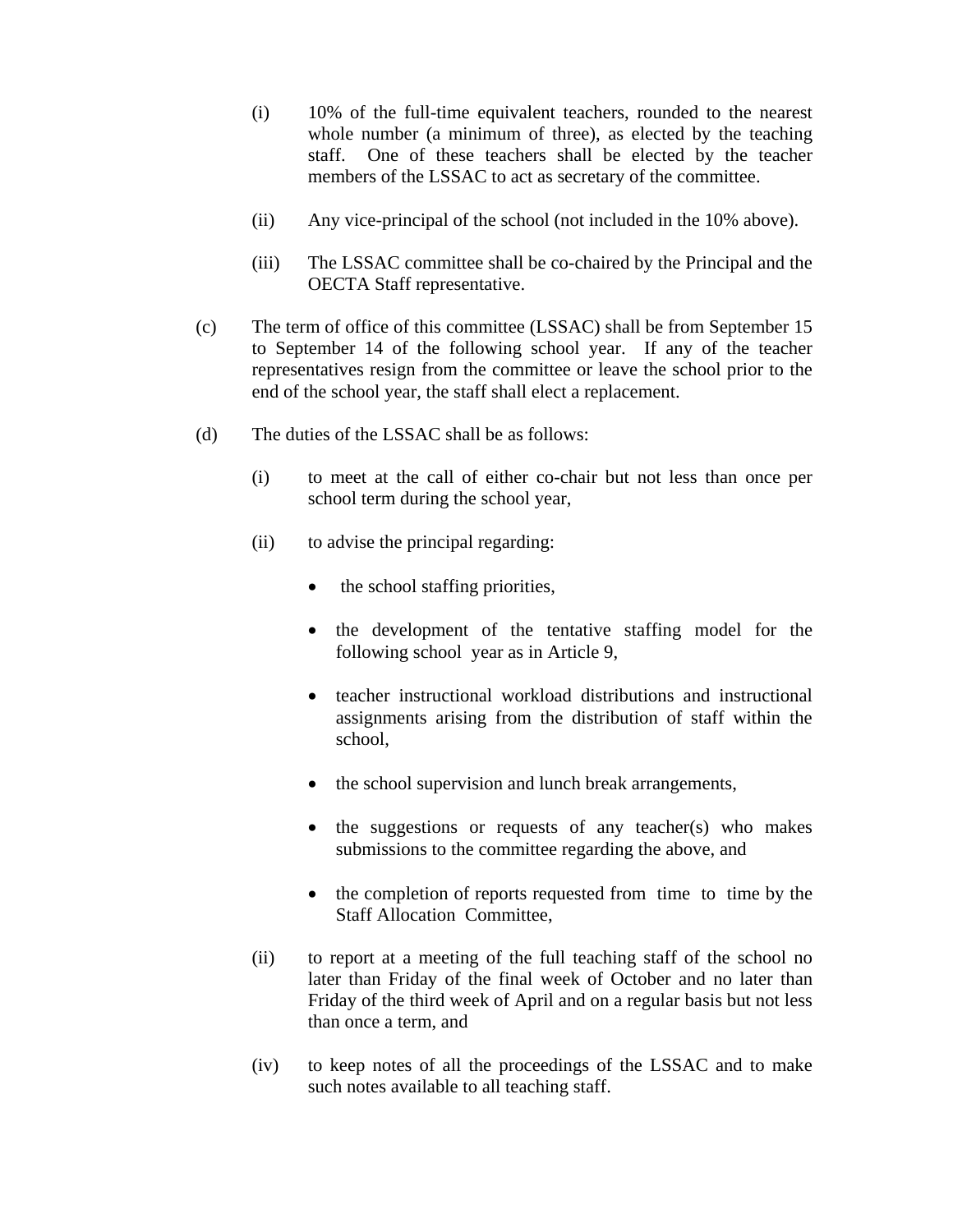(i) 10% of the full-time equivalent teachers, rounded to the nearest whole number (a minimum of three), as elected by the teaching staff. One of these teachers shall be elected by the teacher members of the LSSAC to act as secretary of the committee.

(ii) Any vice-principal of the school (not included in the 10% above).

(iii) The LSSAC committee shall be co-chaired by the Principal and the OECTA Staff representative.

(c) The term of office of this committee (LSSAC) shall be from September 15 to September 14 of the following school year. If any of the teacher representatives resign from the committee or leave the school prior to the end of the school year, the staff shall elect a replacement.

(d) The duties of the LSSAC shall be as follows:

(i) to meet at the call of either co-chair but not less than once per school term during the school year,

(ii) to advise the principal regarding:

- the school staffing priorities,
- the development of the tentative staffing model for the following school year as in Article 9,
- teacher instructional workload distributions and instructional assignments arising from the distribution of staff within the school,
- the school supervision and lunch break arrangements,
- the suggestions or requests of any teacher(s) who makes submissions to the committee regarding the above, and
- the completion of reports requested from time to time by the Staff Allocation Committee,

(ii) to report at a meeting of the full teaching staff of the school no later than Friday of the final week of October and no later than Friday of the third week of April and on a regular basis but not less than once a term, and

(iv) to keep notes of all the proceedings of the LSSAC and to make such notes available to all teaching staff.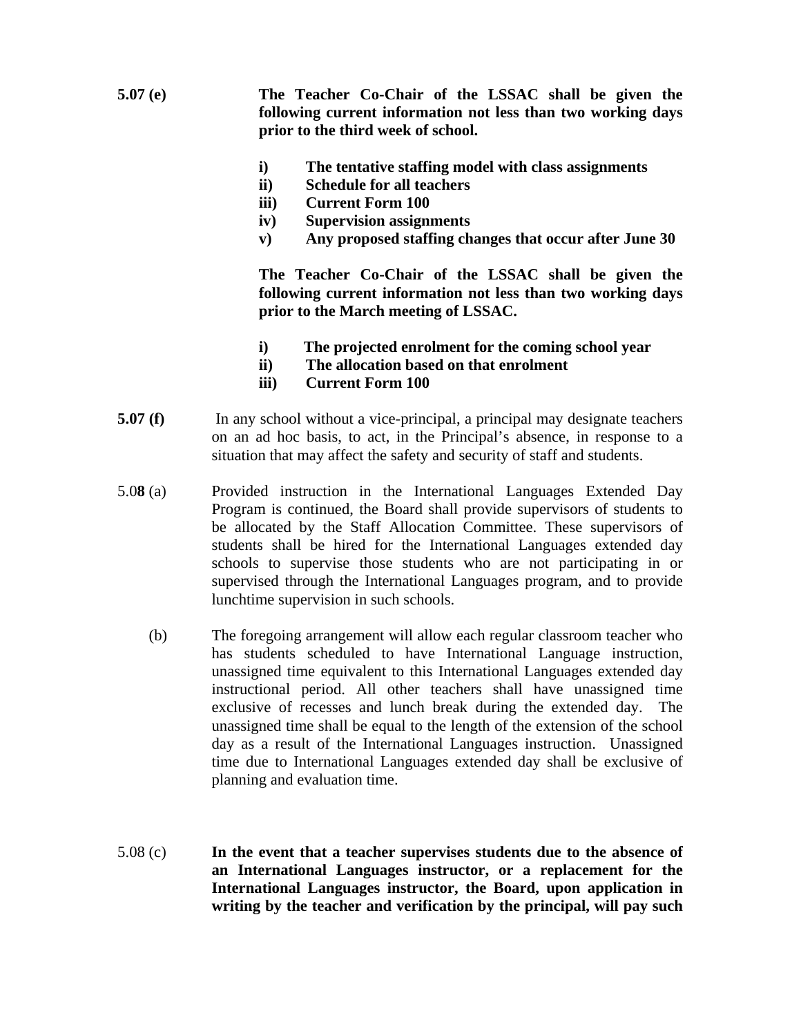**5.07 (e)** **The Teacher Co-Chair of the LSSAC shall be given the following current information not less than two working days prior to the third week of school.**

**i) The tentative staffing model with class assignments**
**ii) Schedule for all teachers**
**iii) Current Form 100**
**iv) Supervision assignments**
**v) Any proposed staffing changes that occur after June 30**

**The Teacher Co-Chair of the LSSAC shall be given the following current information not less than two working days prior to the March meeting of LSSAC.**

**i) The projected enrolment for the coming school year**
**ii) The allocation based on that enrolment**
**iii) Current Form 100**

**5.07 (f)** In any school without a vice-principal, a principal may designate teachers on an ad hoc basis, to act, in the Principal's absence, in response to a situation that may affect the safety and security of staff and students.

5.0**8** (a) Provided instruction in the International Languages Extended Day Program is continued, the Board shall provide supervisors of students to be allocated by the Staff Allocation Committee. These supervisors of students shall be hired for the International Languages extended day schools to supervise those students who are not participating in or supervised through the International Languages program, and to provide lunchtime supervision in such schools.

(b) The foregoing arrangement will allow each regular classroom teacher who has students scheduled to have International Language instruction, unassigned time equivalent to this International Languages extended day instructional period. All other teachers shall have unassigned time exclusive of recesses and lunch break during the extended day. The unassigned time shall be equal to the length of the extension of the school day as a result of the International Languages instruction. Unassigned time due to International Languages extended day shall be exclusive of planning and evaluation time.

5.08 (c) **In the event that a teacher supervises students due to the absence of an International Languages instructor, or a replacement for the International Languages instructor, the Board, upon application in writing by the teacher and verification by the principal, will pay such**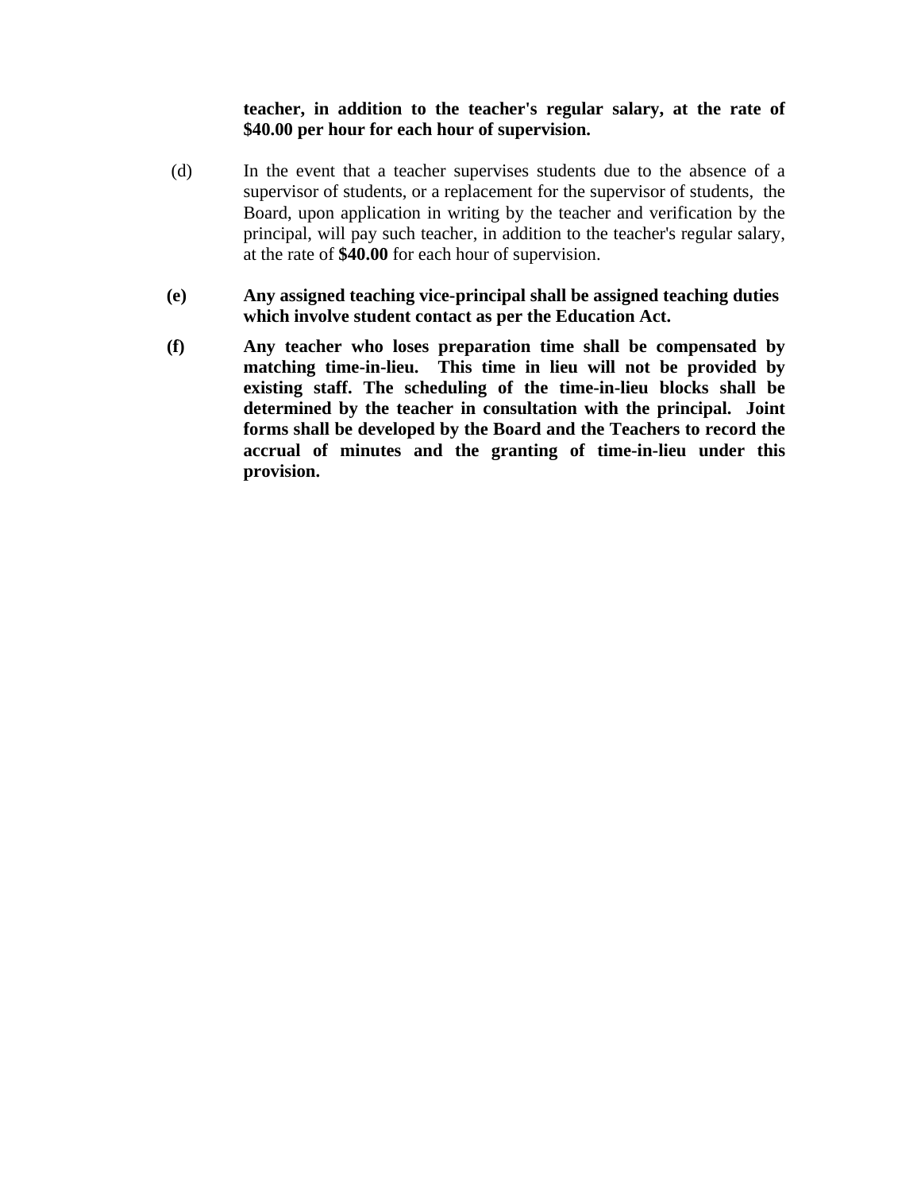**teacher, in addition to the teacher's regular salary, at the rate of $40.00 per hour for each hour of supervision.**

(d) In the event that a teacher supervises students due to the absence of a supervisor of students, or a replacement for the supervisor of students, the Board, upon application in writing by the teacher and verification by the principal, will pay such teacher, in addition to the teacher's regular salary, at the rate of **$40.00** for each hour of supervision.

**(e) Any assigned teaching vice-principal shall be assigned teaching duties which involve student contact as per the Education Act.**

**(f) Any teacher who loses preparation time shall be compensated by matching time-in-lieu. This time in lieu will not be provided by existing staff. The scheduling of the time-in-lieu blocks shall be determined by the teacher in consultation with the principal. Joint forms shall be developed by the Board and the Teachers to record the accrual of minutes and the granting of time-in-lieu under this provision.**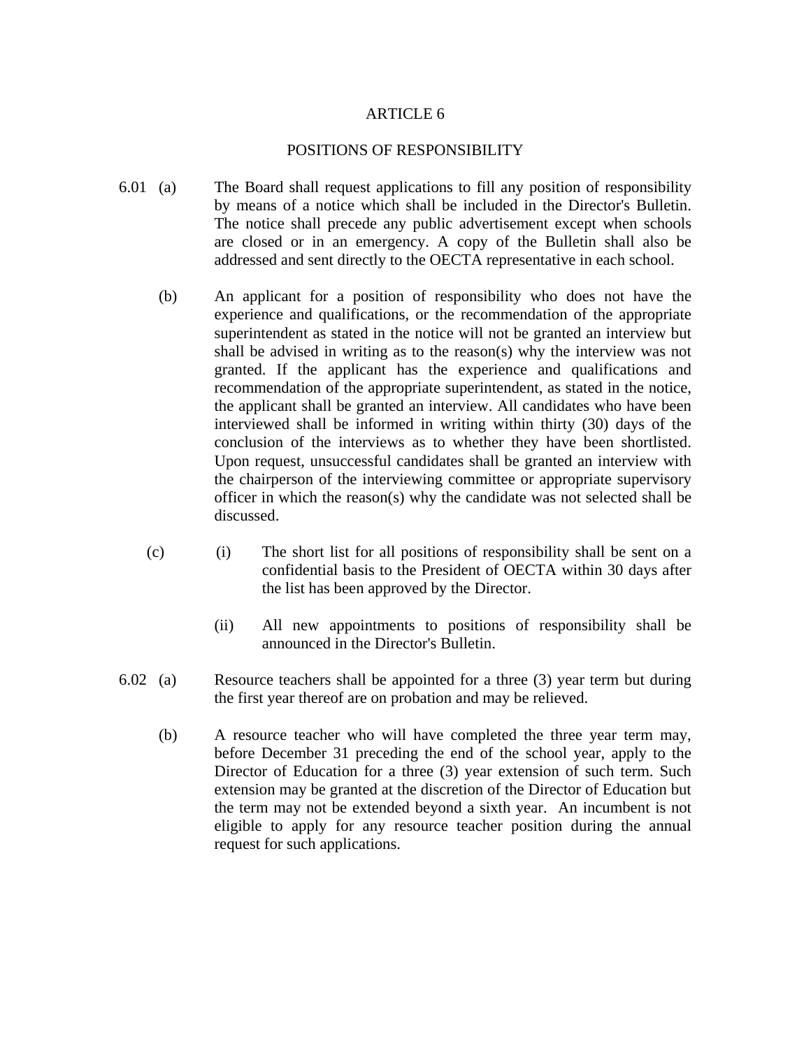# ARTICLE 6

## POSITIONS OF RESPONSIBILITY

6.01 (a) The Board shall request applications to fill any position of responsibility by means of a notice which shall be included in the Director's Bulletin. The notice shall precede any public advertisement except when schools are closed or in an emergency. A copy of the Bulletin shall also be addressed and sent directly to the OECTA representative in each school.

(b) An applicant for a position of responsibility who does not have the experience and qualifications, or the recommendation of the appropriate superintendent as stated in the notice will not be granted an interview but shall be advised in writing as to the reason(s) why the interview was not granted. If the applicant has the experience and qualifications and recommendation of the appropriate superintendent, as stated in the notice, the applicant shall be granted an interview. All candidates who have been interviewed shall be informed in writing within thirty (30) days of the conclusion of the interviews as to whether they have been shortlisted. Upon request, unsuccessful candidates shall be granted an interview with the chairperson of the interviewing committee or appropriate supervisory officer in which the reason(s) why the candidate was not selected shall be discussed.

(c) (i) The short list for all positions of responsibility shall be sent on a confidential basis to the President of OECTA within 30 days after the list has been approved by the Director.

(ii) All new appointments to positions of responsibility shall be announced in the Director's Bulletin.

6.02 (a) Resource teachers shall be appointed for a three (3) year term but during the first year thereof are on probation and may be relieved.

(b) A resource teacher who will have completed the three year term may, before December 31 preceding the end of the school year, apply to the Director of Education for a three (3) year extension of such term. Such extension may be granted at the discretion of the Director of Education but the term may not be extended beyond a sixth year. An incumbent is not eligible to apply for any resource teacher position during the annual request for such applications.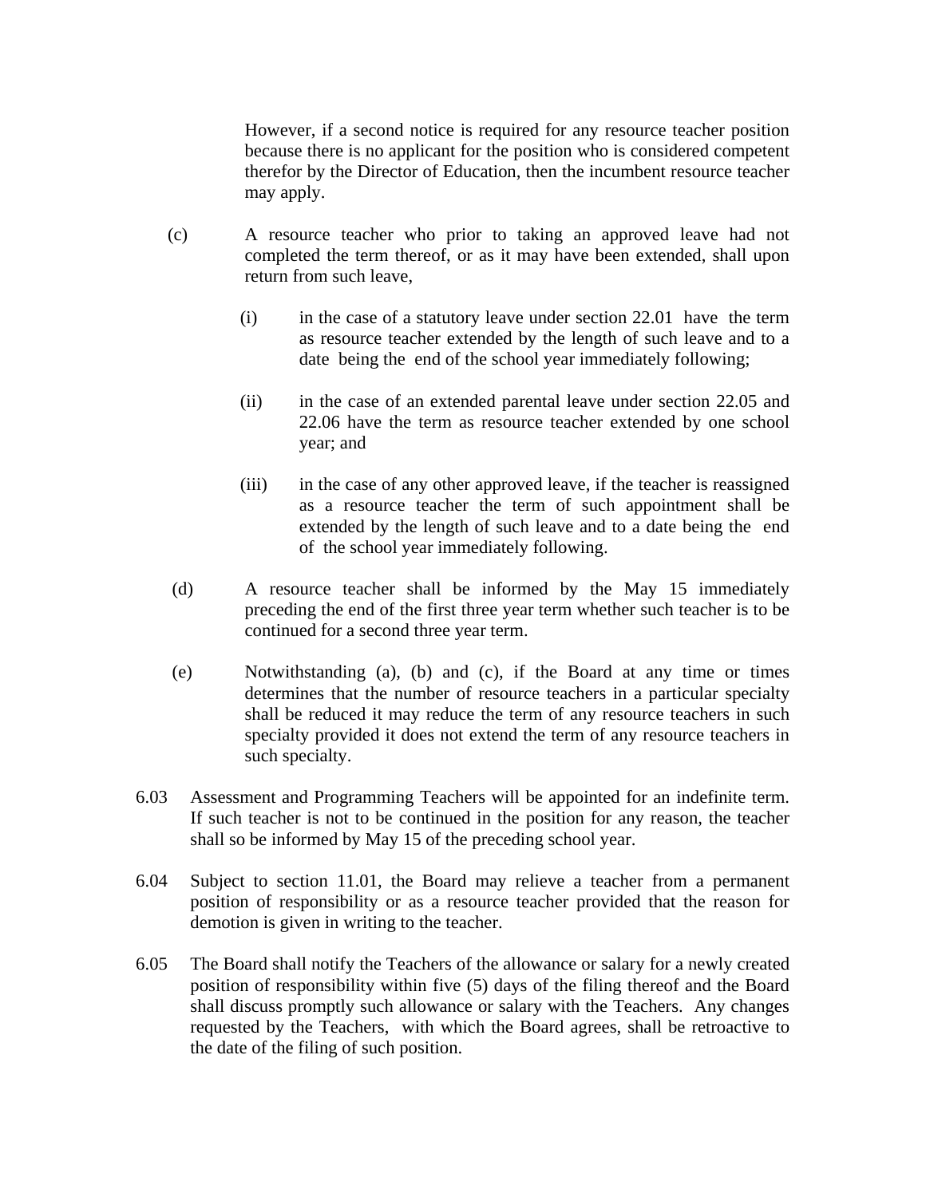However, if a second notice is required for any resource teacher position because there is no applicant for the position who is considered competent therefor by the Director of Education, then the incumbent resource teacher may apply.

(c) A resource teacher who prior to taking an approved leave had not completed the term thereof, or as it may have been extended, shall upon return from such leave,

(i) in the case of a statutory leave under section 22.01 have the term as resource teacher extended by the length of such leave and to a date being the end of the school year immediately following;

(ii) in the case of an extended parental leave under section 22.05 and 22.06 have the term as resource teacher extended by one school year; and

(iii) in the case of any other approved leave, if the teacher is reassigned as a resource teacher the term of such appointment shall be extended by the length of such leave and to a date being the end of the school year immediately following.

(d) A resource teacher shall be informed by the May 15 immediately preceding the end of the first three year term whether such teacher is to be continued for a second three year term.

(e) Notwithstanding (a), (b) and (c), if the Board at any time or times determines that the number of resource teachers in a particular specialty shall be reduced it may reduce the term of any resource teachers in such specialty provided it does not extend the term of any resource teachers in such specialty.

6.03 Assessment and Programming Teachers will be appointed for an indefinite term. If such teacher is not to be continued in the position for any reason, the teacher shall so be informed by May 15 of the preceding school year.

6.04 Subject to section 11.01, the Board may relieve a teacher from a permanent position of responsibility or as a resource teacher provided that the reason for demotion is given in writing to the teacher.

6.05 The Board shall notify the Teachers of the allowance or salary for a newly created position of responsibility within five (5) days of the filing thereof and the Board shall discuss promptly such allowance or salary with the Teachers. Any changes requested by the Teachers, with which the Board agrees, shall be retroactive to the date of the filing of such position.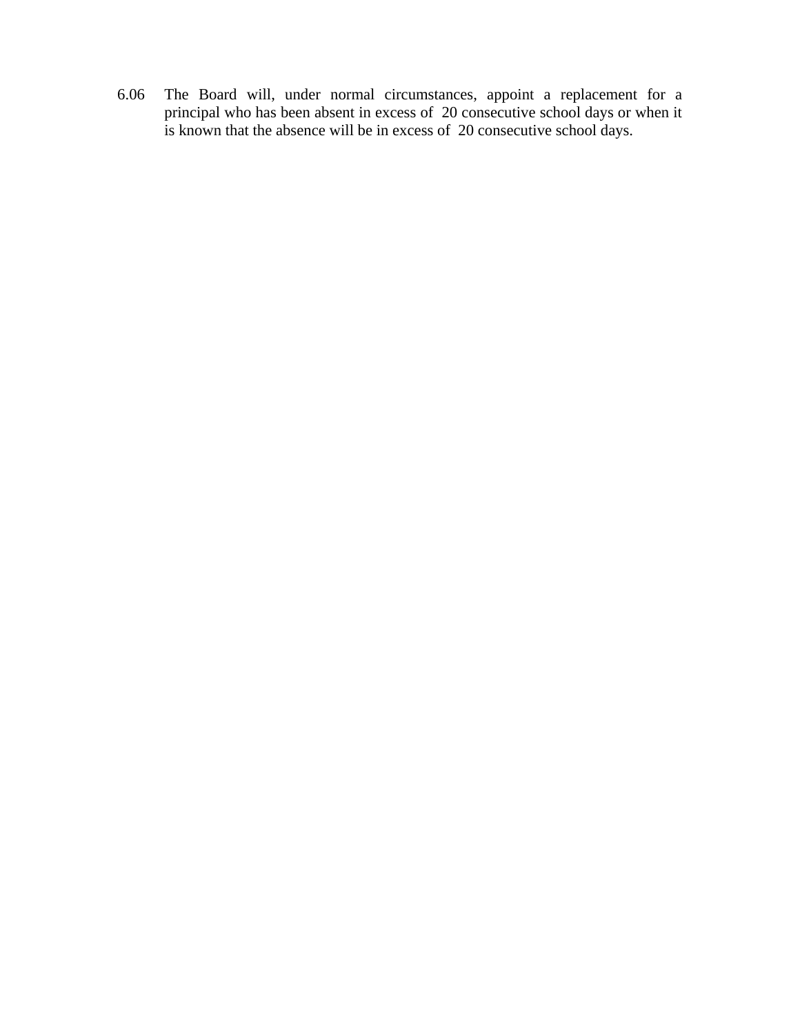6.06 The Board will, under normal circumstances, appoint a replacement for a principal who has been absent in excess of 20 consecutive school days or when it is known that the absence will be in excess of 20 consecutive school days.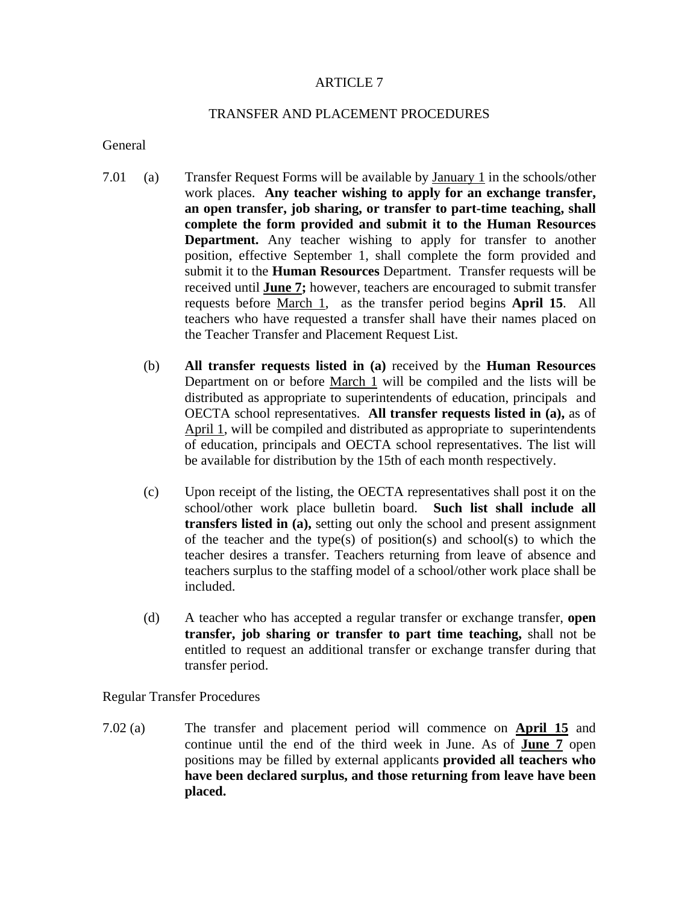# ARTICLE 7

## TRANSFER AND PLACEMENT PROCEDURES

General

7.01 (a) Transfer Request Forms will be available by January 1 in the schools/other work places. **Any teacher wishing to apply for an exchange transfer, an open transfer, job sharing, or transfer to part-time teaching, shall complete the form provided and submit it to the Human Resources Department.** Any teacher wishing to apply for transfer to another position, effective September 1, shall complete the form provided and submit it to the **Human Resources** Department. Transfer requests will be received until **June 7;** however, teachers are encouraged to submit transfer requests before March 1, as the transfer period begins **April 15**. All teachers who have requested a transfer shall have their names placed on the Teacher Transfer and Placement Request List.

(b) **All transfer requests listed in (a)** received by the **Human Resources** Department on or before March 1 will be compiled and the lists will be distributed as appropriate to superintendents of education, principals and OECTA school representatives. **All transfer requests listed in (a),** as of April 1, will be compiled and distributed as appropriate to superintendents of education, principals and OECTA school representatives. The list will be available for distribution by the 15th of each month respectively.

(c) Upon receipt of the listing, the OECTA representatives shall post it on the school/other work place bulletin board. **Such list shall include all transfers listed in (a),** setting out only the school and present assignment of the teacher and the type(s) of position(s) and school(s) to which the teacher desires a transfer. Teachers returning from leave of absence and teachers surplus to the staffing model of a school/other work place shall be included.

(d) A teacher who has accepted a regular transfer or exchange transfer, **open transfer, job sharing or transfer to part time teaching,** shall not be entitled to request an additional transfer or exchange transfer during that transfer period.

Regular Transfer Procedures

7.02 (a) The transfer and placement period will commence on **April 15** and continue until the end of the third week in June. As of **June 7** open positions may be filled by external applicants **provided all teachers who have been declared surplus, and those returning from leave have been placed.**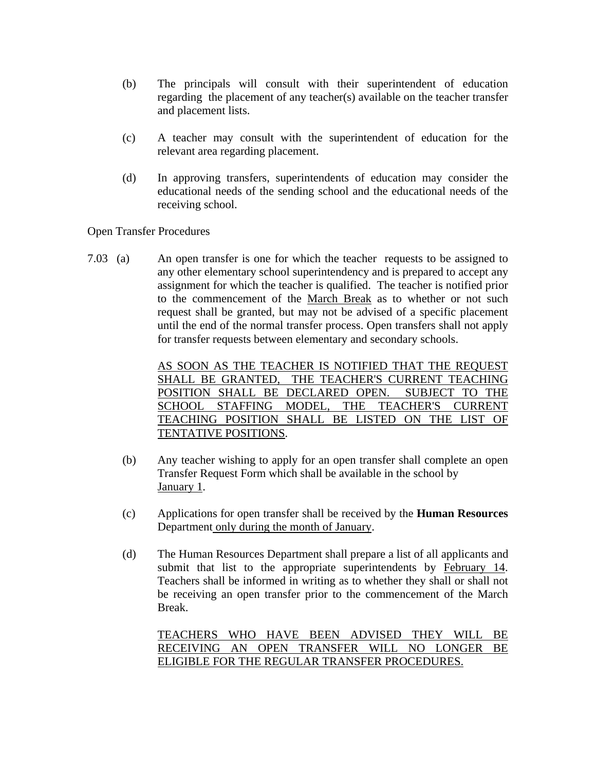(b) The principals will consult with their superintendent of education regarding the placement of any teacher(s) available on the teacher transfer and placement lists.

(c) A teacher may consult with the superintendent of education for the relevant area regarding placement.

(d) In approving transfers, superintendents of education may consider the educational needs of the sending school and the educational needs of the receiving school.

Open Transfer Procedures

7.03 (a) An open transfer is one for which the teacher requests to be assigned to any other elementary school superintendency and is prepared to accept any assignment for which the teacher is qualified. The teacher is notified prior to the commencement of the March Break as to whether or not such request shall be granted, but may not be advised of a specific placement until the end of the normal transfer process. Open transfers shall not apply for transfer requests between elementary and secondary schools.

AS SOON AS THE TEACHER IS NOTIFIED THAT THE REQUEST SHALL BE GRANTED, THE TEACHER'S CURRENT TEACHING POSITION SHALL BE DECLARED OPEN. SUBJECT TO THE SCHOOL STAFFING MODEL, THE TEACHER'S CURRENT TEACHING POSITION SHALL BE LISTED ON THE LIST OF TENTATIVE POSITIONS.

(b) Any teacher wishing to apply for an open transfer shall complete an open Transfer Request Form which shall be available in the school by January 1.

(c) Applications for open transfer shall be received by the **Human Resources** Department only during the month of January.

(d) The Human Resources Department shall prepare a list of all applicants and submit that list to the appropriate superintendents by February 14. Teachers shall be informed in writing as to whether they shall or shall not be receiving an open transfer prior to the commencement of the March Break.

TEACHERS WHO HAVE BEEN ADVISED THEY WILL BE RECEIVING AN OPEN TRANSFER WILL NO LONGER BE ELIGIBLE FOR THE REGULAR TRANSFER PROCEDURES.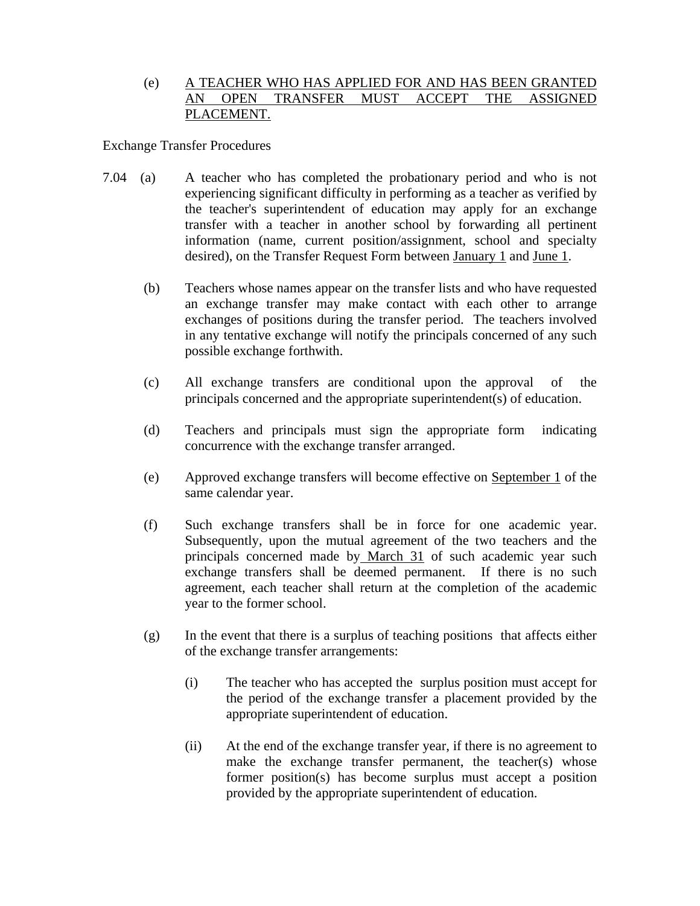(e) <u>A TEACHER WHO HAS APPLIED FOR AND HAS BEEN GRANTED AN OPEN TRANSFER MUST ACCEPT THE ASSIGNED PLACEMENT.</u>

Exchange Transfer Procedures

7.04 (a) A teacher who has completed the probationary period and who is not experiencing significant difficulty in performing as a teacher as verified by the teacher's superintendent of education may apply for an exchange transfer with a teacher in another school by forwarding all pertinent information (name, current position/assignment, school and specialty desired), on the Transfer Request Form between <u>January 1</u> and <u>June 1</u>.

(b) Teachers whose names appear on the transfer lists and who have requested an exchange transfer may make contact with each other to arrange exchanges of positions during the transfer period. The teachers involved in any tentative exchange will notify the principals concerned of any such possible exchange forthwith.

(c) All exchange transfers are conditional upon the approval of the principals concerned and the appropriate superintendent(s) of education.

(d) Teachers and principals must sign the appropriate form indicating concurrence with the exchange transfer arranged.

(e) Approved exchange transfers will become effective on <u>September 1</u> of the same calendar year.

(f) Such exchange transfers shall be in force for one academic year. Subsequently, upon the mutual agreement of the two teachers and the principals concerned made by <u>March 31</u> of such academic year such exchange transfers shall be deemed permanent. If there is no such agreement, each teacher shall return at the completion of the academic year to the former school.

(g) In the event that there is a surplus of teaching positions that affects either of the exchange transfer arrangements:

(i) The teacher who has accepted the surplus position must accept for the period of the exchange transfer a placement provided by the appropriate superintendent of education.

(ii) At the end of the exchange transfer year, if there is no agreement to make the exchange transfer permanent, the teacher(s) whose former position(s) has become surplus must accept a position provided by the appropriate superintendent of education.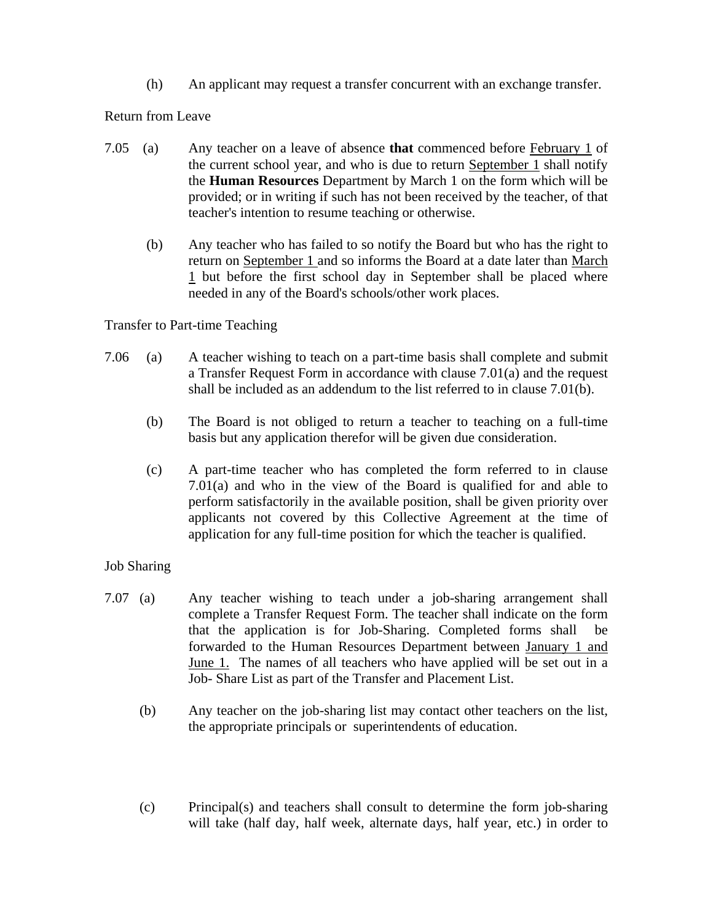(h) An applicant may request a transfer concurrent with an exchange transfer.

Return from Leave

7.05 (a) Any teacher on a leave of absence **that** commenced before February 1 of the current school year, and who is due to return September 1 shall notify the **Human Resources** Department by March 1 on the form which will be provided; or in writing if such has not been received by the teacher, of that teacher's intention to resume teaching or otherwise.

(b) Any teacher who has failed to so notify the Board but who has the right to return on September 1 and so informs the Board at a date later than March 1 but before the first school day in September shall be placed where needed in any of the Board's schools/other work places.

Transfer to Part-time Teaching

7.06 (a) A teacher wishing to teach on a part-time basis shall complete and submit a Transfer Request Form in accordance with clause 7.01(a) and the request shall be included as an addendum to the list referred to in clause 7.01(b).

(b) The Board is not obliged to return a teacher to teaching on a full-time basis but any application therefor will be given due consideration.

(c) A part-time teacher who has completed the form referred to in clause 7.01(a) and who in the view of the Board is qualified for and able to perform satisfactorily in the available position, shall be given priority over applicants not covered by this Collective Agreement at the time of application for any full-time position for which the teacher is qualified.

Job Sharing

7.07 (a) Any teacher wishing to teach under a job-sharing arrangement shall complete a Transfer Request Form. The teacher shall indicate on the form that the application is for Job-Sharing. Completed forms shall be forwarded to the Human Resources Department between January 1 and June 1. The names of all teachers who have applied will be set out in a Job- Share List as part of the Transfer and Placement List.

(b) Any teacher on the job-sharing list may contact other teachers on the list, the appropriate principals or superintendents of education.

(c) Principal(s) and teachers shall consult to determine the form job-sharing will take (half day, half week, alternate days, half year, etc.) in order to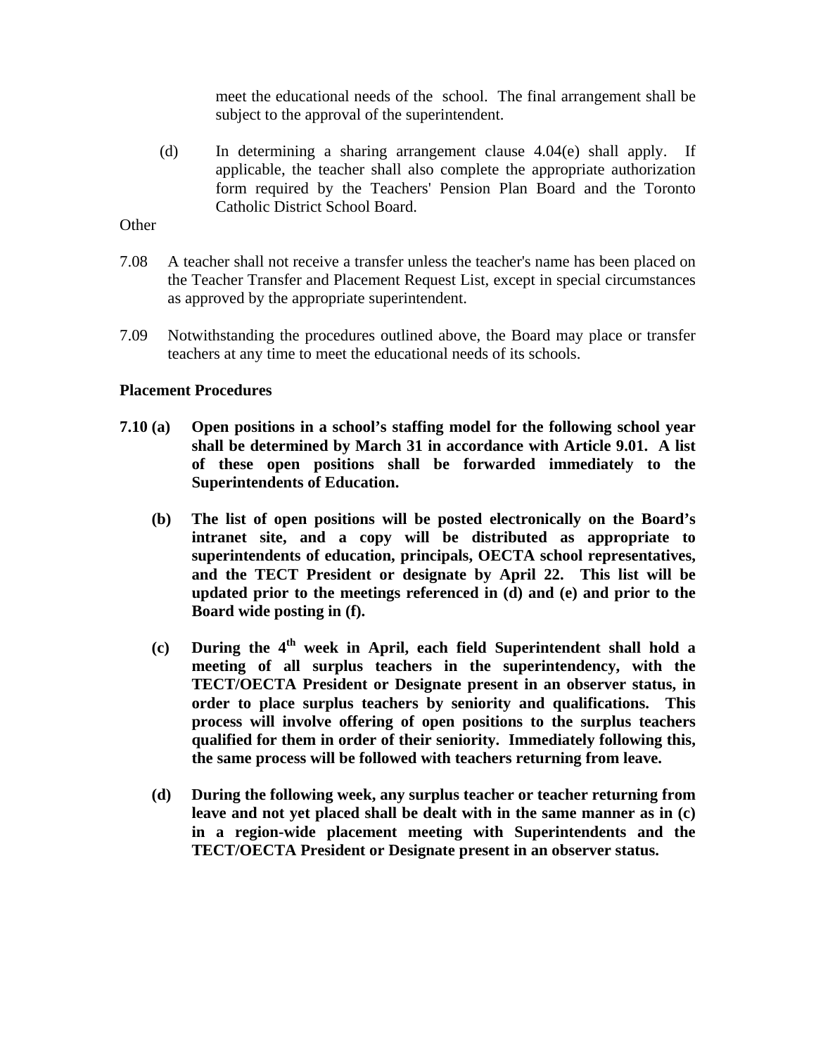meet the educational needs of the school. The final arrangement shall be subject to the approval of the superintendent.

(d) In determining a sharing arrangement clause 4.04(e) shall apply. If applicable, the teacher shall also complete the appropriate authorization form required by the Teachers' Pension Plan Board and the Toronto Catholic District School Board.

Other

7.08 A teacher shall not receive a transfer unless the teacher's name has been placed on the Teacher Transfer and Placement Request List, except in special circumstances as approved by the appropriate superintendent.

7.09 Notwithstanding the procedures outlined above, the Board may place or transfer teachers at any time to meet the educational needs of its schools.

**Placement Procedures**

**7.10 (a) Open positions in a school's staffing model for the following school year shall be determined by March 31 in accordance with Article 9.01. A list of these open positions shall be forwarded immediately to the Superintendents of Education.**

**(b) The list of open positions will be posted electronically on the Board's intranet site, and a copy will be distributed as appropriate to superintendents of education, principals, OECTA school representatives, and the TECT President or designate by April 22. This list will be updated prior to the meetings referenced in (d) and (e) and prior to the Board wide posting in (f).**

**(c) During the 4th week in April, each field Superintendent shall hold a meeting of all surplus teachers in the superintendency, with the TECT/OECTA President or Designate present in an observer status, in order to place surplus teachers by seniority and qualifications. This process will involve offering of open positions to the surplus teachers qualified for them in order of their seniority. Immediately following this, the same process will be followed with teachers returning from leave.**

**(d) During the following week, any surplus teacher or teacher returning from leave and not yet placed shall be dealt with in the same manner as in (c) in a region-wide placement meeting with Superintendents and the TECT/OECTA President or Designate present in an observer status.**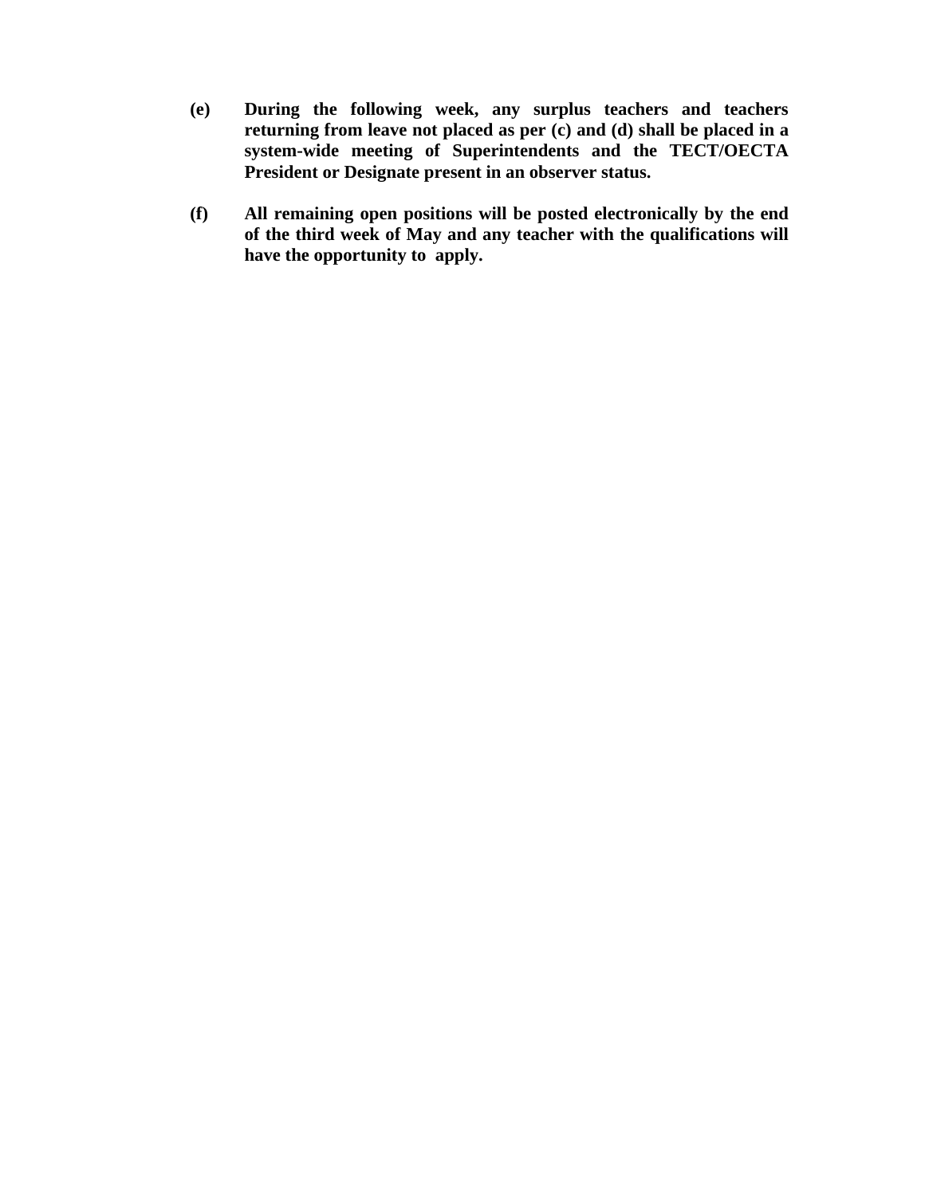**(e)** **During the following week, any surplus teachers and teachers returning from leave not placed as per (c) and (d) shall be placed in a system-wide meeting of Superintendents and the TECT/OECTA President or Designate present in an observer status.**

**(f)** **All remaining open positions will be posted electronically by the end of the third week of May and any teacher with the qualifications will have the opportunity to apply.**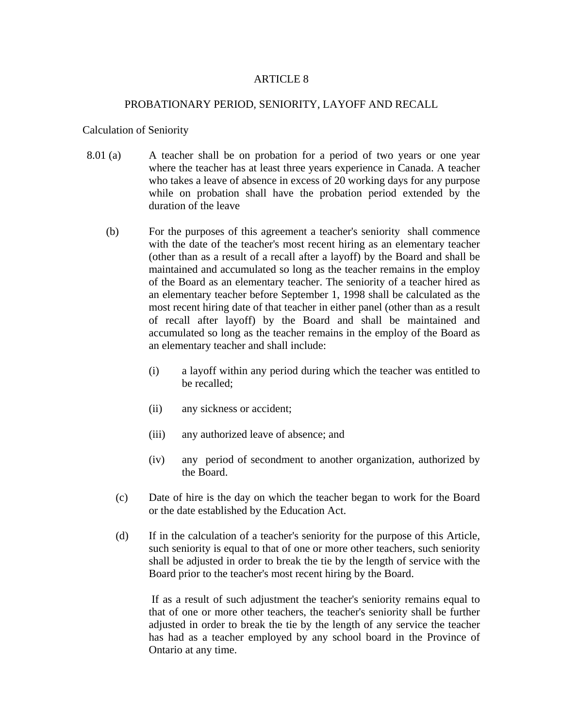# ARTICLE 8

## PROBATIONARY PERIOD, SENIORITY, LAYOFF AND RECALL

### Calculation of Seniority

8.01 (a) A teacher shall be on probation for a period of two years or one year where the teacher has at least three years experience in Canada. A teacher who takes a leave of absence in excess of 20 working days for any purpose while on probation shall have the probation period extended by the duration of the leave

(b) For the purposes of this agreement a teacher's seniority shall commence with the date of the teacher's most recent hiring as an elementary teacher (other than as a result of a recall after a layoff) by the Board and shall be maintained and accumulated so long as the teacher remains in the employ of the Board as an elementary teacher. The seniority of a teacher hired as an elementary teacher before September 1, 1998 shall be calculated as the most recent hiring date of that teacher in either panel (other than as a result of recall after layoff) by the Board and shall be maintained and accumulated so long as the teacher remains in the employ of the Board as an elementary teacher and shall include:

(i) a layoff within any period during which the teacher was entitled to be recalled;

(ii) any sickness or accident;

(iii) any authorized leave of absence; and

(iv) any period of secondment to another organization, authorized by the Board.

(c) Date of hire is the day on which the teacher began to work for the Board or the date established by the Education Act.

(d) If in the calculation of a teacher's seniority for the purpose of this Article, such seniority is equal to that of one or more other teachers, such seniority shall be adjusted in order to break the tie by the length of service with the Board prior to the teacher's most recent hiring by the Board.

If as a result of such adjustment the teacher's seniority remains equal to that of one or more other teachers, the teacher's seniority shall be further adjusted in order to break the tie by the length of any service the teacher has had as a teacher employed by any school board in the Province of Ontario at any time.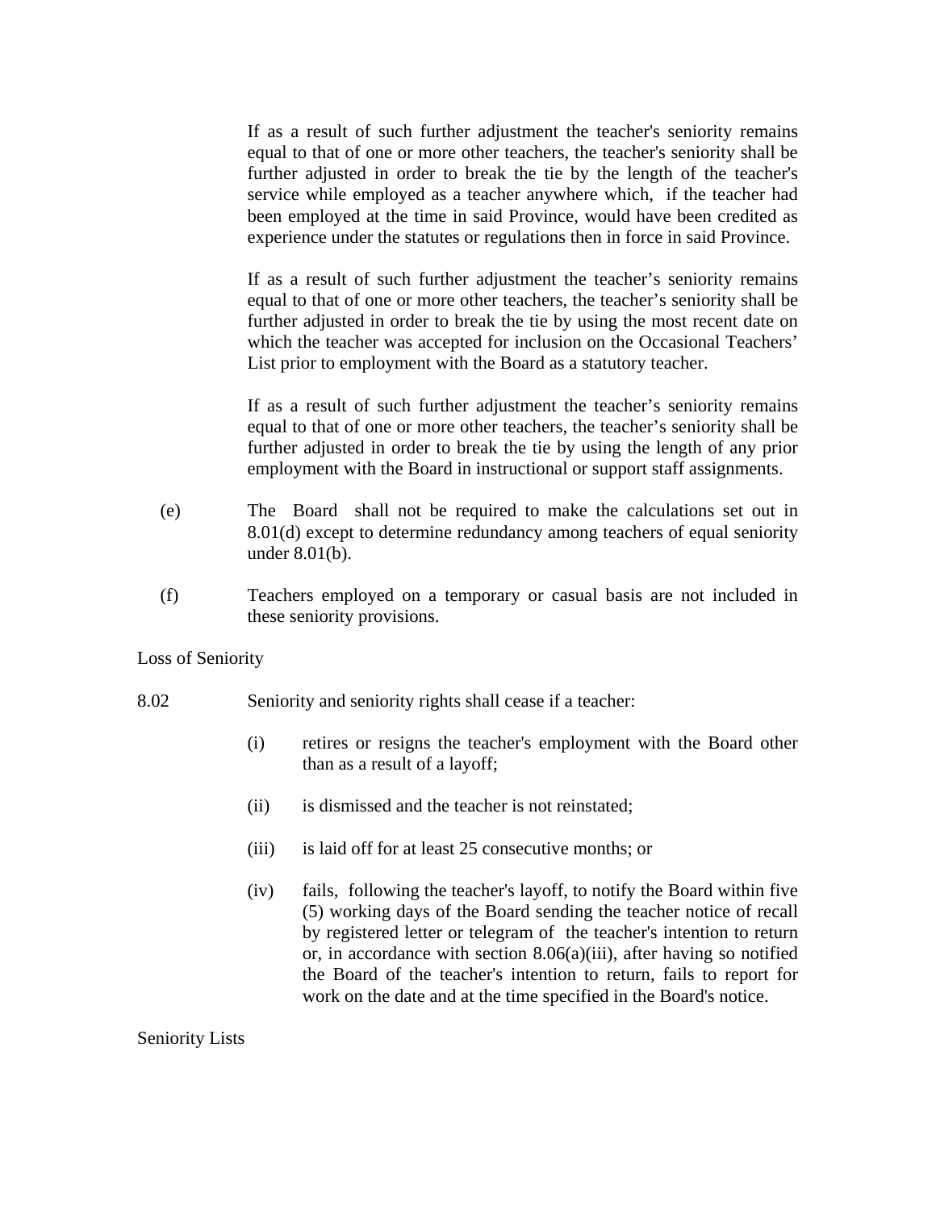If as a result of such further adjustment the teacher's seniority remains equal to that of one or more other teachers, the teacher's seniority shall be further adjusted in order to break the tie by the length of the teacher's service while employed as a teacher anywhere which, if the teacher had been employed at the time in said Province, would have been credited as experience under the statutes or regulations then in force in said Province.

If as a result of such further adjustment the teacher’s seniority remains equal to that of one or more other teachers, the teacher’s seniority shall be further adjusted in order to break the tie by using the most recent date on which the teacher was accepted for inclusion on the Occasional Teachers’ List prior to employment with the Board as a statutory teacher.

If as a result of such further adjustment the teacher’s seniority remains equal to that of one or more other teachers, the teacher’s seniority shall be further adjusted in order to break the tie by using the length of any prior employment with the Board in instructional or support staff assignments.

(e) The Board shall not be required to make the calculations set out in 8.01(d) except to determine redundancy among teachers of equal seniority under 8.01(b).

(f) Teachers employed on a temporary or casual basis are not included in these seniority provisions.

Loss of Seniority

8.02 Seniority and seniority rights shall cease if a teacher:

(i) retires or resigns the teacher's employment with the Board other than as a result of a layoff;

(ii) is dismissed and the teacher is not reinstated;

(iii) is laid off for at least 25 consecutive months; or

(iv) fails, following the teacher's layoff, to notify the Board within five (5) working days of the Board sending the teacher notice of recall by registered letter or telegram of the teacher's intention to return or, in accordance with section 8.06(a)(iii), after having so notified the Board of the teacher's intention to return, fails to report for work on the date and at the time specified in the Board's notice.

Seniority Lists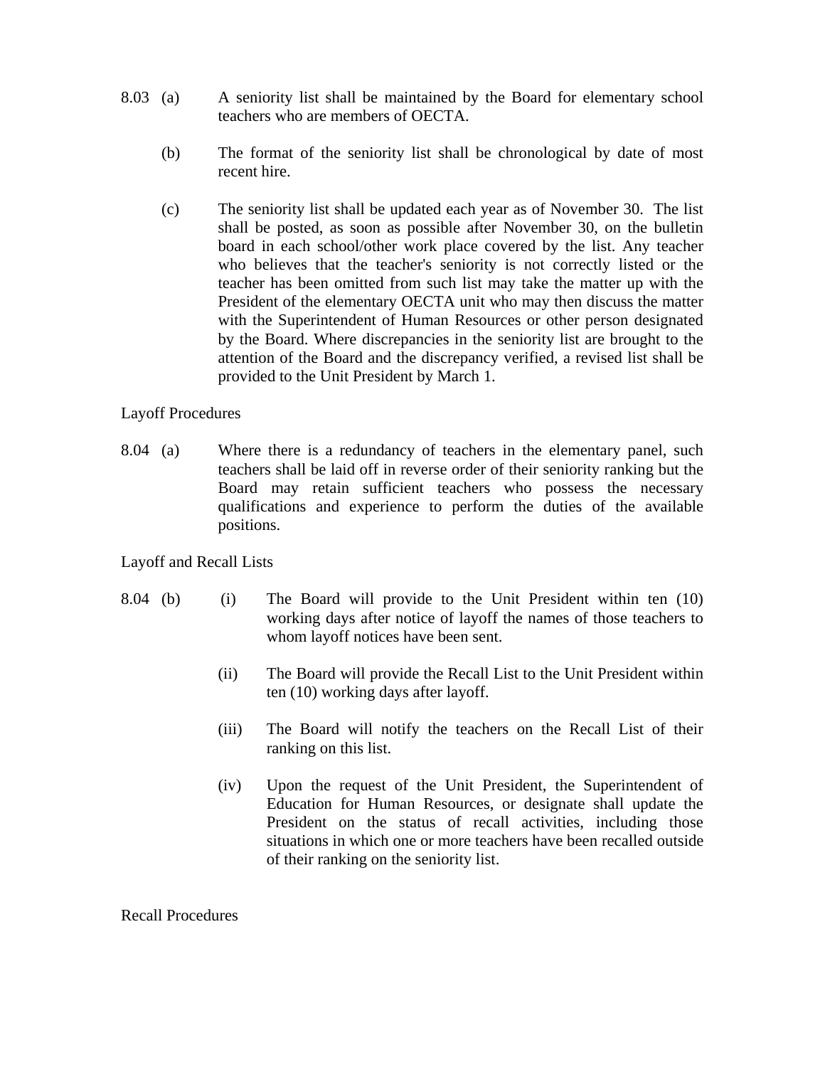8.03 (a) A seniority list shall be maintained by the Board for elementary school teachers who are members of OECTA.

(b) The format of the seniority list shall be chronological by date of most recent hire.

(c) The seniority list shall be updated each year as of November 30. The list shall be posted, as soon as possible after November 30, on the bulletin board in each school/other work place covered by the list. Any teacher who believes that the teacher's seniority is not correctly listed or the teacher has been omitted from such list may take the matter up with the President of the elementary OECTA unit who may then discuss the matter with the Superintendent of Human Resources or other person designated by the Board. Where discrepancies in the seniority list are brought to the attention of the Board and the discrepancy verified, a revised list shall be provided to the Unit President by March 1.

Layoff Procedures

8.04 (a) Where there is a redundancy of teachers in the elementary panel, such teachers shall be laid off in reverse order of their seniority ranking but the Board may retain sufficient teachers who possess the necessary qualifications and experience to perform the duties of the available positions.

Layoff and Recall Lists

8.04 (b) (i) The Board will provide to the Unit President within ten (10) working days after notice of layoff the names of those teachers to whom layoff notices have been sent.

(ii) The Board will provide the Recall List to the Unit President within ten (10) working days after layoff.

(iii) The Board will notify the teachers on the Recall List of their ranking on this list.

(iv) Upon the request of the Unit President, the Superintendent of Education for Human Resources, or designate shall update the President on the status of recall activities, including those situations in which one or more teachers have been recalled outside of their ranking on the seniority list.

Recall Procedures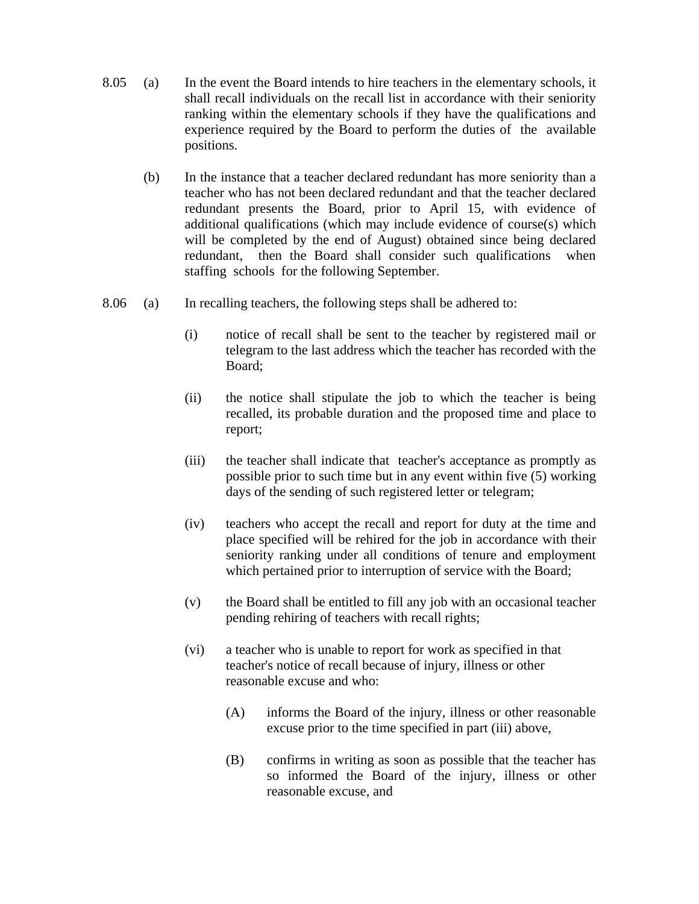8.05 (a) In the event the Board intends to hire teachers in the elementary schools, it shall recall individuals on the recall list in accordance with their seniority ranking within the elementary schools if they have the qualifications and experience required by the Board to perform the duties of the available positions.

(b) In the instance that a teacher declared redundant has more seniority than a teacher who has not been declared redundant and that the teacher declared redundant presents the Board, prior to April 15, with evidence of additional qualifications (which may include evidence of course(s) which will be completed by the end of August) obtained since being declared redundant, then the Board shall consider such qualifications when staffing schools for the following September.

8.06 (a) In recalling teachers, the following steps shall be adhered to:

(i) notice of recall shall be sent to the teacher by registered mail or telegram to the last address which the teacher has recorded with the Board;

(ii) the notice shall stipulate the job to which the teacher is being recalled, its probable duration and the proposed time and place to report;

(iii) the teacher shall indicate that teacher's acceptance as promptly as possible prior to such time but in any event within five (5) working days of the sending of such registered letter or telegram;

(iv) teachers who accept the recall and report for duty at the time and place specified will be rehired for the job in accordance with their seniority ranking under all conditions of tenure and employment which pertained prior to interruption of service with the Board;

(v) the Board shall be entitled to fill any job with an occasional teacher pending rehiring of teachers with recall rights;

(vi) a teacher who is unable to report for work as specified in that teacher's notice of recall because of injury, illness or other reasonable excuse and who:

(A) informs the Board of the injury, illness or other reasonable excuse prior to the time specified in part (iii) above,

(B) confirms in writing as soon as possible that the teacher has so informed the Board of the injury, illness or other reasonable excuse, and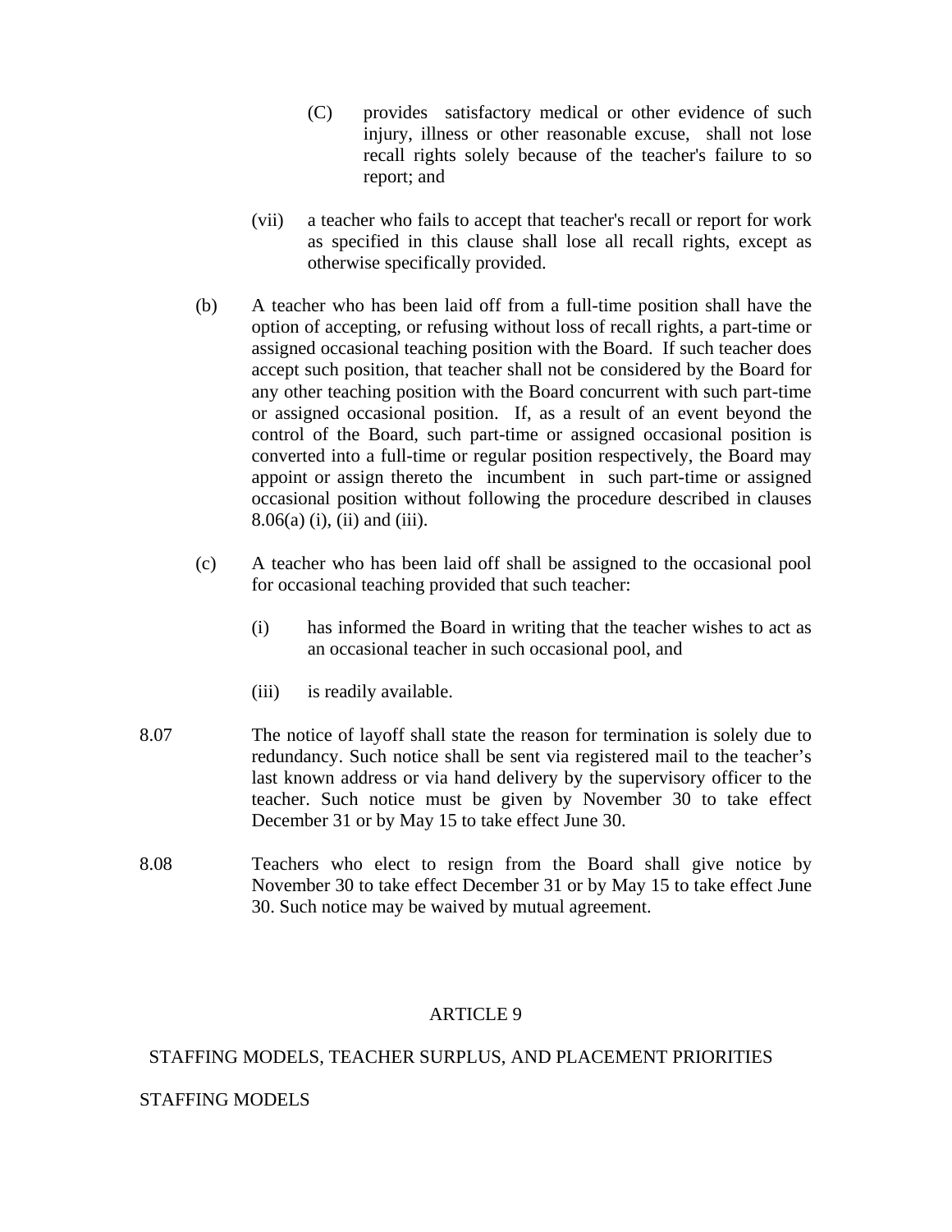(C) provides satisfactory medical or other evidence of such injury, illness or other reasonable excuse, shall not lose recall rights solely because of the teacher's failure to so report; and

(vii) a teacher who fails to accept that teacher's recall or report for work as specified in this clause shall lose all recall rights, except as otherwise specifically provided.

(b) A teacher who has been laid off from a full-time position shall have the option of accepting, or refusing without loss of recall rights, a part-time or assigned occasional teaching position with the Board. If such teacher does accept such position, that teacher shall not be considered by the Board for any other teaching position with the Board concurrent with such part-time or assigned occasional position. If, as a result of an event beyond the control of the Board, such part-time or assigned occasional position is converted into a full-time or regular position respectively, the Board may appoint or assign thereto the incumbent in such part-time or assigned occasional position without following the procedure described in clauses 8.06(a) (i), (ii) and (iii).

(c) A teacher who has been laid off shall be assigned to the occasional pool for occasional teaching provided that such teacher:

(i) has informed the Board in writing that the teacher wishes to act as an occasional teacher in such occasional pool, and

(iii) is readily available.

8.07 The notice of layoff shall state the reason for termination is solely due to redundancy. Such notice shall be sent via registered mail to the teacher's last known address or via hand delivery by the supervisory officer to the teacher. Such notice must be given by November 30 to take effect December 31 or by May 15 to take effect June 30.

8.08 Teachers who elect to resign from the Board shall give notice by November 30 to take effect December 31 or by May 15 to take effect June 30. Such notice may be waived by mutual agreement.

# ARTICLE 9

## STAFFING MODELS, TEACHER SURPLUS, AND PLACEMENT PRIORITIES

### STAFFING MODELS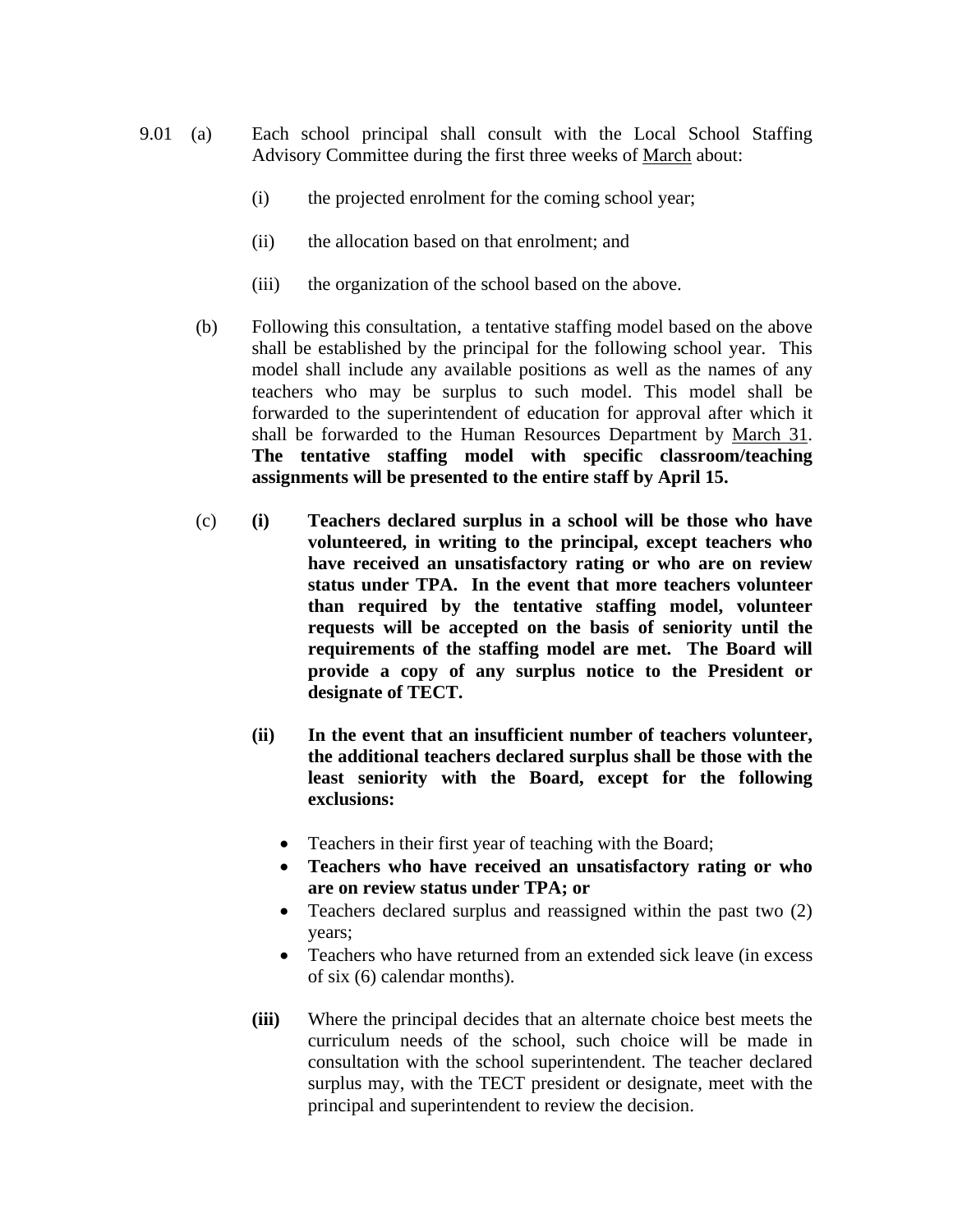9.01 (a) Each school principal shall consult with the Local School Staffing Advisory Committee during the first three weeks of March about:

(i) the projected enrolment for the coming school year;

(ii) the allocation based on that enrolment; and

(iii) the organization of the school based on the above.

(b) Following this consultation, a tentative staffing model based on the above shall be established by the principal for the following school year. This model shall include any available positions as well as the names of any teachers who may be surplus to such model. This model shall be forwarded to the superintendent of education for approval after which it shall be forwarded to the Human Resources Department by March 31. **The tentative staffing model with specific classroom/teaching assignments will be presented to the entire staff by April 15.**

(c) **(i) Teachers declared surplus in a school will be those who have volunteered, in writing to the principal, except teachers who have received an unsatisfactory rating or who are on review status under TPA. In the event that more teachers volunteer than required by the tentative staffing model, volunteer requests will be accepted on the basis of seniority until the requirements of the staffing model are met. The Board will provide a copy of any surplus notice to the President or designate of TECT.**

**(ii) In the event that an insufficient number of teachers volunteer, the additional teachers declared surplus shall be those with the least seniority with the Board, except for the following exclusions:**

- Teachers in their first year of teaching with the Board;
- **Teachers who have received an unsatisfactory rating or who are on review status under TPA; or**
- Teachers declared surplus and reassigned within the past two (2) years;
- Teachers who have returned from an extended sick leave (in excess of six (6) calendar months).

**(iii)** Where the principal decides that an alternate choice best meets the curriculum needs of the school, such choice will be made in consultation with the school superintendent. The teacher declared surplus may, with the TECT president or designate, meet with the principal and superintendent to review the decision.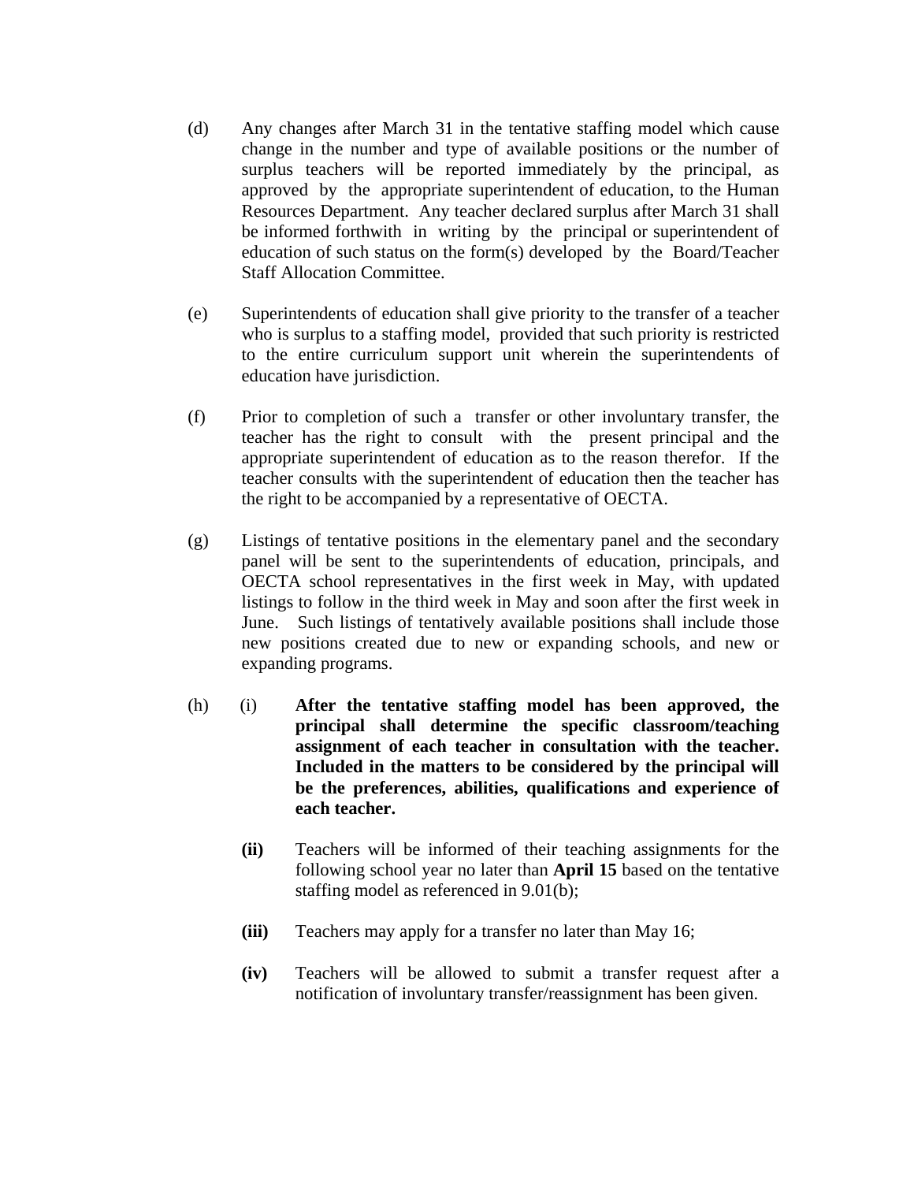(d) Any changes after March 31 in the tentative staffing model which cause change in the number and type of available positions or the number of surplus teachers will be reported immediately by the principal, as approved by the appropriate superintendent of education, to the Human Resources Department. Any teacher declared surplus after March 31 shall be informed forthwith in writing by the principal or superintendent of education of such status on the form(s) developed by the Board/Teacher Staff Allocation Committee.

(e) Superintendents of education shall give priority to the transfer of a teacher who is surplus to a staffing model, provided that such priority is restricted to the entire curriculum support unit wherein the superintendents of education have jurisdiction.

(f) Prior to completion of such a transfer or other involuntary transfer, the teacher has the right to consult with the present principal and the appropriate superintendent of education as to the reason therefor. If the teacher consults with the superintendent of education then the teacher has the right to be accompanied by a representative of OECTA.

(g) Listings of tentative positions in the elementary panel and the secondary panel will be sent to the superintendents of education, principals, and OECTA school representatives in the first week in May, with updated listings to follow in the third week in May and soon after the first week in June. Such listings of tentatively available positions shall include those new positions created due to new or expanding schools, and new or expanding programs.

(h) (i) **After the tentative staffing model has been approved, the principal shall determine the specific classroom/teaching assignment of each teacher in consultation with the teacher. Included in the matters to be considered by the principal will be the preferences, abilities, qualifications and experience of each teacher.**

**(ii)** Teachers will be informed of their teaching assignments for the following school year no later than **April 15** based on the tentative staffing model as referenced in 9.01(b);

**(iii)** Teachers may apply for a transfer no later than May 16;

**(iv)** Teachers will be allowed to submit a transfer request after a notification of involuntary transfer/reassignment has been given.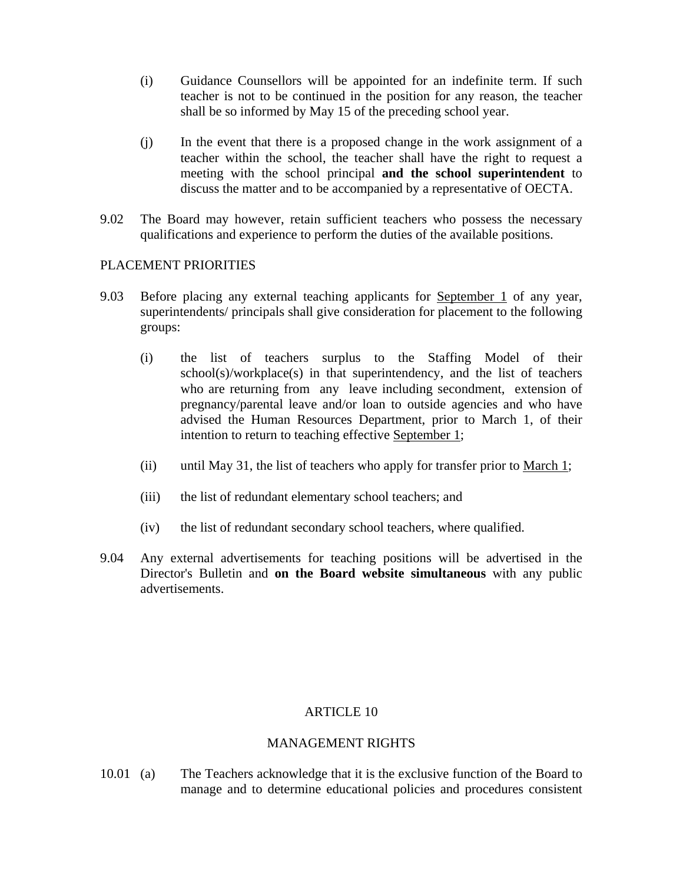(i) Guidance Counsellors will be appointed for an indefinite term. If such teacher is not to be continued in the position for any reason, the teacher shall be so informed by May 15 of the preceding school year.

(j) In the event that there is a proposed change in the work assignment of a teacher within the school, the teacher shall have the right to request a meeting with the school principal **and the school superintendent** to discuss the matter and to be accompanied by a representative of OECTA.

9.02 The Board may however, retain sufficient teachers who possess the necessary qualifications and experience to perform the duties of the available positions.

PLACEMENT PRIORITIES

9.03 Before placing any external teaching applicants for <u>September 1</u> of any year, superintendents/ principals shall give consideration for placement to the following groups:

(i) the list of teachers surplus to the Staffing Model of their school(s)/workplace(s) in that superintendency, and the list of teachers who are returning from any leave including secondment, extension of pregnancy/parental leave and/or loan to outside agencies and who have advised the Human Resources Department, prior to March 1, of their intention to return to teaching effective <u>September 1</u>;

(ii) until May 31, the list of teachers who apply for transfer prior to <u>March 1</u>;

(iii) the list of redundant elementary school teachers; and

(iv) the list of redundant secondary school teachers, where qualified.

9.04 Any external advertisements for teaching positions will be advertised in the Director's Bulletin and **on the Board website simultaneous** with any public advertisements.

## ARTICLE 10

## MANAGEMENT RIGHTS

10.01 (a) The Teachers acknowledge that it is the exclusive function of the Board to manage and to determine educational policies and procedures consistent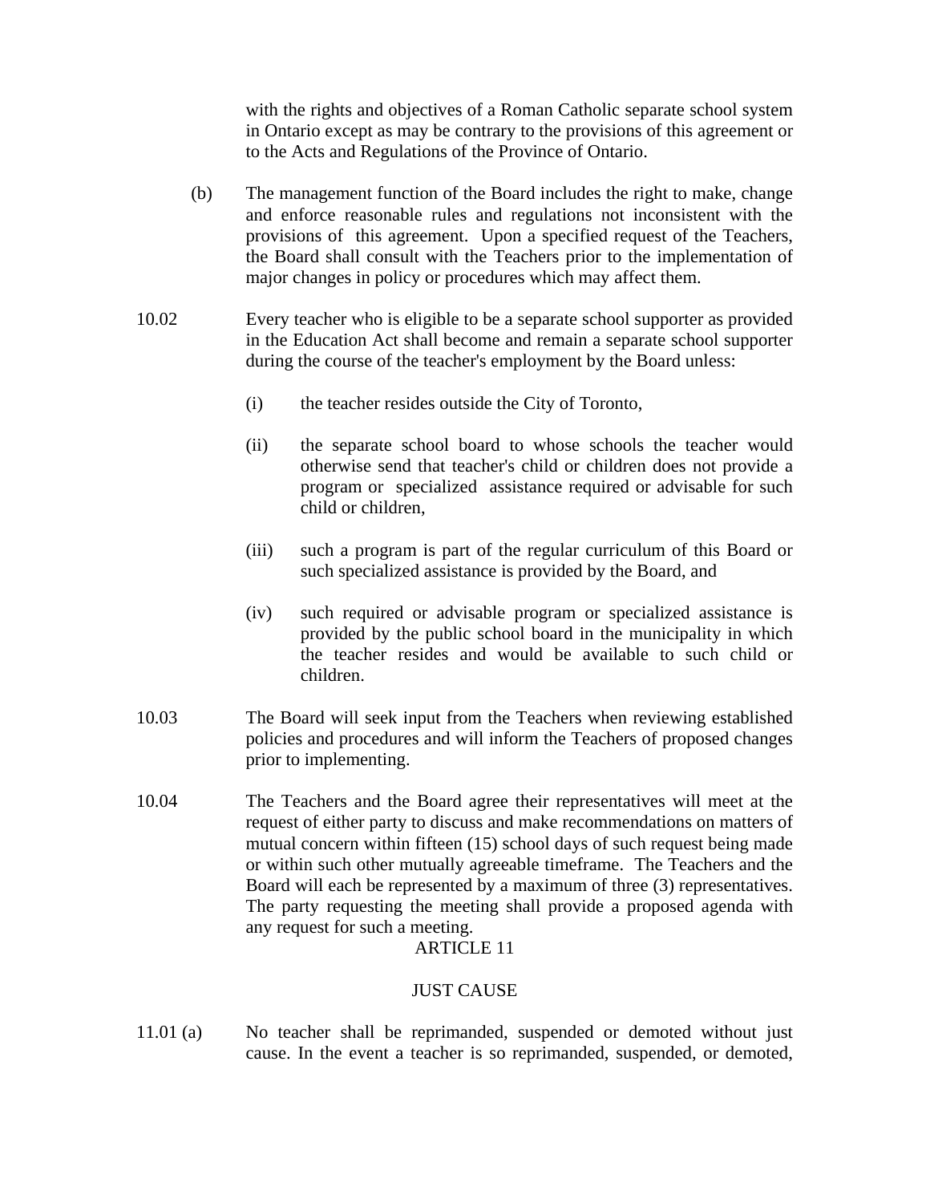with the rights and objectives of a Roman Catholic separate school system in Ontario except as may be contrary to the provisions of this agreement or to the Acts and Regulations of the Province of Ontario.

(b) The management function of the Board includes the right to make, change and enforce reasonable rules and regulations not inconsistent with the provisions of this agreement. Upon a specified request of the Teachers, the Board shall consult with the Teachers prior to the implementation of major changes in policy or procedures which may affect them.

10.02 Every teacher who is eligible to be a separate school supporter as provided in the Education Act shall become and remain a separate school supporter during the course of the teacher's employment by the Board unless:

(i) the teacher resides outside the City of Toronto,

(ii) the separate school board to whose schools the teacher would otherwise send that teacher's child or children does not provide a program or specialized assistance required or advisable for such child or children,

(iii) such a program is part of the regular curriculum of this Board or such specialized assistance is provided by the Board, and

(iv) such required or advisable program or specialized assistance is provided by the public school board in the municipality in which the teacher resides and would be available to such child or children.

10.03 The Board will seek input from the Teachers when reviewing established policies and procedures and will inform the Teachers of proposed changes prior to implementing.

10.04 The Teachers and the Board agree their representatives will meet at the request of either party to discuss and make recommendations on matters of mutual concern within fifteen (15) school days of such request being made or within such other mutually agreeable timeframe. The Teachers and the Board will each be represented by a maximum of three (3) representatives. The party requesting the meeting shall provide a proposed agenda with any request for such a meeting.

## ARTICLE 11

## JUST CAUSE

11.01 (a) No teacher shall be reprimanded, suspended or demoted without just cause. In the event a teacher is so reprimanded, suspended, or demoted,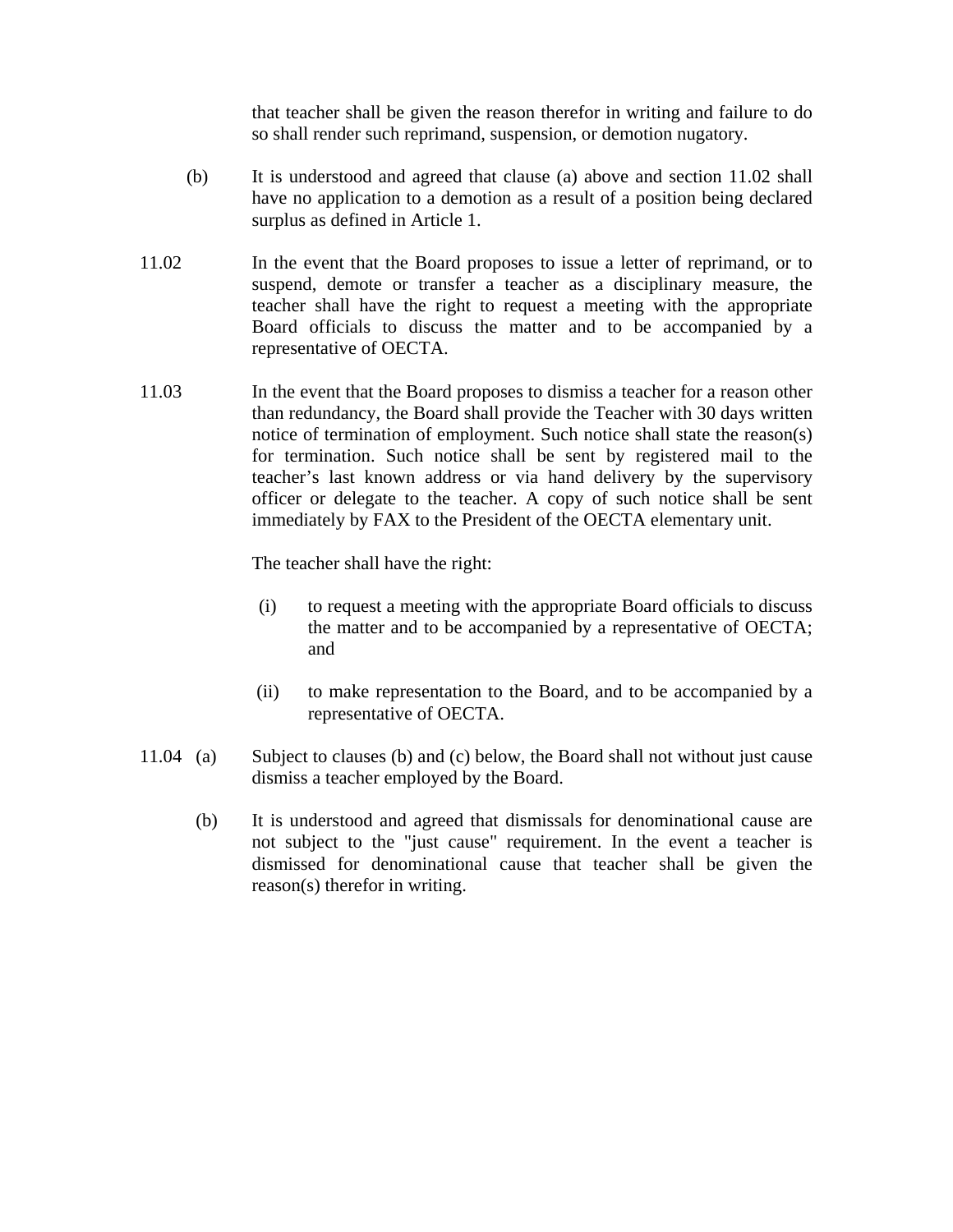that teacher shall be given the reason therefor in writing and failure to do so shall render such reprimand, suspension, or demotion nugatory.

(b) It is understood and agreed that clause (a) above and section 11.02 shall have no application to a demotion as a result of a position being declared surplus as defined in Article 1.

11.02 In the event that the Board proposes to issue a letter of reprimand, or to suspend, demote or transfer a teacher as a disciplinary measure, the teacher shall have the right to request a meeting with the appropriate Board officials to discuss the matter and to be accompanied by a representative of OECTA.

11.03 In the event that the Board proposes to dismiss a teacher for a reason other than redundancy, the Board shall provide the Teacher with 30 days written notice of termination of employment. Such notice shall state the reason(s) for termination. Such notice shall be sent by registered mail to the teacher's last known address or via hand delivery by the supervisory officer or delegate to the teacher. A copy of such notice shall be sent immediately by FAX to the President of the OECTA elementary unit.

The teacher shall have the right:

(i) to request a meeting with the appropriate Board officials to discuss the matter and to be accompanied by a representative of OECTA; and

(ii) to make representation to the Board, and to be accompanied by a representative of OECTA.

11.04 (a) Subject to clauses (b) and (c) below, the Board shall not without just cause dismiss a teacher employed by the Board.

(b) It is understood and agreed that dismissals for denominational cause are not subject to the "just cause" requirement. In the event a teacher is dismissed for denominational cause that teacher shall be given the reason(s) therefor in writing.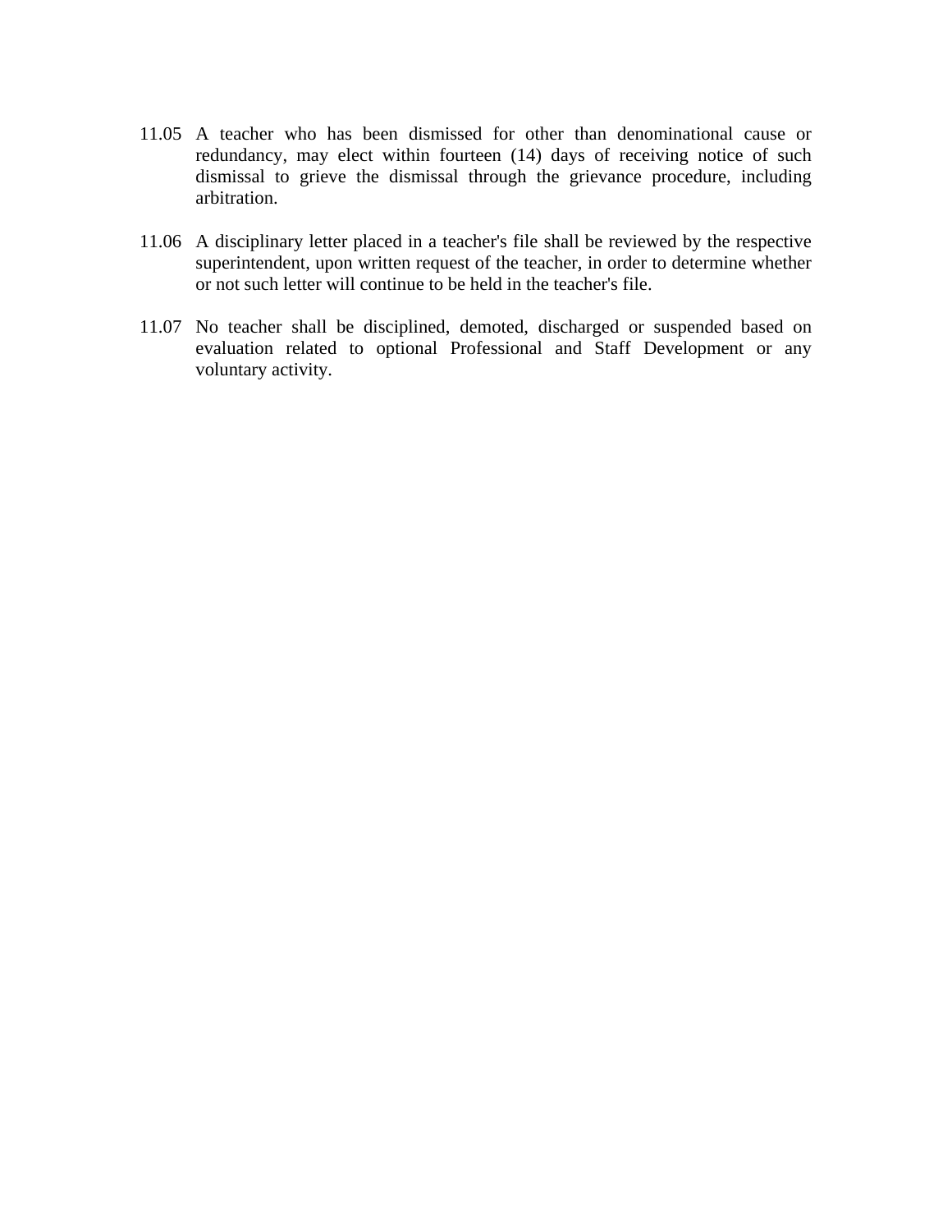11.05 A teacher who has been dismissed for other than denominational cause or redundancy, may elect within fourteen (14) days of receiving notice of such dismissal to grieve the dismissal through the grievance procedure, including arbitration.

11.06 A disciplinary letter placed in a teacher's file shall be reviewed by the respective superintendent, upon written request of the teacher, in order to determine whether or not such letter will continue to be held in the teacher's file.

11.07 No teacher shall be disciplined, demoted, discharged or suspended based on evaluation related to optional Professional and Staff Development or any voluntary activity.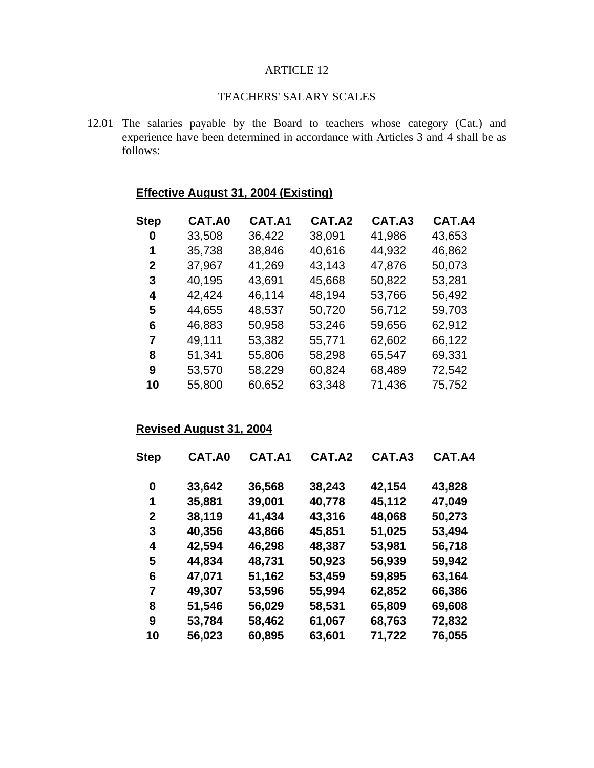# ARTICLE 12

## TEACHERS' SALARY SCALES

12.01 The salaries payable by the Board to teachers whose category (Cat.) and experience have been determined in accordance with Articles 3 and 4 shall be as follows:

**Effective August 31, 2004 (Existing)**

| Step | CAT.A0 | CAT.A1 | CAT.A2 | CAT.A3 | CAT.A4 |
|---|---|---|---|---|---|
| 0 | 33,508 | 36,422 | 38,091 | 41,986 | 43,653 |
| 1 | 35,738 | 38,846 | 40,616 | 44,932 | 46,862 |
| 2 | 37,967 | 41,269 | 43,143 | 47,876 | 50,073 |
| 3 | 40,195 | 43,691 | 45,668 | 50,822 | 53,281 |
| 4 | 42,424 | 46,114 | 48,194 | 53,766 | 56,492 |
| 5 | 44,655 | 48,537 | 50,720 | 56,712 | 59,703 |
| 6 | 46,883 | 50,958 | 53,246 | 59,656 | 62,912 |
| 7 | 49,111 | 53,382 | 55,771 | 62,602 | 66,122 |
| 8 | 51,341 | 55,806 | 58,298 | 65,547 | 69,331 |
| 9 | 53,570 | 58,229 | 60,824 | 68,489 | 72,542 |
| 10 | 55,800 | 60,652 | 63,348 | 71,436 | 75,752 |

**Revised August 31, 2004**

| Step | CAT.A0 | CAT.A1 | CAT.A2 | CAT.A3 | CAT.A4 |
|---|---|---|---|---|---|
| **0** | **33,642** | **36,568** | **38,243** | **42,154** | **43,828** |
| **1** | **35,881** | **39,001** | **40,778** | **45,112** | **47,049** |
| **2** | **38,119** | **41,434** | **43,316** | **48,068** | **50,273** |
| **3** | **40,356** | **43,866** | **45,851** | **51,025** | **53,494** |
| **4** | **42,594** | **46,298** | **48,387** | **53,981** | **56,718** |
| **5** | **44,834** | **48,731** | **50,923** | **56,939** | **59,942** |
| **6** | **47,071** | **51,162** | **53,459** | **59,895** | **63,164** |
| **7** | **49,307** | **53,596** | **55,994** | **62,852** | **66,386** |
| **8** | **51,546** | **56,029** | **58,531** | **65,809** | **69,608** |
| **9** | **53,784** | **58,462** | **61,067** | **68,763** | **72,832** |
| **10** | **56,023** | **60,895** | **63,601** | **71,722** | **76,055** |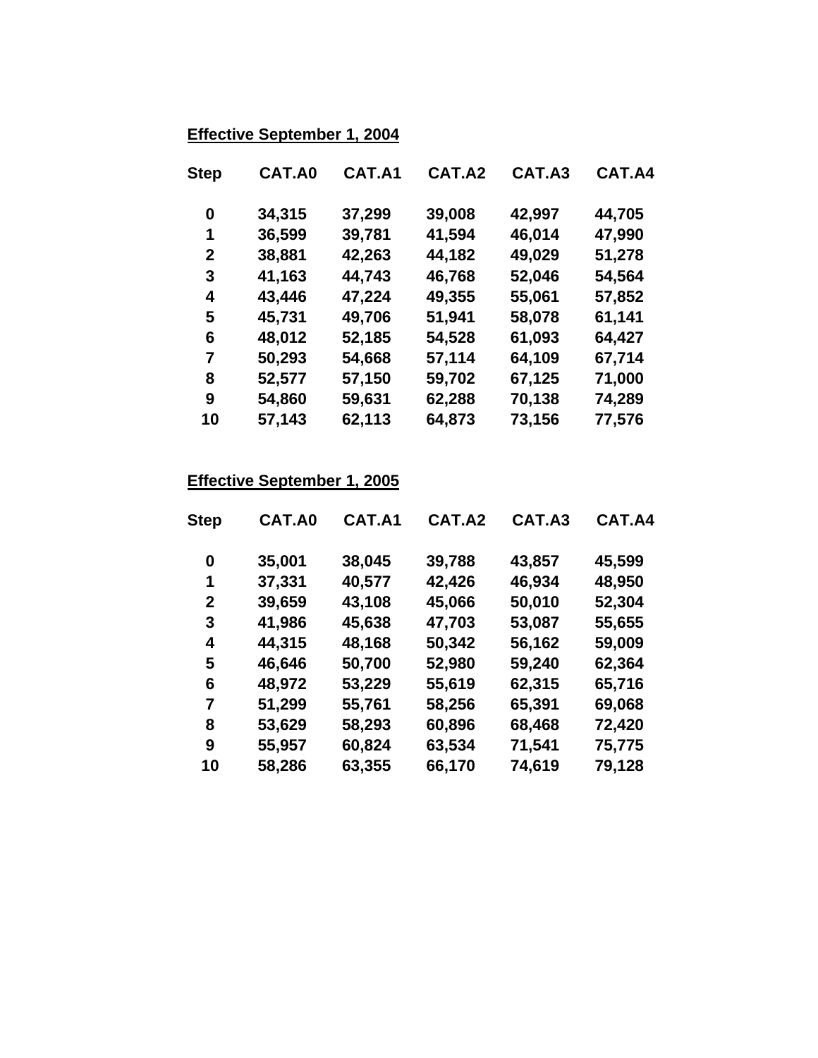**Effective September 1, 2004**

| Step | CAT.A0 | CAT.A1 | CAT.A2 | CAT.A3 | CAT.A4 |
|---|---|---|---|---|---|
| 0 | 34,315 | 37,299 | 39,008 | 42,997 | 44,705 |
| 1 | 36,599 | 39,781 | 41,594 | 46,014 | 47,990 |
| 2 | 38,881 | 42,263 | 44,182 | 49,029 | 51,278 |
| 3 | 41,163 | 44,743 | 46,768 | 52,046 | 54,564 |
| 4 | 43,446 | 47,224 | 49,355 | 55,061 | 57,852 |
| 5 | 45,731 | 49,706 | 51,941 | 58,078 | 61,141 |
| 6 | 48,012 | 52,185 | 54,528 | 61,093 | 64,427 |
| 7 | 50,293 | 54,668 | 57,114 | 64,109 | 67,714 |
| 8 | 52,577 | 57,150 | 59,702 | 67,125 | 71,000 |
| 9 | 54,860 | 59,631 | 62,288 | 70,138 | 74,289 |
| 10 | 57,143 | 62,113 | 64,873 | 73,156 | 77,576 |

**Effective September 1, 2005**

| Step | CAT.A0 | CAT.A1 | CAT.A2 | CAT.A3 | CAT.A4 |
|---|---|---|---|---|---|
| 0 | 35,001 | 38,045 | 39,788 | 43,857 | 45,599 |
| 1 | 37,331 | 40,577 | 42,426 | 46,934 | 48,950 |
| 2 | 39,659 | 43,108 | 45,066 | 50,010 | 52,304 |
| 3 | 41,986 | 45,638 | 47,703 | 53,087 | 55,655 |
| 4 | 44,315 | 48,168 | 50,342 | 56,162 | 59,009 |
| 5 | 46,646 | 50,700 | 52,980 | 59,240 | 62,364 |
| 6 | 48,972 | 53,229 | 55,619 | 62,315 | 65,716 |
| 7 | 51,299 | 55,761 | 58,256 | 65,391 | 69,068 |
| 8 | 53,629 | 58,293 | 60,896 | 68,468 | 72,420 |
| 9 | 55,957 | 60,824 | 63,534 | 71,541 | 75,775 |
| 10 | 58,286 | 63,355 | 66,170 | 74,619 | 79,128 |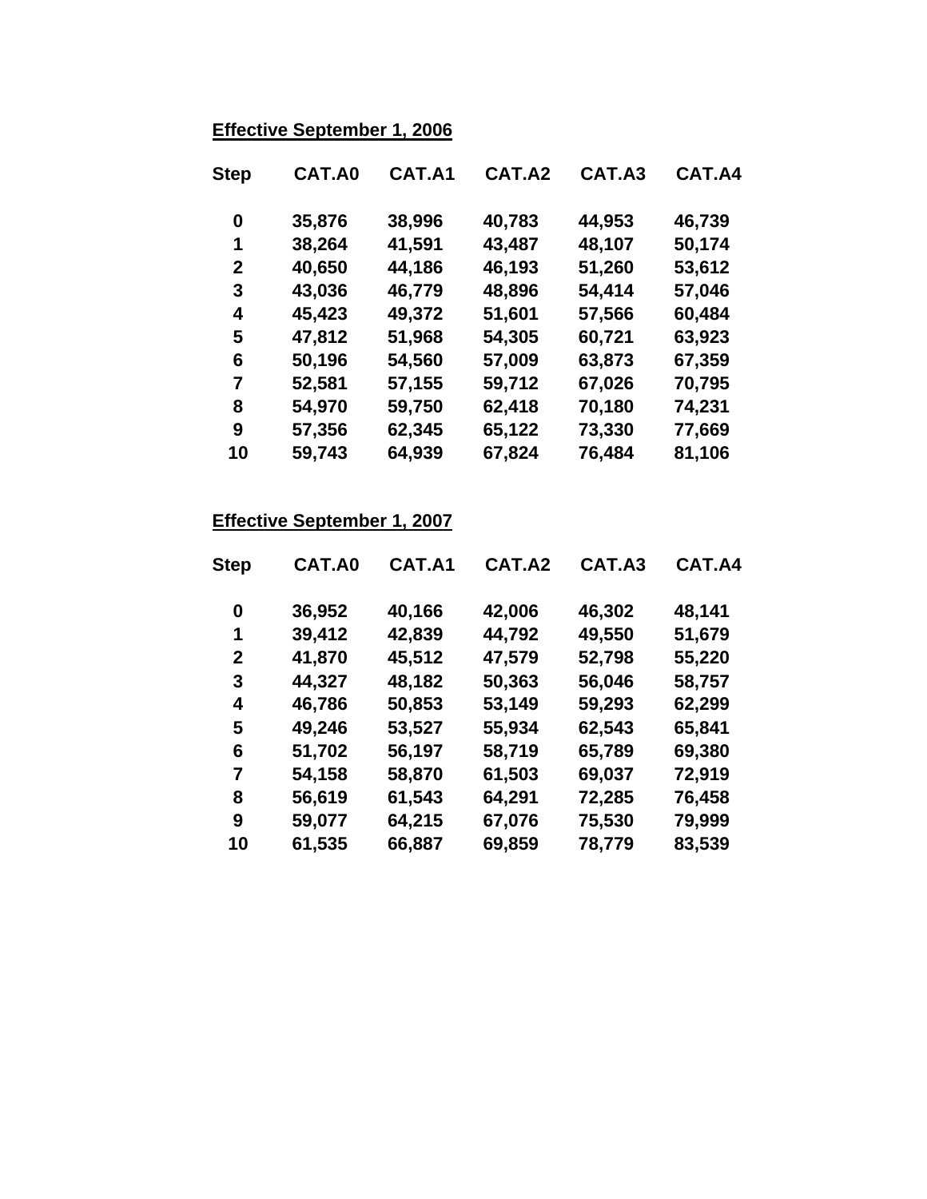**Effective September 1, 2006**

| Step | CAT.A0 | CAT.A1 | CAT.A2 | CAT.A3 | CAT.A4 |
|---|---|---|---|---|---|
| 0 | 35,876 | 38,996 | 40,783 | 44,953 | 46,739 |
| 1 | 38,264 | 41,591 | 43,487 | 48,107 | 50,174 |
| 2 | 40,650 | 44,186 | 46,193 | 51,260 | 53,612 |
| 3 | 43,036 | 46,779 | 48,896 | 54,414 | 57,046 |
| 4 | 45,423 | 49,372 | 51,601 | 57,566 | 60,484 |
| 5 | 47,812 | 51,968 | 54,305 | 60,721 | 63,923 |
| 6 | 50,196 | 54,560 | 57,009 | 63,873 | 67,359 |
| 7 | 52,581 | 57,155 | 59,712 | 67,026 | 70,795 |
| 8 | 54,970 | 59,750 | 62,418 | 70,180 | 74,231 |
| 9 | 57,356 | 62,345 | 65,122 | 73,330 | 77,669 |
| 10 | 59,743 | 64,939 | 67,824 | 76,484 | 81,106 |

**Effective September 1, 2007**

| Step | CAT.A0 | CAT.A1 | CAT.A2 | CAT.A3 | CAT.A4 |
|---|---|---|---|---|---|
| 0 | 36,952 | 40,166 | 42,006 | 46,302 | 48,141 |
| 1 | 39,412 | 42,839 | 44,792 | 49,550 | 51,679 |
| 2 | 41,870 | 45,512 | 47,579 | 52,798 | 55,220 |
| 3 | 44,327 | 48,182 | 50,363 | 56,046 | 58,757 |
| 4 | 46,786 | 50,853 | 53,149 | 59,293 | 62,299 |
| 5 | 49,246 | 53,527 | 55,934 | 62,543 | 65,841 |
| 6 | 51,702 | 56,197 | 58,719 | 65,789 | 69,380 |
| 7 | 54,158 | 58,870 | 61,503 | 69,037 | 72,919 |
| 8 | 56,619 | 61,543 | 64,291 | 72,285 | 76,458 |
| 9 | 59,077 | 64,215 | 67,076 | 75,530 | 79,999 |
| 10 | 61,535 | 66,887 | 69,859 | 78,779 | 83,539 |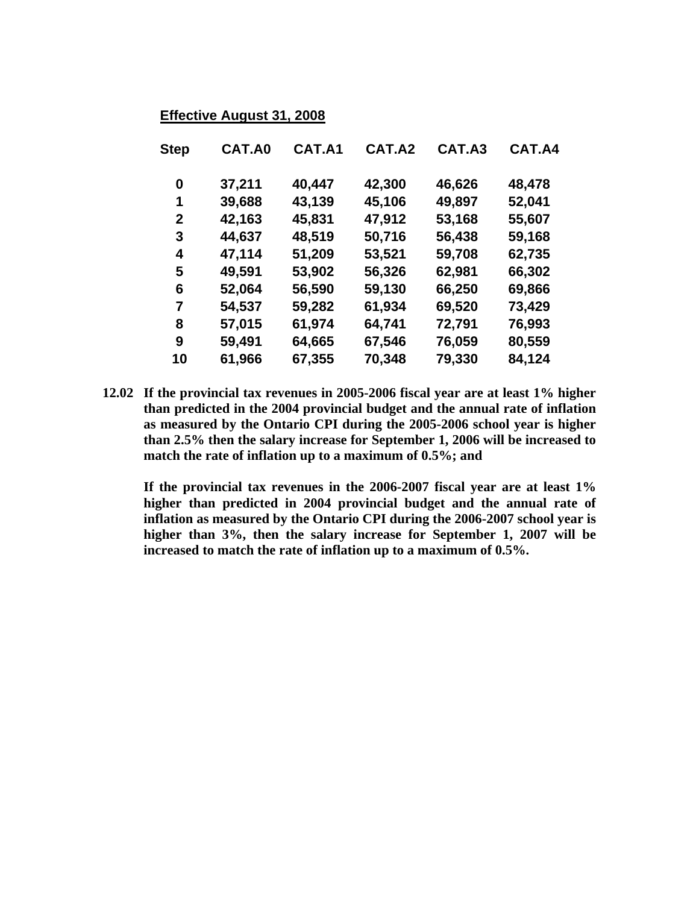**Effective August 31, 2008**

| Step | CAT.A0 | CAT.A1 | CAT.A2 | CAT.A3 | CAT.A4 |
|---|---|---|---|---|---|
| 0 | 37,211 | 40,447 | 42,300 | 46,626 | 48,478 |
| 1 | 39,688 | 43,139 | 45,106 | 49,897 | 52,041 |
| 2 | 42,163 | 45,831 | 47,912 | 53,168 | 55,607 |
| 3 | 44,637 | 48,519 | 50,716 | 56,438 | 59,168 |
| 4 | 47,114 | 51,209 | 53,521 | 59,708 | 62,735 |
| 5 | 49,591 | 53,902 | 56,326 | 62,981 | 66,302 |
| 6 | 52,064 | 56,590 | 59,130 | 66,250 | 69,866 |
| 7 | 54,537 | 59,282 | 61,934 | 69,520 | 73,429 |
| 8 | 57,015 | 61,974 | 64,741 | 72,791 | 76,993 |
| 9 | 59,491 | 64,665 | 67,546 | 76,059 | 80,559 |
| 10 | 61,966 | 67,355 | 70,348 | 79,330 | 84,124 |

**12.02 If the provincial tax revenues in 2005-2006 fiscal year are at least 1% higher than predicted in the 2004 provincial budget and the annual rate of inflation as measured by the Ontario CPI during the 2005-2006 school year is higher than 2.5% then the salary increase for September 1, 2006 will be increased to match the rate of inflation up to a maximum of 0.5%; and**

**If the provincial tax revenues in the 2006-2007 fiscal year are at least 1% higher than predicted in 2004 provincial budget and the annual rate of inflation as measured by the Ontario CPI during the 2006-2007 school year is higher than 3%, then the salary increase for September 1, 2007 will be increased to match the rate of inflation up to a maximum of 0.5%.**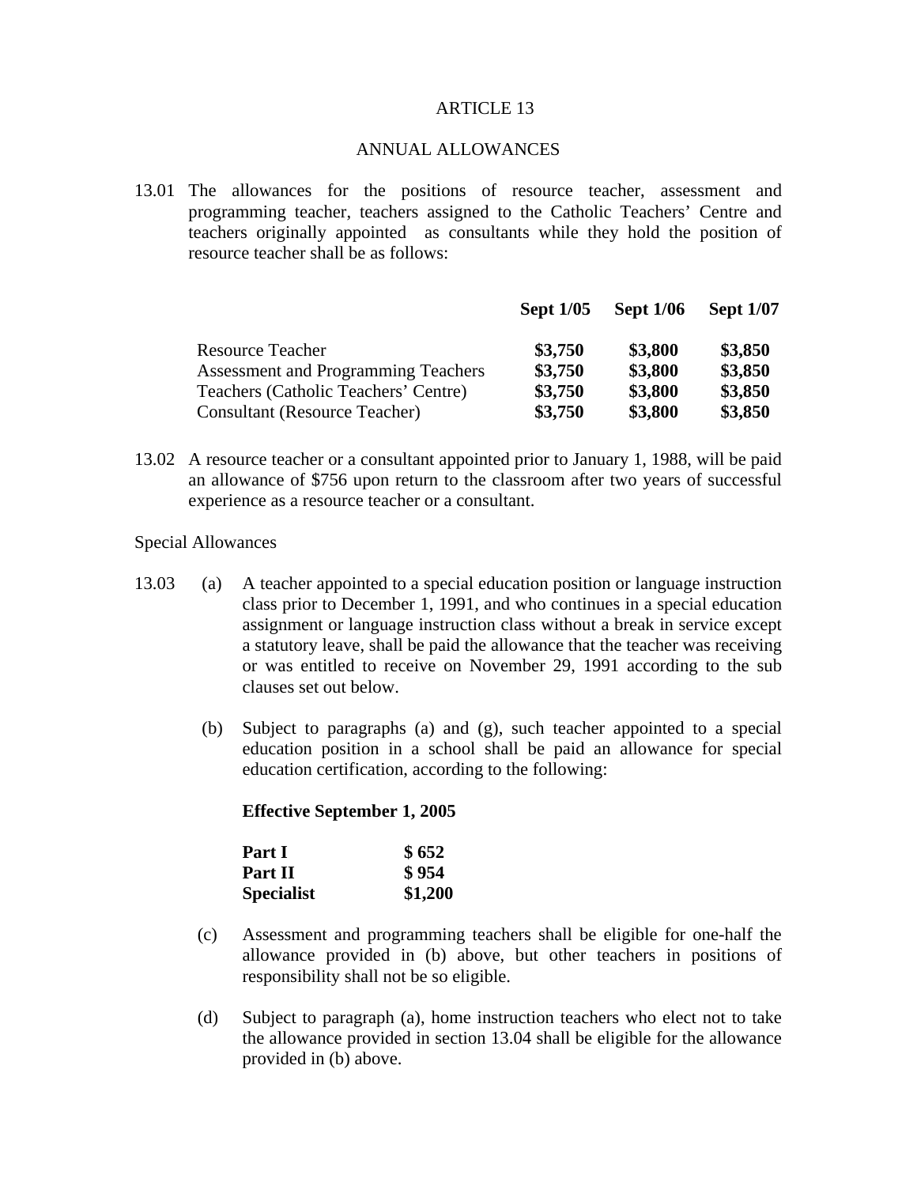# ARTICLE 13

## ANNUAL ALLOWANCES

13.01 The allowances for the positions of resource teacher, assessment and programming teacher, teachers assigned to the Catholic Teachers' Centre and teachers originally appointed as consultants while they hold the position of resource teacher shall be as follows:

| | **Sept 1/05** | **Sept 1/06** | **Sept 1/07** |
|---|---|---|---|
| Resource Teacher | **$3,750** | **$3,800** | **$3,850** |
| Assessment and Programming Teachers | **$3,750** | **$3,800** | **$3,850** |
| Teachers (Catholic Teachers' Centre) | **$3,750** | **$3,800** | **$3,850** |
| Consultant (Resource Teacher) | **$3,750** | **$3,800** | **$3,850** |

13.02 A resource teacher or a consultant appointed prior to January 1, 1988, will be paid an allowance of $756 upon return to the classroom after two years of successful experience as a resource teacher or a consultant.

Special Allowances

13.03 (a) A teacher appointed to a special education position or language instruction class prior to December 1, 1991, and who continues in a special education assignment or language instruction class without a break in service except a statutory leave, shall be paid the allowance that the teacher was receiving or was entitled to receive on November 29, 1991 according to the sub clauses set out below.

(b) Subject to paragraphs (a) and (g), such teacher appointed to a special education position in a school shall be paid an allowance for special education certification, according to the following:

**Effective September 1, 2005**

| | |
|---|---|
| **Part I** | **$ 652** |
| **Part II** | **$ 954** |
| **Specialist** | **$1,200** |

(c) Assessment and programming teachers shall be eligible for one-half the allowance provided in (b) above, but other teachers in positions of responsibility shall not be so eligible.

(d) Subject to paragraph (a), home instruction teachers who elect not to take the allowance provided in section 13.04 shall be eligible for the allowance provided in (b) above.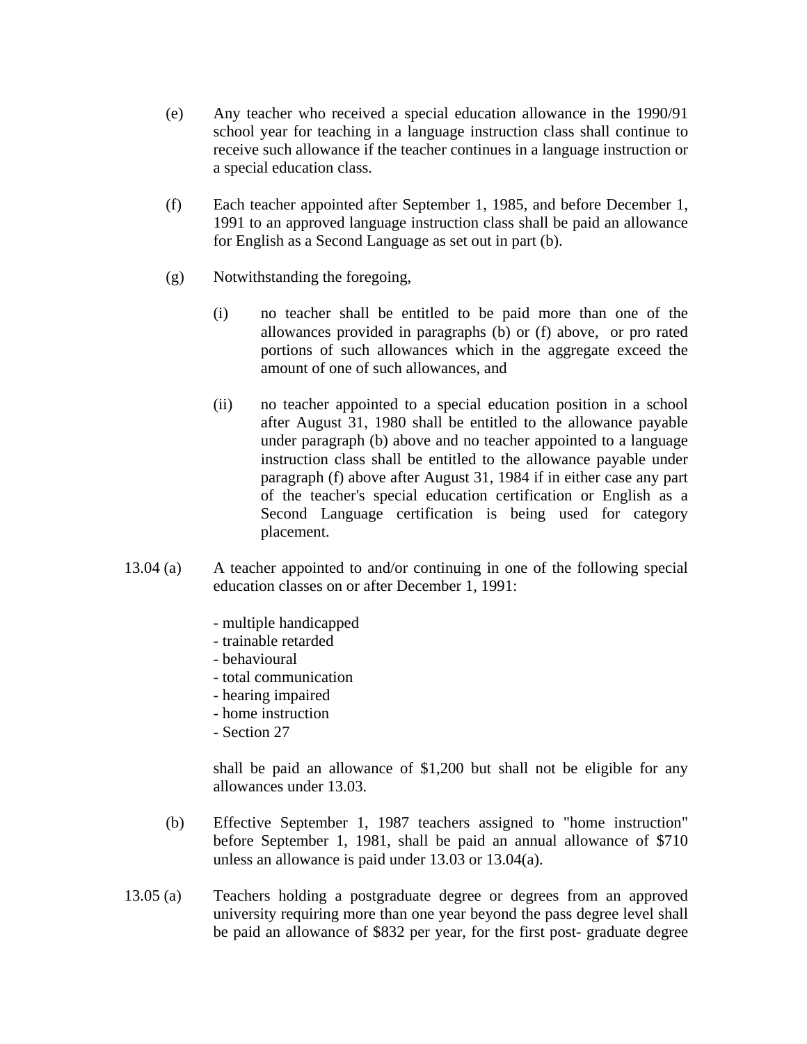(e) Any teacher who received a special education allowance in the 1990/91 school year for teaching in a language instruction class shall continue to receive such allowance if the teacher continues in a language instruction or a special education class.

(f) Each teacher appointed after September 1, 1985, and before December 1, 1991 to an approved language instruction class shall be paid an allowance for English as a Second Language as set out in part (b).

(g) Notwithstanding the foregoing,

(i) no teacher shall be entitled to be paid more than one of the allowances provided in paragraphs (b) or (f) above, or pro rated portions of such allowances which in the aggregate exceed the amount of one of such allowances, and

(ii) no teacher appointed to a special education position in a school after August 31, 1980 shall be entitled to the allowance payable under paragraph (b) above and no teacher appointed to a language instruction class shall be entitled to the allowance payable under paragraph (f) above after August 31, 1984 if in either case any part of the teacher's special education certification or English as a Second Language certification is being used for category placement.

13.04 (a) A teacher appointed to and/or continuing in one of the following special education classes on or after December 1, 1991:

- multiple handicapped
- trainable retarded
- behavioural
- total communication
- hearing impaired
- home instruction
- Section 27

shall be paid an allowance of $1,200 but shall not be eligible for any allowances under 13.03.

(b) Effective September 1, 1987 teachers assigned to "home instruction" before September 1, 1981, shall be paid an annual allowance of $710 unless an allowance is paid under 13.03 or 13.04(a).

13.05 (a) Teachers holding a postgraduate degree or degrees from an approved university requiring more than one year beyond the pass degree level shall be paid an allowance of $832 per year, for the first post- graduate degree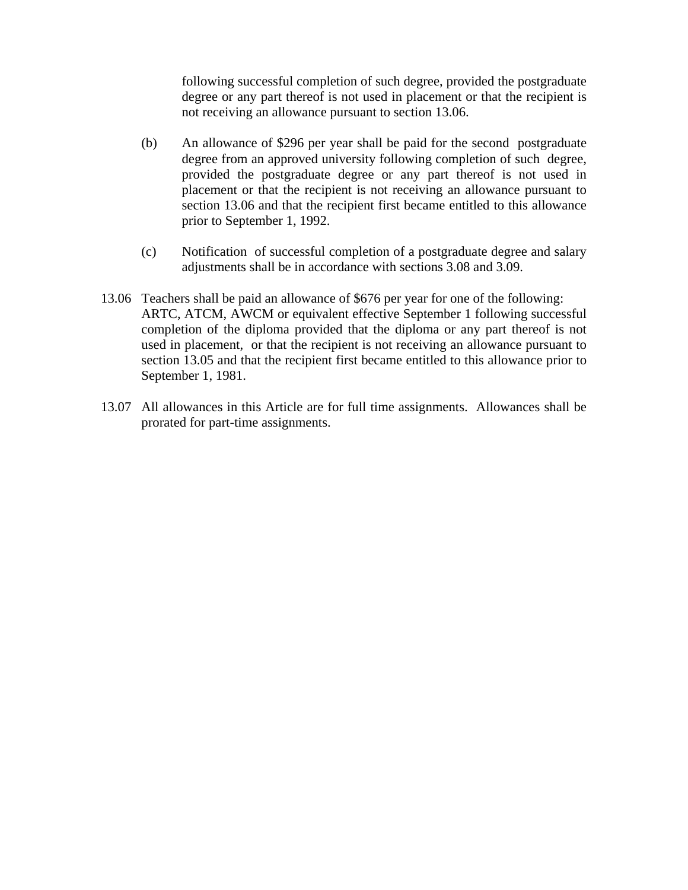following successful completion of such degree, provided the postgraduate degree or any part thereof is not used in placement or that the recipient is not receiving an allowance pursuant to section 13.06.

(b) An allowance of $296 per year shall be paid for the second postgraduate degree from an approved university following completion of such degree, provided the postgraduate degree or any part thereof is not used in placement or that the recipient is not receiving an allowance pursuant to section 13.06 and that the recipient first became entitled to this allowance prior to September 1, 1992.

(c) Notification of successful completion of a postgraduate degree and salary adjustments shall be in accordance with sections 3.08 and 3.09.

13.06 Teachers shall be paid an allowance of $676 per year for one of the following: ARTC, ATCM, AWCM or equivalent effective September 1 following successful completion of the diploma provided that the diploma or any part thereof is not used in placement, or that the recipient is not receiving an allowance pursuant to section 13.05 and that the recipient first became entitled to this allowance prior to September 1, 1981.

13.07 All allowances in this Article are for full time assignments. Allowances shall be prorated for part-time assignments.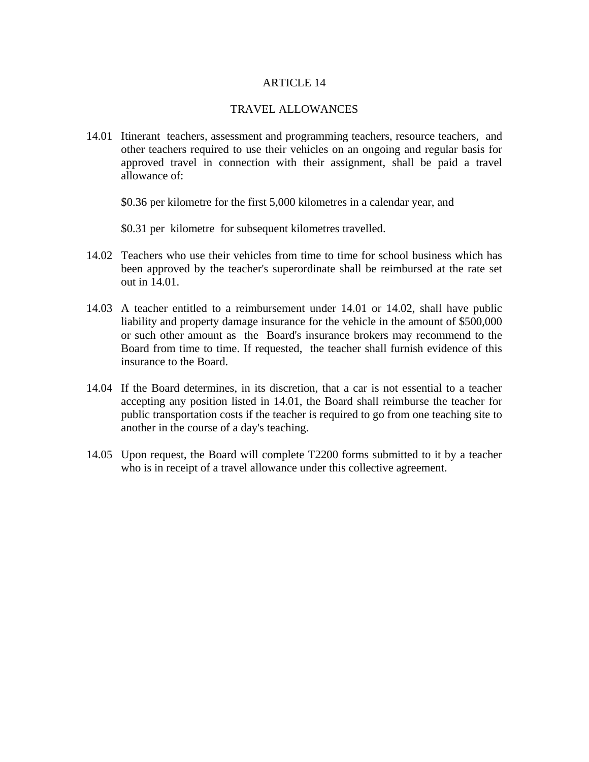# ARTICLE 14

## TRAVEL ALLOWANCES

14.01 Itinerant teachers, assessment and programming teachers, resource teachers, and other teachers required to use their vehicles on an ongoing and regular basis for approved travel in connection with their assignment, shall be paid a travel allowance of:

$0.36 per kilometre for the first 5,000 kilometres in a calendar year, and

$0.31 per kilometre for subsequent kilometres travelled.

14.02 Teachers who use their vehicles from time to time for school business which has been approved by the teacher's superordinate shall be reimbursed at the rate set out in 14.01.

14.03 A teacher entitled to a reimbursement under 14.01 or 14.02, shall have public liability and property damage insurance for the vehicle in the amount of $500,000 or such other amount as the Board's insurance brokers may recommend to the Board from time to time. If requested, the teacher shall furnish evidence of this insurance to the Board.

14.04 If the Board determines, in its discretion, that a car is not essential to a teacher accepting any position listed in 14.01, the Board shall reimburse the teacher for public transportation costs if the teacher is required to go from one teaching site to another in the course of a day's teaching.

14.05 Upon request, the Board will complete T2200 forms submitted to it by a teacher who is in receipt of a travel allowance under this collective agreement.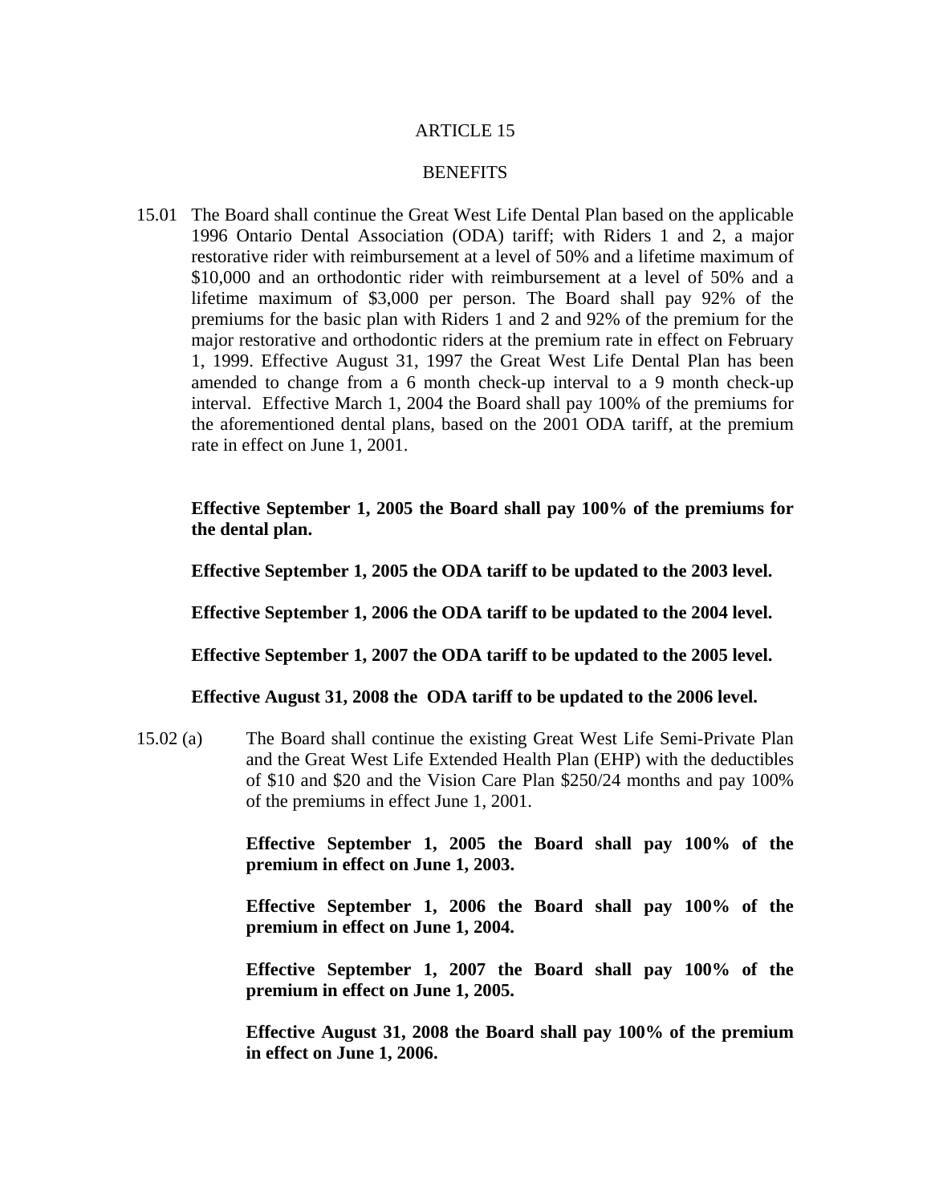# ARTICLE 15

## BENEFITS

15.01 The Board shall continue the Great West Life Dental Plan based on the applicable 1996 Ontario Dental Association (ODA) tariff; with Riders 1 and 2, a major restorative rider with reimbursement at a level of 50% and a lifetime maximum of $10,000 and an orthodontic rider with reimbursement at a level of 50% and a lifetime maximum of $3,000 per person. The Board shall pay 92% of the premiums for the basic plan with Riders 1 and 2 and 92% of the premium for the major restorative and orthodontic riders at the premium rate in effect on February 1, 1999. Effective August 31, 1997 the Great West Life Dental Plan has been amended to change from a 6 month check-up interval to a 9 month check-up interval. Effective March 1, 2004 the Board shall pay 100% of the premiums for the aforementioned dental plans, based on the 2001 ODA tariff, at the premium rate in effect on June 1, 2001.

**Effective September 1, 2005 the Board shall pay 100% of the premiums for the dental plan.**

**Effective September 1, 2005 the ODA tariff to be updated to the 2003 level.**

**Effective September 1, 2006 the ODA tariff to be updated to the 2004 level.**

**Effective September 1, 2007 the ODA tariff to be updated to the 2005 level.**

**Effective August 31, 2008 the ODA tariff to be updated to the 2006 level.**

15.02 (a) The Board shall continue the existing Great West Life Semi-Private Plan and the Great West Life Extended Health Plan (EHP) with the deductibles of $10 and $20 and the Vision Care Plan $250/24 months and pay 100% of the premiums in effect June 1, 2001.

**Effective September 1, 2005 the Board shall pay 100% of the premium in effect on June 1, 2003.**

**Effective September 1, 2006 the Board shall pay 100% of the premium in effect on June 1, 2004.**

**Effective September 1, 2007 the Board shall pay 100% of the premium in effect on June 1, 2005.**

**Effective August 31, 2008 the Board shall pay 100% of the premium in effect on June 1, 2006.**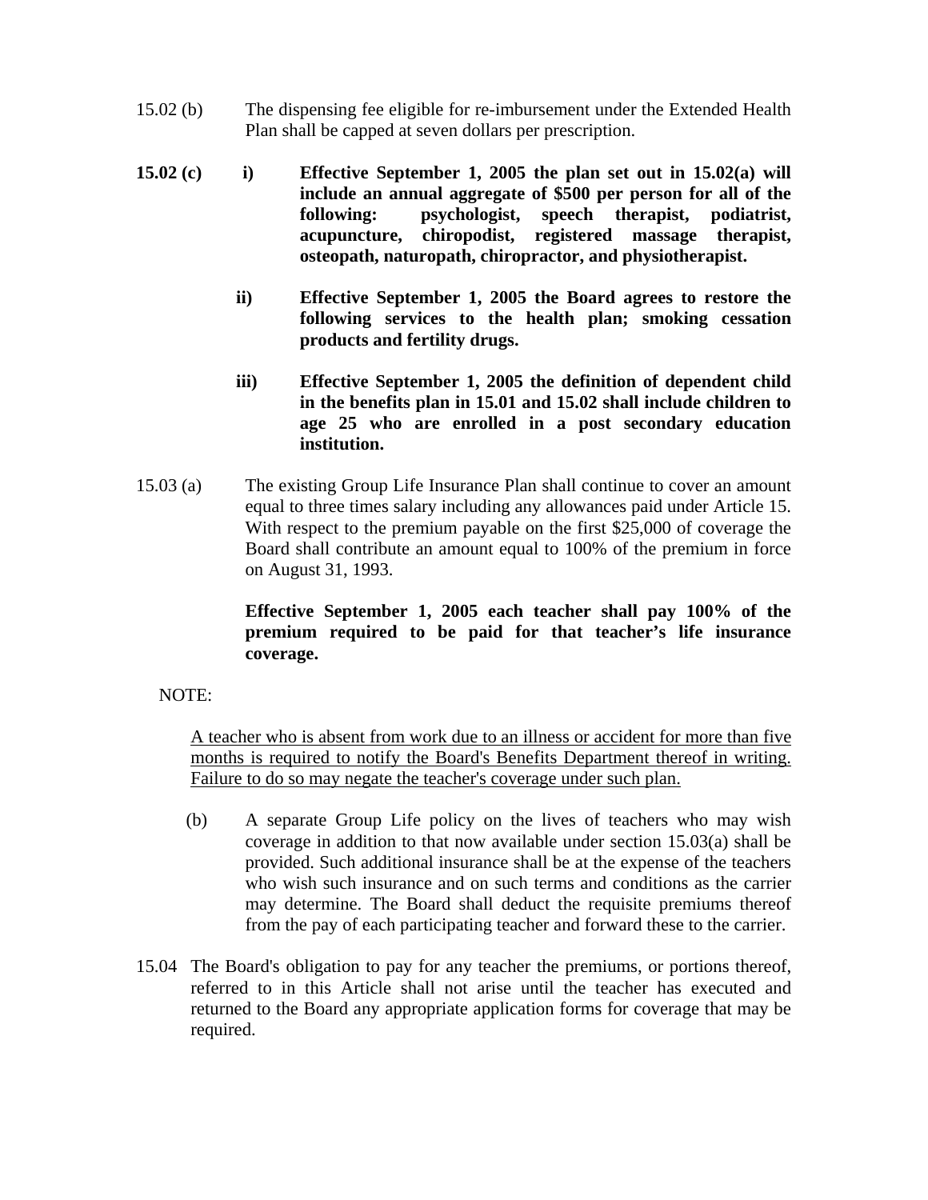15.02 (b) The dispensing fee eligible for re-imbursement under the Extended Health Plan shall be capped at seven dollars per prescription.

**15.02 (c) i) Effective September 1, 2005 the plan set out in 15.02(a) will include an annual aggregate of $500 per person for all of the following: psychologist, speech therapist, podiatrist, acupuncture, chiropodist, registered massage therapist, osteopath, naturopath, chiropractor, and physiotherapist.**

**ii) Effective September 1, 2005 the Board agrees to restore the following services to the health plan; smoking cessation products and fertility drugs.**

**iii) Effective September 1, 2005 the definition of dependent child in the benefits plan in 15.01 and 15.02 shall include children to age 25 who are enrolled in a post secondary education institution.**

15.03 (a) The existing Group Life Insurance Plan shall continue to cover an amount equal to three times salary including any allowances paid under Article 15. With respect to the premium payable on the first $25,000 of coverage the Board shall contribute an amount equal to 100% of the premium in force on August 31, 1993.

**Effective September 1, 2005 each teacher shall pay 100% of the premium required to be paid for that teacher's life insurance coverage.**

NOTE:

<u>A teacher who is absent from work due to an illness or accident for more than five months is required to notify the Board's Benefits Department thereof in writing. Failure to do so may negate the teacher's coverage under such plan.</u>

(b) A separate Group Life policy on the lives of teachers who may wish coverage in addition to that now available under section 15.03(a) shall be provided. Such additional insurance shall be at the expense of the teachers who wish such insurance and on such terms and conditions as the carrier may determine. The Board shall deduct the requisite premiums thereof from the pay of each participating teacher and forward these to the carrier.

15.04 The Board's obligation to pay for any teacher the premiums, or portions thereof, referred to in this Article shall not arise until the teacher has executed and returned to the Board any appropriate application forms for coverage that may be required.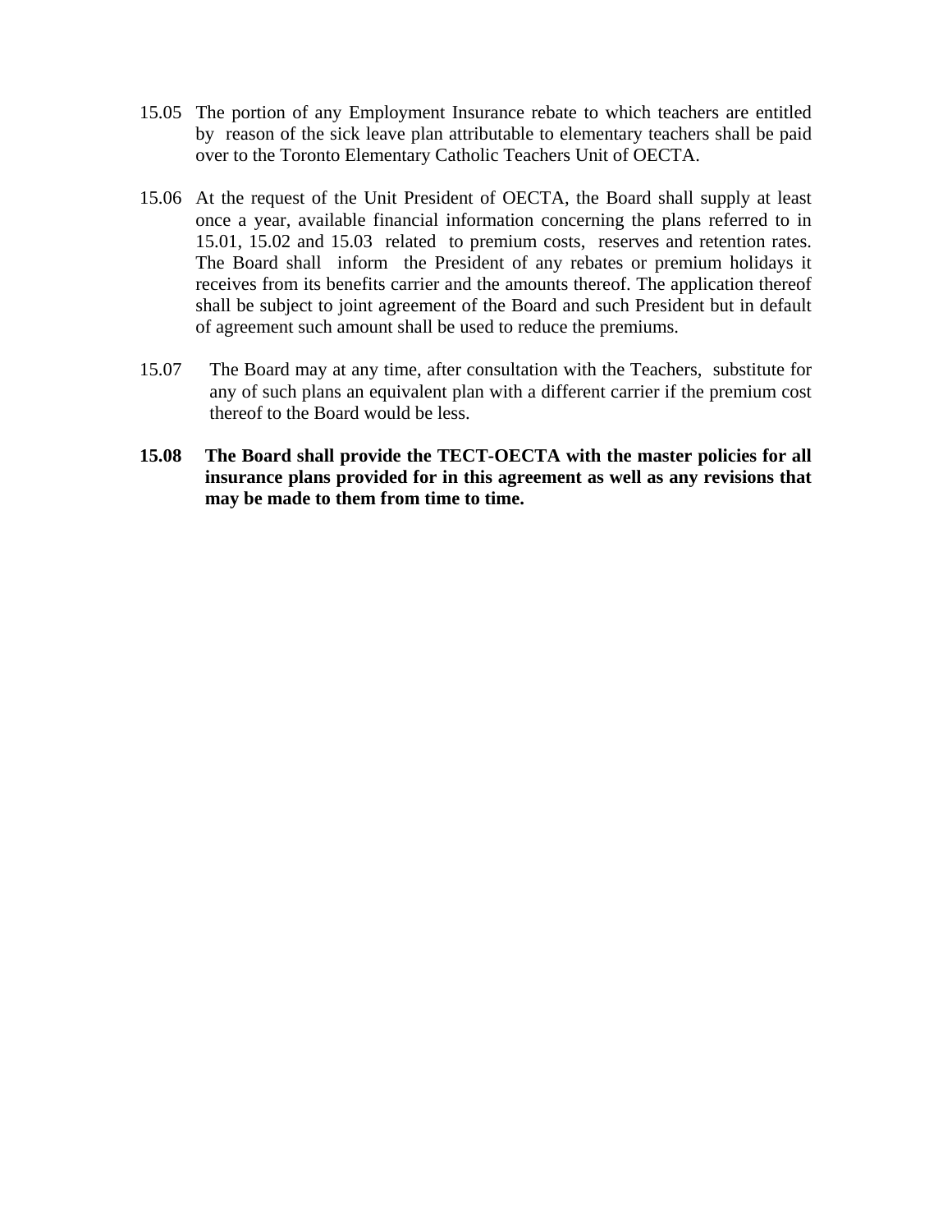15.05 The portion of any Employment Insurance rebate to which teachers are entitled by reason of the sick leave plan attributable to elementary teachers shall be paid over to the Toronto Elementary Catholic Teachers Unit of OECTA.

15.06 At the request of the Unit President of OECTA, the Board shall supply at least once a year, available financial information concerning the plans referred to in 15.01, 15.02 and 15.03 related to premium costs, reserves and retention rates. The Board shall inform the President of any rebates or premium holidays it receives from its benefits carrier and the amounts thereof. The application thereof shall be subject to joint agreement of the Board and such President but in default of agreement such amount shall be used to reduce the premiums.

15.07 The Board may at any time, after consultation with the Teachers, substitute for any of such plans an equivalent plan with a different carrier if the premium cost thereof to the Board would be less.

**15.08 The Board shall provide the TECT-OECTA with the master policies for all insurance plans provided for in this agreement as well as any revisions that may be made to them from time to time.**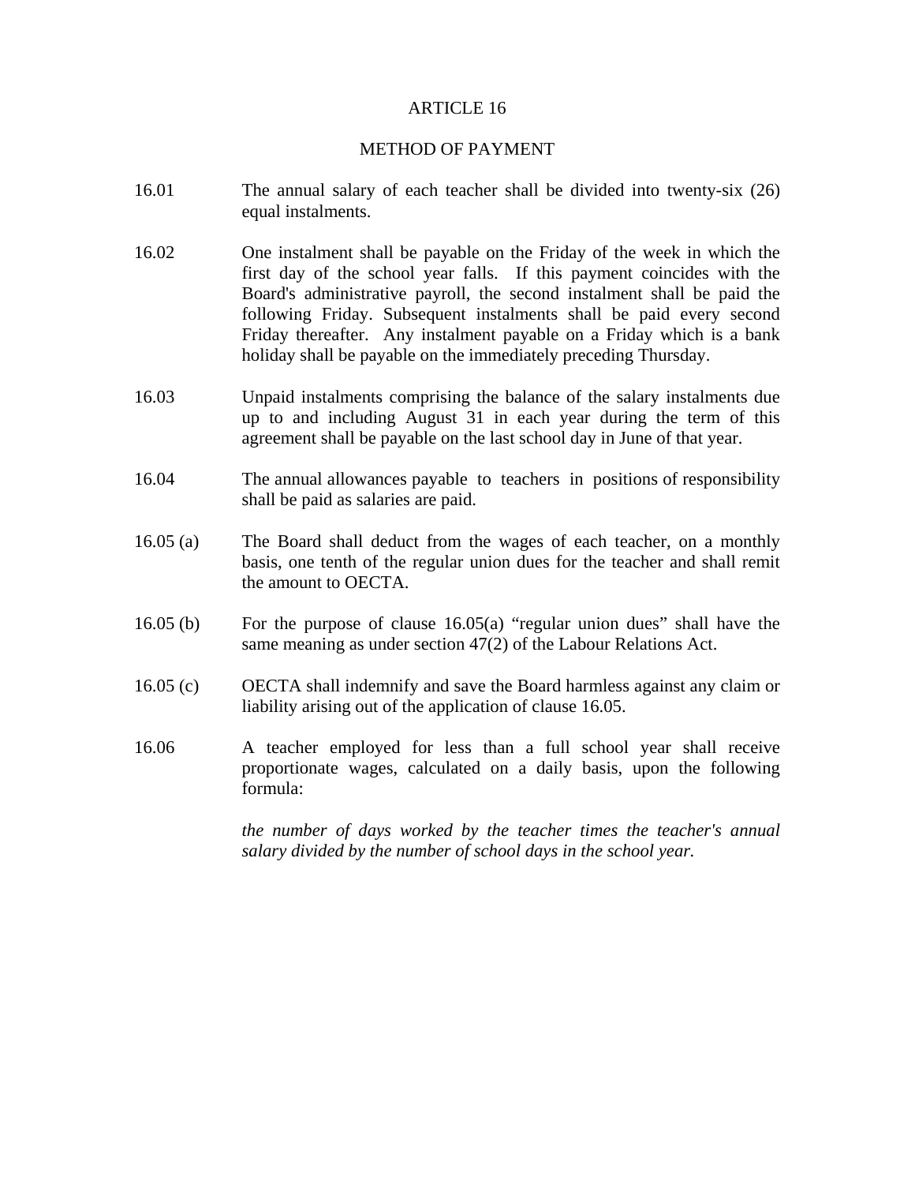# ARTICLE 16

## METHOD OF PAYMENT

16.01 The annual salary of each teacher shall be divided into twenty-six (26) equal instalments.

16.02 One instalment shall be payable on the Friday of the week in which the first day of the school year falls. If this payment coincides with the Board's administrative payroll, the second instalment shall be paid the following Friday. Subsequent instalments shall be paid every second Friday thereafter. Any instalment payable on a Friday which is a bank holiday shall be payable on the immediately preceding Thursday.

16.03 Unpaid instalments comprising the balance of the salary instalments due up to and including August 31 in each year during the term of this agreement shall be payable on the last school day in June of that year.

16.04 The annual allowances payable to teachers in positions of responsibility shall be paid as salaries are paid.

16.05 (a) The Board shall deduct from the wages of each teacher, on a monthly basis, one tenth of the regular union dues for the teacher and shall remit the amount to OECTA.

16.05 (b) For the purpose of clause 16.05(a) "regular union dues" shall have the same meaning as under section 47(2) of the Labour Relations Act.

16.05 (c) OECTA shall indemnify and save the Board harmless against any claim or liability arising out of the application of clause 16.05.

16.06 A teacher employed for less than a full school year shall receive proportionate wages, calculated on a daily basis, upon the following formula:

*the number of days worked by the teacher times the teacher's annual salary divided by the number of school days in the school year.*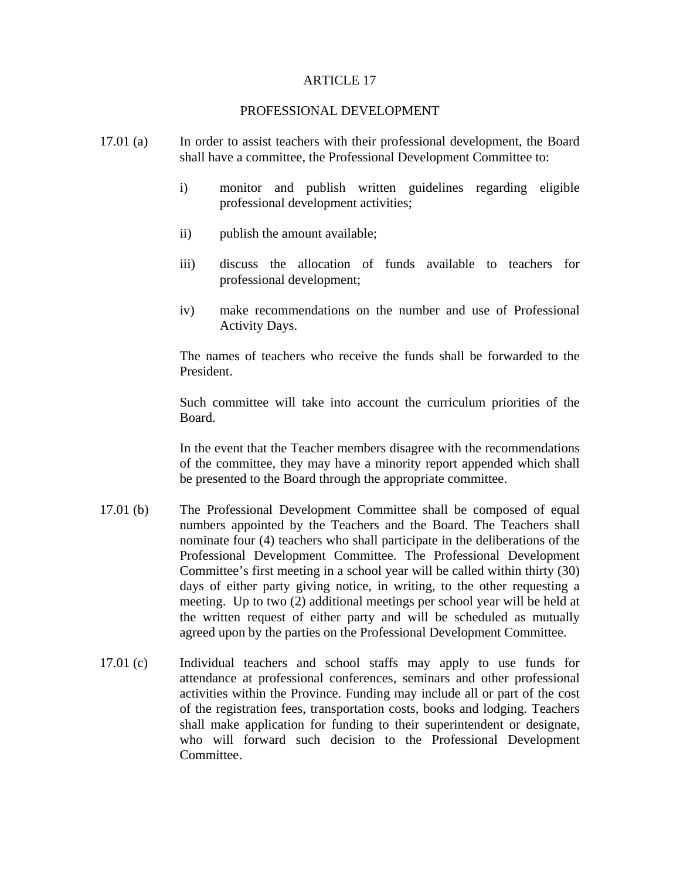# ARTICLE 17

## PROFESSIONAL DEVELOPMENT

17.01 (a) In order to assist teachers with their professional development, the Board shall have a committee, the Professional Development Committee to:

i) monitor and publish written guidelines regarding eligible professional development activities;

ii) publish the amount available;

iii) discuss the allocation of funds available to teachers for professional development;

iv) make recommendations on the number and use of Professional Activity Days.

The names of teachers who receive the funds shall be forwarded to the President.

Such committee will take into account the curriculum priorities of the Board.

In the event that the Teacher members disagree with the recommendations of the committee, they may have a minority report appended which shall be presented to the Board through the appropriate committee.

17.01 (b) The Professional Development Committee shall be composed of equal numbers appointed by the Teachers and the Board. The Teachers shall nominate four (4) teachers who shall participate in the deliberations of the Professional Development Committee. The Professional Development Committee's first meeting in a school year will be called within thirty (30) days of either party giving notice, in writing, to the other requesting a meeting. Up to two (2) additional meetings per school year will be held at the written request of either party and will be scheduled as mutually agreed upon by the parties on the Professional Development Committee.

17.01 (c) Individual teachers and school staffs may apply to use funds for attendance at professional conferences, seminars and other professional activities within the Province. Funding may include all or part of the cost of the registration fees, transportation costs, books and lodging. Teachers shall make application for funding to their superintendent or designate, who will forward such decision to the Professional Development Committee.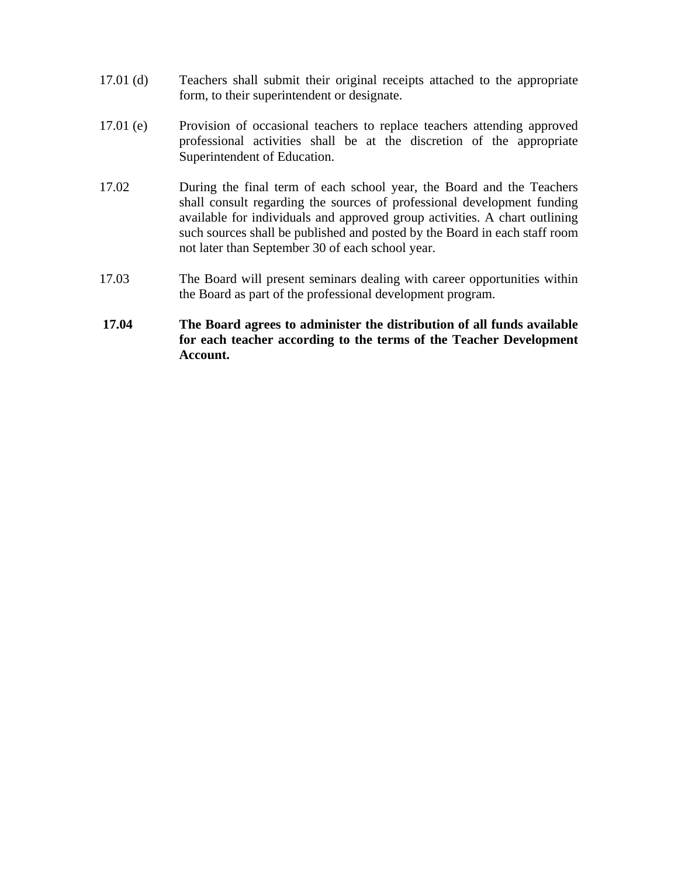17.01 (d) Teachers shall submit their original receipts attached to the appropriate form, to their superintendent or designate.

17.01 (e) Provision of occasional teachers to replace teachers attending approved professional activities shall be at the discretion of the appropriate Superintendent of Education.

17.02 During the final term of each school year, the Board and the Teachers shall consult regarding the sources of professional development funding available for individuals and approved group activities. A chart outlining such sources shall be published and posted by the Board in each staff room not later than September 30 of each school year.

17.03 The Board will present seminars dealing with career opportunities within the Board as part of the professional development program.

**17.04 The Board agrees to administer the distribution of all funds available for each teacher according to the terms of the Teacher Development Account.**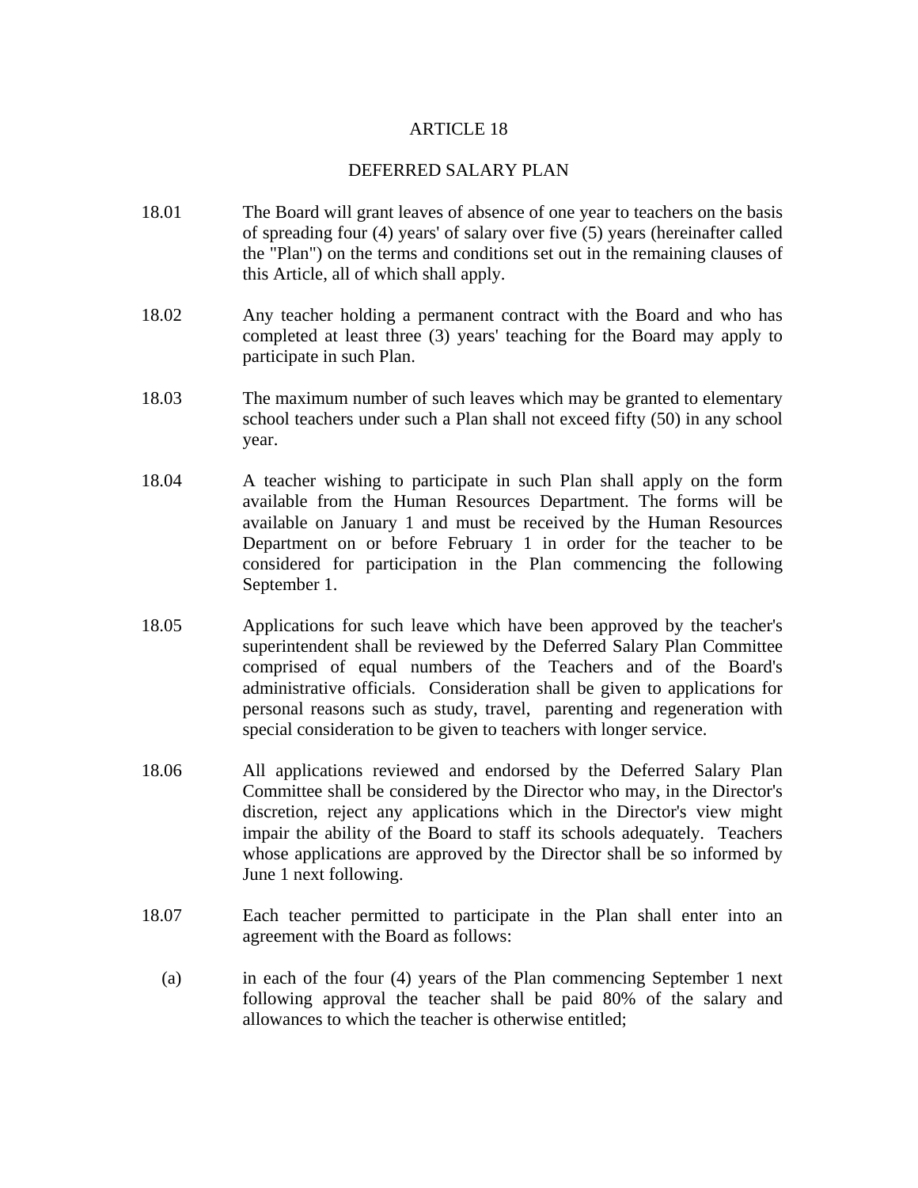# ARTICLE 18

## DEFERRED SALARY PLAN

18.01 The Board will grant leaves of absence of one year to teachers on the basis of spreading four (4) years' of salary over five (5) years (hereinafter called the "Plan") on the terms and conditions set out in the remaining clauses of this Article, all of which shall apply.

18.02 Any teacher holding a permanent contract with the Board and who has completed at least three (3) years' teaching for the Board may apply to participate in such Plan.

18.03 The maximum number of such leaves which may be granted to elementary school teachers under such a Plan shall not exceed fifty (50) in any school year.

18.04 A teacher wishing to participate in such Plan shall apply on the form available from the Human Resources Department. The forms will be available on January 1 and must be received by the Human Resources Department on or before February 1 in order for the teacher to be considered for participation in the Plan commencing the following September 1.

18.05 Applications for such leave which have been approved by the teacher's superintendent shall be reviewed by the Deferred Salary Plan Committee comprised of equal numbers of the Teachers and of the Board's administrative officials. Consideration shall be given to applications for personal reasons such as study, travel, parenting and regeneration with special consideration to be given to teachers with longer service.

18.06 All applications reviewed and endorsed by the Deferred Salary Plan Committee shall be considered by the Director who may, in the Director's discretion, reject any applications which in the Director's view might impair the ability of the Board to staff its schools adequately. Teachers whose applications are approved by the Director shall be so informed by June 1 next following.

18.07 Each teacher permitted to participate in the Plan shall enter into an agreement with the Board as follows:

(a) in each of the four (4) years of the Plan commencing September 1 next following approval the teacher shall be paid 80% of the salary and allowances to which the teacher is otherwise entitled;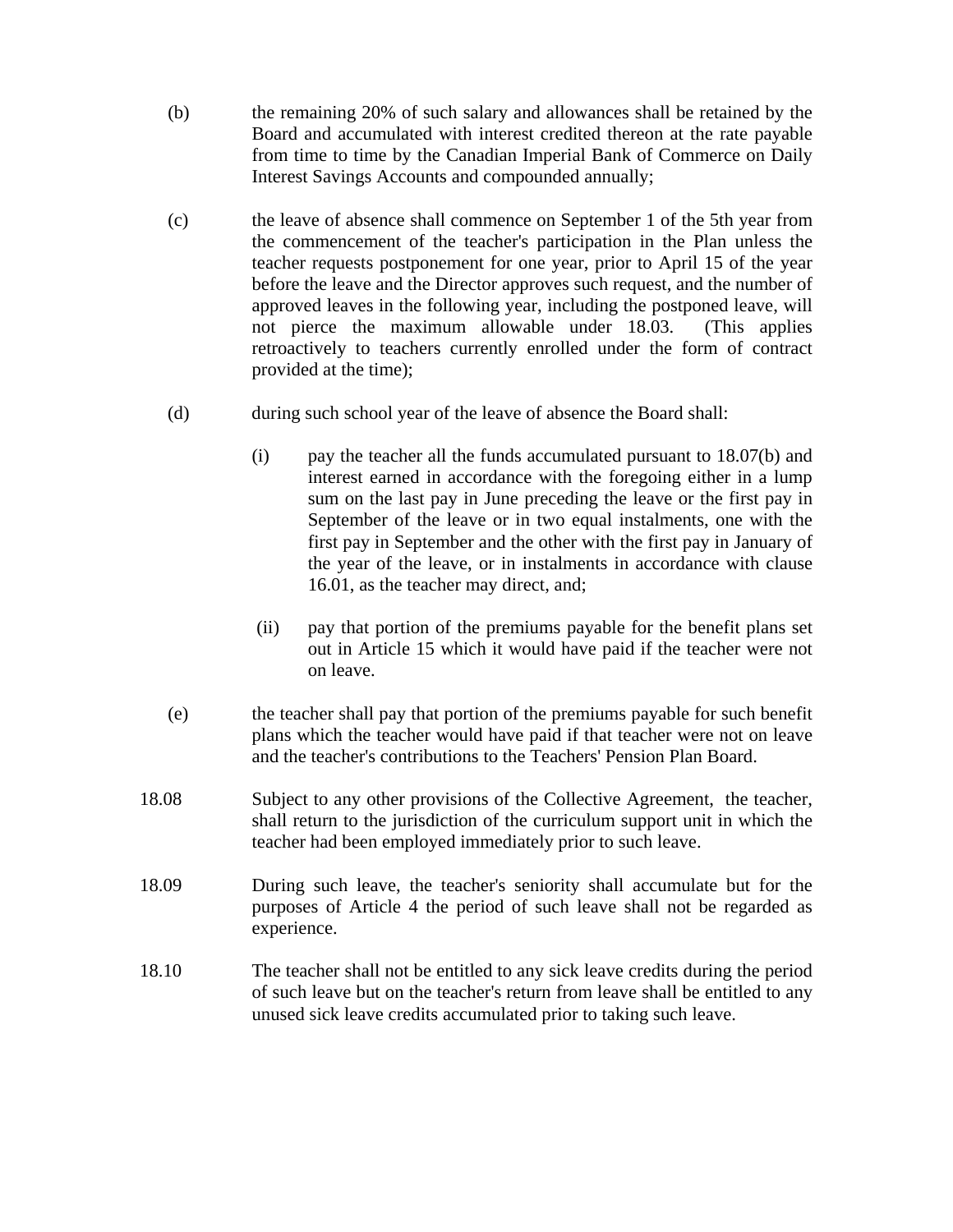(b) the remaining 20% of such salary and allowances shall be retained by the Board and accumulated with interest credited thereon at the rate payable from time to time by the Canadian Imperial Bank of Commerce on Daily Interest Savings Accounts and compounded annually;

(c) the leave of absence shall commence on September 1 of the 5th year from the commencement of the teacher's participation in the Plan unless the teacher requests postponement for one year, prior to April 15 of the year before the leave and the Director approves such request, and the number of approved leaves in the following year, including the postponed leave, will not pierce the maximum allowable under 18.03. (This applies retroactively to teachers currently enrolled under the form of contract provided at the time);

(d) during such school year of the leave of absence the Board shall:

- (i) pay the teacher all the funds accumulated pursuant to 18.07(b) and interest earned in accordance with the foregoing either in a lump sum on the last pay in June preceding the leave or the first pay in September of the leave or in two equal instalments, one with the first pay in September and the other with the first pay in January of the year of the leave, or in instalments in accordance with clause 16.01, as the teacher may direct, and;

- (ii) pay that portion of the premiums payable for the benefit plans set out in Article 15 which it would have paid if the teacher were not on leave.

(e) the teacher shall pay that portion of the premiums payable for such benefit plans which the teacher would have paid if that teacher were not on leave and the teacher's contributions to the Teachers' Pension Plan Board.

18.08 Subject to any other provisions of the Collective Agreement, the teacher, shall return to the jurisdiction of the curriculum support unit in which the teacher had been employed immediately prior to such leave.

18.09 During such leave, the teacher's seniority shall accumulate but for the purposes of Article 4 the period of such leave shall not be regarded as experience.

18.10 The teacher shall not be entitled to any sick leave credits during the period of such leave but on the teacher's return from leave shall be entitled to any unused sick leave credits accumulated prior to taking such leave.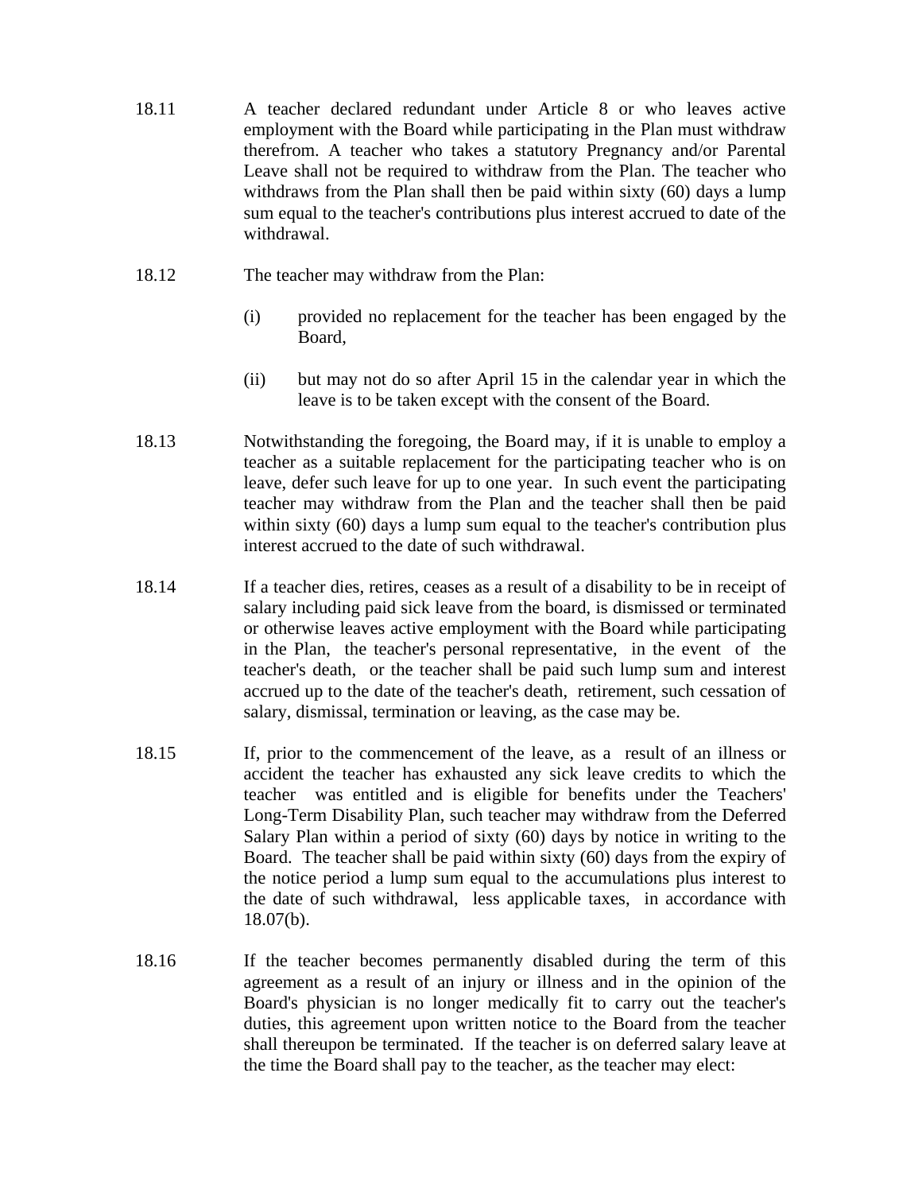18.11 A teacher declared redundant under Article 8 or who leaves active employment with the Board while participating in the Plan must withdraw therefrom. A teacher who takes a statutory Pregnancy and/or Parental Leave shall not be required to withdraw from the Plan. The teacher who withdraws from the Plan shall then be paid within sixty (60) days a lump sum equal to the teacher's contributions plus interest accrued to date of the withdrawal.

18.12 The teacher may withdraw from the Plan:

(i) provided no replacement for the teacher has been engaged by the Board,

(ii) but may not do so after April 15 in the calendar year in which the leave is to be taken except with the consent of the Board.

18.13 Notwithstanding the foregoing, the Board may, if it is unable to employ a teacher as a suitable replacement for the participating teacher who is on leave, defer such leave for up to one year. In such event the participating teacher may withdraw from the Plan and the teacher shall then be paid within sixty (60) days a lump sum equal to the teacher's contribution plus interest accrued to the date of such withdrawal.

18.14 If a teacher dies, retires, ceases as a result of a disability to be in receipt of salary including paid sick leave from the board, is dismissed or terminated or otherwise leaves active employment with the Board while participating in the Plan, the teacher's personal representative, in the event of the teacher's death, or the teacher shall be paid such lump sum and interest accrued up to the date of the teacher's death, retirement, such cessation of salary, dismissal, termination or leaving, as the case may be.

18.15 If, prior to the commencement of the leave, as a result of an illness or accident the teacher has exhausted any sick leave credits to which the teacher was entitled and is eligible for benefits under the Teachers' Long-Term Disability Plan, such teacher may withdraw from the Deferred Salary Plan within a period of sixty (60) days by notice in writing to the Board. The teacher shall be paid within sixty (60) days from the expiry of the notice period a lump sum equal to the accumulations plus interest to the date of such withdrawal, less applicable taxes, in accordance with 18.07(b).

18.16 If the teacher becomes permanently disabled during the term of this agreement as a result of an injury or illness and in the opinion of the Board's physician is no longer medically fit to carry out the teacher's duties, this agreement upon written notice to the Board from the teacher shall thereupon be terminated. If the teacher is on deferred salary leave at the time the Board shall pay to the teacher, as the teacher may elect: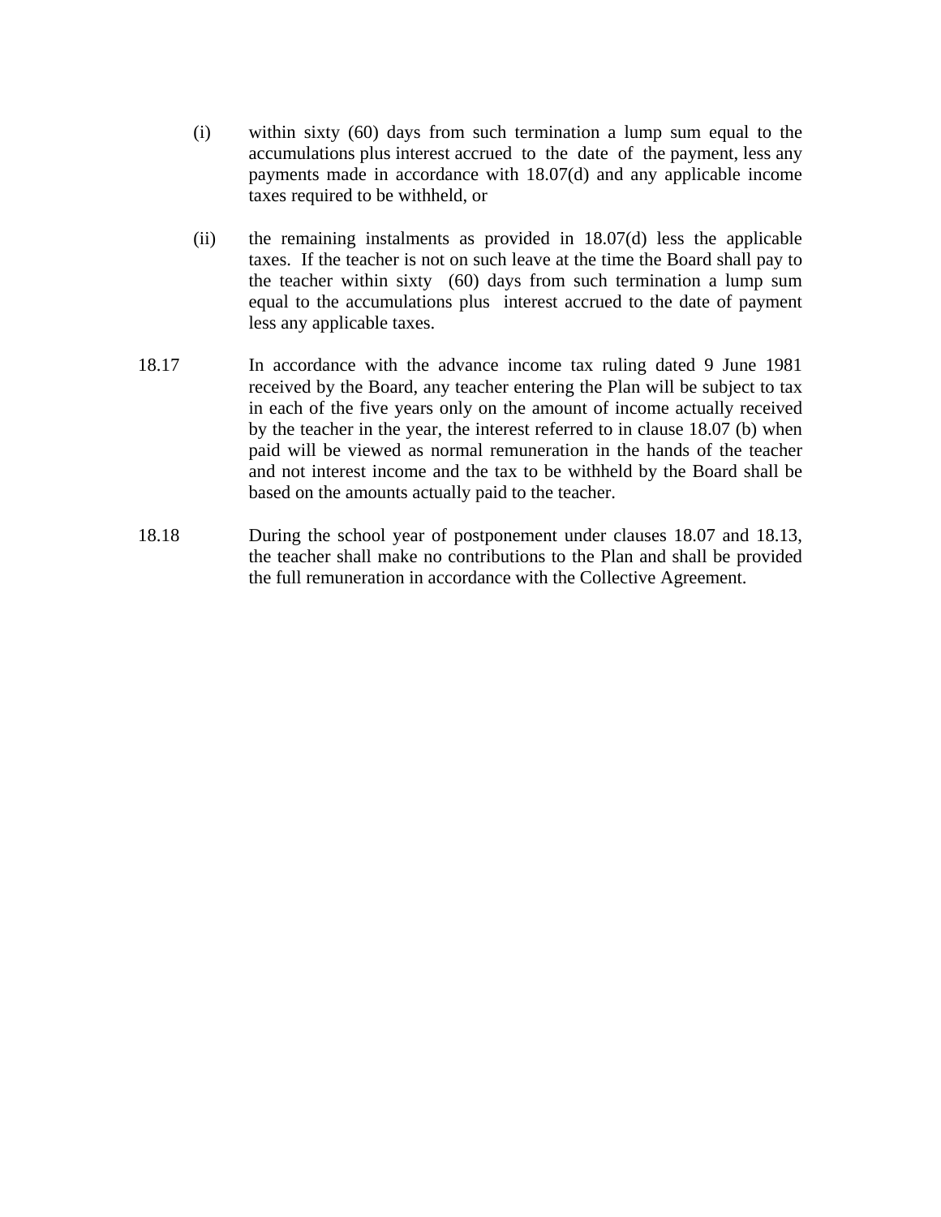(i) within sixty (60) days from such termination a lump sum equal to the accumulations plus interest accrued to the date of the payment, less any payments made in accordance with 18.07(d) and any applicable income taxes required to be withheld, or

(ii) the remaining instalments as provided in 18.07(d) less the applicable taxes. If the teacher is not on such leave at the time the Board shall pay to the teacher within sixty (60) days from such termination a lump sum equal to the accumulations plus interest accrued to the date of payment less any applicable taxes.

18.17 In accordance with the advance income tax ruling dated 9 June 1981 received by the Board, any teacher entering the Plan will be subject to tax in each of the five years only on the amount of income actually received by the teacher in the year, the interest referred to in clause 18.07 (b) when paid will be viewed as normal remuneration in the hands of the teacher and not interest income and the tax to be withheld by the Board shall be based on the amounts actually paid to the teacher.

18.18 During the school year of postponement under clauses 18.07 and 18.13, the teacher shall make no contributions to the Plan and shall be provided the full remuneration in accordance with the Collective Agreement.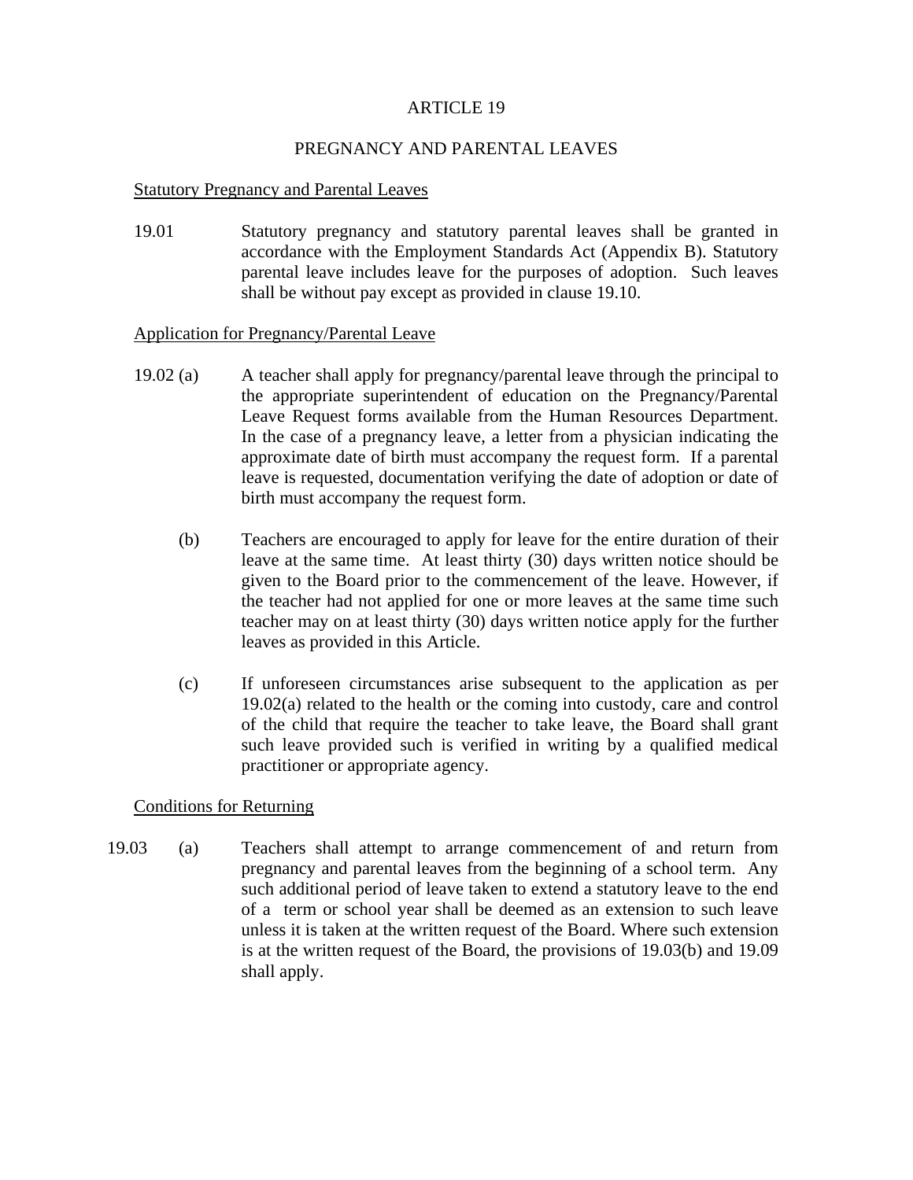# ARTICLE 19

## PREGNANCY AND PARENTAL LEAVES

### Statutory Pregnancy and Parental Leaves

19.01 Statutory pregnancy and statutory parental leaves shall be granted in accordance with the Employment Standards Act (Appendix B). Statutory parental leave includes leave for the purposes of adoption. Such leaves shall be without pay except as provided in clause 19.10.

### Application for Pregnancy/Parental Leave

19.02 (a) A teacher shall apply for pregnancy/parental leave through the principal to the appropriate superintendent of education on the Pregnancy/Parental Leave Request forms available from the Human Resources Department. In the case of a pregnancy leave, a letter from a physician indicating the approximate date of birth must accompany the request form. If a parental leave is requested, documentation verifying the date of adoption or date of birth must accompany the request form.

(b) Teachers are encouraged to apply for leave for the entire duration of their leave at the same time. At least thirty (30) days written notice should be given to the Board prior to the commencement of the leave. However, if the teacher had not applied for one or more leaves at the same time such teacher may on at least thirty (30) days written notice apply for the further leaves as provided in this Article.

(c) If unforeseen circumstances arise subsequent to the application as per 19.02(a) related to the health or the coming into custody, care and control of the child that require the teacher to take leave, the Board shall grant such leave provided such is verified in writing by a qualified medical practitioner or appropriate agency.

### Conditions for Returning

19.03 (a) Teachers shall attempt to arrange commencement of and return from pregnancy and parental leaves from the beginning of a school term. Any such additional period of leave taken to extend a statutory leave to the end of a term or school year shall be deemed as an extension to such leave unless it is taken at the written request of the Board. Where such extension is at the written request of the Board, the provisions of 19.03(b) and 19.09 shall apply.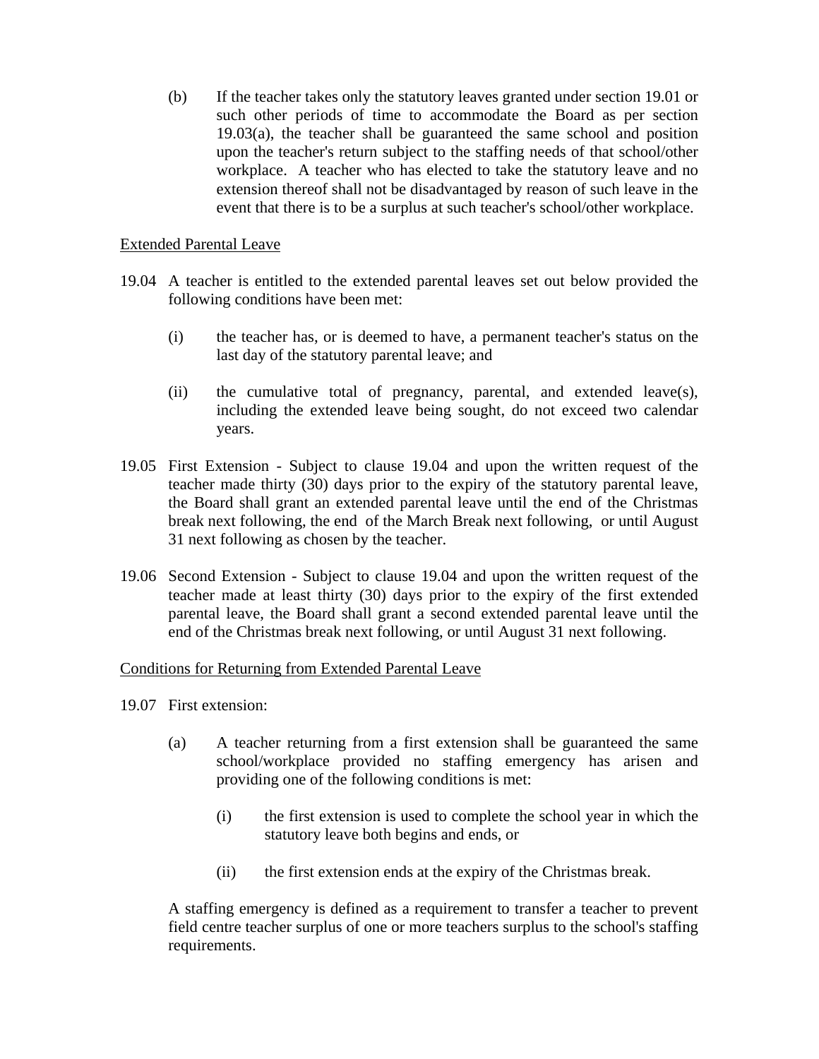(b) If the teacher takes only the statutory leaves granted under section 19.01 or such other periods of time to accommodate the Board as per section 19.03(a), the teacher shall be guaranteed the same school and position upon the teacher's return subject to the staffing needs of that school/other workplace. A teacher who has elected to take the statutory leave and no extension thereof shall not be disadvantaged by reason of such leave in the event that there is to be a surplus at such teacher's school/other workplace.

<u>Extended Parental Leave</u>

19.04 A teacher is entitled to the extended parental leaves set out below provided the following conditions have been met:

(i) the teacher has, or is deemed to have, a permanent teacher's status on the last day of the statutory parental leave; and

(ii) the cumulative total of pregnancy, parental, and extended leave(s), including the extended leave being sought, do not exceed two calendar years.

19.05 First Extension - Subject to clause 19.04 and upon the written request of the teacher made thirty (30) days prior to the expiry of the statutory parental leave, the Board shall grant an extended parental leave until the end of the Christmas break next following, the end of the March Break next following, or until August 31 next following as chosen by the teacher.

19.06 Second Extension - Subject to clause 19.04 and upon the written request of the teacher made at least thirty (30) days prior to the expiry of the first extended parental leave, the Board shall grant a second extended parental leave until the end of the Christmas break next following, or until August 31 next following.

<u>Conditions for Returning from Extended Parental Leave</u>

19.07 First extension:

(a) A teacher returning from a first extension shall be guaranteed the same school/workplace provided no staffing emergency has arisen and providing one of the following conditions is met:

(i) the first extension is used to complete the school year in which the statutory leave both begins and ends, or

(ii) the first extension ends at the expiry of the Christmas break.

A staffing emergency is defined as a requirement to transfer a teacher to prevent field centre teacher surplus of one or more teachers surplus to the school's staffing requirements.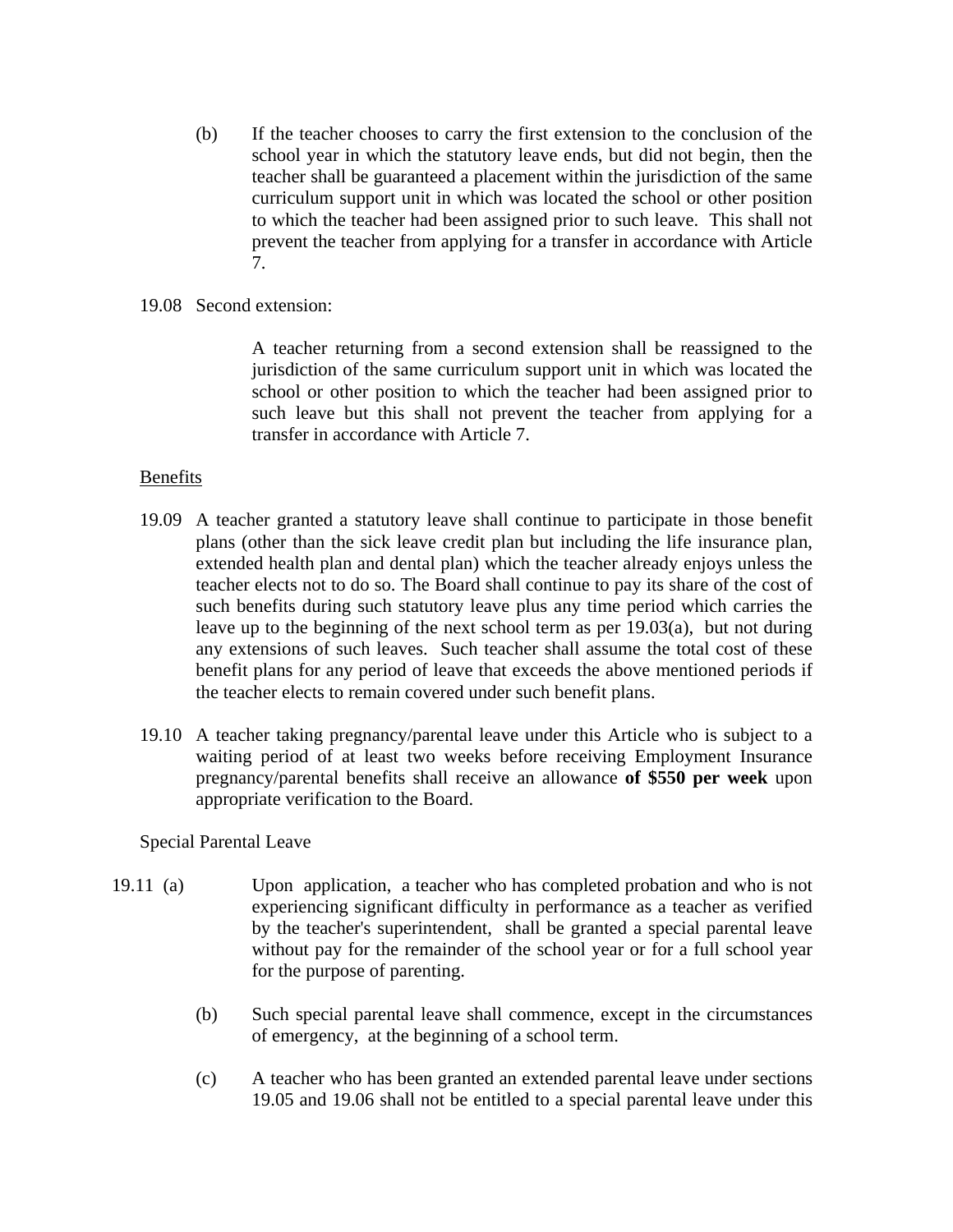(b) If the teacher chooses to carry the first extension to the conclusion of the school year in which the statutory leave ends, but did not begin, then the teacher shall be guaranteed a placement within the jurisdiction of the same curriculum support unit in which was located the school or other position to which the teacher had been assigned prior to such leave. This shall not prevent the teacher from applying for a transfer in accordance with Article 7.

19.08 Second extension:

A teacher returning from a second extension shall be reassigned to the jurisdiction of the same curriculum support unit in which was located the school or other position to which the teacher had been assigned prior to such leave but this shall not prevent the teacher from applying for a transfer in accordance with Article 7.

Benefits

19.09 A teacher granted a statutory leave shall continue to participate in those benefit plans (other than the sick leave credit plan but including the life insurance plan, extended health plan and dental plan) which the teacher already enjoys unless the teacher elects not to do so. The Board shall continue to pay its share of the cost of such benefits during such statutory leave plus any time period which carries the leave up to the beginning of the next school term as per 19.03(a), but not during any extensions of such leaves. Such teacher shall assume the total cost of these benefit plans for any period of leave that exceeds the above mentioned periods if the teacher elects to remain covered under such benefit plans.

19.10 A teacher taking pregnancy/parental leave under this Article who is subject to a waiting period of at least two weeks before receiving Employment Insurance pregnancy/parental benefits shall receive an allowance **of $550 per week** upon appropriate verification to the Board.

Special Parental Leave

19.11 (a) Upon application, a teacher who has completed probation and who is not experiencing significant difficulty in performance as a teacher as verified by the teacher's superintendent, shall be granted a special parental leave without pay for the remainder of the school year or for a full school year for the purpose of parenting.

(b) Such special parental leave shall commence, except in the circumstances of emergency, at the beginning of a school term.

(c) A teacher who has been granted an extended parental leave under sections 19.05 and 19.06 shall not be entitled to a special parental leave under this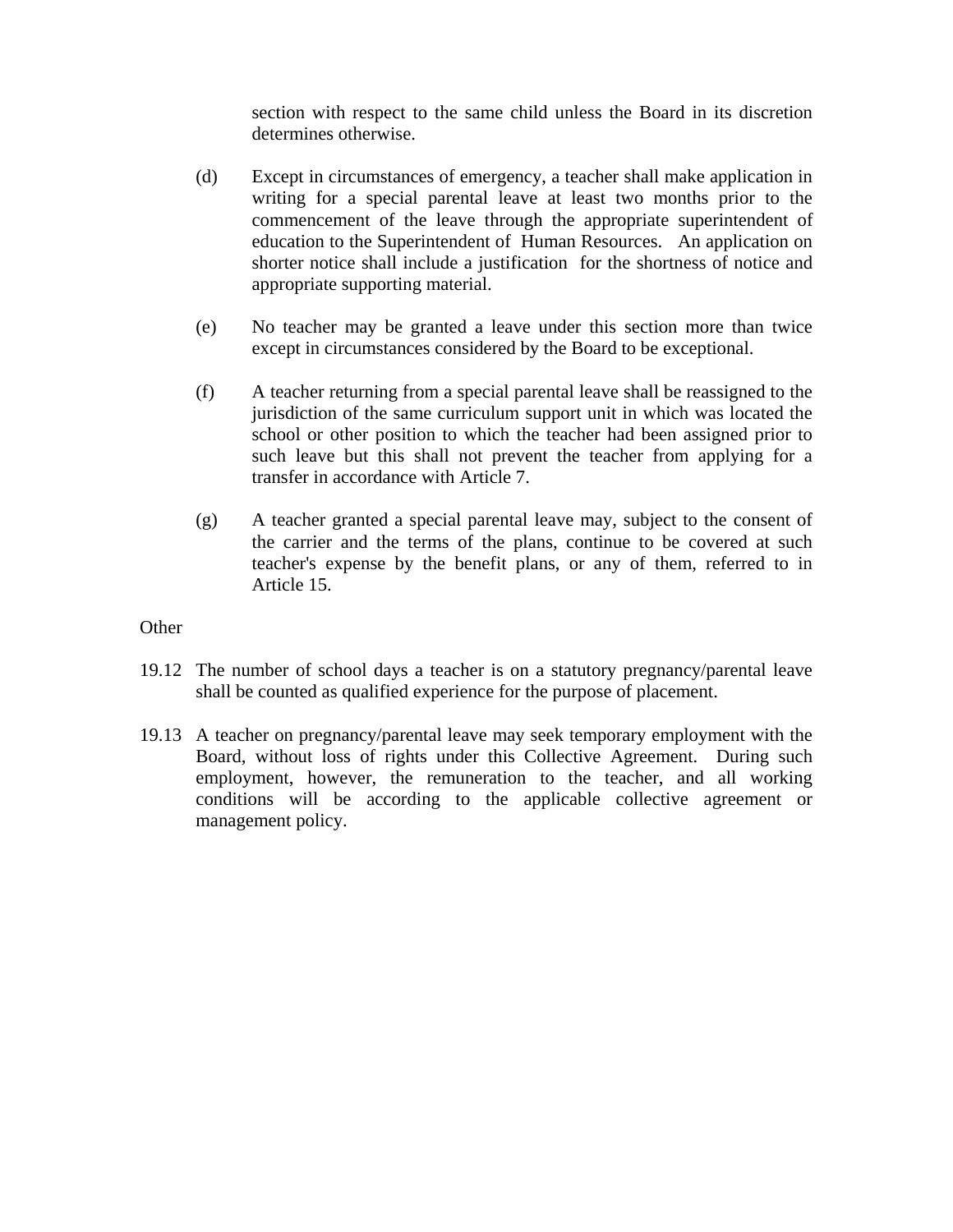section with respect to the same child unless the Board in its discretion determines otherwise.

(d) Except in circumstances of emergency, a teacher shall make application in writing for a special parental leave at least two months prior to the commencement of the leave through the appropriate superintendent of education to the Superintendent of Human Resources. An application on shorter notice shall include a justification for the shortness of notice and appropriate supporting material.

(e) No teacher may be granted a leave under this section more than twice except in circumstances considered by the Board to be exceptional.

(f) A teacher returning from a special parental leave shall be reassigned to the jurisdiction of the same curriculum support unit in which was located the school or other position to which the teacher had been assigned prior to such leave but this shall not prevent the teacher from applying for a transfer in accordance with Article 7.

(g) A teacher granted a special parental leave may, subject to the consent of the carrier and the terms of the plans, continue to be covered at such teacher's expense by the benefit plans, or any of them, referred to in Article 15.

Other

19.12 The number of school days a teacher is on a statutory pregnancy/parental leave shall be counted as qualified experience for the purpose of placement.

19.13 A teacher on pregnancy/parental leave may seek temporary employment with the Board, without loss of rights under this Collective Agreement. During such employment, however, the remuneration to the teacher, and all working conditions will be according to the applicable collective agreement or management policy.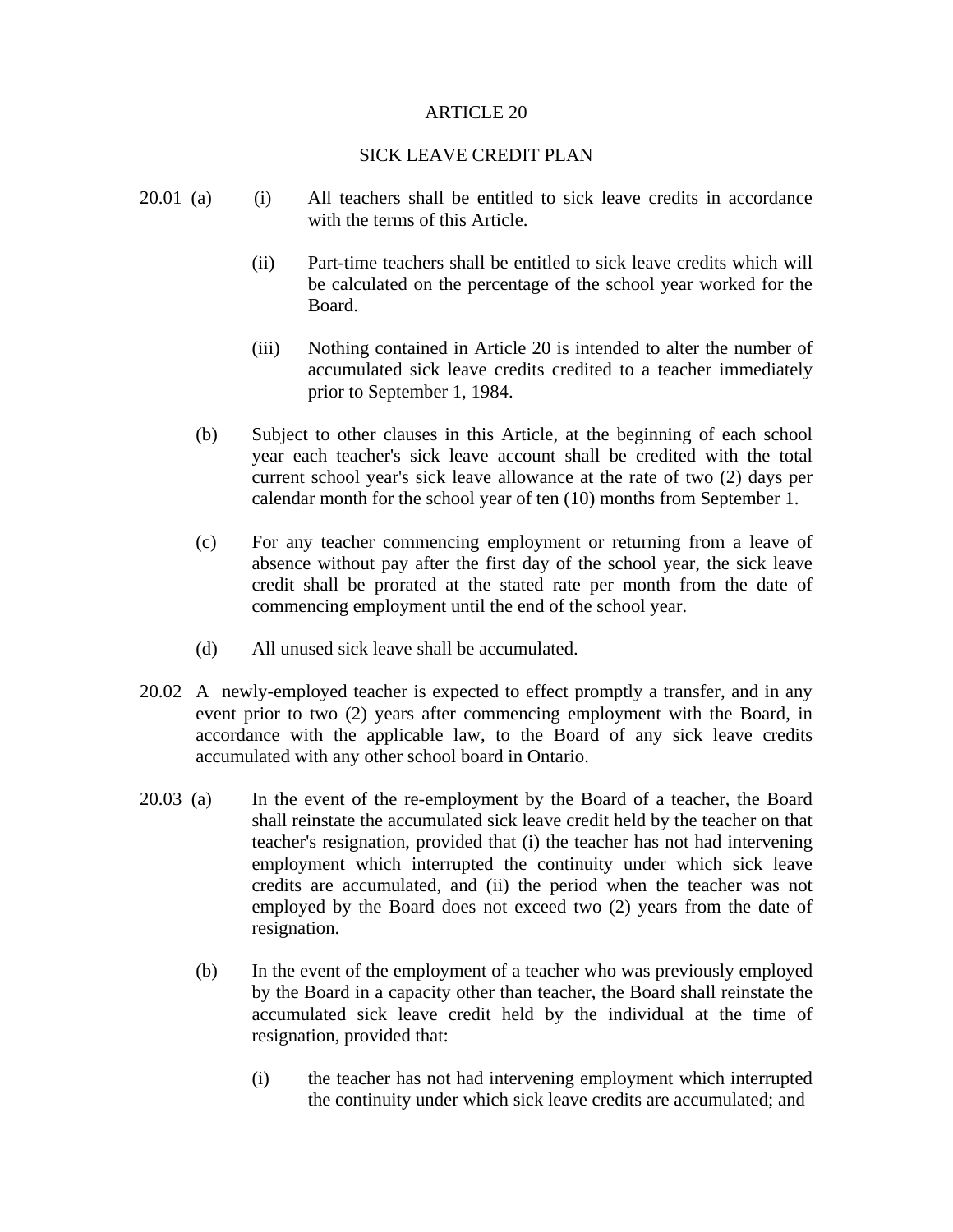# ARTICLE 20

## SICK LEAVE CREDIT PLAN

20.01 (a) (i) All teachers shall be entitled to sick leave credits in accordance with the terms of this Article.

(ii) Part-time teachers shall be entitled to sick leave credits which will be calculated on the percentage of the school year worked for the Board.

(iii) Nothing contained in Article 20 is intended to alter the number of accumulated sick leave credits credited to a teacher immediately prior to September 1, 1984.

(b) Subject to other clauses in this Article, at the beginning of each school year each teacher's sick leave account shall be credited with the total current school year's sick leave allowance at the rate of two (2) days per calendar month for the school year of ten (10) months from September 1.

(c) For any teacher commencing employment or returning from a leave of absence without pay after the first day of the school year, the sick leave credit shall be prorated at the stated rate per month from the date of commencing employment until the end of the school year.

(d) All unused sick leave shall be accumulated.

20.02 A newly-employed teacher is expected to effect promptly a transfer, and in any event prior to two (2) years after commencing employment with the Board, in accordance with the applicable law, to the Board of any sick leave credits accumulated with any other school board in Ontario.

20.03 (a) In the event of the re-employment by the Board of a teacher, the Board shall reinstate the accumulated sick leave credit held by the teacher on that teacher's resignation, provided that (i) the teacher has not had intervening employment which interrupted the continuity under which sick leave credits are accumulated, and (ii) the period when the teacher was not employed by the Board does not exceed two (2) years from the date of resignation.

(b) In the event of the employment of a teacher who was previously employed by the Board in a capacity other than teacher, the Board shall reinstate the accumulated sick leave credit held by the individual at the time of resignation, provided that:

(i) the teacher has not had intervening employment which interrupted the continuity under which sick leave credits are accumulated; and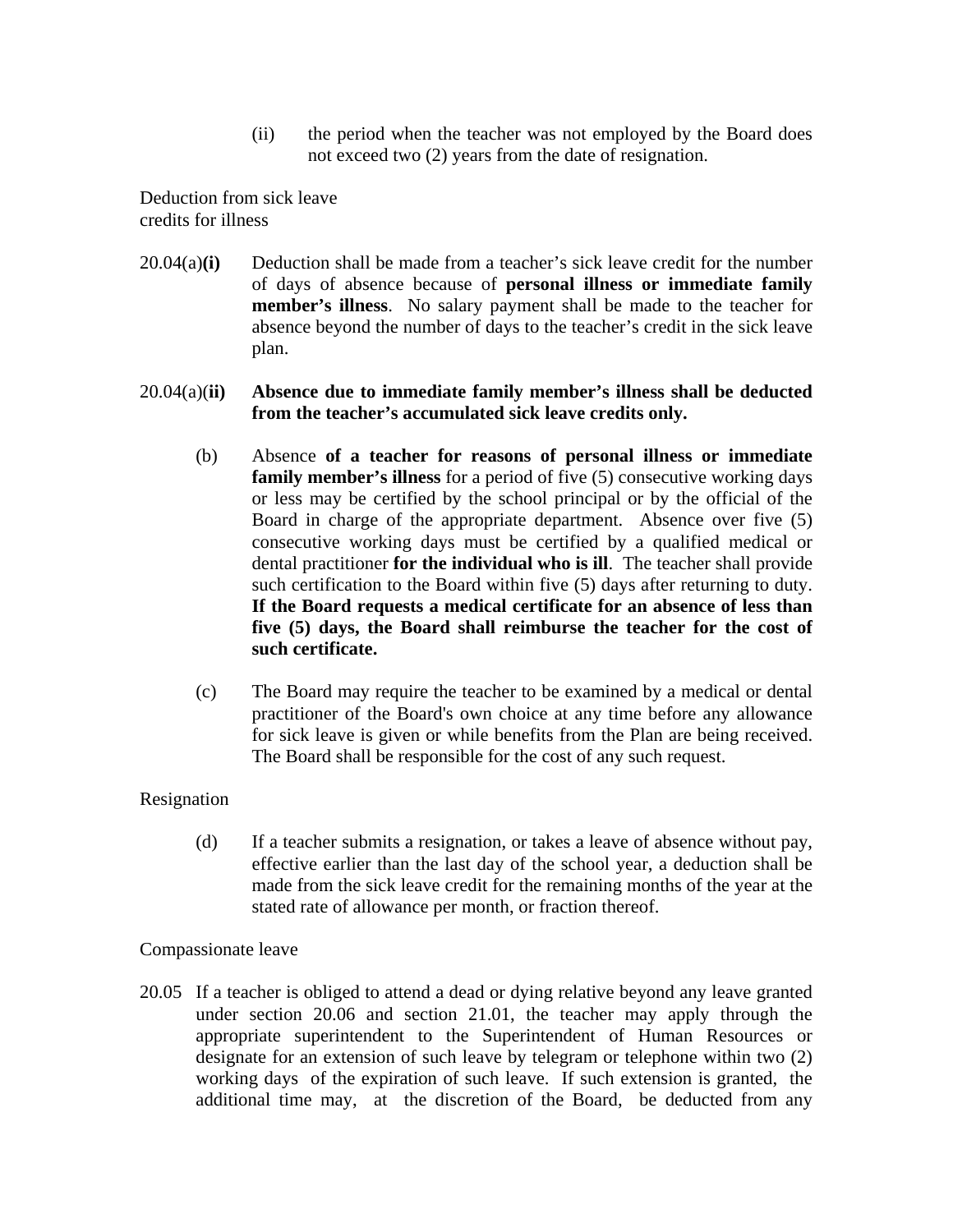(ii) the period when the teacher was not employed by the Board does not exceed two (2) years from the date of resignation.

Deduction from sick leave credits for illness

20.04(a)**(i)** Deduction shall be made from a teacher's sick leave credit for the number of days of absence because of **personal illness or immediate family member's illness**. No salary payment shall be made to the teacher for absence beyond the number of days to the teacher's credit in the sick leave plan.

20.04(a)(**ii**) **Absence due to immediate family member's illness shall be deducted from the teacher's accumulated sick leave credits only.**

(b) Absence **of a teacher for reasons of personal illness or immediate family member's illness** for a period of five (5) consecutive working days or less may be certified by the school principal or by the official of the Board in charge of the appropriate department. Absence over five (5) consecutive working days must be certified by a qualified medical or dental practitioner **for the individual who is ill**. The teacher shall provide such certification to the Board within five (5) days after returning to duty. **If the Board requests a medical certificate for an absence of less than five (5) days, the Board shall reimburse the teacher for the cost of such certificate.**

(c) The Board may require the teacher to be examined by a medical or dental practitioner of the Board's own choice at any time before any allowance for sick leave is given or while benefits from the Plan are being received. The Board shall be responsible for the cost of any such request.

Resignation

(d) If a teacher submits a resignation, or takes a leave of absence without pay, effective earlier than the last day of the school year, a deduction shall be made from the sick leave credit for the remaining months of the year at the stated rate of allowance per month, or fraction thereof.

Compassionate leave

20.05 If a teacher is obliged to attend a dead or dying relative beyond any leave granted under section 20.06 and section 21.01, the teacher may apply through the appropriate superintendent to the Superintendent of Human Resources or designate for an extension of such leave by telegram or telephone within two (2) working days of the expiration of such leave. If such extension is granted, the additional time may, at the discretion of the Board, be deducted from any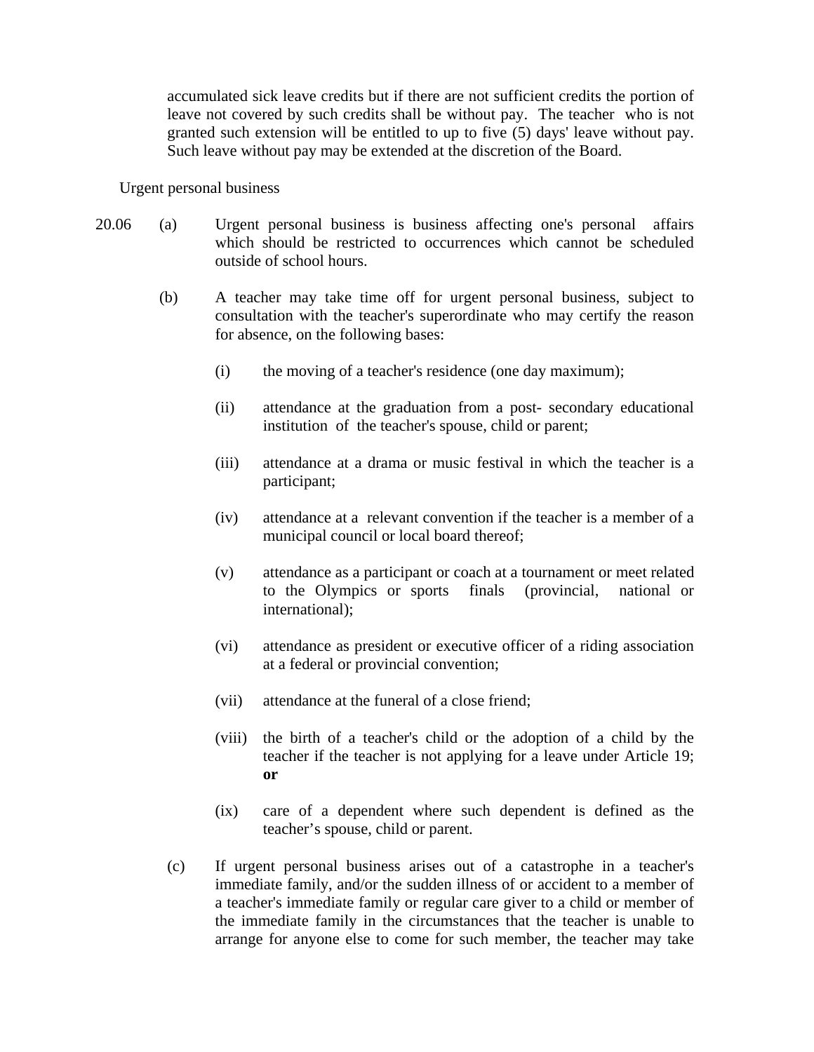accumulated sick leave credits but if there are not sufficient credits the portion of leave not covered by such credits shall be without pay. The teacher who is not granted such extension will be entitled to up to five (5) days' leave without pay. Such leave without pay may be extended at the discretion of the Board.

Urgent personal business

20.06 (a) Urgent personal business is business affecting one's personal affairs which should be restricted to occurrences which cannot be scheduled outside of school hours.

(b) A teacher may take time off for urgent personal business, subject to consultation with the teacher's superordinate who may certify the reason for absence, on the following bases:

(i) the moving of a teacher's residence (one day maximum);

(ii) attendance at the graduation from a post- secondary educational institution of the teacher's spouse, child or parent;

(iii) attendance at a drama or music festival in which the teacher is a participant;

(iv) attendance at a relevant convention if the teacher is a member of a municipal council or local board thereof;

(v) attendance as a participant or coach at a tournament or meet related to the Olympics or sports finals (provincial, national or international);

(vi) attendance as president or executive officer of a riding association at a federal or provincial convention;

(vii) attendance at the funeral of a close friend;

(viii) the birth of a teacher's child or the adoption of a child by the teacher if the teacher is not applying for a leave under Article 19; **or**

(ix) care of a dependent where such dependent is defined as the teacher's spouse, child or parent.

(c) If urgent personal business arises out of a catastrophe in a teacher's immediate family, and/or the sudden illness of or accident to a member of a teacher's immediate family or regular care giver to a child or member of the immediate family in the circumstances that the teacher is unable to arrange for anyone else to come for such member, the teacher may take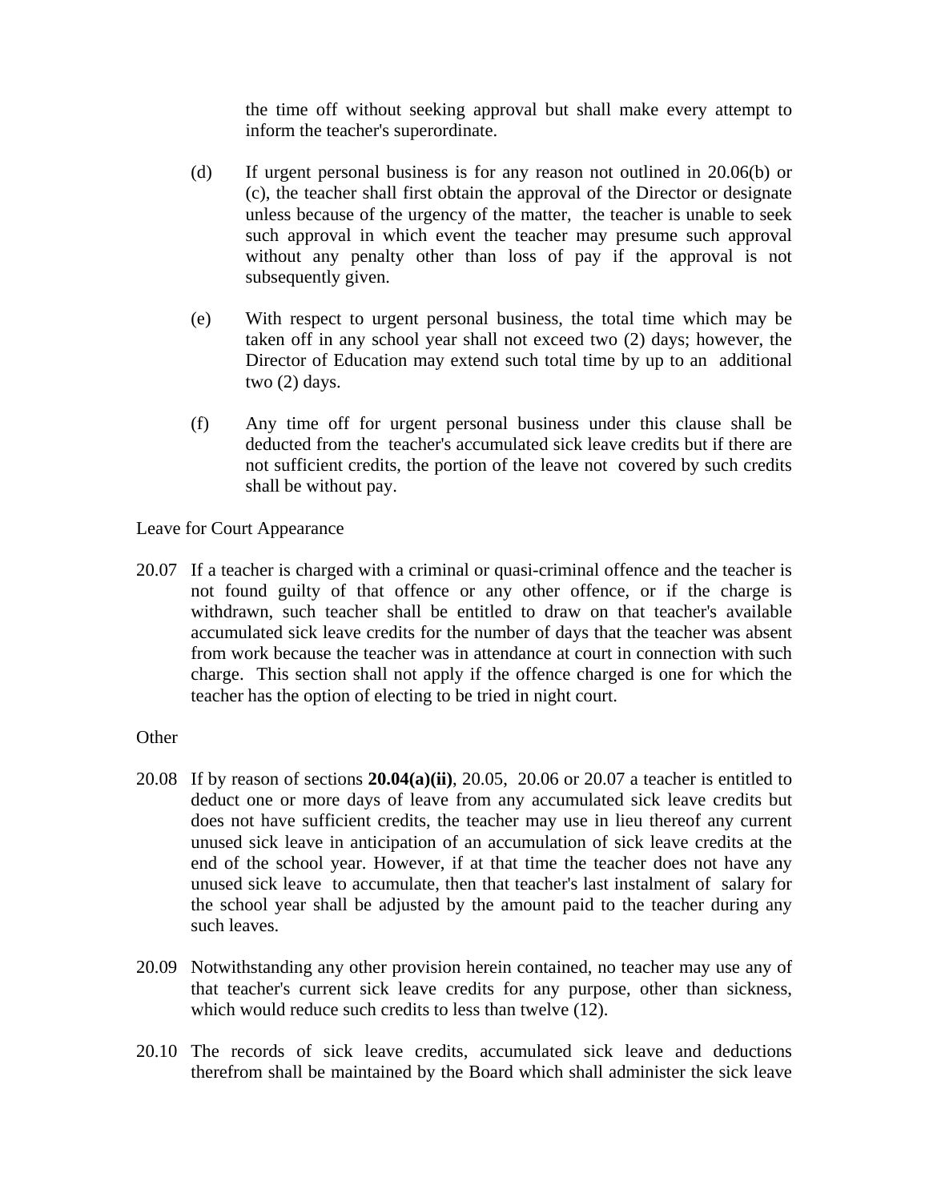the time off without seeking approval but shall make every attempt to inform the teacher's superordinate.

(d) If urgent personal business is for any reason not outlined in 20.06(b) or (c), the teacher shall first obtain the approval of the Director or designate unless because of the urgency of the matter, the teacher is unable to seek such approval in which event the teacher may presume such approval without any penalty other than loss of pay if the approval is not subsequently given.

(e) With respect to urgent personal business, the total time which may be taken off in any school year shall not exceed two (2) days; however, the Director of Education may extend such total time by up to an additional two (2) days.

(f) Any time off for urgent personal business under this clause shall be deducted from the teacher's accumulated sick leave credits but if there are not sufficient credits, the portion of the leave not covered by such credits shall be without pay.

Leave for Court Appearance

20.07 If a teacher is charged with a criminal or quasi-criminal offence and the teacher is not found guilty of that offence or any other offence, or if the charge is withdrawn, such teacher shall be entitled to draw on that teacher's available accumulated sick leave credits for the number of days that the teacher was absent from work because the teacher was in attendance at court in connection with such charge. This section shall not apply if the offence charged is one for which the teacher has the option of electing to be tried in night court.

Other

20.08 If by reason of sections **20.04(a)(ii)**, 20.05, 20.06 or 20.07 a teacher is entitled to deduct one or more days of leave from any accumulated sick leave credits but does not have sufficient credits, the teacher may use in lieu thereof any current unused sick leave in anticipation of an accumulation of sick leave credits at the end of the school year. However, if at that time the teacher does not have any unused sick leave to accumulate, then that teacher's last instalment of salary for the school year shall be adjusted by the amount paid to the teacher during any such leaves.

20.09 Notwithstanding any other provision herein contained, no teacher may use any of that teacher's current sick leave credits for any purpose, other than sickness, which would reduce such credits to less than twelve (12).

20.10 The records of sick leave credits, accumulated sick leave and deductions therefrom shall be maintained by the Board which shall administer the sick leave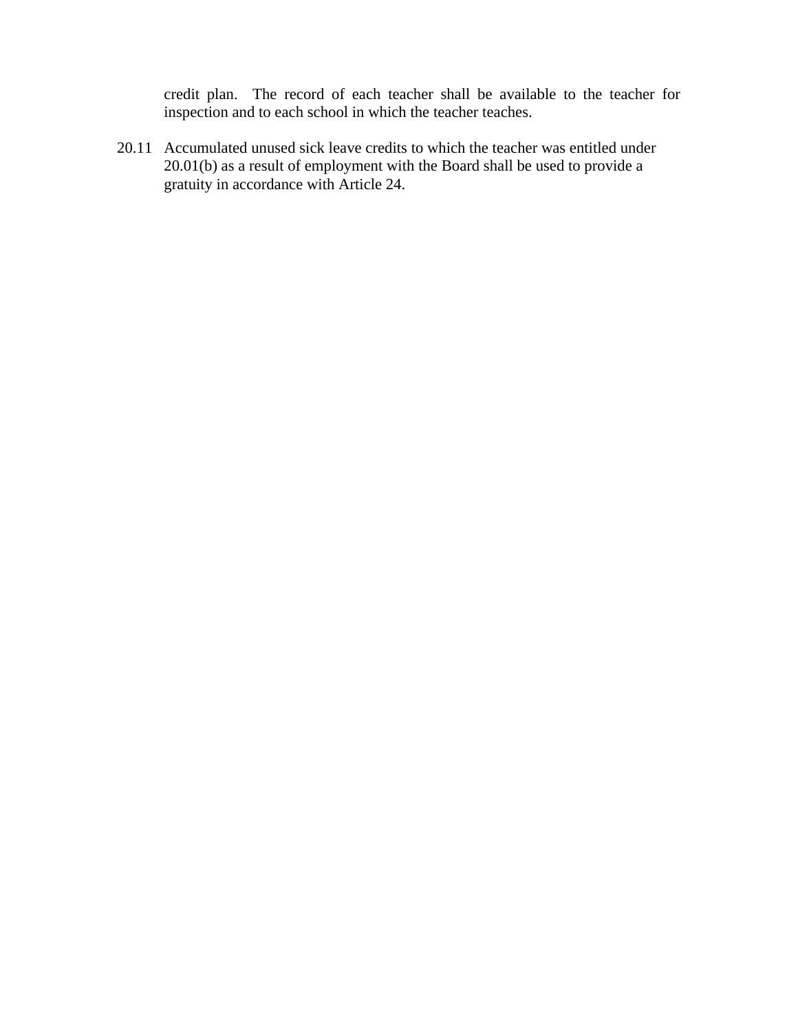credit plan. The record of each teacher shall be available to the teacher for inspection and to each school in which the teacher teaches.

20.11 Accumulated unused sick leave credits to which the teacher was entitled under 20.01(b) as a result of employment with the Board shall be used to provide a gratuity in accordance with Article 24.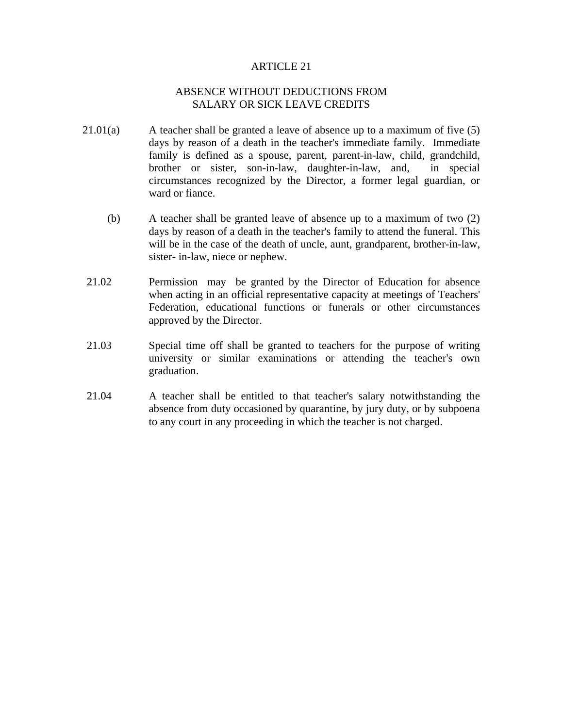# ARTICLE 21

## ABSENCE WITHOUT DEDUCTIONS FROM SALARY OR SICK LEAVE CREDITS

21.01(a) A teacher shall be granted a leave of absence up to a maximum of five (5) days by reason of a death in the teacher's immediate family. Immediate family is defined as a spouse, parent, parent-in-law, child, grandchild, brother or sister, son-in-law, daughter-in-law, and, in special circumstances recognized by the Director, a former legal guardian, or ward or fiance.

(b) A teacher shall be granted leave of absence up to a maximum of two (2) days by reason of a death in the teacher's family to attend the funeral. This will be in the case of the death of uncle, aunt, grandparent, brother-in-law, sister- in-law, niece or nephew.

21.02 Permission may be granted by the Director of Education for absence when acting in an official representative capacity at meetings of Teachers' Federation, educational functions or funerals or other circumstances approved by the Director.

21.03 Special time off shall be granted to teachers for the purpose of writing university or similar examinations or attending the teacher's own graduation.

21.04 A teacher shall be entitled to that teacher's salary notwithstanding the absence from duty occasioned by quarantine, by jury duty, or by subpoena to any court in any proceeding in which the teacher is not charged.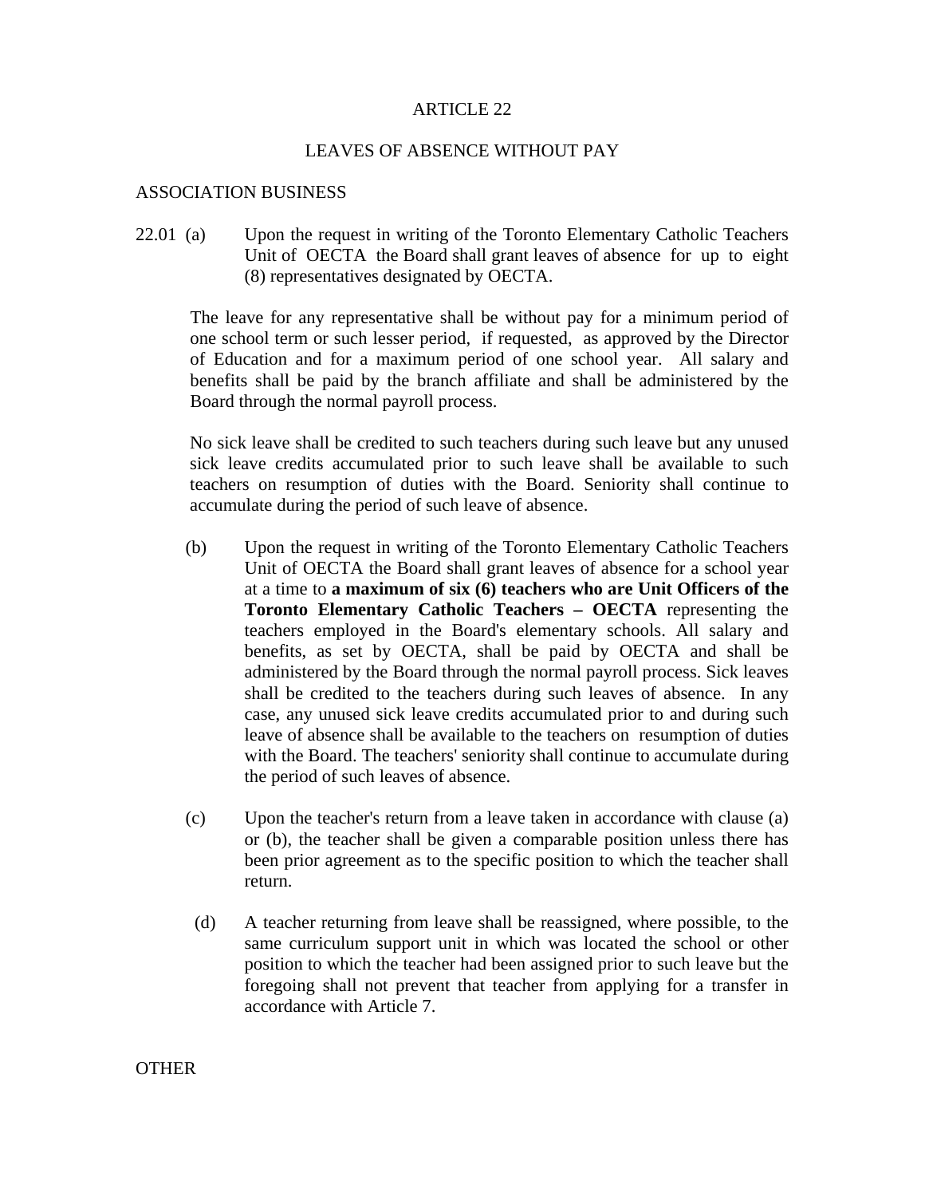# ARTICLE 22

## LEAVES OF ABSENCE WITHOUT PAY

### ASSOCIATION BUSINESS

22.01 (a) Upon the request in writing of the Toronto Elementary Catholic Teachers Unit of OECTA the Board shall grant leaves of absence for up to eight (8) representatives designated by OECTA.

The leave for any representative shall be without pay for a minimum period of one school term or such lesser period, if requested, as approved by the Director of Education and for a maximum period of one school year. All salary and benefits shall be paid by the branch affiliate and shall be administered by the Board through the normal payroll process.

No sick leave shall be credited to such teachers during such leave but any unused sick leave credits accumulated prior to such leave shall be available to such teachers on resumption of duties with the Board. Seniority shall continue to accumulate during the period of such leave of absence.

(b) Upon the request in writing of the Toronto Elementary Catholic Teachers Unit of OECTA the Board shall grant leaves of absence for a school year at a time to **a maximum of six (6) teachers who are Unit Officers of the Toronto Elementary Catholic Teachers – OECTA** representing the teachers employed in the Board's elementary schools. All salary and benefits, as set by OECTA, shall be paid by OECTA and shall be administered by the Board through the normal payroll process. Sick leaves shall be credited to the teachers during such leaves of absence. In any case, any unused sick leave credits accumulated prior to and during such leave of absence shall be available to the teachers on resumption of duties with the Board. The teachers' seniority shall continue to accumulate during the period of such leaves of absence.

(c) Upon the teacher's return from a leave taken in accordance with clause (a) or (b), the teacher shall be given a comparable position unless there has been prior agreement as to the specific position to which the teacher shall return.

(d) A teacher returning from leave shall be reassigned, where possible, to the same curriculum support unit in which was located the school or other position to which the teacher had been assigned prior to such leave but the foregoing shall not prevent that teacher from applying for a transfer in accordance with Article 7.

### OTHER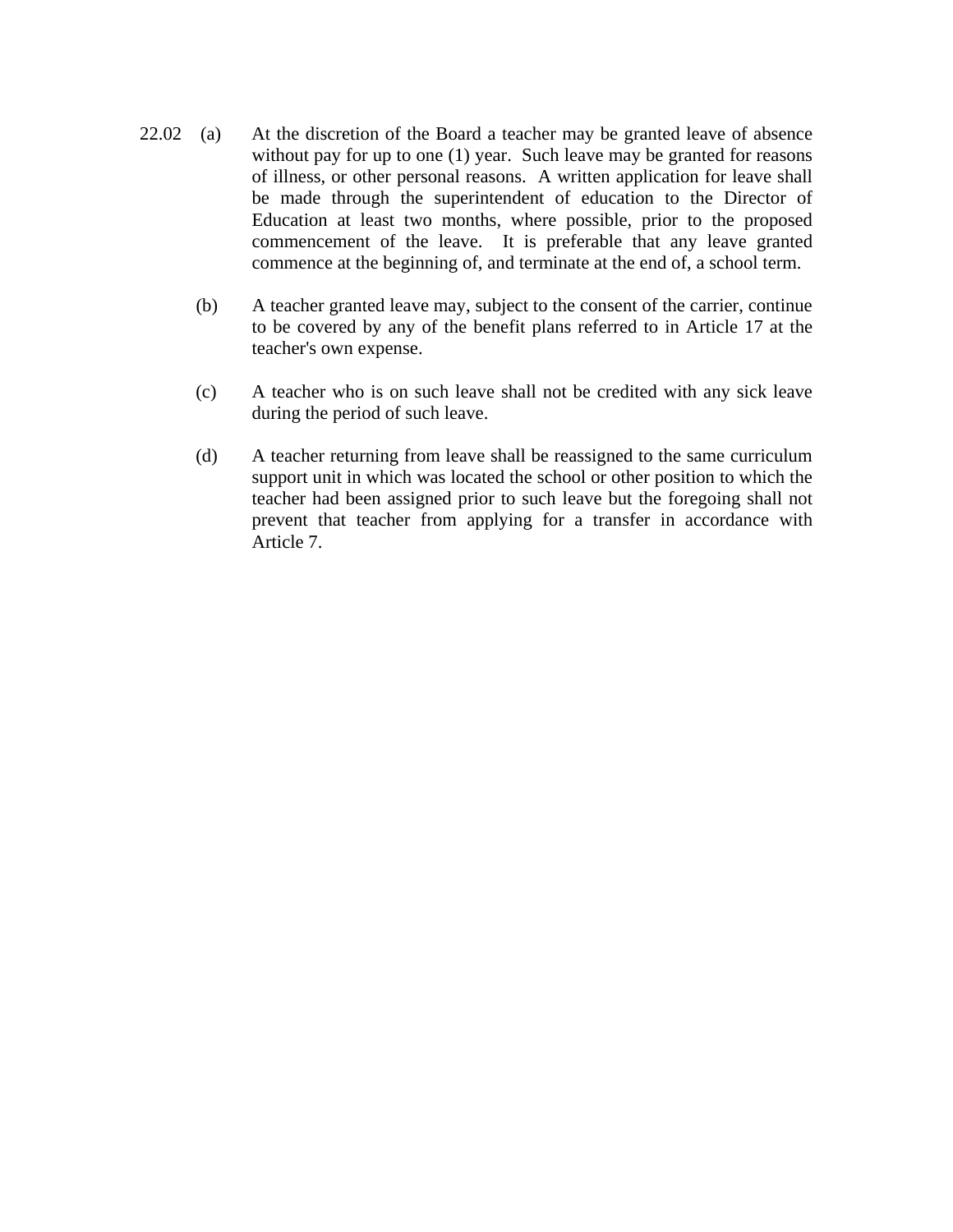22.02 (a) At the discretion of the Board a teacher may be granted leave of absence without pay for up to one (1) year. Such leave may be granted for reasons of illness, or other personal reasons. A written application for leave shall be made through the superintendent of education to the Director of Education at least two months, where possible, prior to the proposed commencement of the leave. It is preferable that any leave granted commence at the beginning of, and terminate at the end of, a school term.

(b) A teacher granted leave may, subject to the consent of the carrier, continue to be covered by any of the benefit plans referred to in Article 17 at the teacher's own expense.

(c) A teacher who is on such leave shall not be credited with any sick leave during the period of such leave.

(d) A teacher returning from leave shall be reassigned to the same curriculum support unit in which was located the school or other position to which the teacher had been assigned prior to such leave but the foregoing shall not prevent that teacher from applying for a transfer in accordance with Article 7.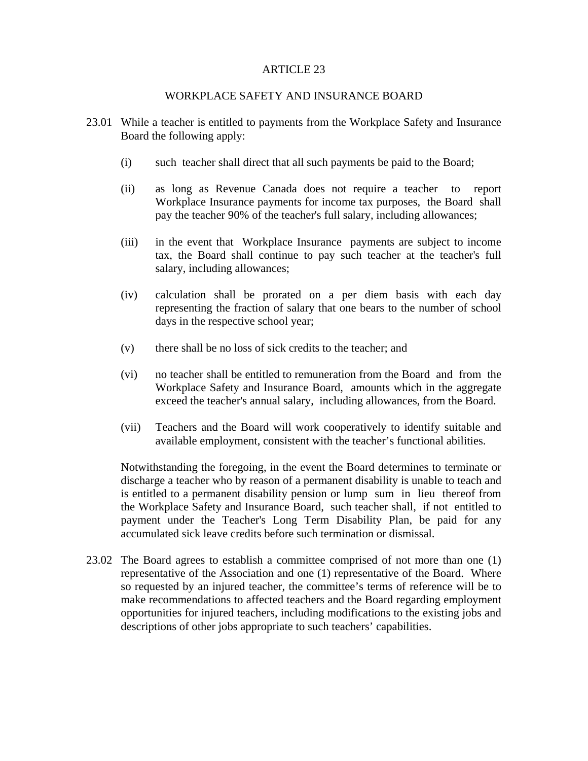# ARTICLE 23

## WORKPLACE SAFETY AND INSURANCE BOARD

23.01 While a teacher is entitled to payments from the Workplace Safety and Insurance Board the following apply:

(i) such teacher shall direct that all such payments be paid to the Board;

(ii) as long as Revenue Canada does not require a teacher to report Workplace Insurance payments for income tax purposes, the Board shall pay the teacher 90% of the teacher's full salary, including allowances;

(iii) in the event that Workplace Insurance payments are subject to income tax, the Board shall continue to pay such teacher at the teacher's full salary, including allowances;

(iv) calculation shall be prorated on a per diem basis with each day representing the fraction of salary that one bears to the number of school days in the respective school year;

(v) there shall be no loss of sick credits to the teacher; and

(vi) no teacher shall be entitled to remuneration from the Board and from the Workplace Safety and Insurance Board, amounts which in the aggregate exceed the teacher's annual salary, including allowances, from the Board.

(vii) Teachers and the Board will work cooperatively to identify suitable and available employment, consistent with the teacher's functional abilities.

Notwithstanding the foregoing, in the event the Board determines to terminate or discharge a teacher who by reason of a permanent disability is unable to teach and is entitled to a permanent disability pension or lump sum in lieu thereof from the Workplace Safety and Insurance Board, such teacher shall, if not entitled to payment under the Teacher's Long Term Disability Plan, be paid for any accumulated sick leave credits before such termination or dismissal.

23.02 The Board agrees to establish a committee comprised of not more than one (1) representative of the Association and one (1) representative of the Board. Where so requested by an injured teacher, the committee's terms of reference will be to make recommendations to affected teachers and the Board regarding employment opportunities for injured teachers, including modifications to the existing jobs and descriptions of other jobs appropriate to such teachers' capabilities.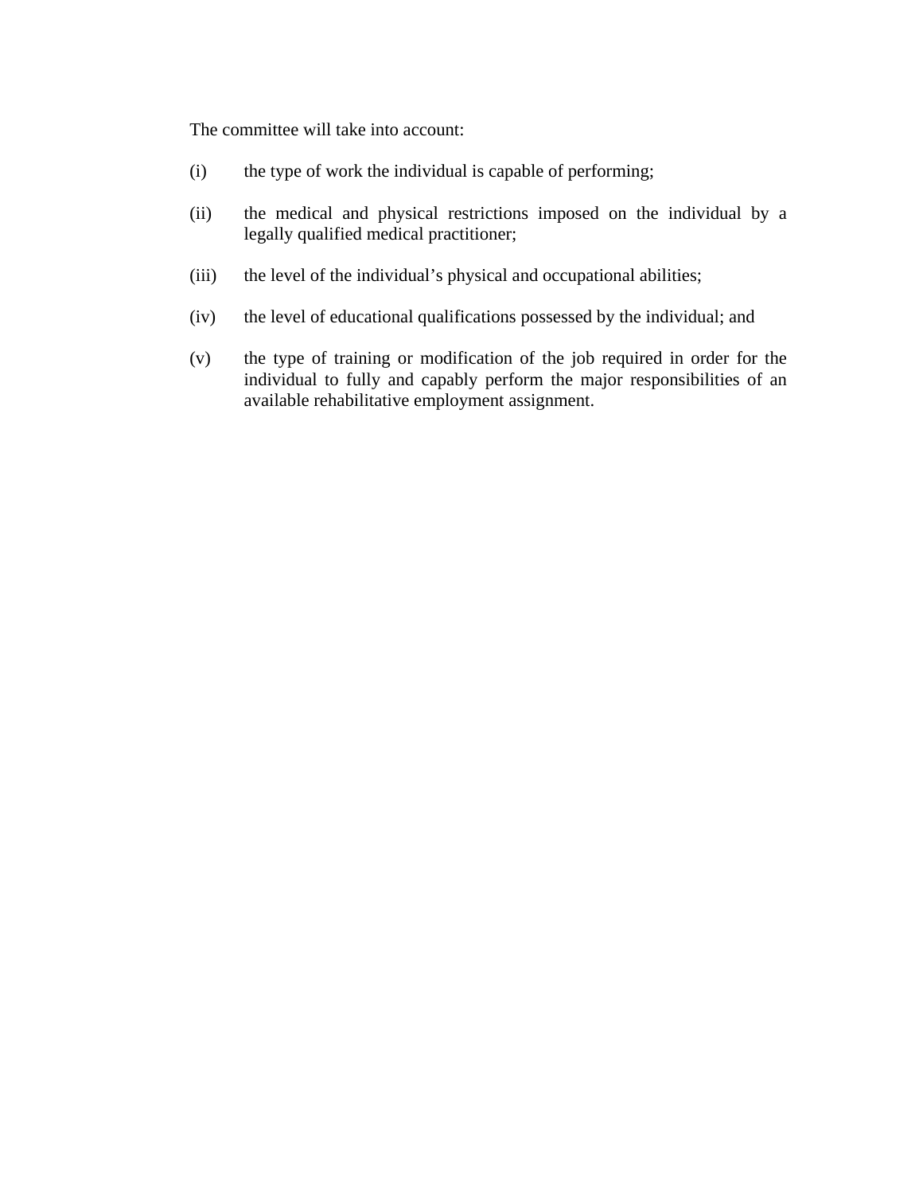The committee will take into account:

(i) the type of work the individual is capable of performing;

(ii) the medical and physical restrictions imposed on the individual by a legally qualified medical practitioner;

(iii) the level of the individual's physical and occupational abilities;

(iv) the level of educational qualifications possessed by the individual; and

(v) the type of training or modification of the job required in order for the individual to fully and capably perform the major responsibilities of an available rehabilitative employment assignment.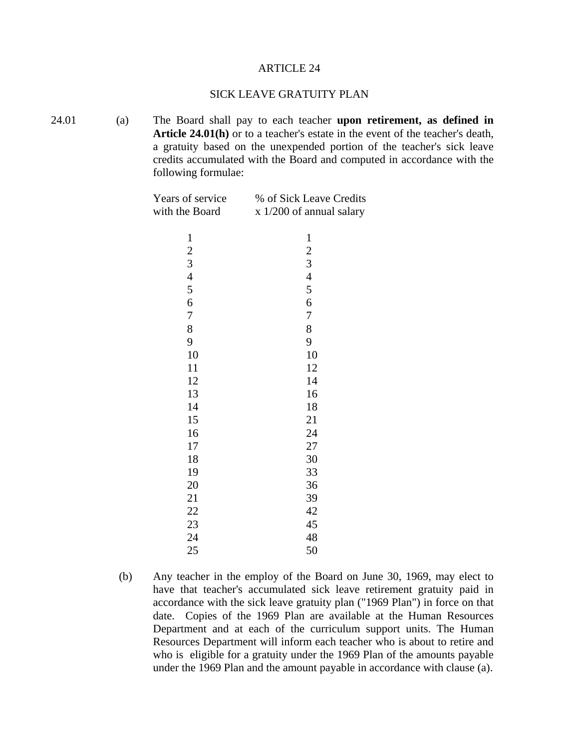# ARTICLE 24

## SICK LEAVE GRATUITY PLAN

24.01 (a) The Board shall pay to each teacher **upon retirement, as defined in Article 24.01(h)** or to a teacher's estate in the event of the teacher's death, a gratuity based on the unexpended portion of the teacher's sick leave credits accumulated with the Board and computed in accordance with the following formulae:

| Years of service with the Board | % of Sick Leave Credits x 1/200 of annual salary |
|---|---|
| 1 | 1 |
| 2 | 2 |
| 3 | 3 |
| 4 | 4 |
| 5 | 5 |
| 6 | 6 |
| 7 | 7 |
| 8 | 8 |
| 9 | 9 |
| 10 | 10 |
| 11 | 12 |
| 12 | 14 |
| 13 | 16 |
| 14 | 18 |
| 15 | 21 |
| 16 | 24 |
| 17 | 27 |
| 18 | 30 |
| 19 | 33 |
| 20 | 36 |
| 21 | 39 |
| 22 | 42 |
| 23 | 45 |
| 24 | 48 |
| 25 | 50 |

(b) Any teacher in the employ of the Board on June 30, 1969, may elect to have that teacher's accumulated sick leave retirement gratuity paid in accordance with the sick leave gratuity plan ("1969 Plan") in force on that date. Copies of the 1969 Plan are available at the Human Resources Department and at each of the curriculum support units. The Human Resources Department will inform each teacher who is about to retire and who is eligible for a gratuity under the 1969 Plan of the amounts payable under the 1969 Plan and the amount payable in accordance with clause (a).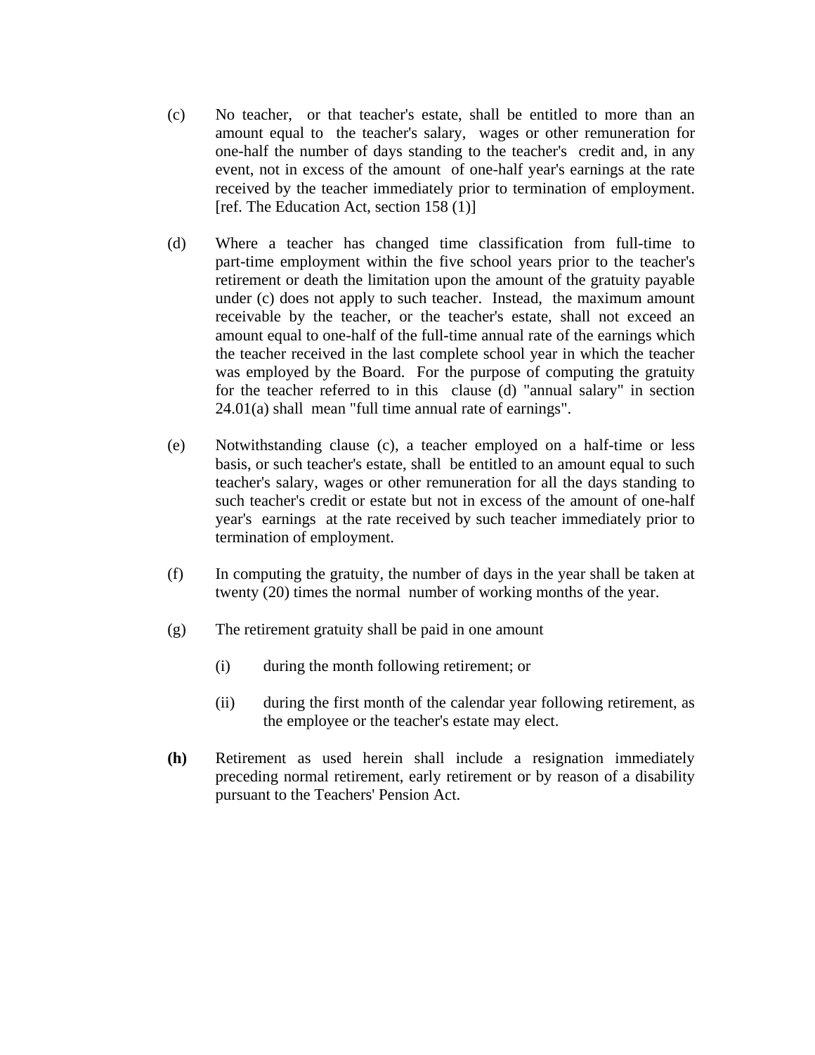(c) No teacher, or that teacher's estate, shall be entitled to more than an amount equal to the teacher's salary, wages or other remuneration for one-half the number of days standing to the teacher's credit and, in any event, not in excess of the amount of one-half year's earnings at the rate received by the teacher immediately prior to termination of employment. [ref. The Education Act, section 158 (1)]

(d) Where a teacher has changed time classification from full-time to part-time employment within the five school years prior to the teacher's retirement or death the limitation upon the amount of the gratuity payable under (c) does not apply to such teacher. Instead, the maximum amount receivable by the teacher, or the teacher's estate, shall not exceed an amount equal to one-half of the full-time annual rate of the earnings which the teacher received in the last complete school year in which the teacher was employed by the Board. For the purpose of computing the gratuity for the teacher referred to in this clause (d) "annual salary" in section 24.01(a) shall mean "full time annual rate of earnings".

(e) Notwithstanding clause (c), a teacher employed on a half-time or less basis, or such teacher's estate, shall be entitled to an amount equal to such teacher's salary, wages or other remuneration for all the days standing to such teacher's credit or estate but not in excess of the amount of one-half year's earnings at the rate received by such teacher immediately prior to termination of employment.

(f) In computing the gratuity, the number of days in the year shall be taken at twenty (20) times the normal number of working months of the year.

(g) The retirement gratuity shall be paid in one amount

(i) during the month following retirement; or

(ii) during the first month of the calendar year following retirement, as the employee or the teacher's estate may elect.

**(h)** Retirement as used herein shall include a resignation immediately preceding normal retirement, early retirement or by reason of a disability pursuant to the Teachers' Pension Act.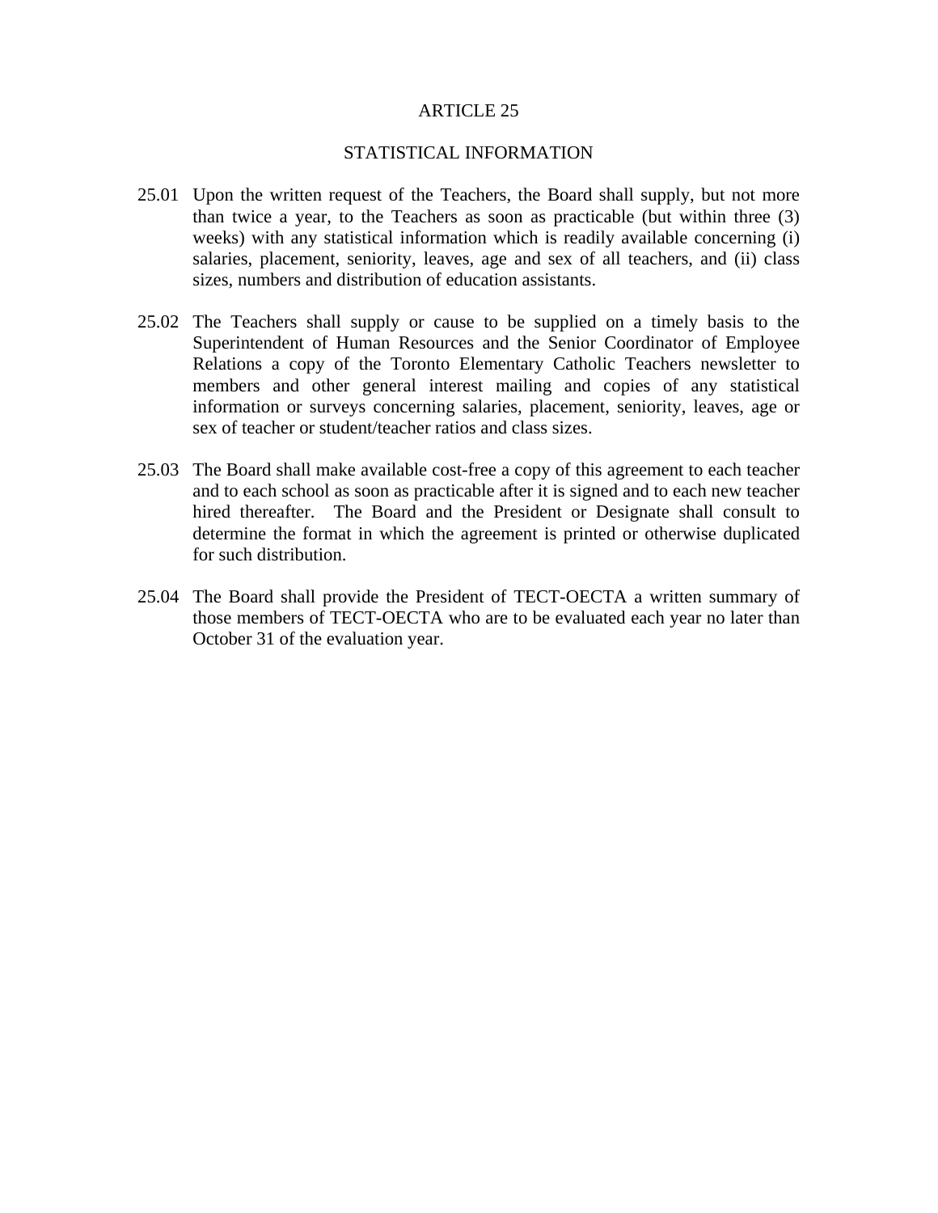# ARTICLE 25

## STATISTICAL INFORMATION

25.01 Upon the written request of the Teachers, the Board shall supply, but not more than twice a year, to the Teachers as soon as practicable (but within three (3) weeks) with any statistical information which is readily available concerning (i) salaries, placement, seniority, leaves, age and sex of all teachers, and (ii) class sizes, numbers and distribution of education assistants.

25.02 The Teachers shall supply or cause to be supplied on a timely basis to the Superintendent of Human Resources and the Senior Coordinator of Employee Relations a copy of the Toronto Elementary Catholic Teachers newsletter to members and other general interest mailing and copies of any statistical information or surveys concerning salaries, placement, seniority, leaves, age or sex of teacher or student/teacher ratios and class sizes.

25.03 The Board shall make available cost-free a copy of this agreement to each teacher and to each school as soon as practicable after it is signed and to each new teacher hired thereafter. The Board and the President or Designate shall consult to determine the format in which the agreement is printed or otherwise duplicated for such distribution.

25.04 The Board shall provide the President of TECT-OECTA a written summary of those members of TECT-OECTA who are to be evaluated each year no later than October 31 of the evaluation year.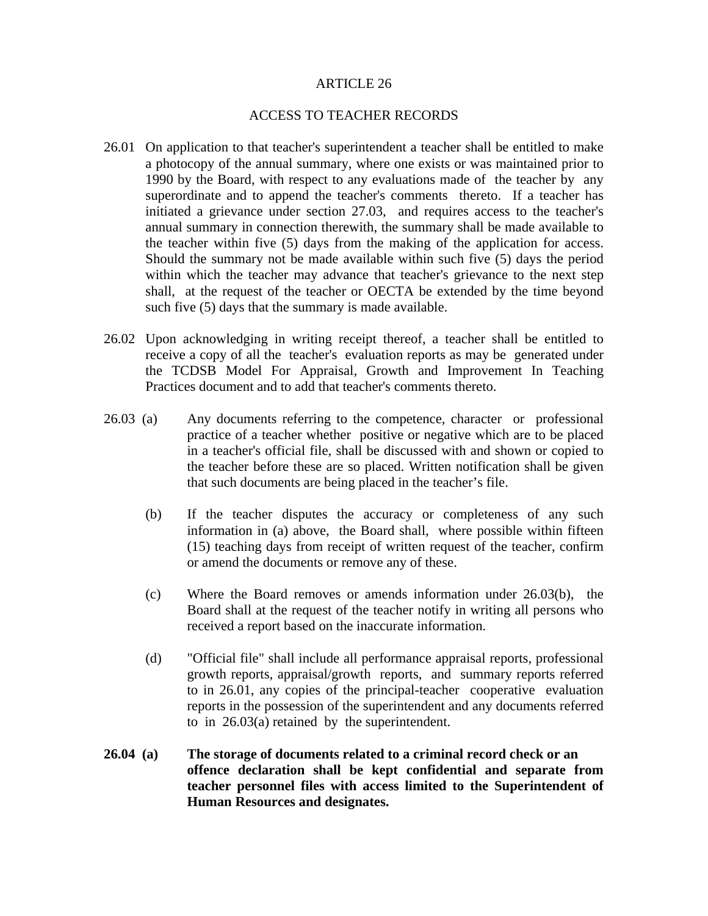# ARTICLE 26

## ACCESS TO TEACHER RECORDS

26.01 On application to that teacher's superintendent a teacher shall be entitled to make a photocopy of the annual summary, where one exists or was maintained prior to 1990 by the Board, with respect to any evaluations made of the teacher by any superordinate and to append the teacher's comments thereto. If a teacher has initiated a grievance under section 27.03, and requires access to the teacher's annual summary in connection therewith, the summary shall be made available to the teacher within five (5) days from the making of the application for access. Should the summary not be made available within such five (5) days the period within which the teacher may advance that teacher's grievance to the next step shall, at the request of the teacher or OECTA be extended by the time beyond such five (5) days that the summary is made available.

26.02 Upon acknowledging in writing receipt thereof, a teacher shall be entitled to receive a copy of all the teacher's evaluation reports as may be generated under the TCDSB Model For Appraisal, Growth and Improvement In Teaching Practices document and to add that teacher's comments thereto.

26.03 (a) Any documents referring to the competence, character or professional practice of a teacher whether positive or negative which are to be placed in a teacher's official file, shall be discussed with and shown or copied to the teacher before these are so placed. Written notification shall be given that such documents are being placed in the teacher's file.

(b) If the teacher disputes the accuracy or completeness of any such information in (a) above, the Board shall, where possible within fifteen (15) teaching days from receipt of written request of the teacher, confirm or amend the documents or remove any of these.

(c) Where the Board removes or amends information under 26.03(b), the Board shall at the request of the teacher notify in writing all persons who received a report based on the inaccurate information.

(d) "Official file" shall include all performance appraisal reports, professional growth reports, appraisal/growth reports, and summary reports referred to in 26.01, any copies of the principal-teacher cooperative evaluation reports in the possession of the superintendent and any documents referred to in 26.03(a) retained by the superintendent.

**26.04 (a) The storage of documents related to a criminal record check or an offence declaration shall be kept confidential and separate from teacher personnel files with access limited to the Superintendent of Human Resources and designates.**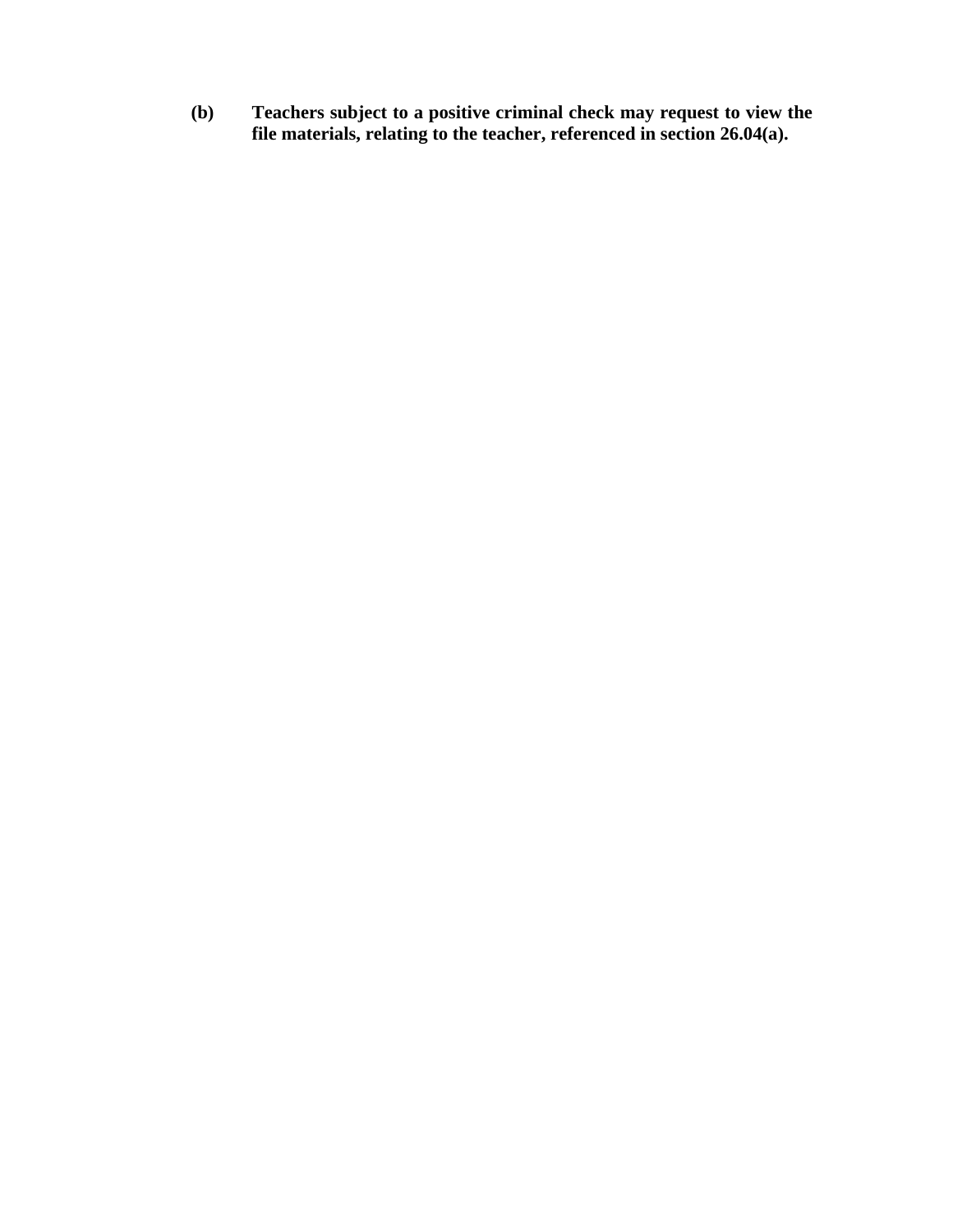**(b) Teachers subject to a positive criminal check may request to view the file materials, relating to the teacher, referenced in section 26.04(a).**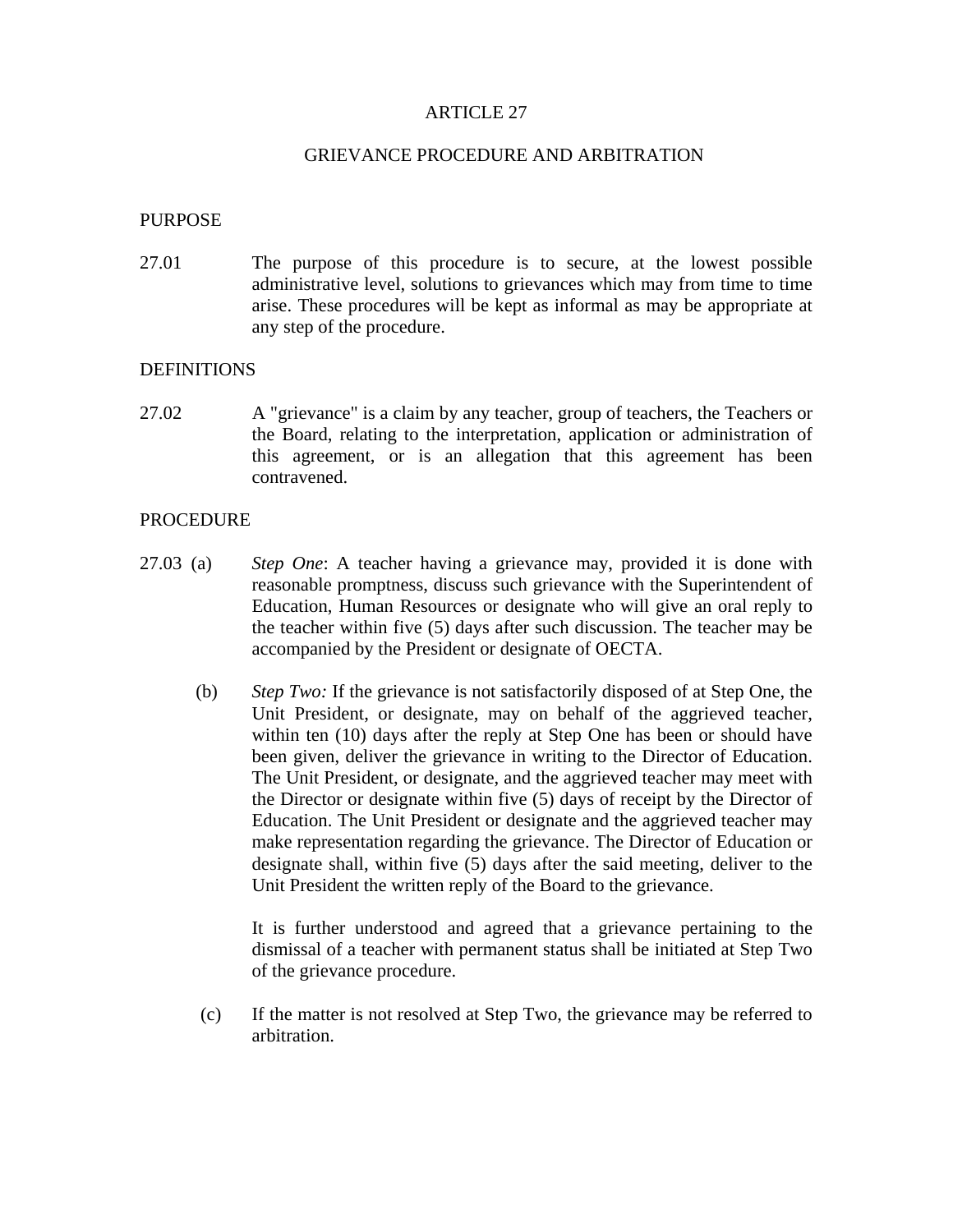# ARTICLE 27

## GRIEVANCE PROCEDURE AND ARBITRATION

### PURPOSE

27.01 The purpose of this procedure is to secure, at the lowest possible administrative level, solutions to grievances which may from time to time arise. These procedures will be kept as informal as may be appropriate at any step of the procedure.

### DEFINITIONS

27.02 A "grievance" is a claim by any teacher, group of teachers, the Teachers or the Board, relating to the interpretation, application or administration of this agreement, or is an allegation that this agreement has been contravened.

### PROCEDURE

27.03 (a) *Step One*: A teacher having a grievance may, provided it is done with reasonable promptness, discuss such grievance with the Superintendent of Education, Human Resources or designate who will give an oral reply to the teacher within five (5) days after such discussion. The teacher may be accompanied by the President or designate of OECTA.

(b) *Step Two:* If the grievance is not satisfactorily disposed of at Step One, the Unit President, or designate, may on behalf of the aggrieved teacher, within ten (10) days after the reply at Step One has been or should have been given, deliver the grievance in writing to the Director of Education. The Unit President, or designate, and the aggrieved teacher may meet with the Director or designate within five (5) days of receipt by the Director of Education. The Unit President or designate and the aggrieved teacher may make representation regarding the grievance. The Director of Education or designate shall, within five (5) days after the said meeting, deliver to the Unit President the written reply of the Board to the grievance.

It is further understood and agreed that a grievance pertaining to the dismissal of a teacher with permanent status shall be initiated at Step Two of the grievance procedure.

(c) If the matter is not resolved at Step Two, the grievance may be referred to arbitration.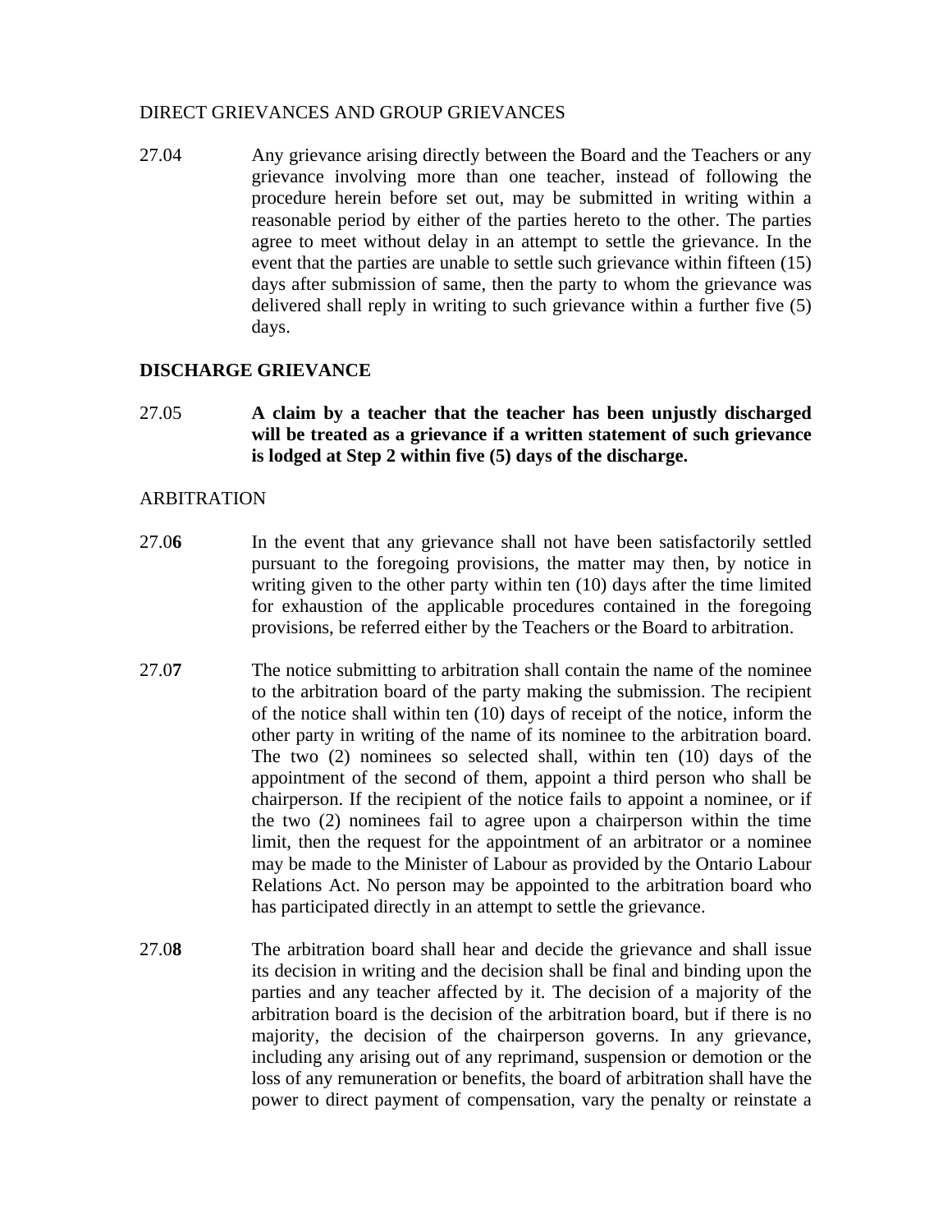DIRECT GRIEVANCES AND GROUP GRIEVANCES

27.04 Any grievance arising directly between the Board and the Teachers or any grievance involving more than one teacher, instead of following the procedure herein before set out, may be submitted in writing within a reasonable period by either of the parties hereto to the other. The parties agree to meet without delay in an attempt to settle the grievance. In the event that the parties are unable to settle such grievance within fifteen (15) days after submission of same, then the party to whom the grievance was delivered shall reply in writing to such grievance within a further five (5) days.

**DISCHARGE GRIEVANCE**

27.05 **A claim by a teacher that the teacher has been unjustly discharged will be treated as a grievance if a written statement of such grievance is lodged at Step 2 within five (5) days of the discharge.**

ARBITRATION

27.0**6** In the event that any grievance shall not have been satisfactorily settled pursuant to the foregoing provisions, the matter may then, by notice in writing given to the other party within ten (10) days after the time limited for exhaustion of the applicable procedures contained in the foregoing provisions, be referred either by the Teachers or the Board to arbitration.

27.0**7** The notice submitting to arbitration shall contain the name of the nominee to the arbitration board of the party making the submission. The recipient of the notice shall within ten (10) days of receipt of the notice, inform the other party in writing of the name of its nominee to the arbitration board. The two (2) nominees so selected shall, within ten (10) days of the appointment of the second of them, appoint a third person who shall be chairperson. If the recipient of the notice fails to appoint a nominee, or if the two (2) nominees fail to agree upon a chairperson within the time limit, then the request for the appointment of an arbitrator or a nominee may be made to the Minister of Labour as provided by the Ontario Labour Relations Act. No person may be appointed to the arbitration board who has participated directly in an attempt to settle the grievance.

27.0**8** The arbitration board shall hear and decide the grievance and shall issue its decision in writing and the decision shall be final and binding upon the parties and any teacher affected by it. The decision of a majority of the arbitration board is the decision of the arbitration board, but if there is no majority, the decision of the chairperson governs. In any grievance, including any arising out of any reprimand, suspension or demotion or the loss of any remuneration or benefits, the board of arbitration shall have the power to direct payment of compensation, vary the penalty or reinstate a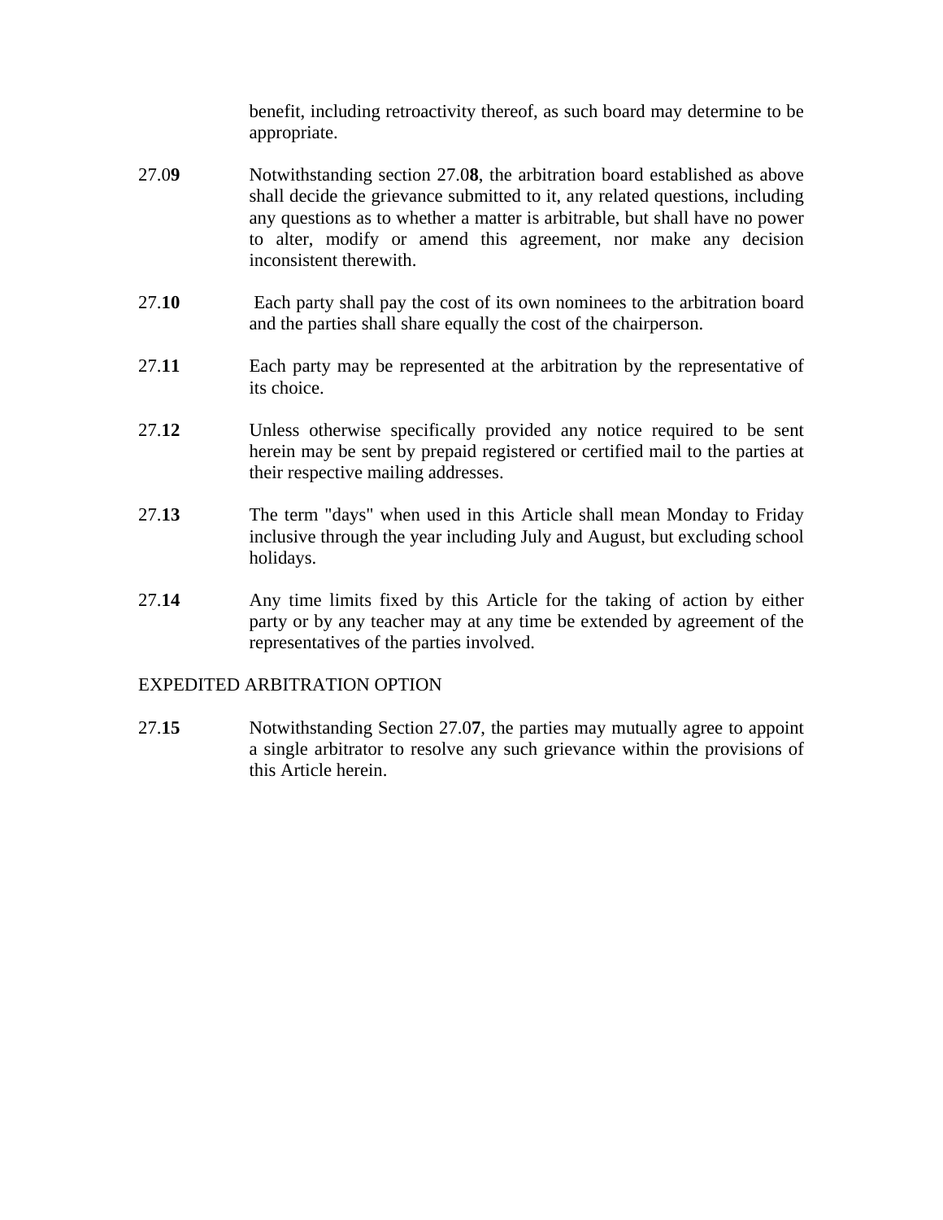benefit, including retroactivity thereof, as such board may determine to be appropriate.

27.0**9** Notwithstanding section 27.0**8**, the arbitration board established as above shall decide the grievance submitted to it, any related questions, including any questions as to whether a matter is arbitrable, but shall have no power to alter, modify or amend this agreement, nor make any decision inconsistent therewith.

27.**10** Each party shall pay the cost of its own nominees to the arbitration board and the parties shall share equally the cost of the chairperson.

27.**11** Each party may be represented at the arbitration by the representative of its choice.

27.**12** Unless otherwise specifically provided any notice required to be sent herein may be sent by prepaid registered or certified mail to the parties at their respective mailing addresses.

27.**13** The term "days" when used in this Article shall mean Monday to Friday inclusive through the year including July and August, but excluding school holidays.

27.**14** Any time limits fixed by this Article for the taking of action by either party or by any teacher may at any time be extended by agreement of the representatives of the parties involved.

EXPEDITED ARBITRATION OPTION

27.**15** Notwithstanding Section 27.0**7**, the parties may mutually agree to appoint a single arbitrator to resolve any such grievance within the provisions of this Article herein.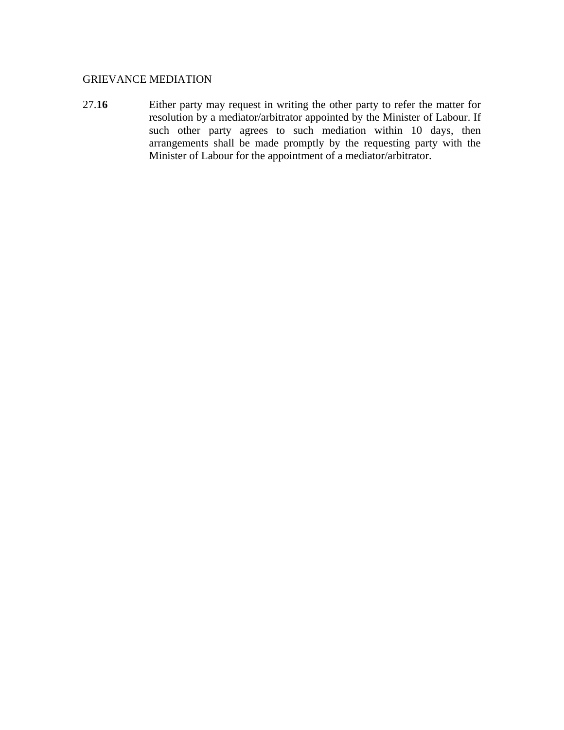GRIEVANCE MEDIATION

27.**16** Either party may request in writing the other party to refer the matter for resolution by a mediator/arbitrator appointed by the Minister of Labour. If such other party agrees to such mediation within 10 days, then arrangements shall be made promptly by the requesting party with the Minister of Labour for the appointment of a mediator/arbitrator.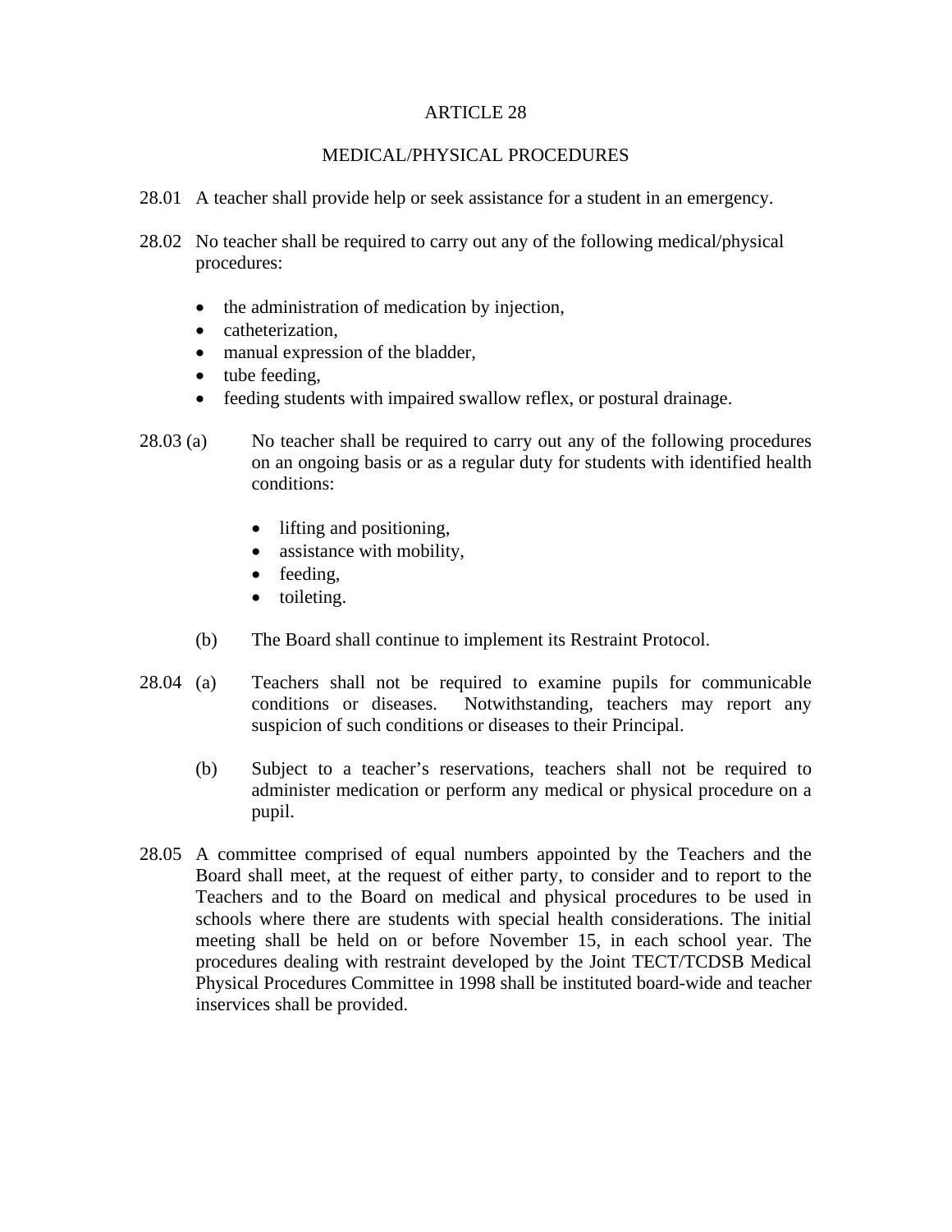# ARTICLE 28

## MEDICAL/PHYSICAL PROCEDURES

28.01 A teacher shall provide help or seek assistance for a student in an emergency.

28.02 No teacher shall be required to carry out any of the following medical/physical procedures:

- the administration of medication by injection,
- catheterization,
- manual expression of the bladder,
- tube feeding,
- feeding students with impaired swallow reflex, or postural drainage.

28.03 (a) No teacher shall be required to carry out any of the following procedures on an ongoing basis or as a regular duty for students with identified health conditions:

- lifting and positioning,
- assistance with mobility,
- feeding,
- toileting.

(b) The Board shall continue to implement its Restraint Protocol.

28.04 (a) Teachers shall not be required to examine pupils for communicable conditions or diseases. Notwithstanding, teachers may report any suspicion of such conditions or diseases to their Principal.

(b) Subject to a teacher's reservations, teachers shall not be required to administer medication or perform any medical or physical procedure on a pupil.

28.05 A committee comprised of equal numbers appointed by the Teachers and the Board shall meet, at the request of either party, to consider and to report to the Teachers and to the Board on medical and physical procedures to be used in schools where there are students with special health considerations. The initial meeting shall be held on or before November 15, in each school year. The procedures dealing with restraint developed by the Joint TECT/TCDSB Medical Physical Procedures Committee in 1998 shall be instituted board-wide and teacher inservices shall be provided.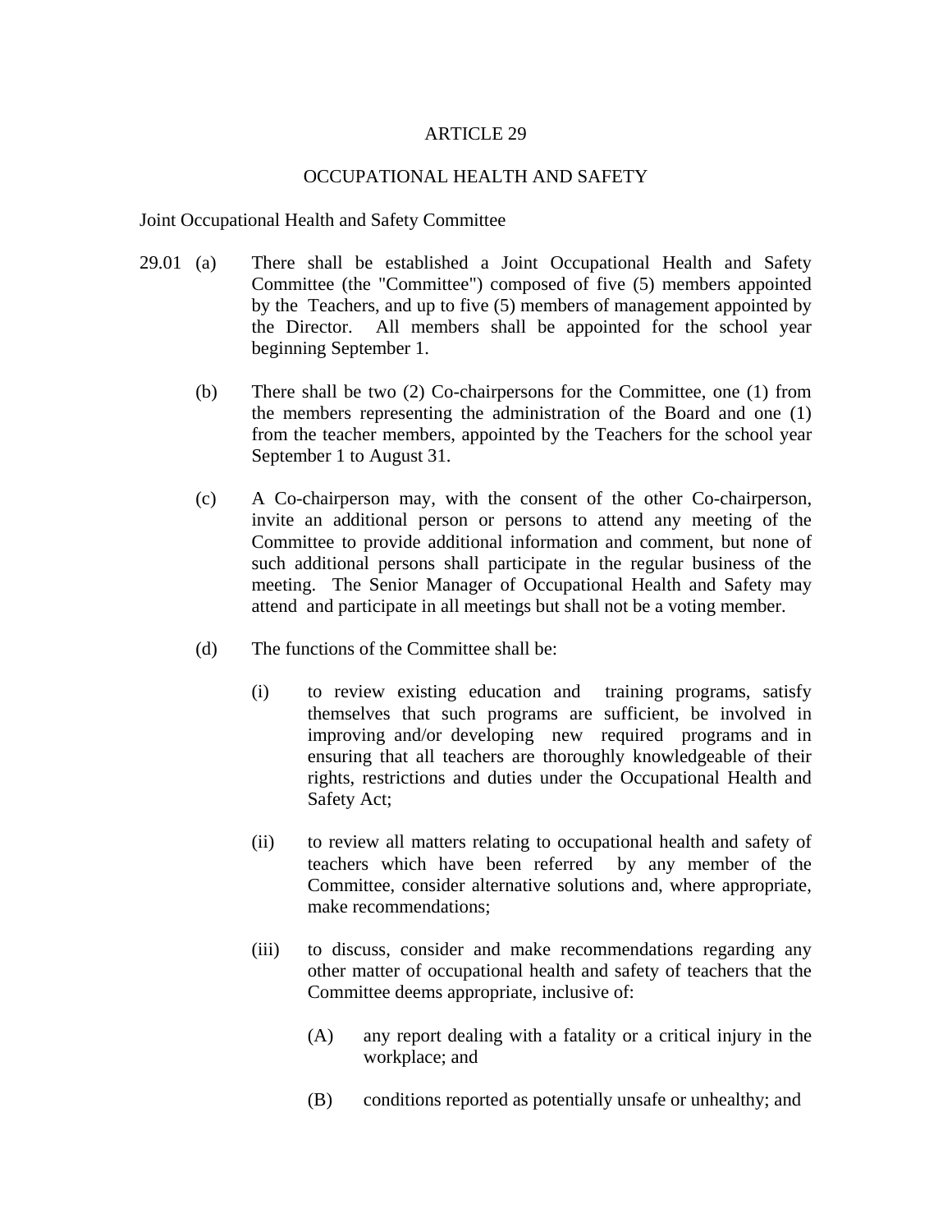# ARTICLE 29

## OCCUPATIONAL HEALTH AND SAFETY

### Joint Occupational Health and Safety Committee

29.01 (a) There shall be established a Joint Occupational Health and Safety Committee (the "Committee") composed of five (5) members appointed by the Teachers, and up to five (5) members of management appointed by the Director. All members shall be appointed for the school year beginning September 1.

(b) There shall be two (2) Co-chairpersons for the Committee, one (1) from the members representing the administration of the Board and one (1) from the teacher members, appointed by the Teachers for the school year September 1 to August 31.

(c) A Co-chairperson may, with the consent of the other Co-chairperson, invite an additional person or persons to attend any meeting of the Committee to provide additional information and comment, but none of such additional persons shall participate in the regular business of the meeting. The Senior Manager of Occupational Health and Safety may attend and participate in all meetings but shall not be a voting member.

(d) The functions of the Committee shall be:

(i) to review existing education and training programs, satisfy themselves that such programs are sufficient, be involved in improving and/or developing new required programs and in ensuring that all teachers are thoroughly knowledgeable of their rights, restrictions and duties under the Occupational Health and Safety Act;

(ii) to review all matters relating to occupational health and safety of teachers which have been referred by any member of the Committee, consider alternative solutions and, where appropriate, make recommendations;

(iii) to discuss, consider and make recommendations regarding any other matter of occupational health and safety of teachers that the Committee deems appropriate, inclusive of:

(A) any report dealing with a fatality or a critical injury in the workplace; and

(B) conditions reported as potentially unsafe or unhealthy; and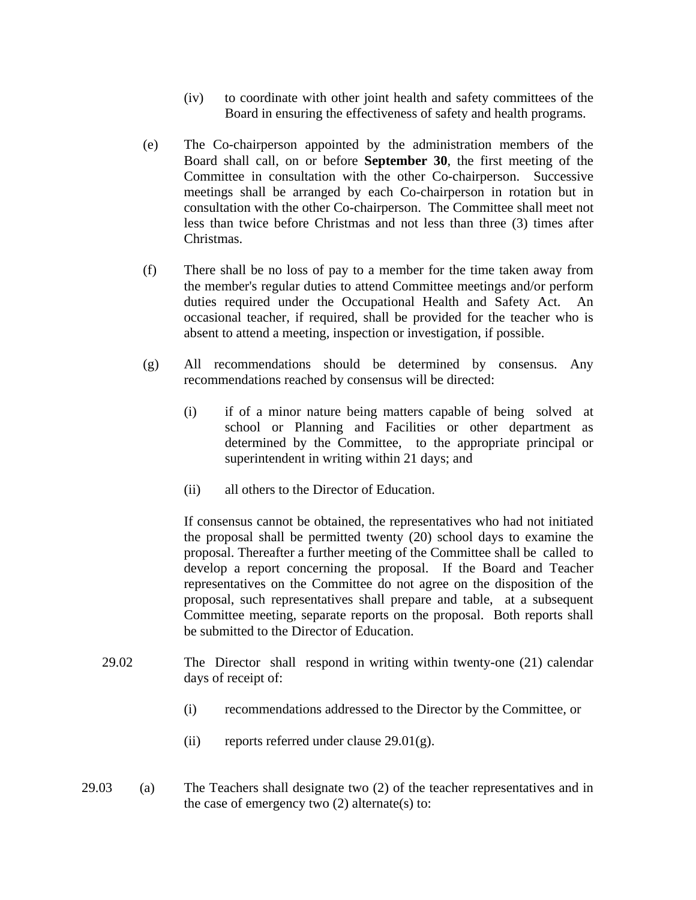(iv) to coordinate with other joint health and safety committees of the Board in ensuring the effectiveness of safety and health programs.

(e) The Co-chairperson appointed by the administration members of the Board shall call, on or before **September 30**, the first meeting of the Committee in consultation with the other Co-chairperson. Successive meetings shall be arranged by each Co-chairperson in rotation but in consultation with the other Co-chairperson. The Committee shall meet not less than twice before Christmas and not less than three (3) times after Christmas.

(f) There shall be no loss of pay to a member for the time taken away from the member's regular duties to attend Committee meetings and/or perform duties required under the Occupational Health and Safety Act. An occasional teacher, if required, shall be provided for the teacher who is absent to attend a meeting, inspection or investigation, if possible.

(g) All recommendations should be determined by consensus. Any recommendations reached by consensus will be directed:

(i) if of a minor nature being matters capable of being solved at school or Planning and Facilities or other department as determined by the Committee, to the appropriate principal or superintendent in writing within 21 days; and

(ii) all others to the Director of Education.

If consensus cannot be obtained, the representatives who had not initiated the proposal shall be permitted twenty (20) school days to examine the proposal. Thereafter a further meeting of the Committee shall be called to develop a report concerning the proposal. If the Board and Teacher representatives on the Committee do not agree on the disposition of the proposal, such representatives shall prepare and table, at a subsequent Committee meeting, separate reports on the proposal. Both reports shall be submitted to the Director of Education.

29.02 The Director shall respond in writing within twenty-one (21) calendar days of receipt of:

(i) recommendations addressed to the Director by the Committee, or

(ii) reports referred under clause 29.01(g).

29.03 (a) The Teachers shall designate two (2) of the teacher representatives and in the case of emergency two (2) alternate(s) to: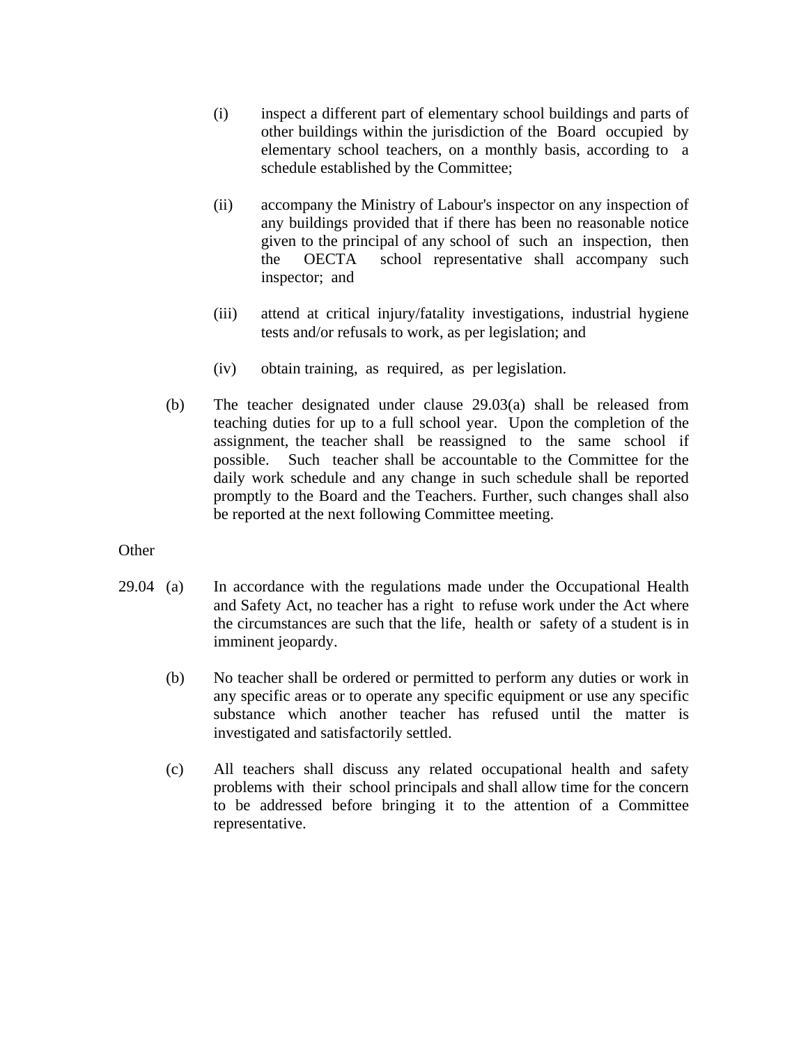(i) inspect a different part of elementary school buildings and parts of other buildings within the jurisdiction of the Board occupied by elementary school teachers, on a monthly basis, according to a schedule established by the Committee;

(ii) accompany the Ministry of Labour's inspector on any inspection of any buildings provided that if there has been no reasonable notice given to the principal of any school of such an inspection, then the OECTA school representative shall accompany such inspector; and

(iii) attend at critical injury/fatality investigations, industrial hygiene tests and/or refusals to work, as per legislation; and

(iv) obtain training, as required, as per legislation.

(b) The teacher designated under clause 29.03(a) shall be released from teaching duties for up to a full school year. Upon the completion of the assignment, the teacher shall be reassigned to the same school if possible. Such teacher shall be accountable to the Committee for the daily work schedule and any change in such schedule shall be reported promptly to the Board and the Teachers. Further, such changes shall also be reported at the next following Committee meeting.

Other

29.04 (a) In accordance with the regulations made under the Occupational Health and Safety Act, no teacher has a right to refuse work under the Act where the circumstances are such that the life, health or safety of a student is in imminent jeopardy.

(b) No teacher shall be ordered or permitted to perform any duties or work in any specific areas or to operate any specific equipment or use any specific substance which another teacher has refused until the matter is investigated and satisfactorily settled.

(c) All teachers shall discuss any related occupational health and safety problems with their school principals and shall allow time for the concern to be addressed before bringing it to the attention of a Committee representative.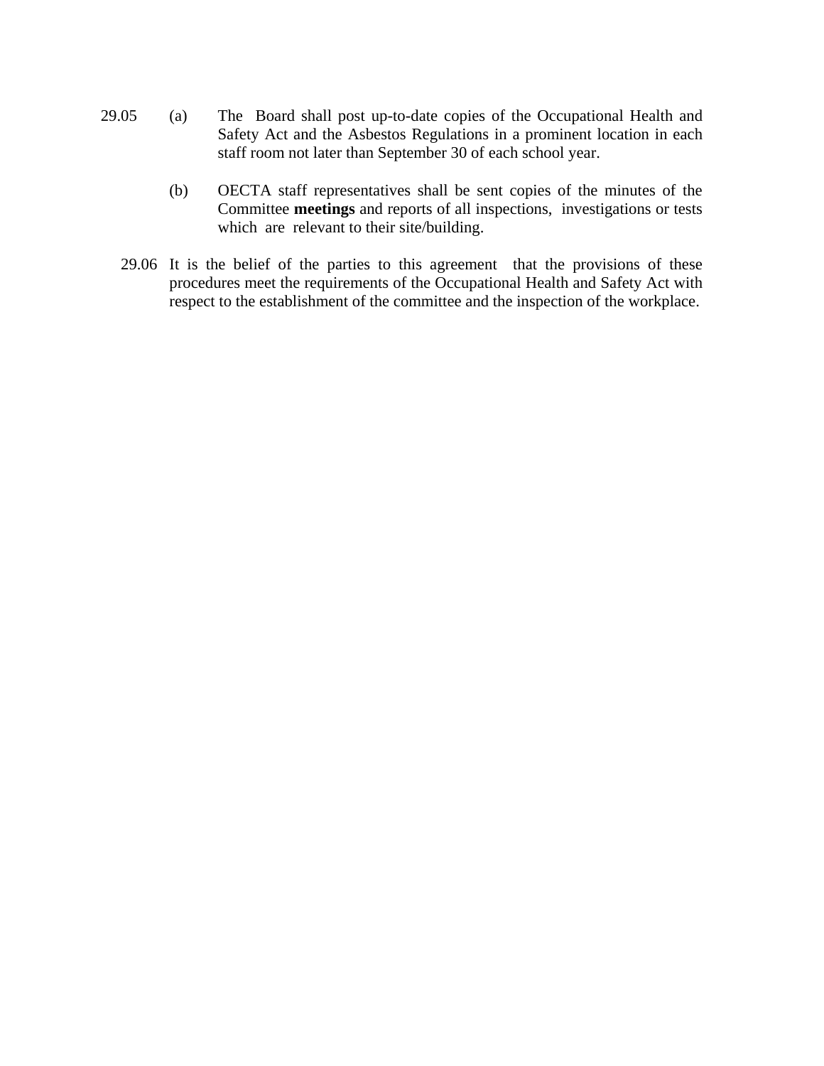29.05 (a) The Board shall post up-to-date copies of the Occupational Health and Safety Act and the Asbestos Regulations in a prominent location in each staff room not later than September 30 of each school year.

(b) OECTA staff representatives shall be sent copies of the minutes of the Committee **meetings** and reports of all inspections, investigations or tests which are relevant to their site/building.

29.06 It is the belief of the parties to this agreement that the provisions of these procedures meet the requirements of the Occupational Health and Safety Act with respect to the establishment of the committee and the inspection of the workplace.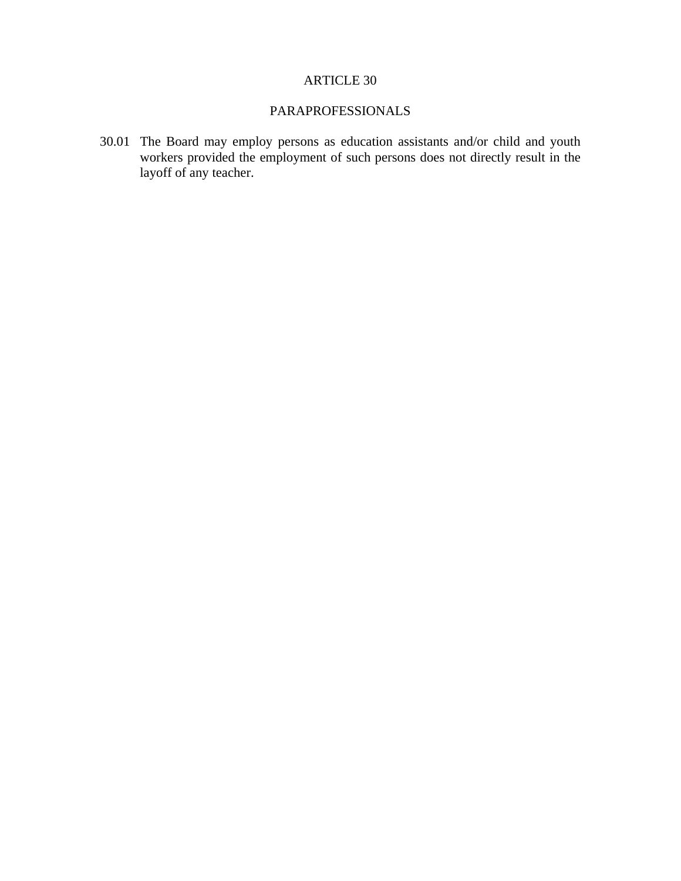# ARTICLE 30

## PARAPROFESSIONALS

30.01 The Board may employ persons as education assistants and/or child and youth workers provided the employment of such persons does not directly result in the layoff of any teacher.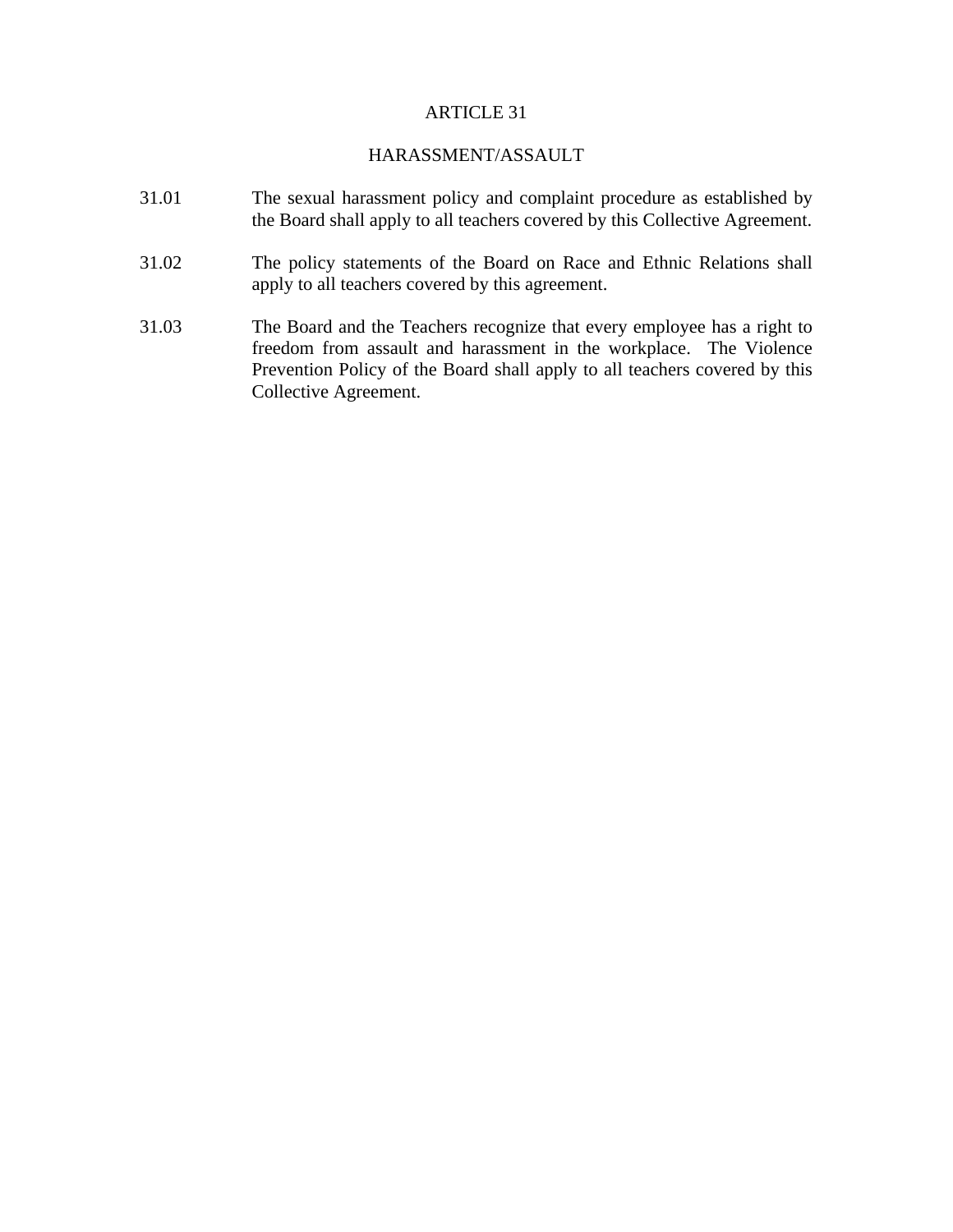# ARTICLE 31

## HARASSMENT/ASSAULT

31.01 The sexual harassment policy and complaint procedure as established by the Board shall apply to all teachers covered by this Collective Agreement.

31.02 The policy statements of the Board on Race and Ethnic Relations shall apply to all teachers covered by this agreement.

31.03 The Board and the Teachers recognize that every employee has a right to freedom from assault and harassment in the workplace. The Violence Prevention Policy of the Board shall apply to all teachers covered by this Collective Agreement.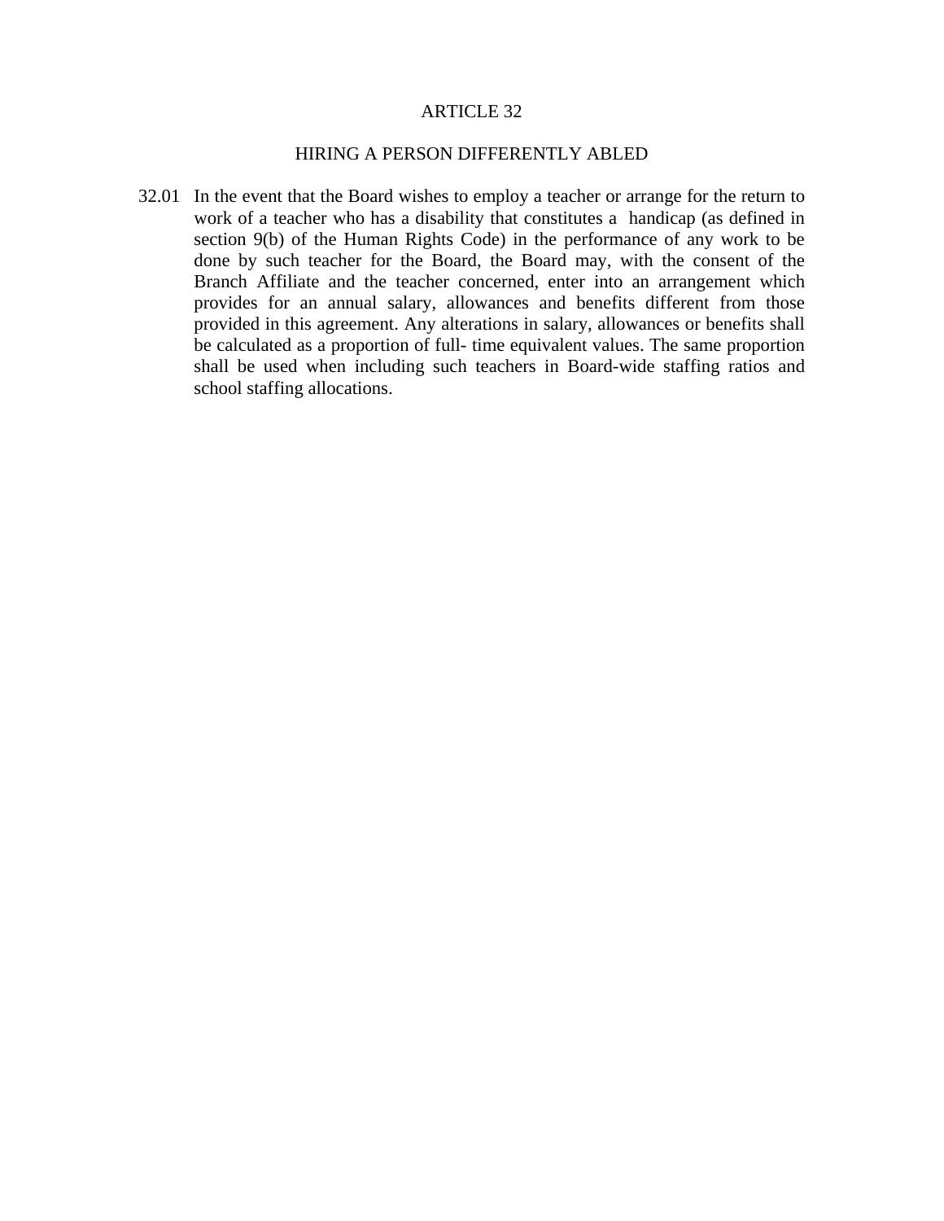# ARTICLE 32

## HIRING A PERSON DIFFERENTLY ABLED

32.01 In the event that the Board wishes to employ a teacher or arrange for the return to work of a teacher who has a disability that constitutes a handicap (as defined in section 9(b) of the Human Rights Code) in the performance of any work to be done by such teacher for the Board, the Board may, with the consent of the Branch Affiliate and the teacher concerned, enter into an arrangement which provides for an annual salary, allowances and benefits different from those provided in this agreement. Any alterations in salary, allowances or benefits shall be calculated as a proportion of full- time equivalent values. The same proportion shall be used when including such teachers in Board-wide staffing ratios and school staffing allocations.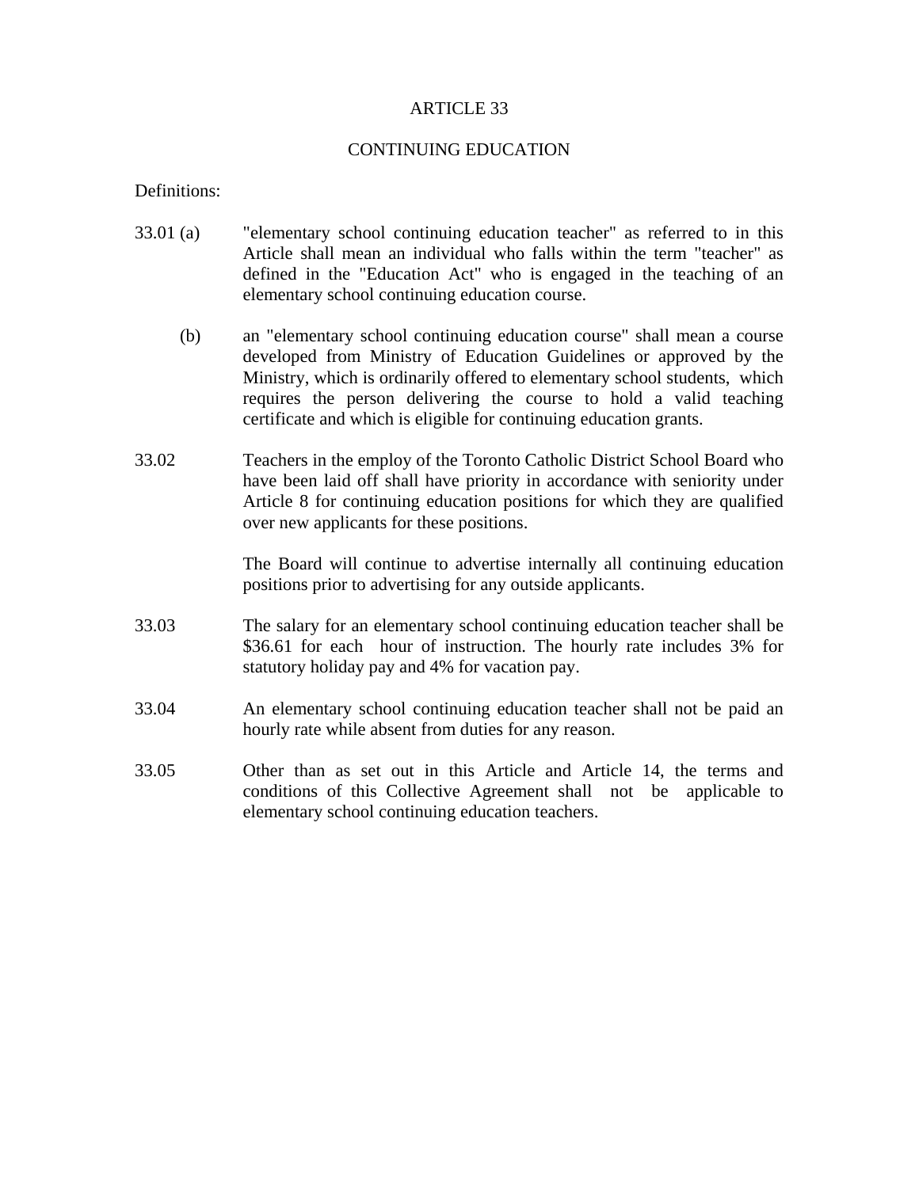# ARTICLE 33

## CONTINUING EDUCATION

Definitions:

33.01 (a) "elementary school continuing education teacher" as referred to in this Article shall mean an individual who falls within the term "teacher" as defined in the "Education Act" who is engaged in the teaching of an elementary school continuing education course.

(b) an "elementary school continuing education course" shall mean a course developed from Ministry of Education Guidelines or approved by the Ministry, which is ordinarily offered to elementary school students, which requires the person delivering the course to hold a valid teaching certificate and which is eligible for continuing education grants.

33.02 Teachers in the employ of the Toronto Catholic District School Board who have been laid off shall have priority in accordance with seniority under Article 8 for continuing education positions for which they are qualified over new applicants for these positions.

The Board will continue to advertise internally all continuing education positions prior to advertising for any outside applicants.

33.03 The salary for an elementary school continuing education teacher shall be $36.61 for each hour of instruction. The hourly rate includes 3% for statutory holiday pay and 4% for vacation pay.

33.04 An elementary school continuing education teacher shall not be paid an hourly rate while absent from duties for any reason.

33.05 Other than as set out in this Article and Article 14, the terms and conditions of this Collective Agreement shall not be applicable to elementary school continuing education teachers.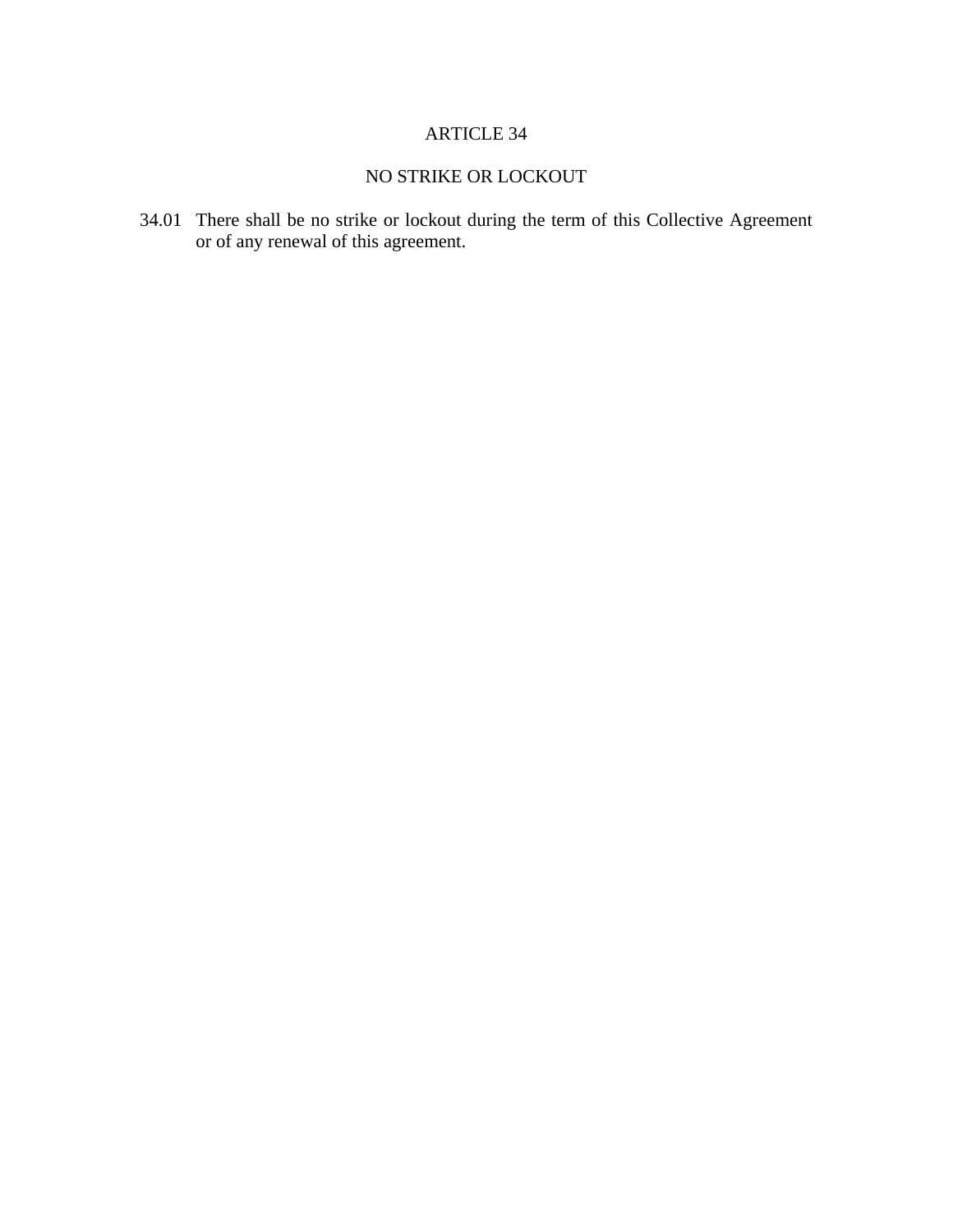# ARTICLE 34

## NO STRIKE OR LOCKOUT

34.01 There shall be no strike or lockout during the term of this Collective Agreement or of any renewal of this agreement.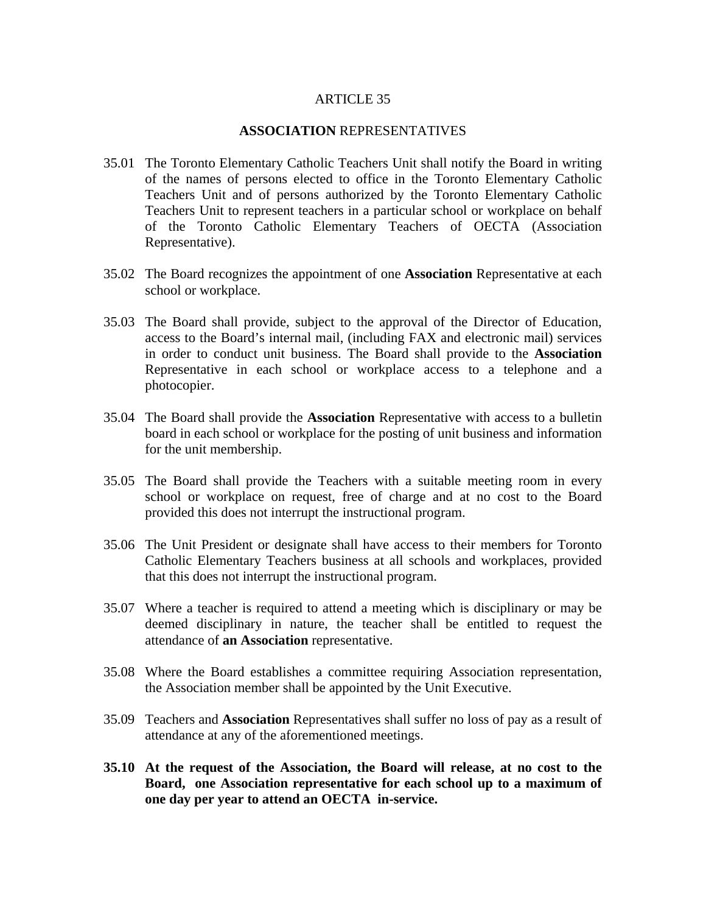# ARTICLE 35

## **ASSOCIATION** REPRESENTATIVES

35.01 The Toronto Elementary Catholic Teachers Unit shall notify the Board in writing of the names of persons elected to office in the Toronto Elementary Catholic Teachers Unit and of persons authorized by the Toronto Elementary Catholic Teachers Unit to represent teachers in a particular school or workplace on behalf of the Toronto Catholic Elementary Teachers of OECTA (Association Representative).

35.02 The Board recognizes the appointment of one **Association** Representative at each school or workplace.

35.03 The Board shall provide, subject to the approval of the Director of Education, access to the Board's internal mail, (including FAX and electronic mail) services in order to conduct unit business. The Board shall provide to the **Association** Representative in each school or workplace access to a telephone and a photocopier.

35.04 The Board shall provide the **Association** Representative with access to a bulletin board in each school or workplace for the posting of unit business and information for the unit membership.

35.05 The Board shall provide the Teachers with a suitable meeting room in every school or workplace on request, free of charge and at no cost to the Board provided this does not interrupt the instructional program.

35.06 The Unit President or designate shall have access to their members for Toronto Catholic Elementary Teachers business at all schools and workplaces, provided that this does not interrupt the instructional program.

35.07 Where a teacher is required to attend a meeting which is disciplinary or may be deemed disciplinary in nature, the teacher shall be entitled to request the attendance of **an Association** representative.

35.08 Where the Board establishes a committee requiring Association representation, the Association member shall be appointed by the Unit Executive.

35.09 Teachers and **Association** Representatives shall suffer no loss of pay as a result of attendance at any of the aforementioned meetings.

**35.10 At the request of the Association, the Board will release, at no cost to the Board, one Association representative for each school up to a maximum of one day per year to attend an OECTA in-service.**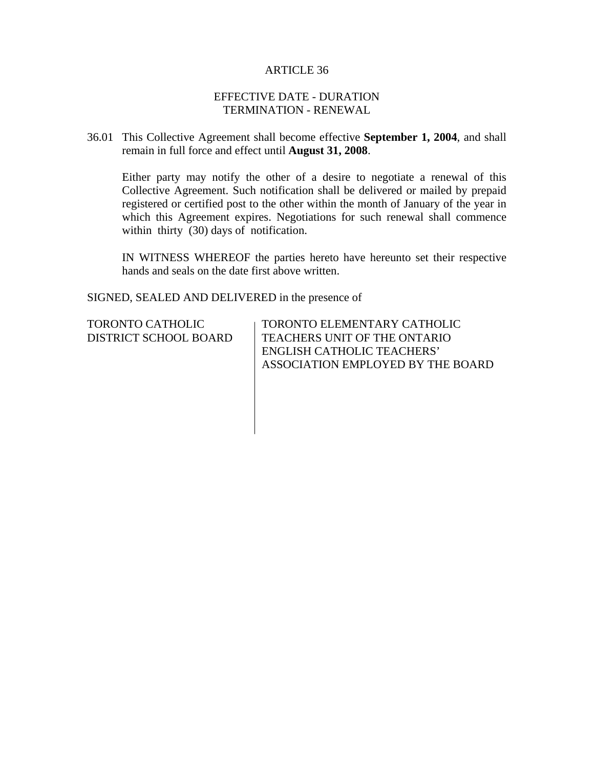# ARTICLE 36

## EFFECTIVE DATE - DURATION TERMINATION - RENEWAL

36.01 This Collective Agreement shall become effective **September 1, 2004**, and shall remain in full force and effect until **August 31, 2008**.

Either party may notify the other of a desire to negotiate a renewal of this Collective Agreement. Such notification shall be delivered or mailed by prepaid registered or certified post to the other within the month of January of the year in which this Agreement expires. Negotiations for such renewal shall commence within thirty (30) days of notification.

IN WITNESS WHEREOF the parties hereto have hereunto set their respective hands and seals on the date first above written.

SIGNED, SEALED AND DELIVERED in the presence of

| | |
|---|---|
| TORONTO CATHOLIC DISTRICT SCHOOL BOARD | TORONTO ELEMENTARY CATHOLIC TEACHERS UNIT OF THE ONTARIO ENGLISH CATHOLIC TEACHERS' ASSOCIATION EMPLOYED BY THE BOARD |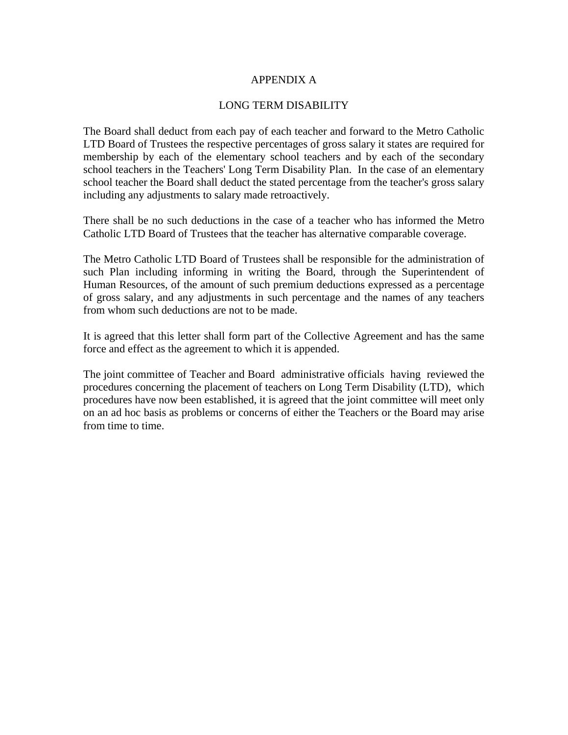# APPENDIX A

## LONG TERM DISABILITY

The Board shall deduct from each pay of each teacher and forward to the Metro Catholic LTD Board of Trustees the respective percentages of gross salary it states are required for membership by each of the elementary school teachers and by each of the secondary school teachers in the Teachers' Long Term Disability Plan. In the case of an elementary school teacher the Board shall deduct the stated percentage from the teacher's gross salary including any adjustments to salary made retroactively.

There shall be no such deductions in the case of a teacher who has informed the Metro Catholic LTD Board of Trustees that the teacher has alternative comparable coverage.

The Metro Catholic LTD Board of Trustees shall be responsible for the administration of such Plan including informing in writing the Board, through the Superintendent of Human Resources, of the amount of such premium deductions expressed as a percentage of gross salary, and any adjustments in such percentage and the names of any teachers from whom such deductions are not to be made.

It is agreed that this letter shall form part of the Collective Agreement and has the same force and effect as the agreement to which it is appended.

The joint committee of Teacher and Board administrative officials having reviewed the procedures concerning the placement of teachers on Long Term Disability (LTD), which procedures have now been established, it is agreed that the joint committee will meet only on an ad hoc basis as problems or concerns of either the Teachers or the Board may arise from time to time.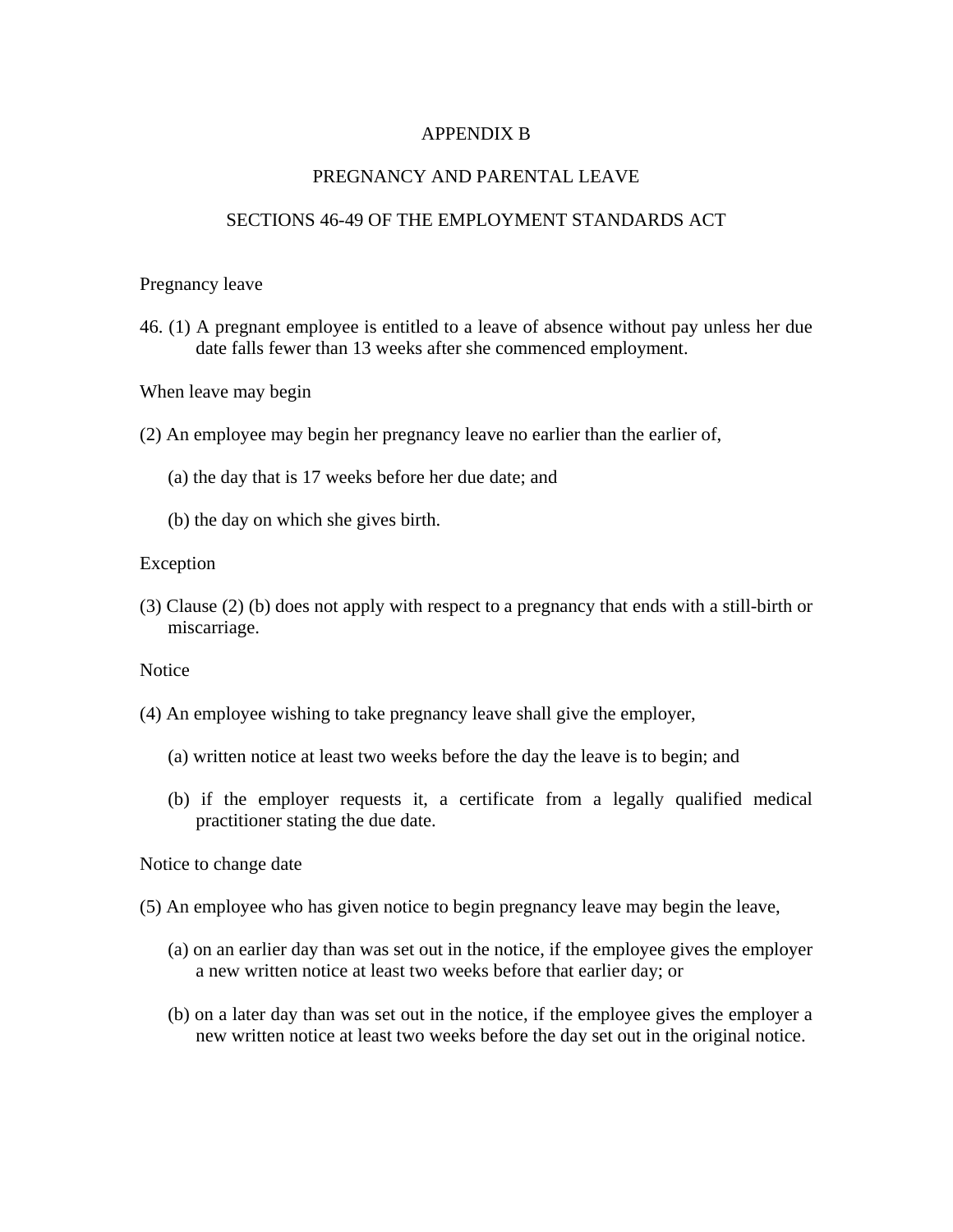# APPENDIX B

## PREGNANCY AND PARENTAL LEAVE

## SECTIONS 46-49 OF THE EMPLOYMENT STANDARDS ACT

Pregnancy leave

46. (1) A pregnant employee is entitled to a leave of absence without pay unless her due date falls fewer than 13 weeks after she commenced employment.

When leave may begin

(2) An employee may begin her pregnancy leave no earlier than the earlier of,

(a) the day that is 17 weeks before her due date; and

(b) the day on which she gives birth.

Exception

(3) Clause (2) (b) does not apply with respect to a pregnancy that ends with a still-birth or miscarriage.

Notice

(4) An employee wishing to take pregnancy leave shall give the employer,

(a) written notice at least two weeks before the day the leave is to begin; and

(b) if the employer requests it, a certificate from a legally qualified medical practitioner stating the due date.

Notice to change date

(5) An employee who has given notice to begin pregnancy leave may begin the leave,

(a) on an earlier day than was set out in the notice, if the employee gives the employer a new written notice at least two weeks before that earlier day; or

(b) on a later day than was set out in the notice, if the employee gives the employer a new written notice at least two weeks before the day set out in the original notice.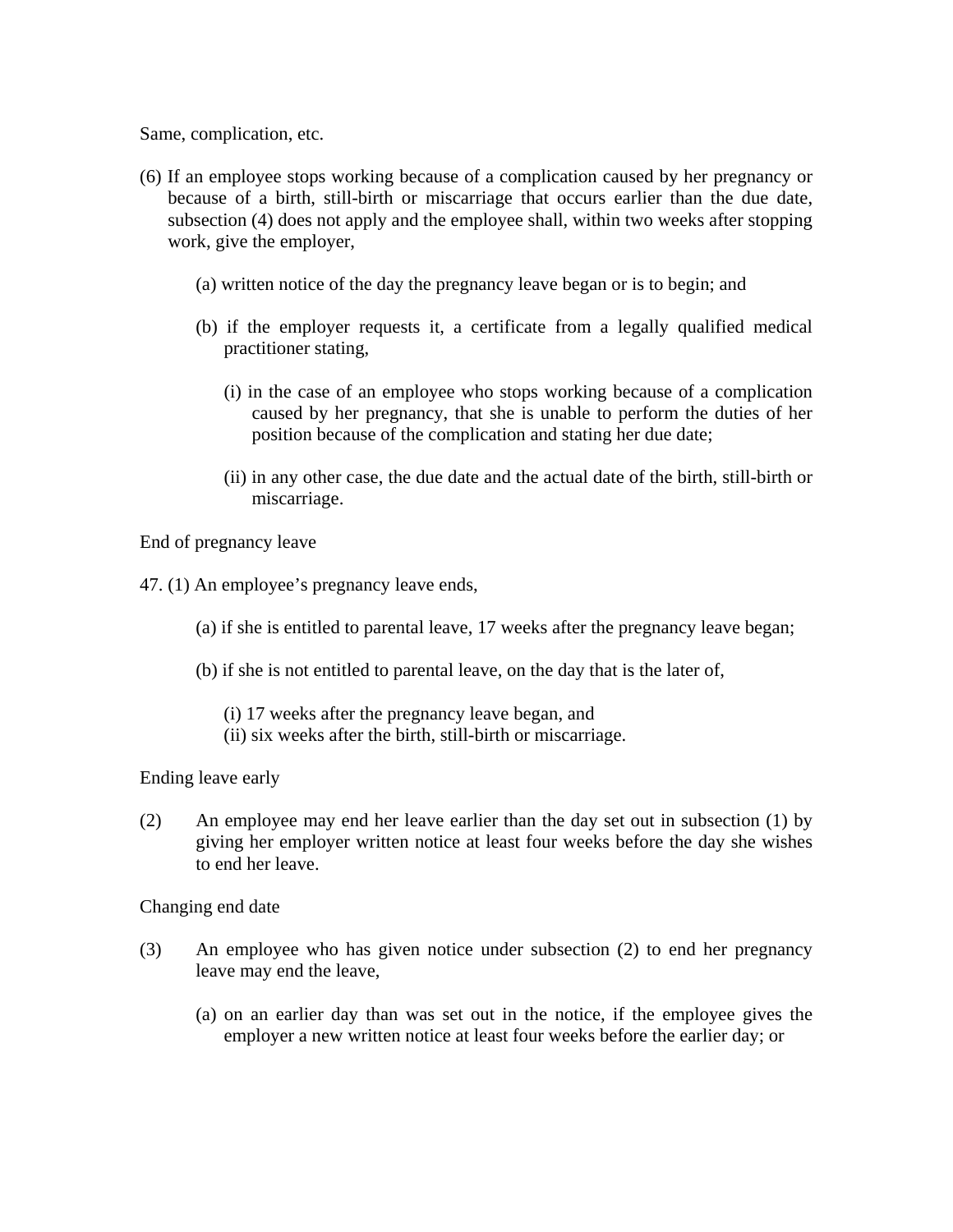Same, complication, etc.

(6) If an employee stops working because of a complication caused by her pregnancy or because of a birth, still-birth or miscarriage that occurs earlier than the due date, subsection (4) does not apply and the employee shall, within two weeks after stopping work, give the employer,

(a) written notice of the day the pregnancy leave began or is to begin; and

(b) if the employer requests it, a certificate from a legally qualified medical practitioner stating,

(i) in the case of an employee who stops working because of a complication caused by her pregnancy, that she is unable to perform the duties of her position because of the complication and stating her due date;

(ii) in any other case, the due date and the actual date of the birth, still-birth or miscarriage.

End of pregnancy leave

47. (1) An employee's pregnancy leave ends,

(a) if she is entitled to parental leave, 17 weeks after the pregnancy leave began;

(b) if she is not entitled to parental leave, on the day that is the later of,

(i) 17 weeks after the pregnancy leave began, and
(ii) six weeks after the birth, still-birth or miscarriage.

Ending leave early

(2) An employee may end her leave earlier than the day set out in subsection (1) by giving her employer written notice at least four weeks before the day she wishes to end her leave.

Changing end date

(3) An employee who has given notice under subsection (2) to end her pregnancy leave may end the leave,

(a) on an earlier day than was set out in the notice, if the employee gives the employer a new written notice at least four weeks before the earlier day; or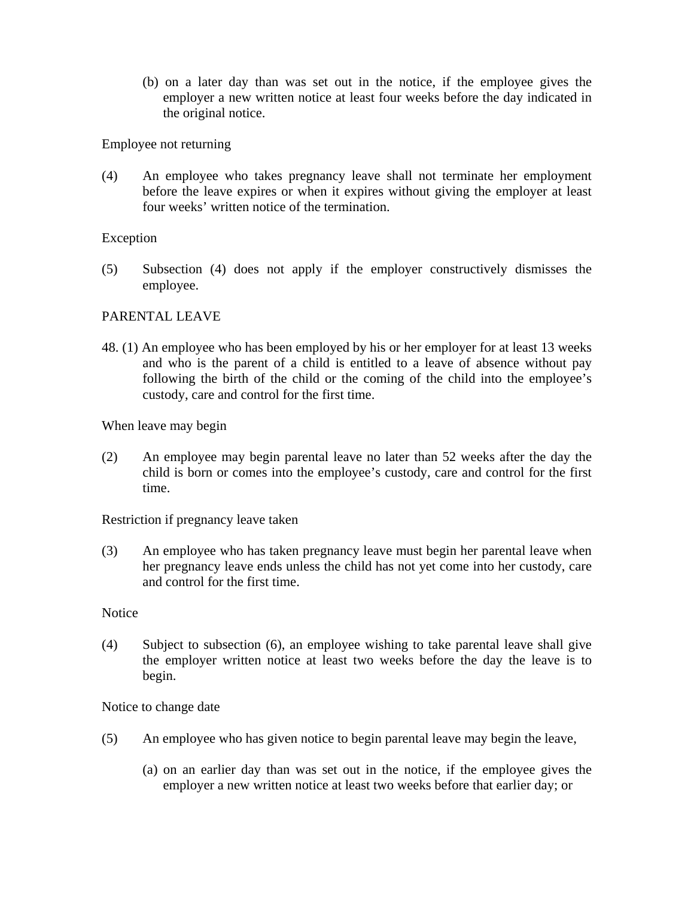(b) on a later day than was set out in the notice, if the employee gives the employer a new written notice at least four weeks before the day indicated in the original notice.

Employee not returning

(4) An employee who takes pregnancy leave shall not terminate her employment before the leave expires or when it expires without giving the employer at least four weeks' written notice of the termination.

Exception

(5) Subsection (4) does not apply if the employer constructively dismisses the employee.

PARENTAL LEAVE

48. (1) An employee who has been employed by his or her employer for at least 13 weeks and who is the parent of a child is entitled to a leave of absence without pay following the birth of the child or the coming of the child into the employee's custody, care and control for the first time.

When leave may begin

(2) An employee may begin parental leave no later than 52 weeks after the day the child is born or comes into the employee's custody, care and control for the first time.

Restriction if pregnancy leave taken

(3) An employee who has taken pregnancy leave must begin her parental leave when her pregnancy leave ends unless the child has not yet come into her custody, care and control for the first time.

Notice

(4) Subject to subsection (6), an employee wishing to take parental leave shall give the employer written notice at least two weeks before the day the leave is to begin.

Notice to change date

(5) An employee who has given notice to begin parental leave may begin the leave,

(a) on an earlier day than was set out in the notice, if the employee gives the employer a new written notice at least two weeks before that earlier day; or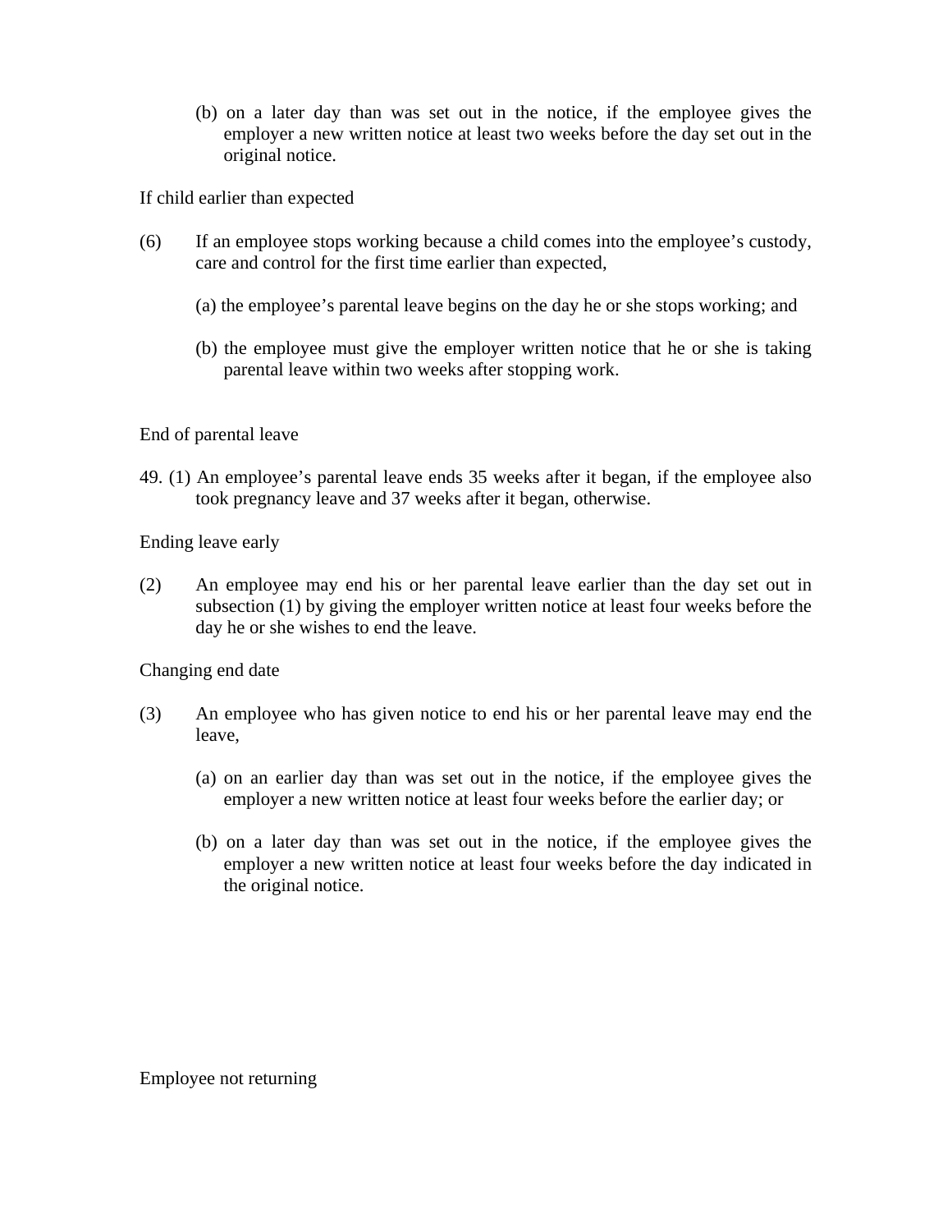(b) on a later day than was set out in the notice, if the employee gives the employer a new written notice at least two weeks before the day set out in the original notice.

If child earlier than expected

(6) If an employee stops working because a child comes into the employee's custody, care and control for the first time earlier than expected,

(a) the employee's parental leave begins on the day he or she stops working; and

(b) the employee must give the employer written notice that he or she is taking parental leave within two weeks after stopping work.

End of parental leave

49. (1) An employee's parental leave ends 35 weeks after it began, if the employee also took pregnancy leave and 37 weeks after it began, otherwise.

Ending leave early

(2) An employee may end his or her parental leave earlier than the day set out in subsection (1) by giving the employer written notice at least four weeks before the day he or she wishes to end the leave.

Changing end date

(3) An employee who has given notice to end his or her parental leave may end the leave,

(a) on an earlier day than was set out in the notice, if the employee gives the employer a new written notice at least four weeks before the earlier day; or

(b) on a later day than was set out in the notice, if the employee gives the employer a new written notice at least four weeks before the day indicated in the original notice.

Employee not returning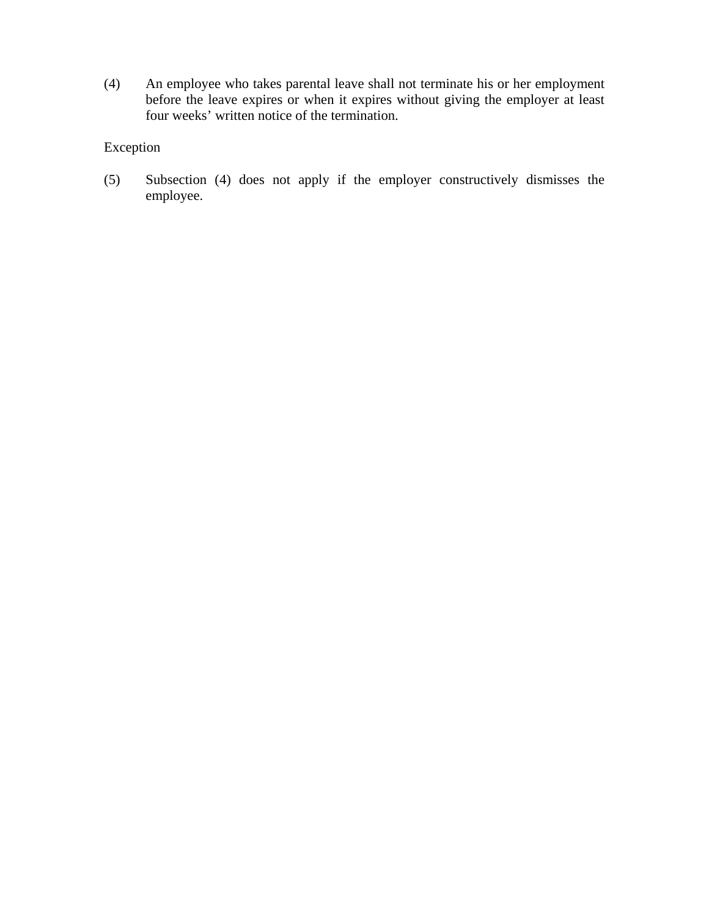(4) An employee who takes parental leave shall not terminate his or her employment before the leave expires or when it expires without giving the employer at least four weeks' written notice of the termination.

Exception

(5) Subsection (4) does not apply if the employer constructively dismisses the employee.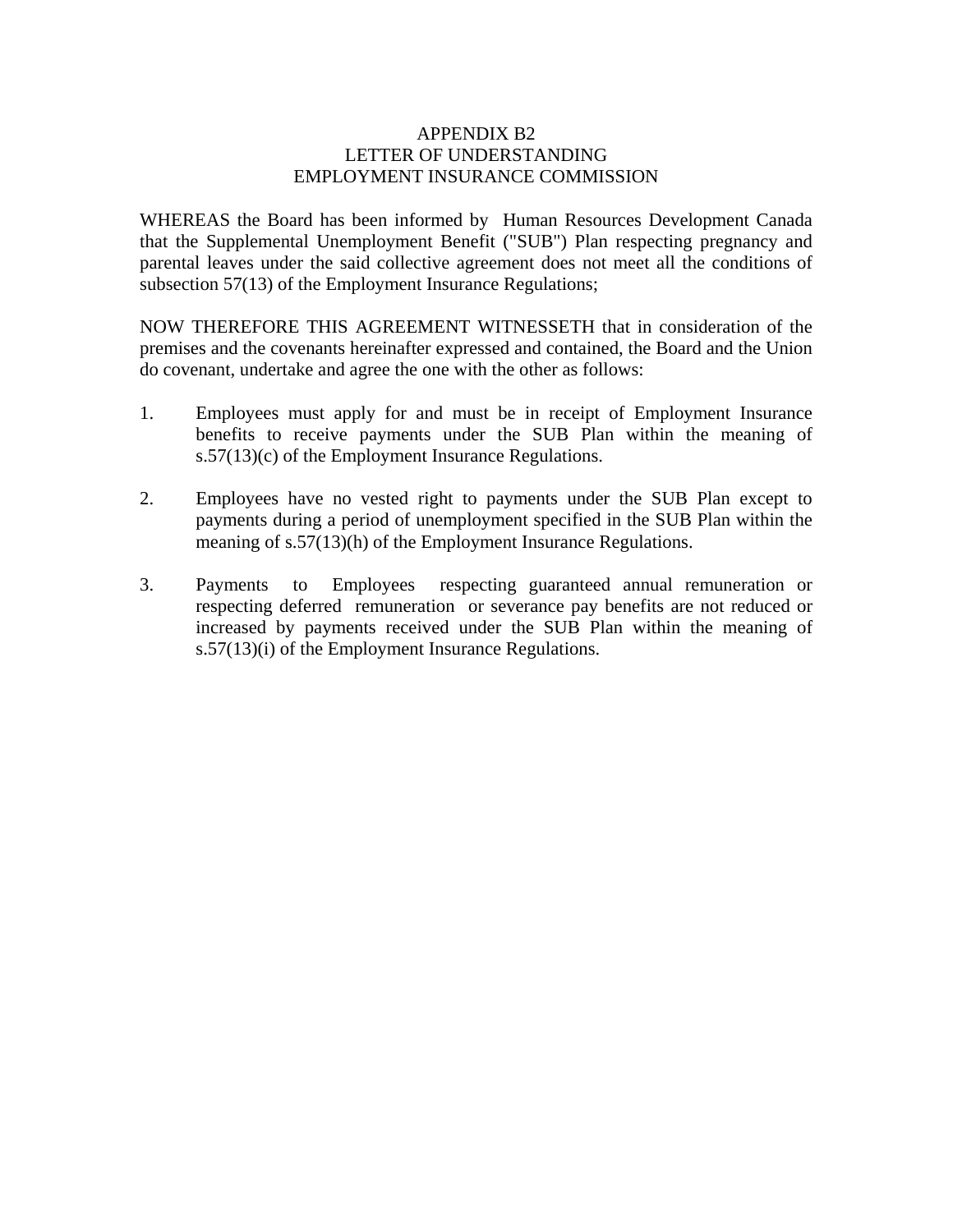# APPENDIX B2
## LETTER OF UNDERSTANDING
## EMPLOYMENT INSURANCE COMMISSION

WHEREAS the Board has been informed by Human Resources Development Canada that the Supplemental Unemployment Benefit ("SUB") Plan respecting pregnancy and parental leaves under the said collective agreement does not meet all the conditions of subsection 57(13) of the Employment Insurance Regulations;

NOW THEREFORE THIS AGREEMENT WITNESSETH that in consideration of the premises and the covenants hereinafter expressed and contained, the Board and the Union do covenant, undertake and agree the one with the other as follows:

1. Employees must apply for and must be in receipt of Employment Insurance benefits to receive payments under the SUB Plan within the meaning of s.57(13)(c) of the Employment Insurance Regulations.

2. Employees have no vested right to payments under the SUB Plan except to payments during a period of unemployment specified in the SUB Plan within the meaning of s.57(13)(h) of the Employment Insurance Regulations.

3. Payments to Employees respecting guaranteed annual remuneration or respecting deferred remuneration or severance pay benefits are not reduced or increased by payments received under the SUB Plan within the meaning of s.57(13)(i) of the Employment Insurance Regulations.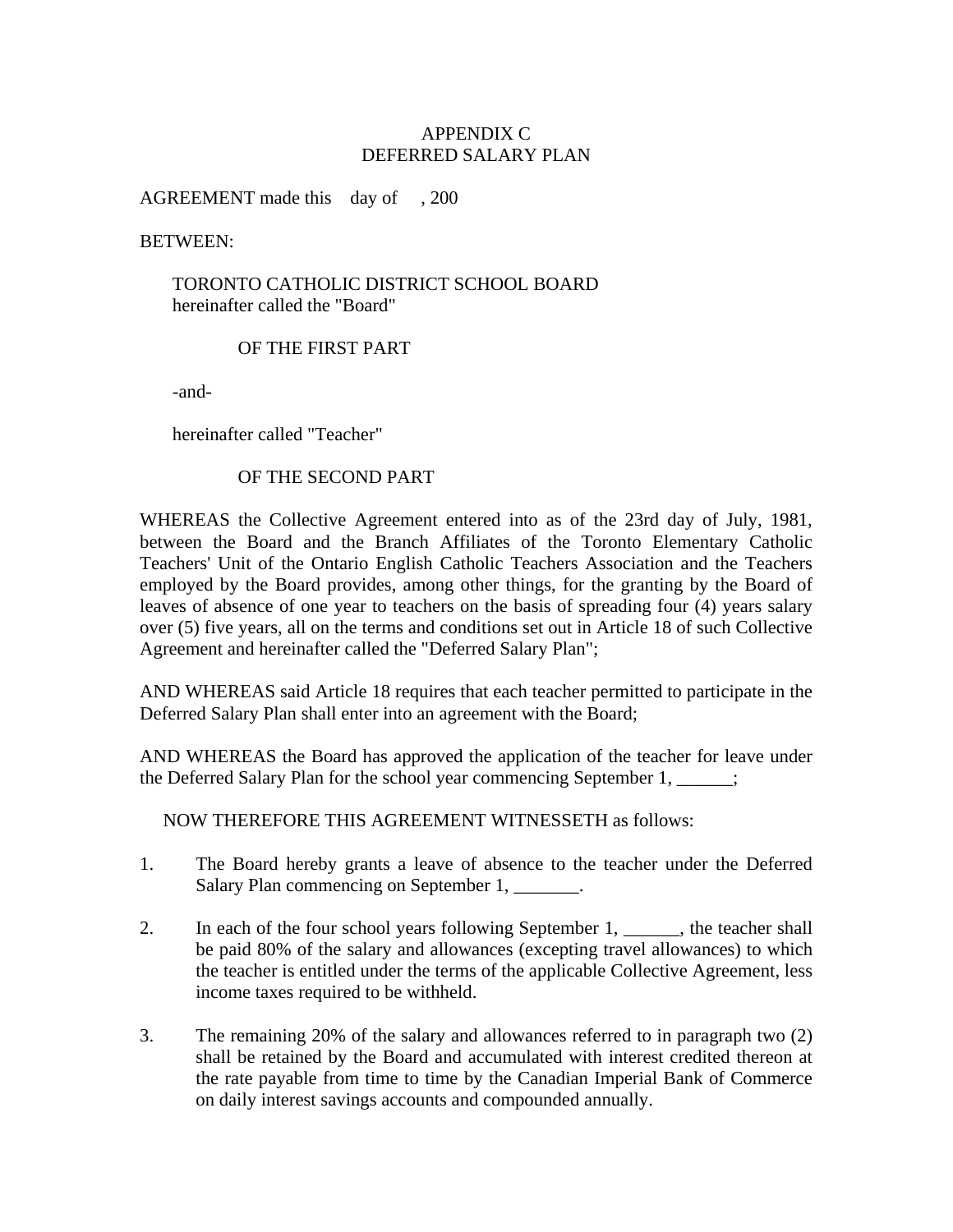# APPENDIX C
# DEFERRED SALARY PLAN

AGREEMENT made this day of , 200

BETWEEN:

TORONTO CATHOLIC DISTRICT SCHOOL BOARD
hereinafter called the "Board"

OF THE FIRST PART

-and-

hereinafter called "Teacher"

OF THE SECOND PART

WHEREAS the Collective Agreement entered into as of the 23rd day of July, 1981, between the Board and the Branch Affiliates of the Toronto Elementary Catholic Teachers' Unit of the Ontario English Catholic Teachers Association and the Teachers employed by the Board provides, among other things, for the granting by the Board of leaves of absence of one year to teachers on the basis of spreading four (4) years salary over (5) five years, all on the terms and conditions set out in Article 18 of such Collective Agreement and hereinafter called the "Deferred Salary Plan";

AND WHEREAS said Article 18 requires that each teacher permitted to participate in the Deferred Salary Plan shall enter into an agreement with the Board;

AND WHEREAS the Board has approved the application of the teacher for leave under the Deferred Salary Plan for the school year commencing September 1, ______;

NOW THEREFORE THIS AGREEMENT WITNESSETH as follows:

1. The Board hereby grants a leave of absence to the teacher under the Deferred Salary Plan commencing on September 1, _______.

2. In each of the four school years following September 1, ______, the teacher shall be paid 80% of the salary and allowances (excepting travel allowances) to which the teacher is entitled under the terms of the applicable Collective Agreement, less income taxes required to be withheld.

3. The remaining 20% of the salary and allowances referred to in paragraph two (2) shall be retained by the Board and accumulated with interest credited thereon at the rate payable from time to time by the Canadian Imperial Bank of Commerce on daily interest savings accounts and compounded annually.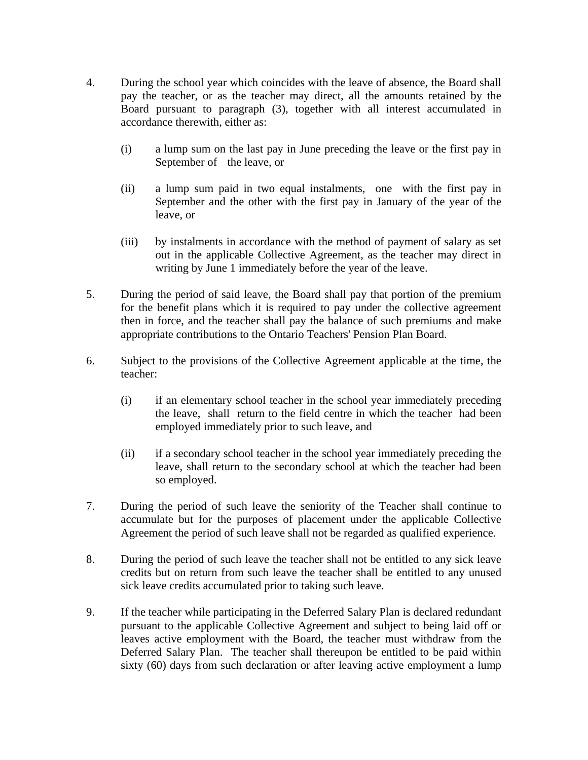4. During the school year which coincides with the leave of absence, the Board shall pay the teacher, or as the teacher may direct, all the amounts retained by the Board pursuant to paragraph (3), together with all interest accumulated in accordance therewith, either as:

   (i) a lump sum on the last pay in June preceding the leave or the first pay in September of the leave, or

   (ii) a lump sum paid in two equal instalments, one with the first pay in September and the other with the first pay in January of the year of the leave, or

   (iii) by instalments in accordance with the method of payment of salary as set out in the applicable Collective Agreement, as the teacher may direct in writing by June 1 immediately before the year of the leave.

5. During the period of said leave, the Board shall pay that portion of the premium for the benefit plans which it is required to pay under the collective agreement then in force, and the teacher shall pay the balance of such premiums and make appropriate contributions to the Ontario Teachers' Pension Plan Board.

6. Subject to the provisions of the Collective Agreement applicable at the time, the teacher:

   (i) if an elementary school teacher in the school year immediately preceding the leave, shall return to the field centre in which the teacher had been employed immediately prior to such leave, and

   (ii) if a secondary school teacher in the school year immediately preceding the leave, shall return to the secondary school at which the teacher had been so employed.

7. During the period of such leave the seniority of the Teacher shall continue to accumulate but for the purposes of placement under the applicable Collective Agreement the period of such leave shall not be regarded as qualified experience.

8. During the period of such leave the teacher shall not be entitled to any sick leave credits but on return from such leave the teacher shall be entitled to any unused sick leave credits accumulated prior to taking such leave.

9. If the teacher while participating in the Deferred Salary Plan is declared redundant pursuant to the applicable Collective Agreement and subject to being laid off or leaves active employment with the Board, the teacher must withdraw from the Deferred Salary Plan. The teacher shall thereupon be entitled to be paid within sixty (60) days from such declaration or after leaving active employment a lump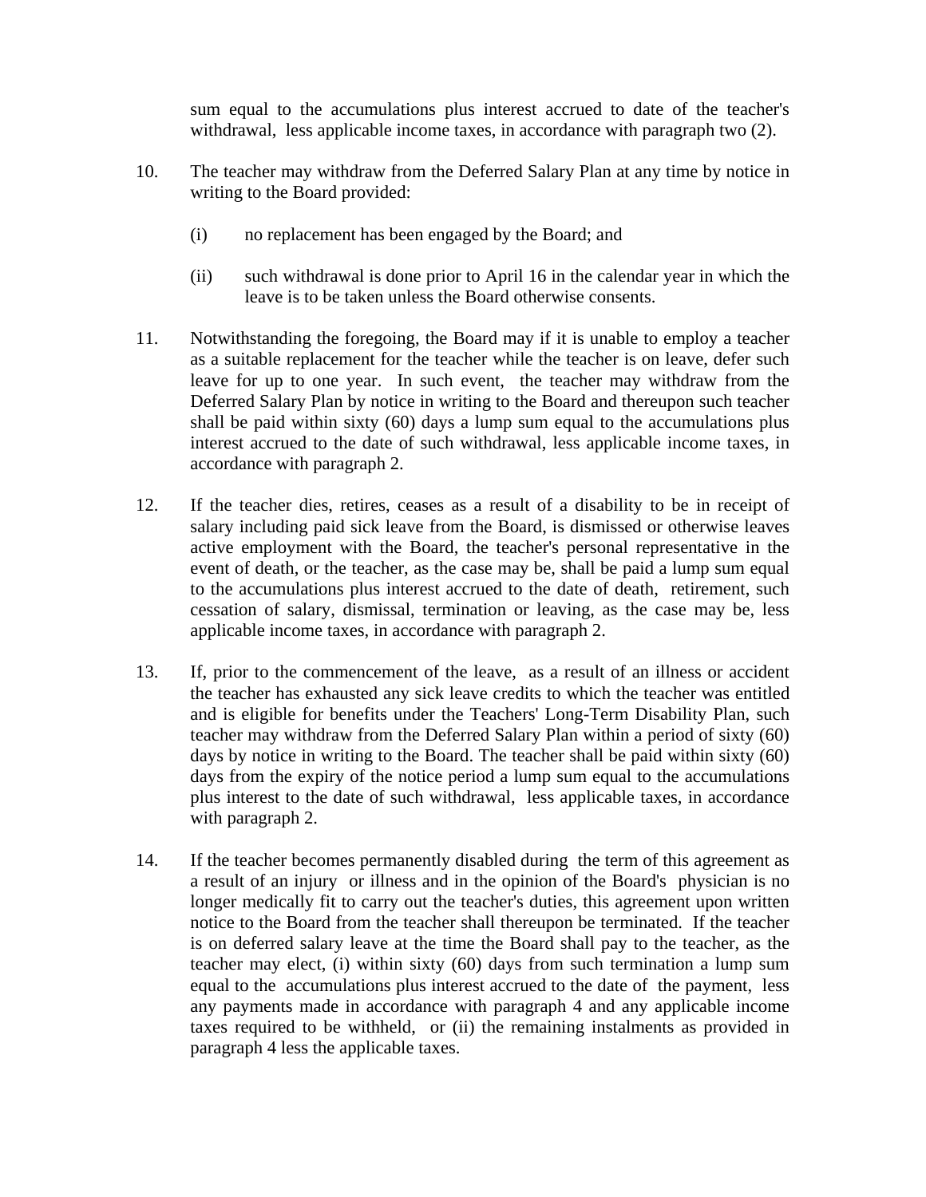sum equal to the accumulations plus interest accrued to date of the teacher's withdrawal, less applicable income taxes, in accordance with paragraph two (2).

10. The teacher may withdraw from the Deferred Salary Plan at any time by notice in writing to the Board provided:

    (i) no replacement has been engaged by the Board; and

    (ii) such withdrawal is done prior to April 16 in the calendar year in which the leave is to be taken unless the Board otherwise consents.

11. Notwithstanding the foregoing, the Board may if it is unable to employ a teacher as a suitable replacement for the teacher while the teacher is on leave, defer such leave for up to one year. In such event, the teacher may withdraw from the Deferred Salary Plan by notice in writing to the Board and thereupon such teacher shall be paid within sixty (60) days a lump sum equal to the accumulations plus interest accrued to the date of such withdrawal, less applicable income taxes, in accordance with paragraph 2.

12. If the teacher dies, retires, ceases as a result of a disability to be in receipt of salary including paid sick leave from the Board, is dismissed or otherwise leaves active employment with the Board, the teacher's personal representative in the event of death, or the teacher, as the case may be, shall be paid a lump sum equal to the accumulations plus interest accrued to the date of death, retirement, such cessation of salary, dismissal, termination or leaving, as the case may be, less applicable income taxes, in accordance with paragraph 2.

13. If, prior to the commencement of the leave, as a result of an illness or accident the teacher has exhausted any sick leave credits to which the teacher was entitled and is eligible for benefits under the Teachers' Long-Term Disability Plan, such teacher may withdraw from the Deferred Salary Plan within a period of sixty (60) days by notice in writing to the Board. The teacher shall be paid within sixty (60) days from the expiry of the notice period a lump sum equal to the accumulations plus interest to the date of such withdrawal, less applicable taxes, in accordance with paragraph 2.

14. If the teacher becomes permanently disabled during the term of this agreement as a result of an injury or illness and in the opinion of the Board's physician is no longer medically fit to carry out the teacher's duties, this agreement upon written notice to the Board from the teacher shall thereupon be terminated. If the teacher is on deferred salary leave at the time the Board shall pay to the teacher, as the teacher may elect, (i) within sixty (60) days from such termination a lump sum equal to the accumulations plus interest accrued to the date of the payment, less any payments made in accordance with paragraph 4 and any applicable income taxes required to be withheld, or (ii) the remaining instalments as provided in paragraph 4 less the applicable taxes.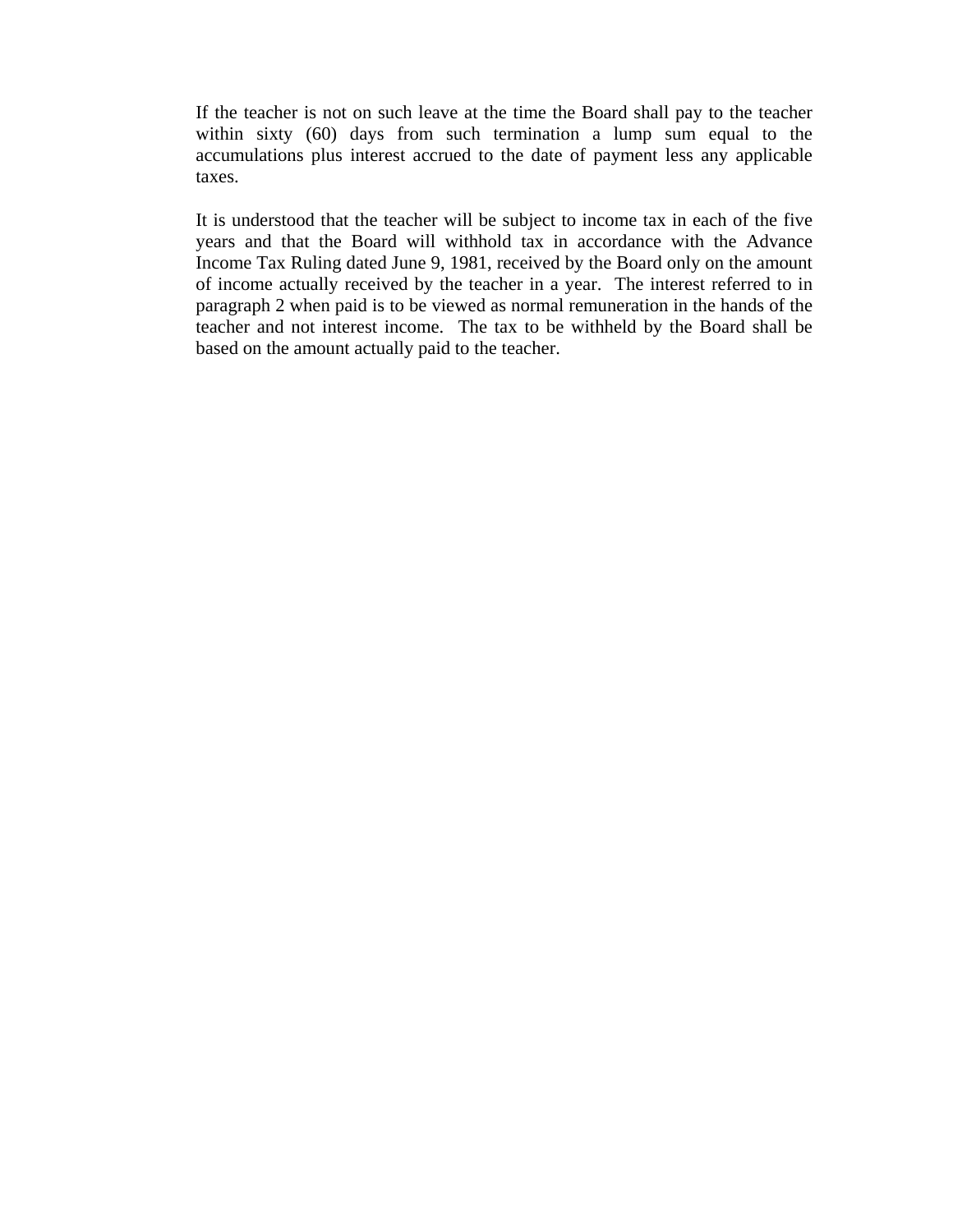If the teacher is not on such leave at the time the Board shall pay to the teacher within sixty (60) days from such termination a lump sum equal to the accumulations plus interest accrued to the date of payment less any applicable taxes.

It is understood that the teacher will be subject to income tax in each of the five years and that the Board will withhold tax in accordance with the Advance Income Tax Ruling dated June 9, 1981, received by the Board only on the amount of income actually received by the teacher in a year. The interest referred to in paragraph 2 when paid is to be viewed as normal remuneration in the hands of the teacher and not interest income. The tax to be withheld by the Board shall be based on the amount actually paid to the teacher.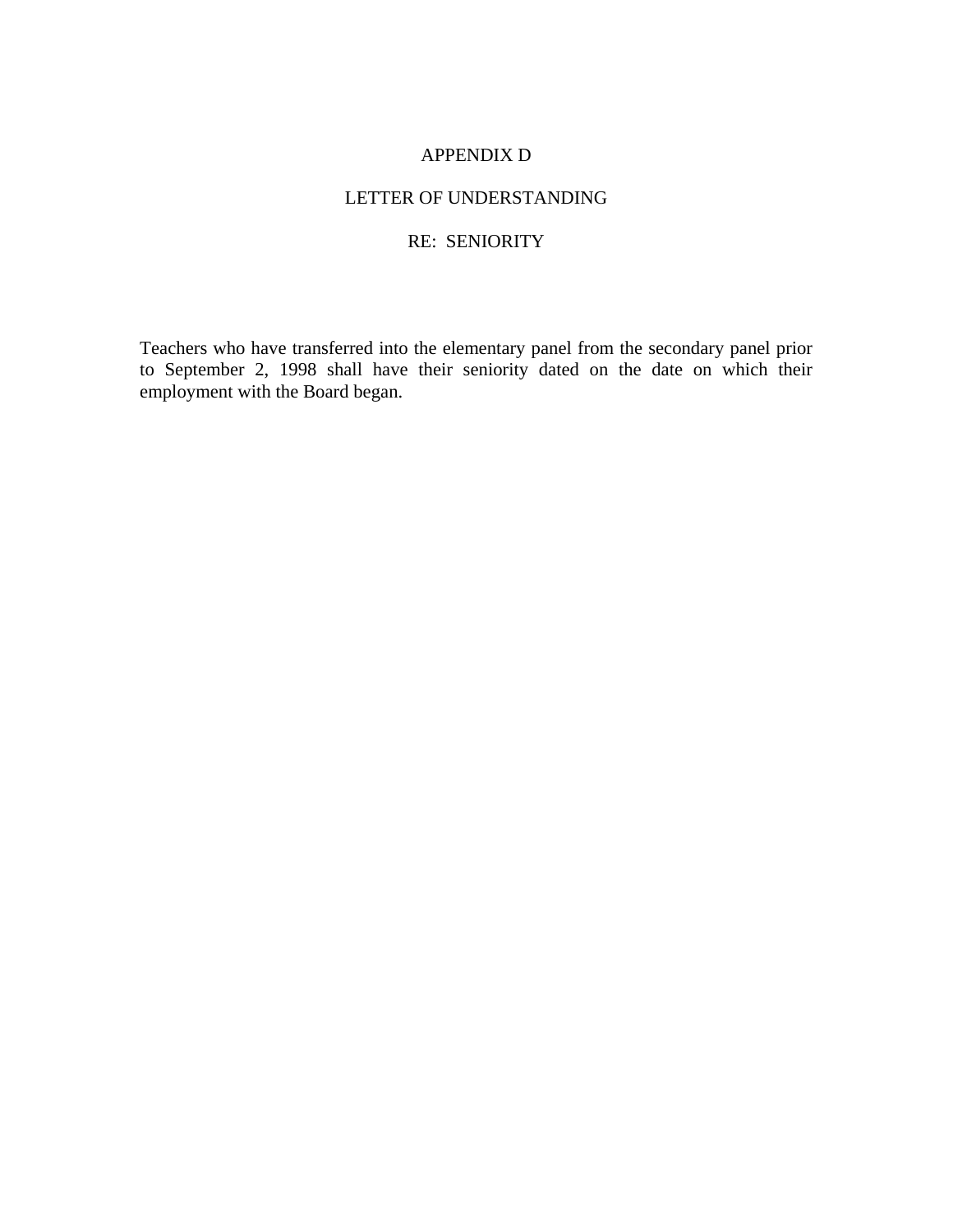# APPENDIX D

## LETTER OF UNDERSTANDING

## RE: SENIORITY

Teachers who have transferred into the elementary panel from the secondary panel prior to September 2, 1998 shall have their seniority dated on the date on which their employment with the Board began.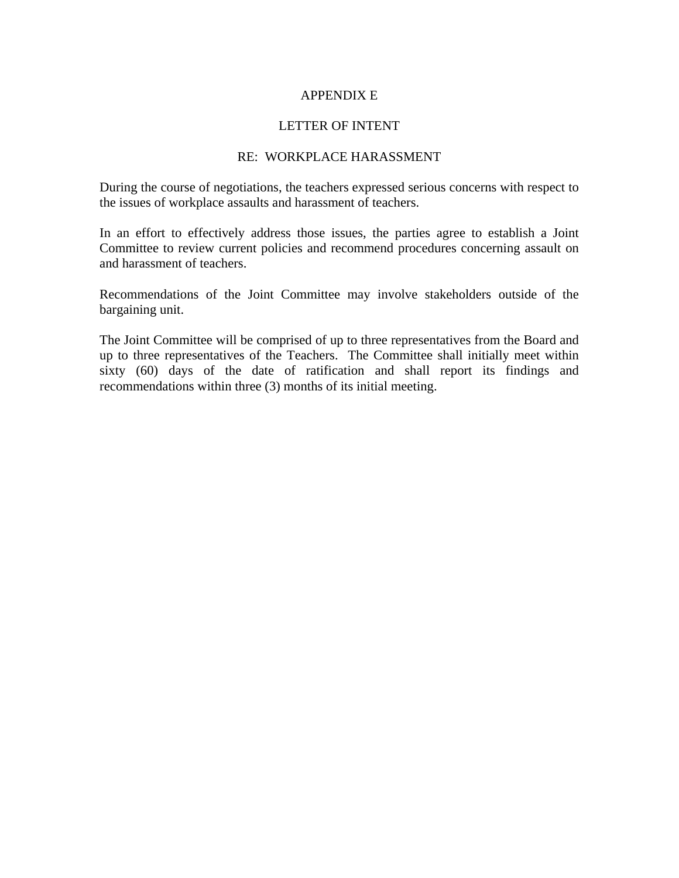# APPENDIX E

## LETTER OF INTENT

## RE: WORKPLACE HARASSMENT

During the course of negotiations, the teachers expressed serious concerns with respect to the issues of workplace assaults and harassment of teachers.

In an effort to effectively address those issues, the parties agree to establish a Joint Committee to review current policies and recommend procedures concerning assault on and harassment of teachers.

Recommendations of the Joint Committee may involve stakeholders outside of the bargaining unit.

The Joint Committee will be comprised of up to three representatives from the Board and up to three representatives of the Teachers. The Committee shall initially meet within sixty (60) days of the date of ratification and shall report its findings and recommendations within three (3) months of its initial meeting.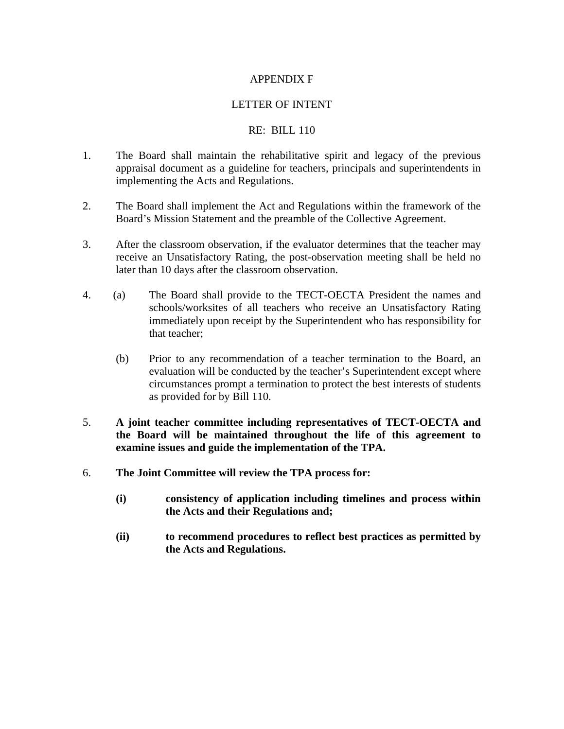# APPENDIX F

## LETTER OF INTENT

### RE: BILL 110

1. The Board shall maintain the rehabilitative spirit and legacy of the previous appraisal document as a guideline for teachers, principals and superintendents in implementing the Acts and Regulations.

2. The Board shall implement the Act and Regulations within the framework of the Board's Mission Statement and the preamble of the Collective Agreement.

3. After the classroom observation, if the evaluator determines that the teacher may receive an Unsatisfactory Rating, the post-observation meeting shall be held no later than 10 days after the classroom observation.

4. (a) The Board shall provide to the TECT-OECTA President the names and schools/worksites of all teachers who receive an Unsatisfactory Rating immediately upon receipt by the Superintendent who has responsibility for that teacher;

   (b) Prior to any recommendation of a teacher termination to the Board, an evaluation will be conducted by the teacher's Superintendent except where circumstances prompt a termination to protect the best interests of students as provided for by Bill 110.

5. **A joint teacher committee including representatives of TECT-OECTA and the Board will be maintained throughout the life of this agreement to examine issues and guide the implementation of the TPA.**

6. **The Joint Committee will review the TPA process for:**

   **(i) consistency of application including timelines and process within the Acts and their Regulations and;**

   **(ii) to recommend procedures to reflect best practices as permitted by the Acts and Regulations.**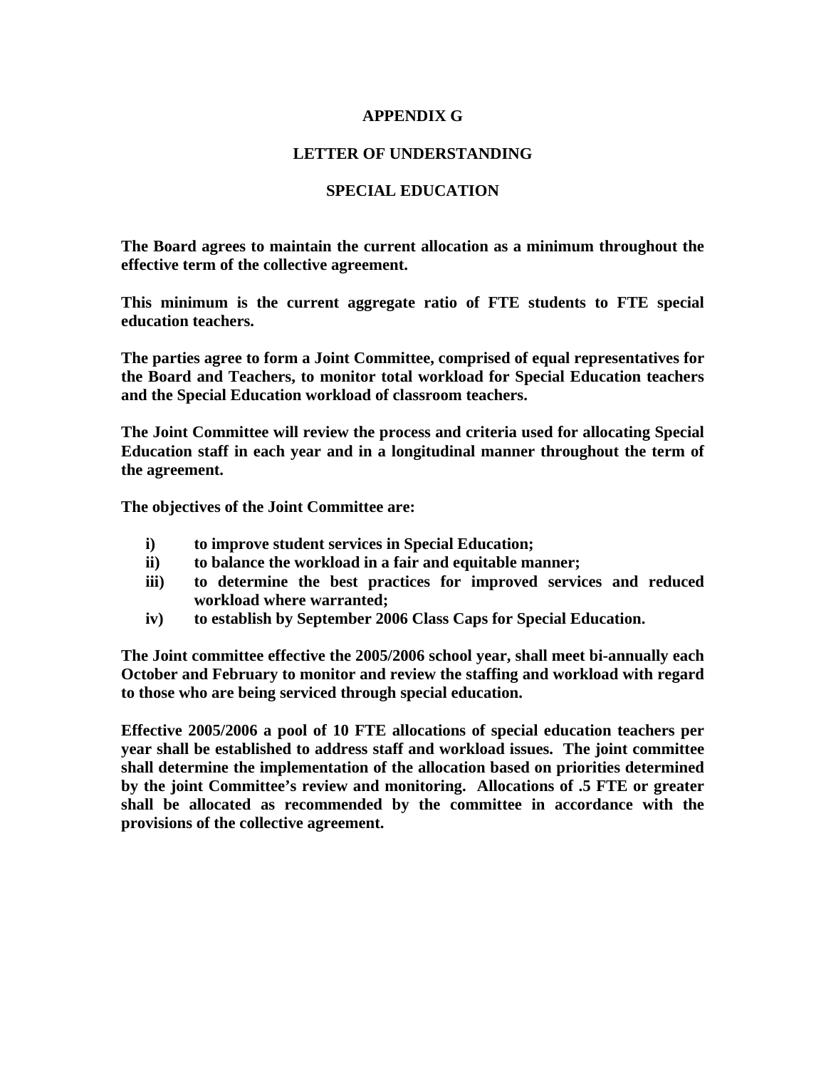# APPENDIX G

## LETTER OF UNDERSTANDING

## SPECIAL EDUCATION

**The Board agrees to maintain the current allocation as a minimum throughout the effective term of the collective agreement.**

**This minimum is the current aggregate ratio of FTE students to FTE special education teachers.**

**The parties agree to form a Joint Committee, comprised of equal representatives for the Board and Teachers, to monitor total workload for Special Education teachers and the Special Education workload of classroom teachers.**

**The Joint Committee will review the process and criteria used for allocating Special Education staff in each year and in a longitudinal manner throughout the term of the agreement.**

**The objectives of the Joint Committee are:**

- **i) to improve student services in Special Education;**
- **ii) to balance the workload in a fair and equitable manner;**
- **iii) to determine the best practices for improved services and reduced workload where warranted;**
- **iv) to establish by September 2006 Class Caps for Special Education.**

**The Joint committee effective the 2005/2006 school year, shall meet bi-annually each October and February to monitor and review the staffing and workload with regard to those who are being serviced through special education.**

**Effective 2005/2006 a pool of 10 FTE allocations of special education teachers per year shall be established to address staff and workload issues. The joint committee shall determine the implementation of the allocation based on priorities determined by the joint Committee's review and monitoring. Allocations of .5 FTE or greater shall be allocated as recommended by the committee in accordance with the provisions of the collective agreement.**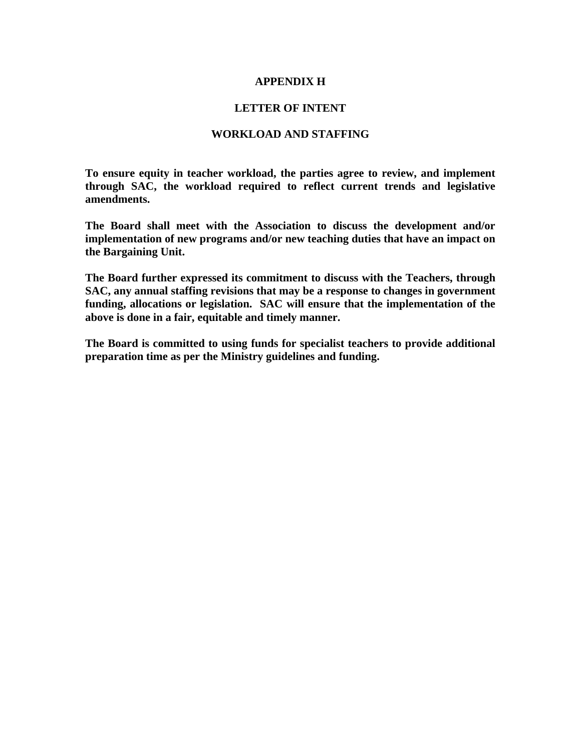# APPENDIX H

## LETTER OF INTENT

## WORKLOAD AND STAFFING

**To ensure equity in teacher workload, the parties agree to review, and implement through SAC, the workload required to reflect current trends and legislative amendments.**

**The Board shall meet with the Association to discuss the development and/or implementation of new programs and/or new teaching duties that have an impact on the Bargaining Unit.**

**The Board further expressed its commitment to discuss with the Teachers, through SAC, any annual staffing revisions that may be a response to changes in government funding, allocations or legislation. SAC will ensure that the implementation of the above is done in a fair, equitable and timely manner.**

**The Board is committed to using funds for specialist teachers to provide additional preparation time as per the Ministry guidelines and funding.**